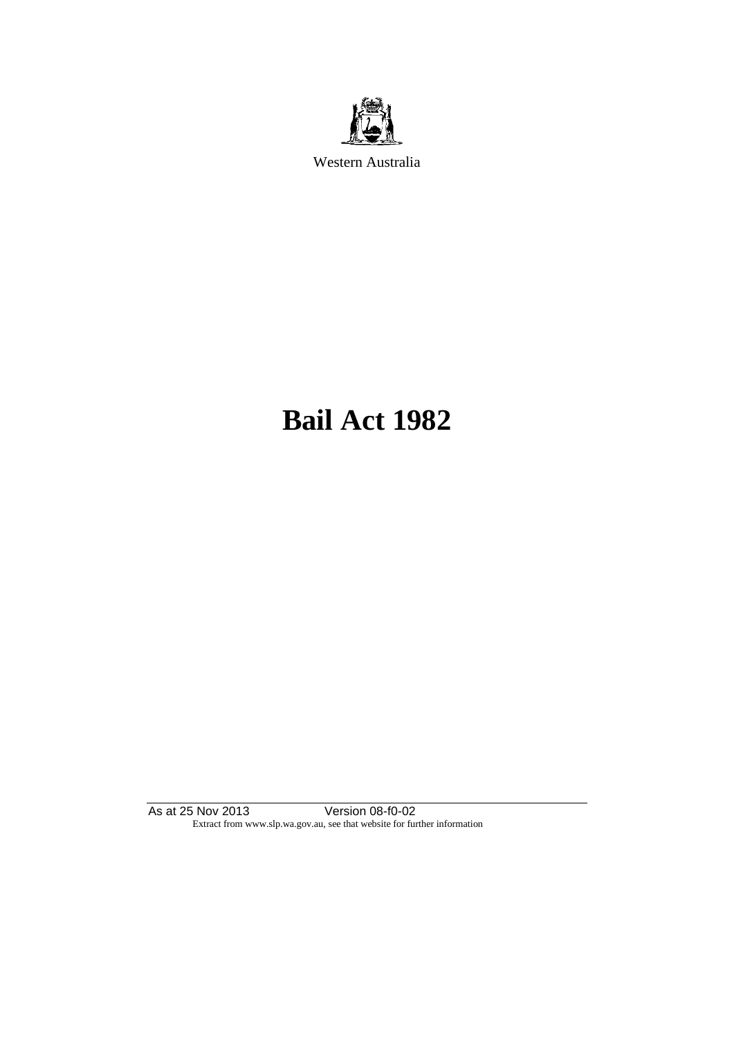Western Australia

# Bail Act 1982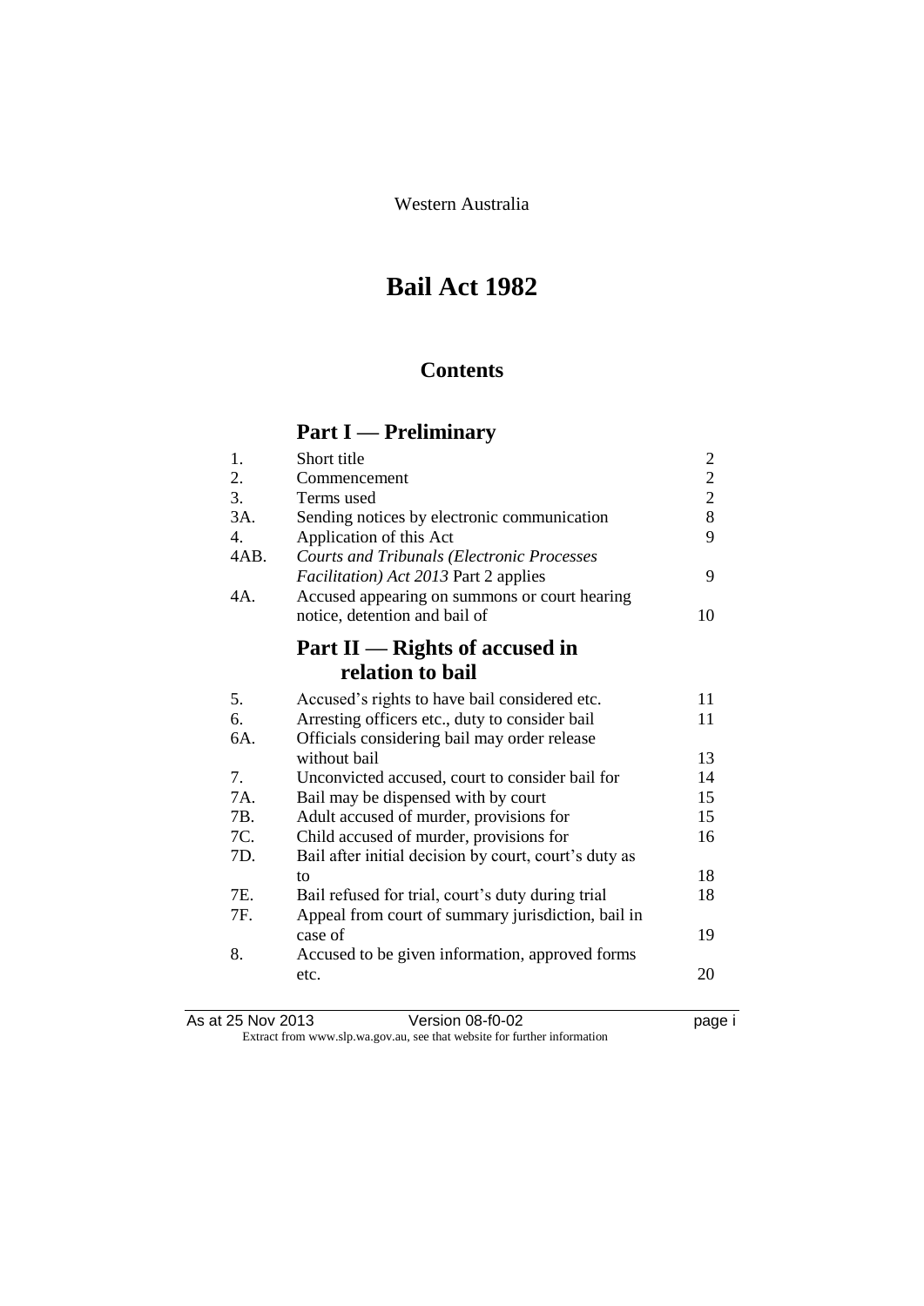Western Australia

# Bail Act 1982

## Contents

## Part I — Preliminary

| | | |
|---|---|---|
| 1. | Short title | 2 |
| 2. | Commencement | 2 |
| 3. | Terms used | 2 |
| 3A. | Sending notices by electronic communication | 8 |
| 4. | Application of this Act | 9 |
| 4AB. | *Courts and Tribunals (Electronic Processes Facilitation) Act 2013* Part 2 applies | 9 |
| 4A. | Accused appearing on summons or court hearing notice, detention and bail of | 10 |

## Part II — Rights of accused in relation to bail

| | | |
|---|---|---|
| 5. | Accused's rights to have bail considered etc. | 11 |
| 6. | Arresting officers etc., duty to consider bail | 11 |
| 6A. | Officials considering bail may order release without bail | 13 |
| 7. | Unconvicted accused, court to consider bail for | 14 |
| 7A. | Bail may be dispensed with by court | 15 |
| 7B. | Adult accused of murder, provisions for | 15 |
| 7C. | Child accused of murder, provisions for | 16 |
| 7D. | Bail after initial decision by court, court's duty as to | 18 |
| 7E. | Bail refused for trial, court's duty during trial | 18 |
| 7F. | Appeal from court of summary jurisdiction, bail in case of | 19 |
| 8. | Accused to be given information, approved forms etc. | 20 |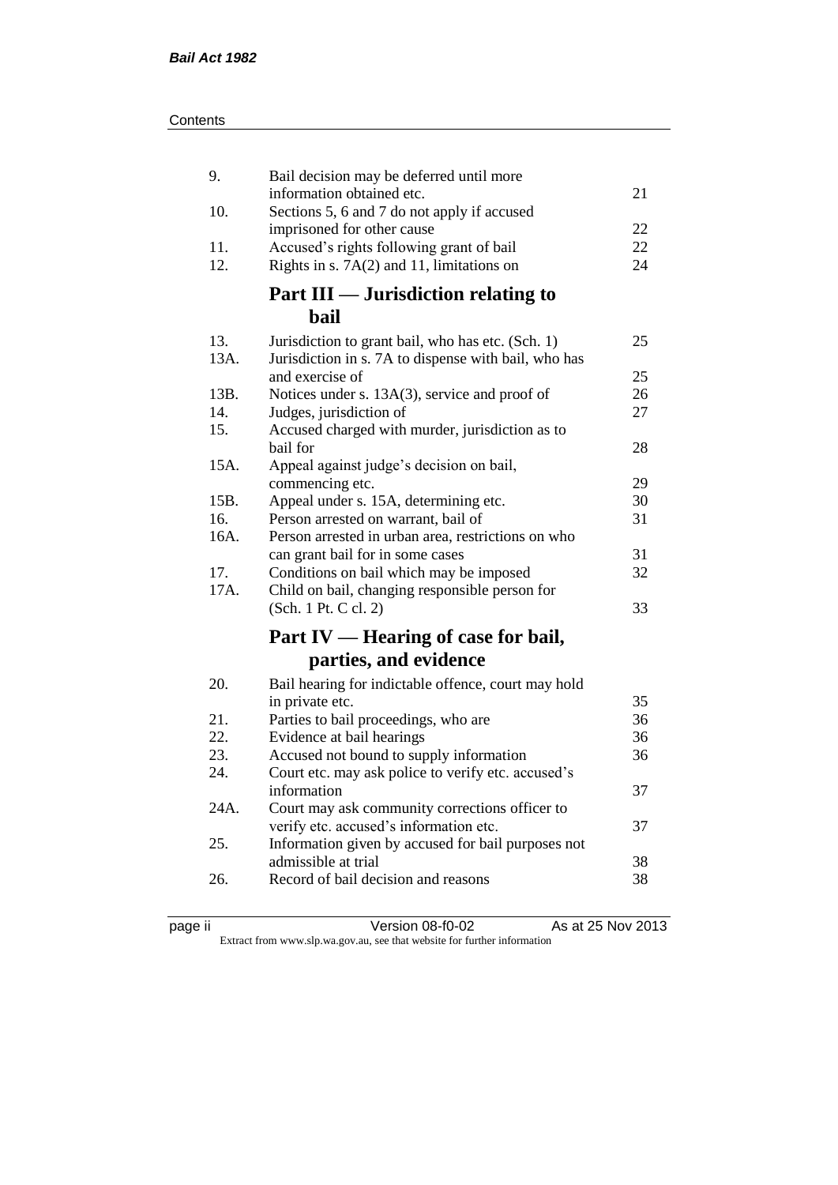| | | |
|---|---|---|
| 9. | Bail decision may be deferred until more information obtained etc. | 21 |
| 10. | Sections 5, 6 and 7 do not apply if accused imprisoned for other cause | 22 |
| 11. | Accused's rights following grant of bail | 22 |
| 12. | Rights in s. 7A(2) and 11, limitations on | 24 |

## Part III — Jurisdiction relating to bail

| | | |
|---|---|---|
| 13. | Jurisdiction to grant bail, who has etc. (Sch. 1) | 25 |
| 13A. | Jurisdiction in s. 7A to dispense with bail, who has and exercise of | 25 |
| 13B. | Notices under s. 13A(3), service and proof of | 26 |
| 14. | Judges, jurisdiction of | 27 |
| 15. | Accused charged with murder, jurisdiction as to bail for | 28 |
| 15A. | Appeal against judge's decision on bail, commencing etc. | 29 |
| 15B. | Appeal under s. 15A, determining etc. | 30 |
| 16. | Person arrested on warrant, bail of | 31 |
| 16A. | Person arrested in urban area, restrictions on who can grant bail for in some cases | 31 |
| 17. | Conditions on bail which may be imposed | 32 |
| 17A. | Child on bail, changing responsible person for (Sch. 1 Pt. C cl. 2) | 33 |

## Part IV — Hearing of case for bail, parties, and evidence

| | | |
|---|---|---|
| 20. | Bail hearing for indictable offence, court may hold in private etc. | 35 |
| 21. | Parties to bail proceedings, who are | 36 |
| 22. | Evidence at bail hearings | 36 |
| 23. | Accused not bound to supply information | 36 |
| 24. | Court etc. may ask police to verify etc. accused's information | 37 |
| 24A. | Court may ask community corrections officer to verify etc. accused's information etc. | 37 |
| 25. | Information given by accused for bail purposes not admissible at trial | 38 |
| 26. | Record of bail decision and reasons | 38 |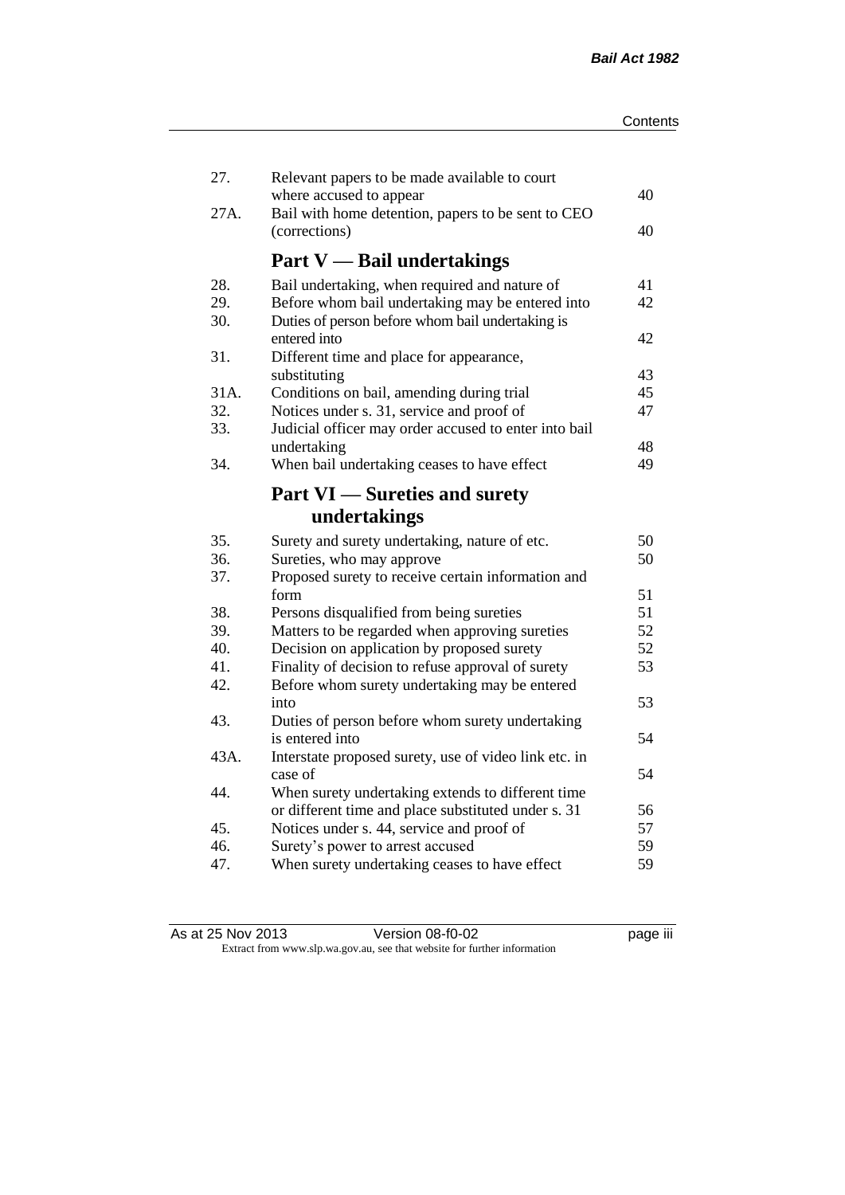| | | |
|---|---|---|
| 27. | Relevant papers to be made available to court where accused to appear | 40 |
| 27A. | Bail with home detention, papers to be sent to CEO (corrections) | 40 |

## Part V — Bail undertakings

| | | |
|---|---|---|
| 28. | Bail undertaking, when required and nature of | 41 |
| 29. | Before whom bail undertaking may be entered into | 42 |
| 30. | Duties of person before whom bail undertaking is entered into | 42 |
| 31. | Different time and place for appearance, substituting | 43 |
| 31A. | Conditions on bail, amending during trial | 45 |
| 32. | Notices under s. 31, service and proof of | 47 |
| 33. | Judicial officer may order accused to enter into bail undertaking | 48 |
| 34. | When bail undertaking ceases to have effect | 49 |

## Part VI — Sureties and surety undertakings

| | | |
|---|---|---|
| 35. | Surety and surety undertaking, nature of etc. | 50 |
| 36. | Sureties, who may approve | 50 |
| 37. | Proposed surety to receive certain information and form | 51 |
| 38. | Persons disqualified from being sureties | 51 |
| 39. | Matters to be regarded when approving sureties | 52 |
| 40. | Decision on application by proposed surety | 52 |
| 41. | Finality of decision to refuse approval of surety | 53 |
| 42. | Before whom surety undertaking may be entered into | 53 |
| 43. | Duties of person before whom surety undertaking is entered into | 54 |
| 43A. | Interstate proposed surety, use of video link etc. in case of | 54 |
| 44. | When surety undertaking extends to different time or different time and place substituted under s. 31 | 56 |
| 45. | Notices under s. 44, service and proof of | 57 |
| 46. | Surety's power to arrest accused | 59 |
| 47. | When surety undertaking ceases to have effect | 59 |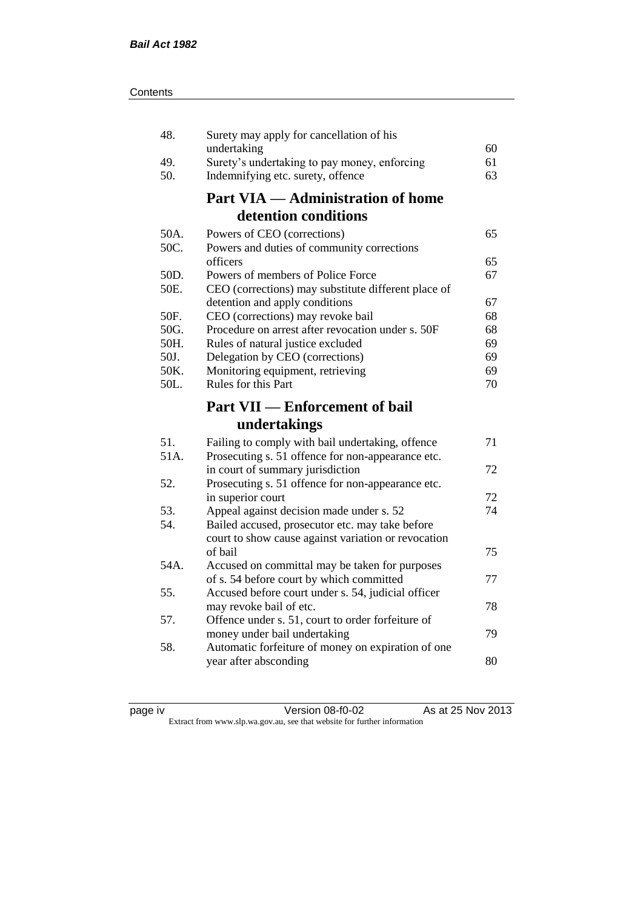| | | |
|---|---|---|
| 48. | Surety may apply for cancellation of his undertaking | 60 |
| 49. | Surety's undertaking to pay money, enforcing | 61 |
| 50. | Indemnifying etc. surety, offence | 63 |

## Part VIA — Administration of home detention conditions

| | | |
|---|---|---|
| 50A. | Powers of CEO (corrections) | 65 |
| 50C. | Powers and duties of community corrections officers | 65 |
| 50D. | Powers of members of Police Force | 67 |
| 50E. | CEO (corrections) may substitute different place of detention and apply conditions | 67 |
| 50F. | CEO (corrections) may revoke bail | 68 |
| 50G. | Procedure on arrest after revocation under s. 50F | 68 |
| 50H. | Rules of natural justice excluded | 69 |
| 50J. | Delegation by CEO (corrections) | 69 |
| 50K. | Monitoring equipment, retrieving | 69 |
| 50L. | Rules for this Part | 70 |

## Part VII — Enforcement of bail undertakings

| | | |
|---|---|---|
| 51. | Failing to comply with bail undertaking, offence | 71 |
| 51A. | Prosecuting s. 51 offence for non-appearance etc. in court of summary jurisdiction | 72 |
| 52. | Prosecuting s. 51 offence for non-appearance etc. in superior court | 72 |
| 53. | Appeal against decision made under s. 52 | 74 |
| 54. | Bailed accused, prosecutor etc. may take before court to show cause against variation or revocation of bail | 75 |
| 54A. | Accused on committal may be taken for purposes of s. 54 before court by which committed | 77 |
| 55. | Accused before court under s. 54, judicial officer may revoke bail of etc. | 78 |
| 57. | Offence under s. 51, court to order forfeiture of money under bail undertaking | 79 |
| 58. | Automatic forfeiture of money on expiration of one year after absconding | 80 |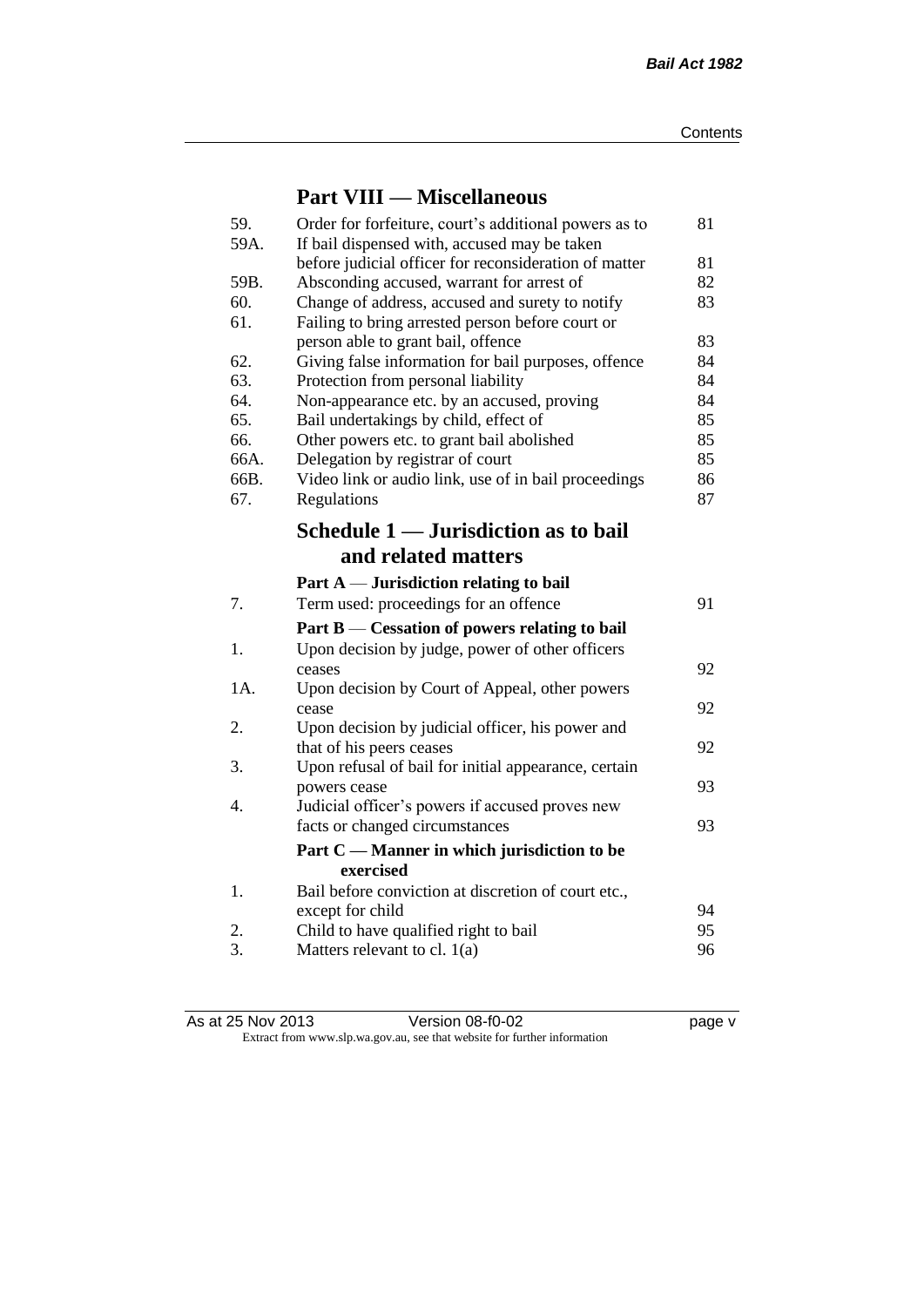## Part VIII — Miscellaneous

| | | |
|---|---|---|
| 59. | Order for forfeiture, court's additional powers as to | 81 |
| 59A. | If bail dispensed with, accused may be taken before judicial officer for reconsideration of matter | 81 |
| 59B. | Absconding accused, warrant for arrest of | 82 |
| 60. | Change of address, accused and surety to notify | 83 |
| 61. | Failing to bring arrested person before court or person able to grant bail, offence | 83 |
| 62. | Giving false information for bail purposes, offence | 84 |
| 63. | Protection from personal liability | 84 |
| 64. | Non-appearance etc. by an accused, proving | 84 |
| 65. | Bail undertakings by child, effect of | 85 |
| 66. | Other powers etc. to grant bail abolished | 85 |
| 66A. | Delegation by registrar of court | 85 |
| 66B. | Video link or audio link, use of in bail proceedings | 86 |
| 67. | Regulations | 87 |

## Schedule 1 — Jurisdiction as to bail and related matters

### Part A — Jurisdiction relating to bail

| | | |
|---|---|---|
| 7. | Term used: proceedings for an offence | 91 |

### Part B — Cessation of powers relating to bail

| | | |
|---|---|---|
| 1. | Upon decision by judge, power of other officers ceases | 92 |
| 1A. | Upon decision by Court of Appeal, other powers cease | 92 |
| 2. | Upon decision by judicial officer, his power and that of his peers ceases | 92 |
| 3. | Upon refusal of bail for initial appearance, certain powers cease | 93 |
| 4. | Judicial officer's powers if accused proves new facts or changed circumstances | 93 |

### Part C — Manner in which jurisdiction to be exercised

| | | |
|---|---|---|
| 1. | Bail before conviction at discretion of court etc., except for child | 94 |
| 2. | Child to have qualified right to bail | 95 |
| 3. | Matters relevant to cl. 1(a) | 96 |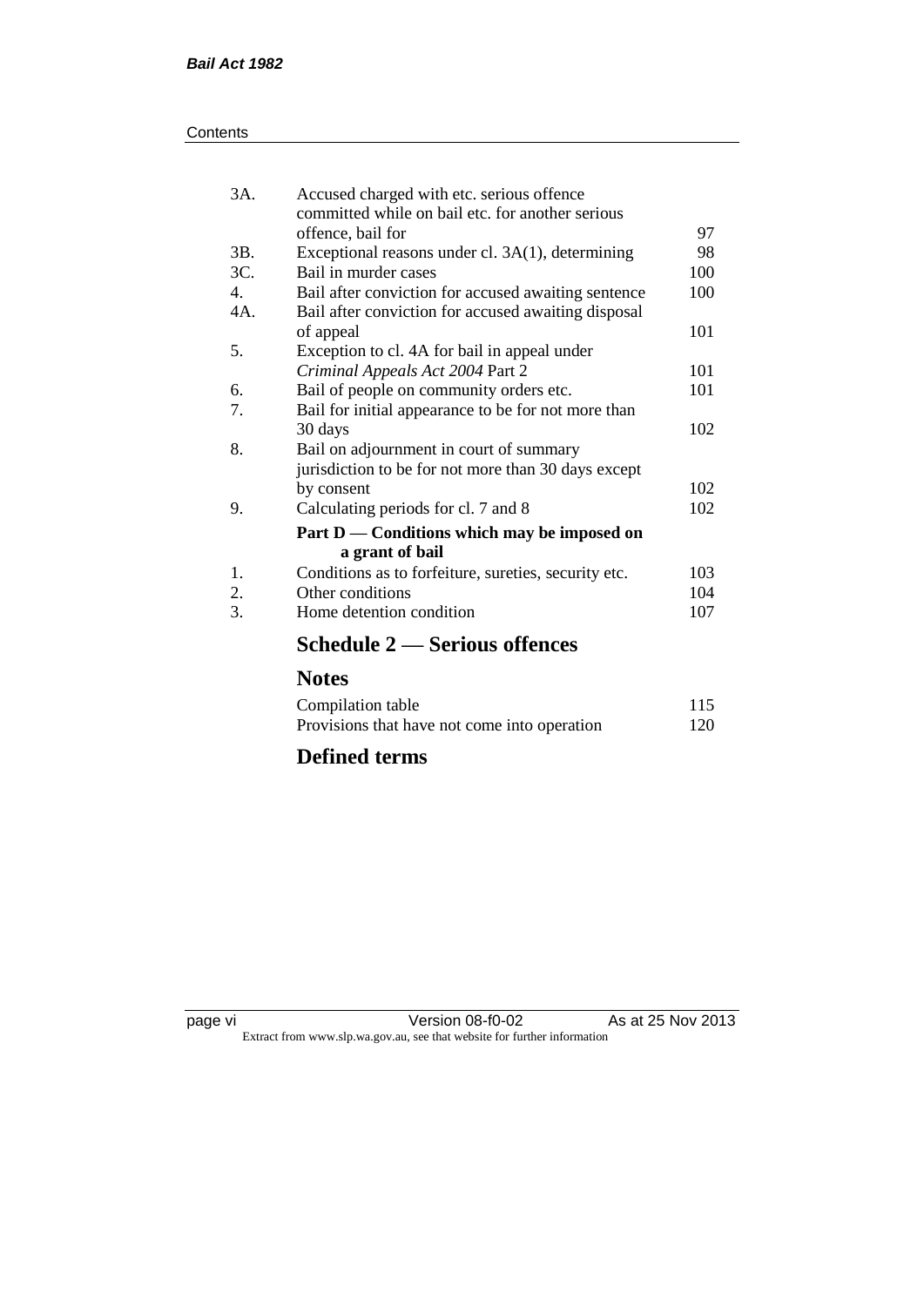| | | |
|---|---|---|
| 3A. | Accused charged with etc. serious offence committed while on bail etc. for another serious offence, bail for | 97 |
| 3B. | Exceptional reasons under cl. 3A(1), determining | 98 |
| 3C. | Bail in murder cases | 100 |
| 4. | Bail after conviction for accused awaiting sentence | 100 |
| 4A. | Bail after conviction for accused awaiting disposal of appeal | 101 |
| 5. | Exception to cl. 4A for bail in appeal under *Criminal Appeals Act 2004* Part 2 | 101 |
| 6. | Bail of people on community orders etc. | 101 |
| 7. | Bail for initial appearance to be for not more than 30 days | 102 |
| 8. | Bail on adjournment in court of summary jurisdiction to be for not more than 30 days except by consent | 102 |
| 9. | Calculating periods for cl. 7 and 8 | 102 |

**Part D — Conditions which may be imposed on a grant of bail**

| | | |
|---|---|---|
| 1. | Conditions as to forfeiture, sureties, security etc. | 103 |
| 2. | Other conditions | 104 |
| 3. | Home detention condition | 107 |

## Schedule 2 — Serious offences

## Notes

| | |
|---|---|
| Compilation table | 115 |
| Provisions that have not come into operation | 120 |

## Defined terms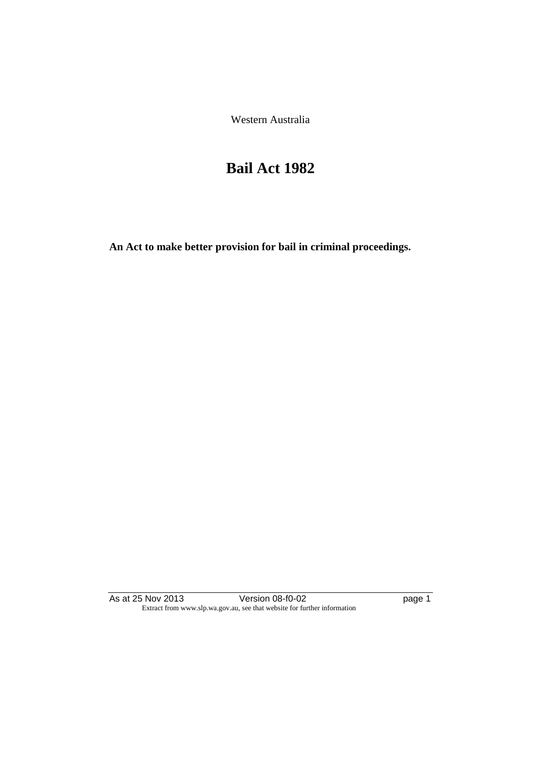Western Australia

# Bail Act 1982

**An Act to make better provision for bail in criminal proceedings.**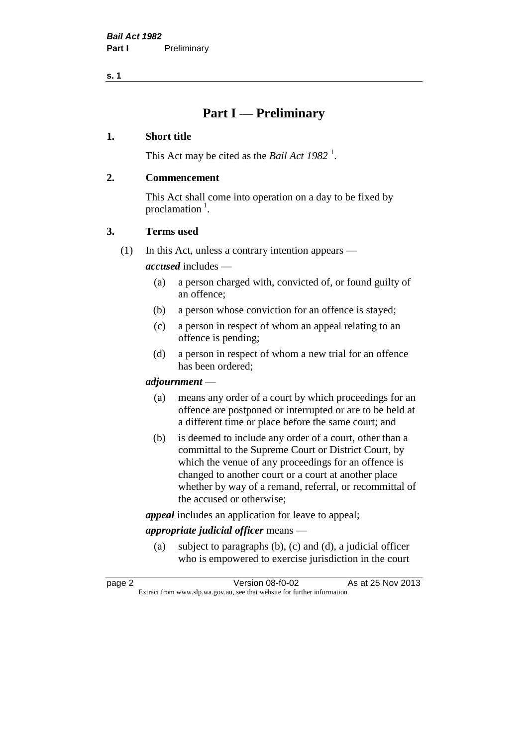# Part I — Preliminary

## 1. Short title

This Act may be cited as the *Bail Act 1982* [1].

## 2. Commencement

This Act shall come into operation on a day to be fixed by proclamation [1].

## 3. Terms used

(1) In this Act, unless a contrary intention appears —

***accused*** includes —

- (a) a person charged with, convicted of, or found guilty of an offence;
- (b) a person whose conviction for an offence is stayed;
- (c) a person in respect of whom an appeal relating to an offence is pending;
- (d) a person in respect of whom a new trial for an offence has been ordered;

***adjournment*** —

- (a) means any order of a court by which proceedings for an offence are postponed or interrupted or are to be held at a different time or place before the same court; and
- (b) is deemed to include any order of a court, other than a committal to the Supreme Court or District Court, by which the venue of any proceedings for an offence is changed to another court or a court at another place whether by way of a remand, referral, or recommittal of the accused or otherwise;

***appeal*** includes an application for leave to appeal;

***appropriate judicial officer*** means —

- (a) subject to paragraphs (b), (c) and (d), a judicial officer who is empowered to exercise jurisdiction in the court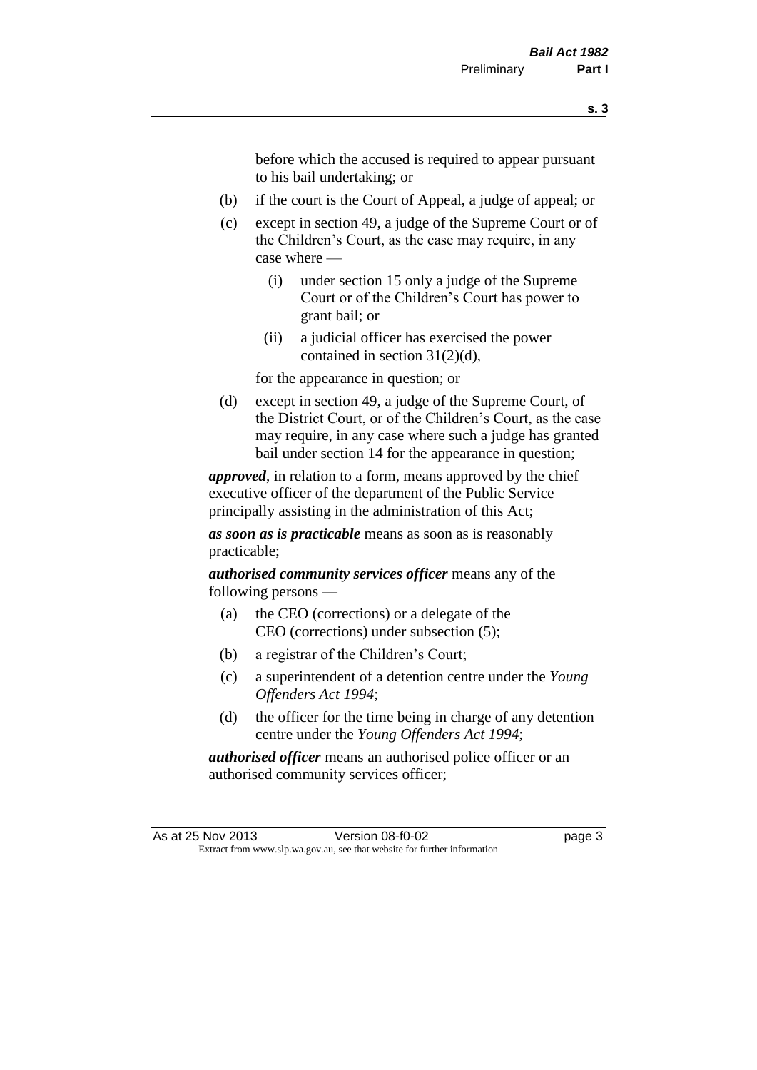before which the accused is required to appear pursuant to his bail undertaking; or

(b) if the court is the Court of Appeal, a judge of appeal; or

(c) except in section 49, a judge of the Supreme Court or of the Children's Court, as the case may require, in any case where —

 (i) under section 15 only a judge of the Supreme Court or of the Children's Court has power to grant bail; or

 (ii) a judicial officer has exercised the power contained in section 31(2)(d),

 for the appearance in question; or

(d) except in section 49, a judge of the Supreme Court, of the District Court, or of the Children's Court, as the case may require, in any case where such a judge has granted bail under section 14 for the appearance in question;

***approved***, in relation to a form, means approved by the chief executive officer of the department of the Public Service principally assisting in the administration of this Act;

***as soon as is practicable*** means as soon as is reasonably practicable;

***authorised community services officer*** means any of the following persons —

(a) the CEO (corrections) or a delegate of the CEO (corrections) under subsection (5);

(b) a registrar of the Children's Court;

(c) a superintendent of a detention centre under the *Young Offenders Act 1994*;

(d) the officer for the time being in charge of any detention centre under the *Young Offenders Act 1994*;

***authorised officer*** means an authorised police officer or an authorised community services officer;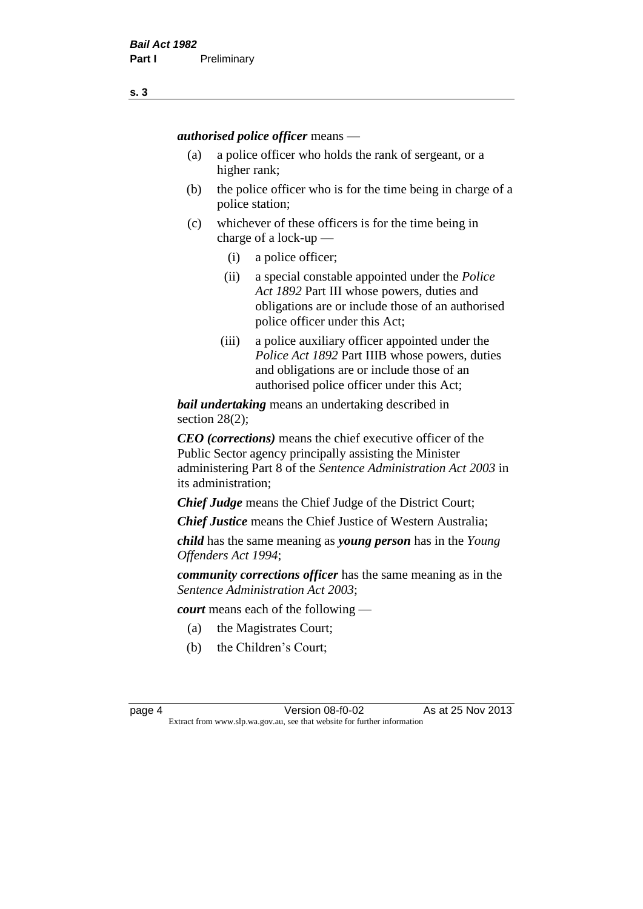***authorised police officer*** means —

- (a) a police officer who holds the rank of sergeant, or a higher rank;
- (b) the police officer who is for the time being in charge of a police station;
- (c) whichever of these officers is for the time being in charge of a lock-up —
  - (i) a police officer;
  - (ii) a special constable appointed under the *Police Act 1892* Part III whose powers, duties and obligations are or include those of an authorised police officer under this Act;
  - (iii) a police auxiliary officer appointed under the *Police Act 1892* Part IIIB whose powers, duties and obligations are or include those of an authorised police officer under this Act;

***bail undertaking*** means an undertaking described in section 28(2);

***CEO (corrections)*** means the chief executive officer of the Public Sector agency principally assisting the Minister administering Part 8 of the *Sentence Administration Act 2003* in its administration;

***Chief Judge*** means the Chief Judge of the District Court;

***Chief Justice*** means the Chief Justice of Western Australia;

***child*** has the same meaning as ***young person*** has in the *Young Offenders Act 1994*;

***community corrections officer*** has the same meaning as in the *Sentence Administration Act 2003*;

***court*** means each of the following —

- (a) the Magistrates Court;
- (b) the Children's Court;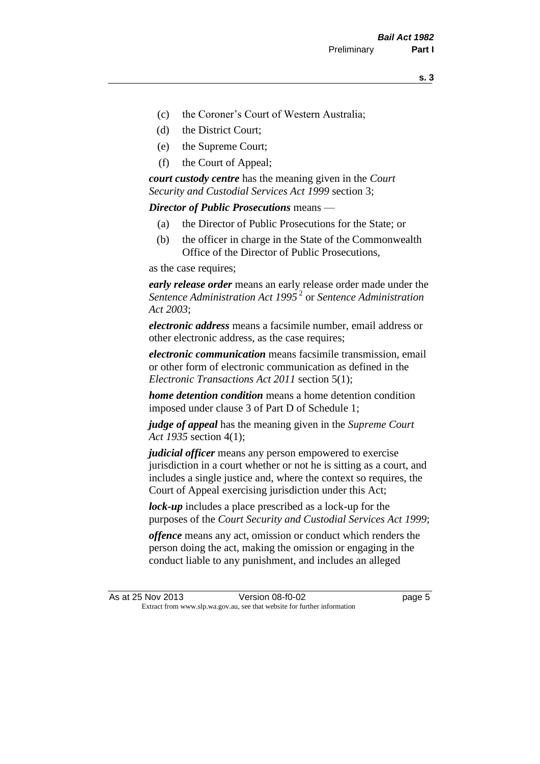(c) the Coroner's Court of Western Australia;

(d) the District Court;

(e) the Supreme Court;

(f) the Court of Appeal;

***court custody centre*** has the meaning given in the *Court Security and Custodial Services Act 1999* section 3;

***Director of Public Prosecutions*** means —

(a) the Director of Public Prosecutions for the State; or

(b) the officer in charge in the State of the Commonwealth Office of the Director of Public Prosecutions,

as the case requires;

***early release order*** means an early release order made under the *Sentence Administration Act 1995* [2] or *Sentence Administration Act 2003*;

***electronic address*** means a facsimile number, email address or other electronic address, as the case requires;

***electronic communication*** means facsimile transmission, email or other form of electronic communication as defined in the *Electronic Transactions Act 2011* section 5(1);

***home detention condition*** means a home detention condition imposed under clause 3 of Part D of Schedule 1;

***judge of appeal*** has the meaning given in the *Supreme Court Act 1935* section 4(1);

***judicial officer*** means any person empowered to exercise jurisdiction in a court whether or not he is sitting as a court, and includes a single justice and, where the context so requires, the Court of Appeal exercising jurisdiction under this Act;

***lock-up*** includes a place prescribed as a lock-up for the purposes of the *Court Security and Custodial Services Act 1999*;

***offence*** means any act, omission or conduct which renders the person doing the act, making the omission or engaging in the conduct liable to any punishment, and includes an alleged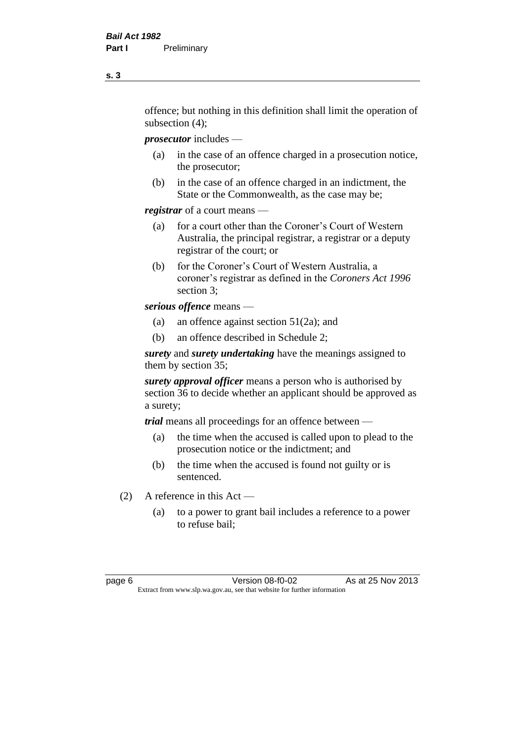offence; but nothing in this definition shall limit the operation of subsection (4);

***prosecutor*** includes —

- (a) in the case of an offence charged in a prosecution notice, the prosecutor;
- (b) in the case of an offence charged in an indictment, the State or the Commonwealth, as the case may be;

***registrar*** of a court means —

- (a) for a court other than the Coroner's Court of Western Australia, the principal registrar, a registrar or a deputy registrar of the court; or
- (b) for the Coroner's Court of Western Australia, a coroner's registrar as defined in the *Coroners Act 1996* section 3;

***serious offence*** means —

- (a) an offence against section 51(2a); and
- (b) an offence described in Schedule 2;

***surety*** and ***surety undertaking*** have the meanings assigned to them by section 35;

***surety approval officer*** means a person who is authorised by section 36 to decide whether an applicant should be approved as a surety;

***trial*** means all proceedings for an offence between —

- (a) the time when the accused is called upon to plead to the prosecution notice or the indictment; and
- (b) the time when the accused is found not guilty or is sentenced.

(2) A reference in this Act —

- (a) to a power to grant bail includes a reference to a power to refuse bail;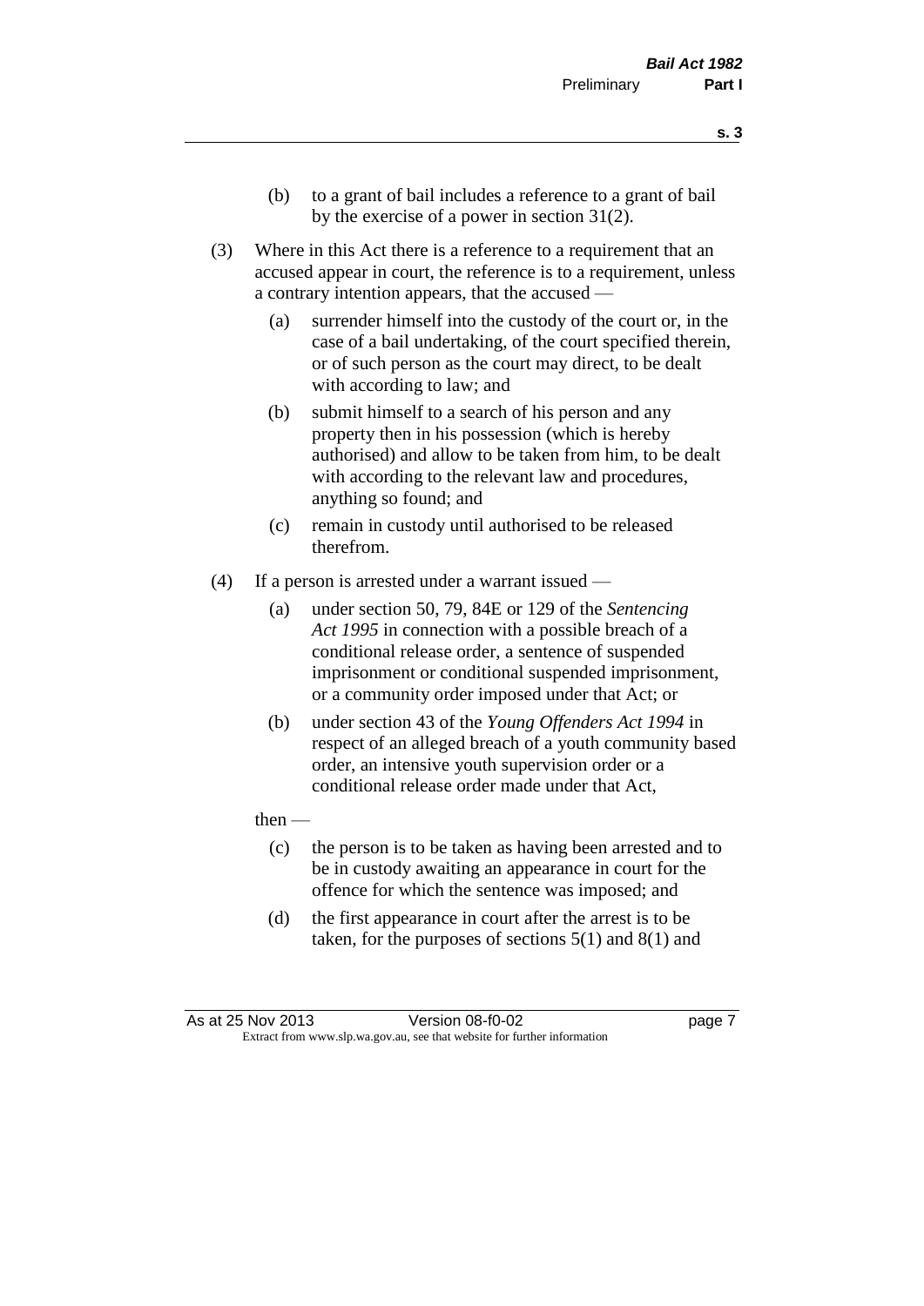(b) to a grant of bail includes a reference to a grant of bail by the exercise of a power in section 31(2).

(3) Where in this Act there is a reference to a requirement that an accused appear in court, the reference is to a requirement, unless a contrary intention appears, that the accused —

(a) surrender himself into the custody of the court or, in the case of a bail undertaking, of the court specified therein, or of such person as the court may direct, to be dealt with according to law; and

(b) submit himself to a search of his person and any property then in his possession (which is hereby authorised) and allow to be taken from him, to be dealt with according to the relevant law and procedures, anything so found; and

(c) remain in custody until authorised to be released therefrom.

(4) If a person is arrested under a warrant issued —

(a) under section 50, 79, 84E or 129 of the *Sentencing Act 1995* in connection with a possible breach of a conditional release order, a sentence of suspended imprisonment or conditional suspended imprisonment, or a community order imposed under that Act; or

(b) under section 43 of the *Young Offenders Act 1994* in respect of an alleged breach of a youth community based order, an intensive youth supervision order or a conditional release order made under that Act,

then —

(c) the person is to be taken as having been arrested and to be in custody awaiting an appearance in court for the offence for which the sentence was imposed; and

(d) the first appearance in court after the arrest is to be taken, for the purposes of sections 5(1) and 8(1) and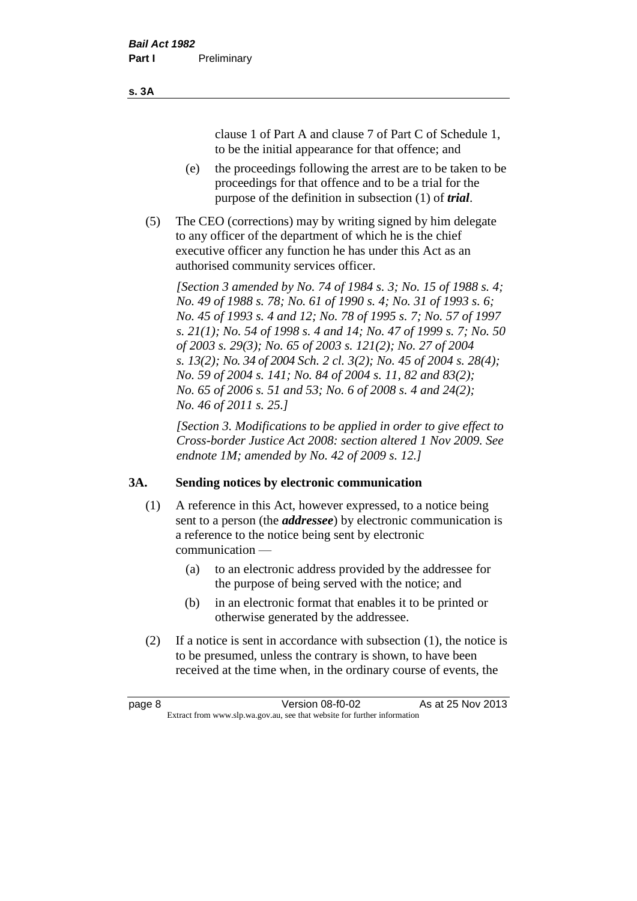clause 1 of Part A and clause 7 of Part C of Schedule 1, to be the initial appearance for that offence; and

(e) the proceedings following the arrest are to be taken to be proceedings for that offence and to be a trial for the purpose of the definition in subsection (1) of ***trial***.

(5) The CEO (corrections) may by writing signed by him delegate to any officer of the department of which he is the chief executive officer any function he has under this Act as an authorised community services officer.

*[Section 3 amended by No. 74 of 1984 s. 3; No. 15 of 1988 s. 4; No. 49 of 1988 s. 78; No. 61 of 1990 s. 4; No. 31 of 1993 s. 6; No. 45 of 1993 s. 4 and 12; No. 78 of 1995 s. 7; No. 57 of 1997 s. 21(1); No. 54 of 1998 s. 4 and 14; No. 47 of 1999 s. 7; No. 50 of 2003 s. 29(3); No. 65 of 2003 s. 121(2); No. 27 of 2004 s. 13(2); No. 34 of 2004 Sch. 2 cl. 3(2); No. 45 of 2004 s. 28(4); No. 59 of 2004 s. 141; No. 84 of 2004 s. 11, 82 and 83(2); No. 65 of 2006 s. 51 and 53; No. 6 of 2008 s. 4 and 24(2); No. 46 of 2011 s. 25.]*

*[Section 3. Modifications to be applied in order to give effect to Cross-border Justice Act 2008: section altered 1 Nov 2009. See endnote 1M; amended by No. 42 of 2009 s. 12.]*

## 3A. Sending notices by electronic communication

(1) A reference in this Act, however expressed, to a notice being sent to a person (the ***addressee***) by electronic communication is a reference to the notice being sent by electronic communication —

(a) to an electronic address provided by the addressee for the purpose of being served with the notice; and

(b) in an electronic format that enables it to be printed or otherwise generated by the addressee.

(2) If a notice is sent in accordance with subsection (1), the notice is to be presumed, unless the contrary is shown, to have been received at the time when, in the ordinary course of events, the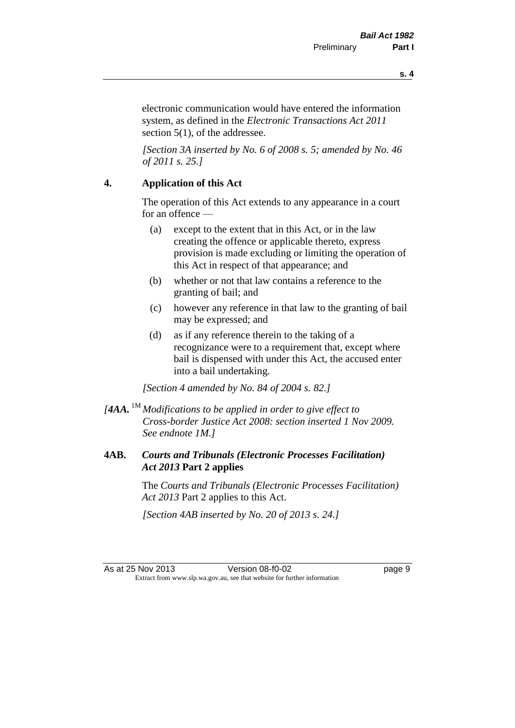electronic communication would have entered the information system, as defined in the *Electronic Transactions Act 2011* section 5(1), of the addressee.

*[Section 3A inserted by No. 6 of 2008 s. 5; amended by No. 46 of 2011 s. 25.]*

## 4. Application of this Act

The operation of this Act extends to any appearance in a court for an offence —

(a) except to the extent that in this Act, or in the law creating the offence or applicable thereto, express provision is made excluding or limiting the operation of this Act in respect of that appearance; and

(b) whether or not that law contains a reference to the granting of bail; and

(c) however any reference in that law to the granting of bail may be expressed; and

(d) as if any reference therein to the taking of a recognizance were to a requirement that, except where bail is dispensed with under this Act, the accused enter into a bail undertaking.

*[Section 4 amended by No. 84 of 2004 s. 82.]*

*[**4AA.** [1M] Modifications to be applied in order to give effect to Cross-border Justice Act 2008: section inserted 1 Nov 2009. See endnote 1M.]*

## 4AB. *Courts and Tribunals (Electronic Processes Facilitation) Act 2013* Part 2 applies

The *Courts and Tribunals (Electronic Processes Facilitation) Act 2013* Part 2 applies to this Act.

*[Section 4AB inserted by No. 20 of 2013 s. 24.]*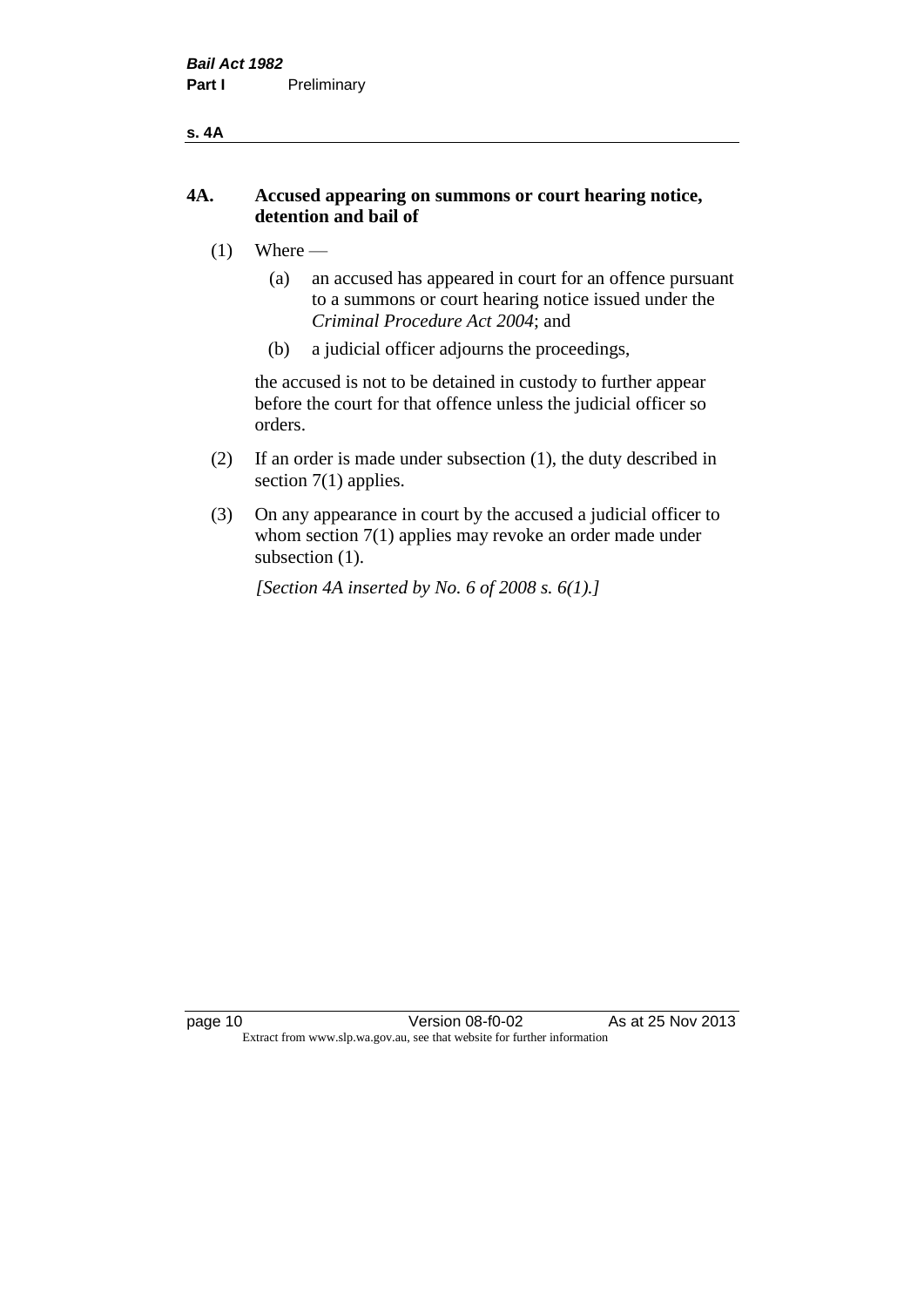## 4A. Accused appearing on summons or court hearing notice, detention and bail of

(1) Where —

 (a) an accused has appeared in court for an offence pursuant to a summons or court hearing notice issued under the *Criminal Procedure Act 2004*; and

 (b) a judicial officer adjourns the proceedings,

the accused is not to be detained in custody to further appear before the court for that offence unless the judicial officer so orders.

(2) If an order is made under subsection (1), the duty described in section 7(1) applies.

(3) On any appearance in court by the accused a judicial officer to whom section 7(1) applies may revoke an order made under subsection (1).

*[Section 4A inserted by No. 6 of 2008 s. 6(1).]*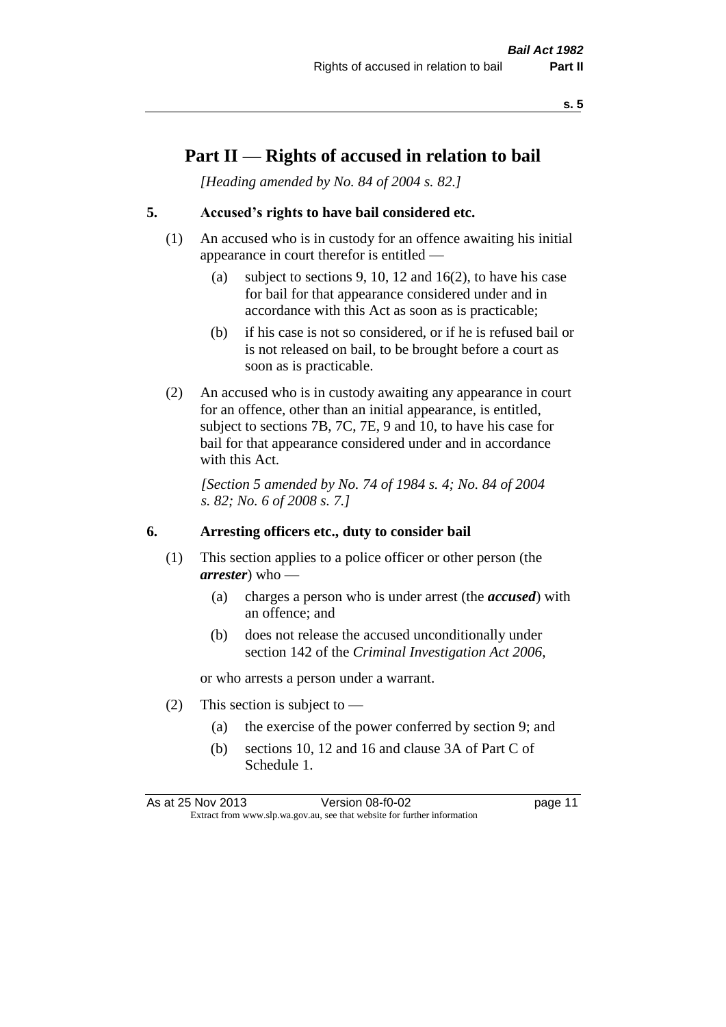# Part II — Rights of accused in relation to bail

*[Heading amended by No. 84 of 2004 s. 82.]*

### 5. Accused's rights to have bail considered etc.

(1) An accused who is in custody for an offence awaiting his initial appearance in court therefor is entitled —

(a) subject to sections 9, 10, 12 and 16(2), to have his case for bail for that appearance considered under and in accordance with this Act as soon as is practicable;

(b) if his case is not so considered, or if he is refused bail or is not released on bail, to be brought before a court as soon as is practicable.

(2) An accused who is in custody awaiting any appearance in court for an offence, other than an initial appearance, is entitled, subject to sections 7B, 7C, 7E, 9 and 10, to have his case for bail for that appearance considered under and in accordance with this Act.

*[Section 5 amended by No. 74 of 1984 s. 4; No. 84 of 2004 s. 82; No. 6 of 2008 s. 7.]*

### 6. Arresting officers etc., duty to consider bail

(1) This section applies to a police officer or other person (the ***arrester***) who —

(a) charges a person who is under arrest (the ***accused***) with an offence; and

(b) does not release the accused unconditionally under section 142 of the *Criminal Investigation Act 2006*,

or who arrests a person under a warrant.

(2) This section is subject to —

(a) the exercise of the power conferred by section 9; and

(b) sections 10, 12 and 16 and clause 3A of Part C of Schedule 1.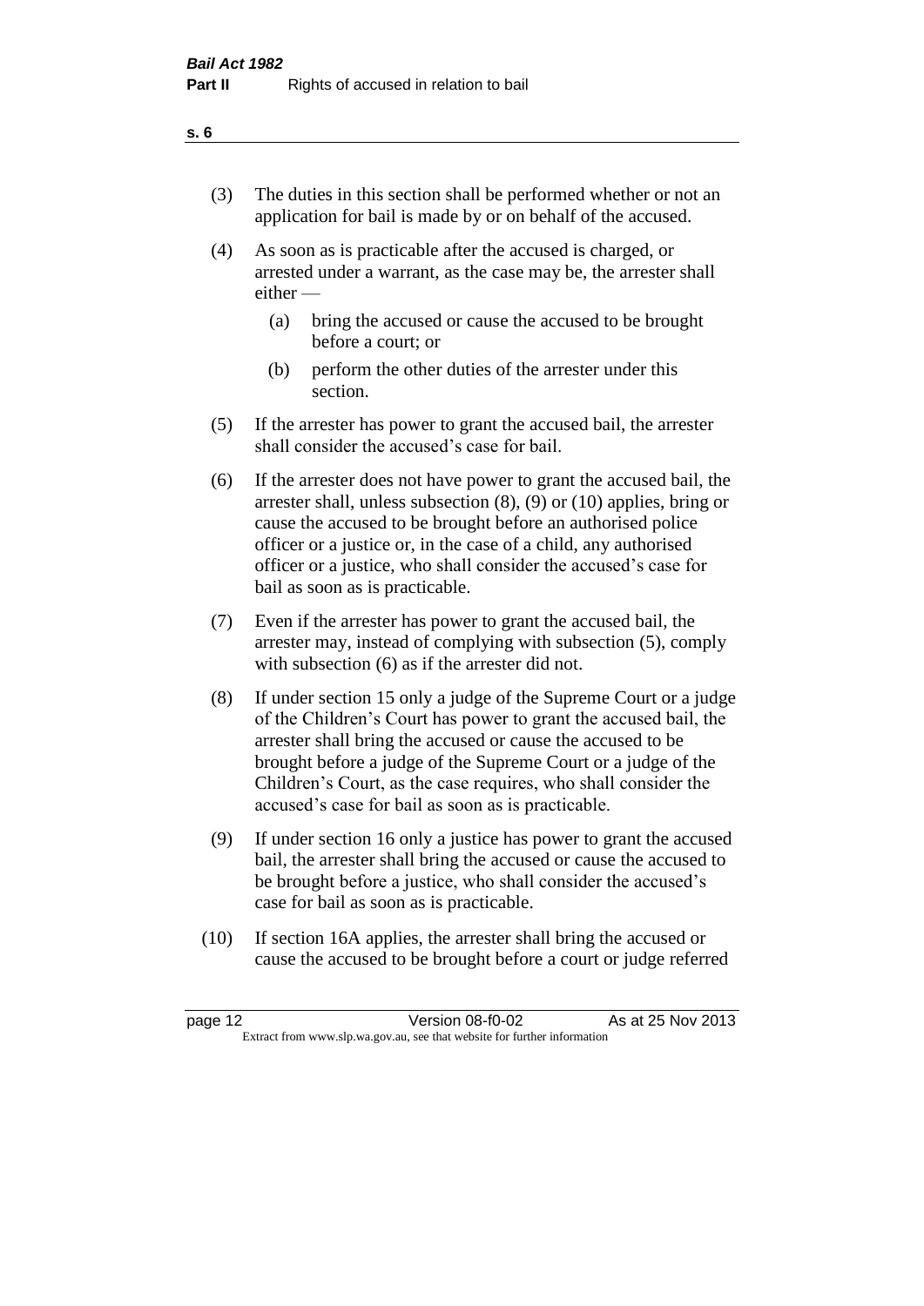(3) The duties in this section shall be performed whether or not an application for bail is made by or on behalf of the accused.

(4) As soon as is practicable after the accused is charged, or arrested under a warrant, as the case may be, the arrester shall either —

  (a) bring the accused or cause the accused to be brought before a court; or

  (b) perform the other duties of the arrester under this section.

(5) If the arrester has power to grant the accused bail, the arrester shall consider the accused's case for bail.

(6) If the arrester does not have power to grant the accused bail, the arrester shall, unless subsection (8), (9) or (10) applies, bring or cause the accused to be brought before an authorised police officer or a justice or, in the case of a child, any authorised officer or a justice, who shall consider the accused's case for bail as soon as is practicable.

(7) Even if the arrester has power to grant the accused bail, the arrester may, instead of complying with subsection (5), comply with subsection (6) as if the arrester did not.

(8) If under section 15 only a judge of the Supreme Court or a judge of the Children's Court has power to grant the accused bail, the arrester shall bring the accused or cause the accused to be brought before a judge of the Supreme Court or a judge of the Children's Court, as the case requires, who shall consider the accused's case for bail as soon as is practicable.

(9) If under section 16 only a justice has power to grant the accused bail, the arrester shall bring the accused or cause the accused to be brought before a justice, who shall consider the accused's case for bail as soon as is practicable.

(10) If section 16A applies, the arrester shall bring the accused or cause the accused to be brought before a court or judge referred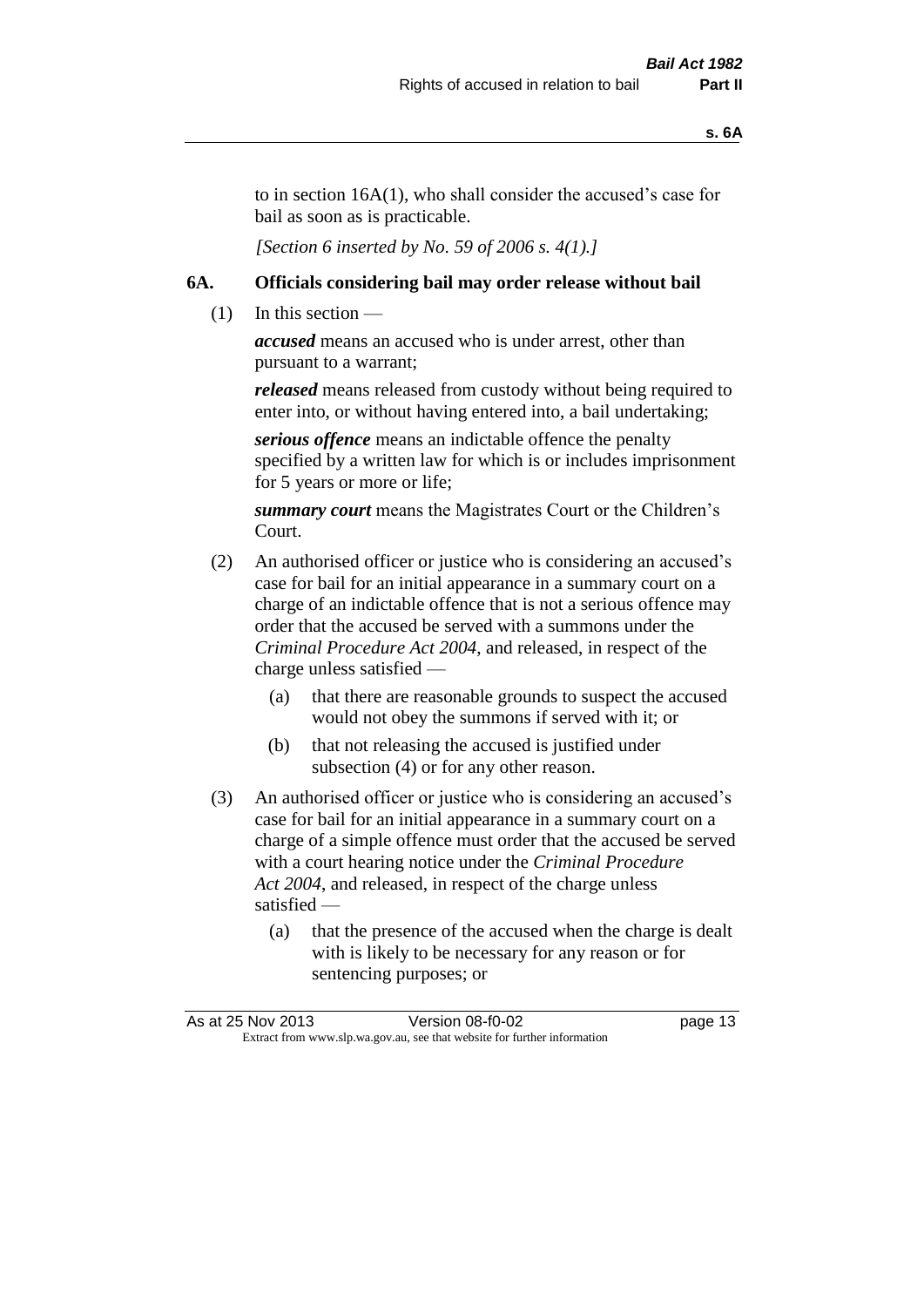to in section 16A(1), who shall consider the accused's case for bail as soon as is practicable.

*[Section 6 inserted by No. 59 of 2006 s. 4(1).]*

### 6A. Officials considering bail may order release without bail

(1) In this section —

***accused*** means an accused who is under arrest, other than pursuant to a warrant;

***released*** means released from custody without being required to enter into, or without having entered into, a bail undertaking;

***serious offence*** means an indictable offence the penalty specified by a written law for which is or includes imprisonment for 5 years or more or life;

***summary court*** means the Magistrates Court or the Children's Court.

(2) An authorised officer or justice who is considering an accused's case for bail for an initial appearance in a summary court on a charge of an indictable offence that is not a serious offence may order that the accused be served with a summons under the *Criminal Procedure Act 2004*, and released, in respect of the charge unless satisfied —

- (a) that there are reasonable grounds to suspect the accused would not obey the summons if served with it; or
- (b) that not releasing the accused is justified under subsection (4) or for any other reason.

(3) An authorised officer or justice who is considering an accused's case for bail for an initial appearance in a summary court on a charge of a simple offence must order that the accused be served with a court hearing notice under the *Criminal Procedure Act 2004*, and released, in respect of the charge unless satisfied —

- (a) that the presence of the accused when the charge is dealt with is likely to be necessary for any reason or for sentencing purposes; or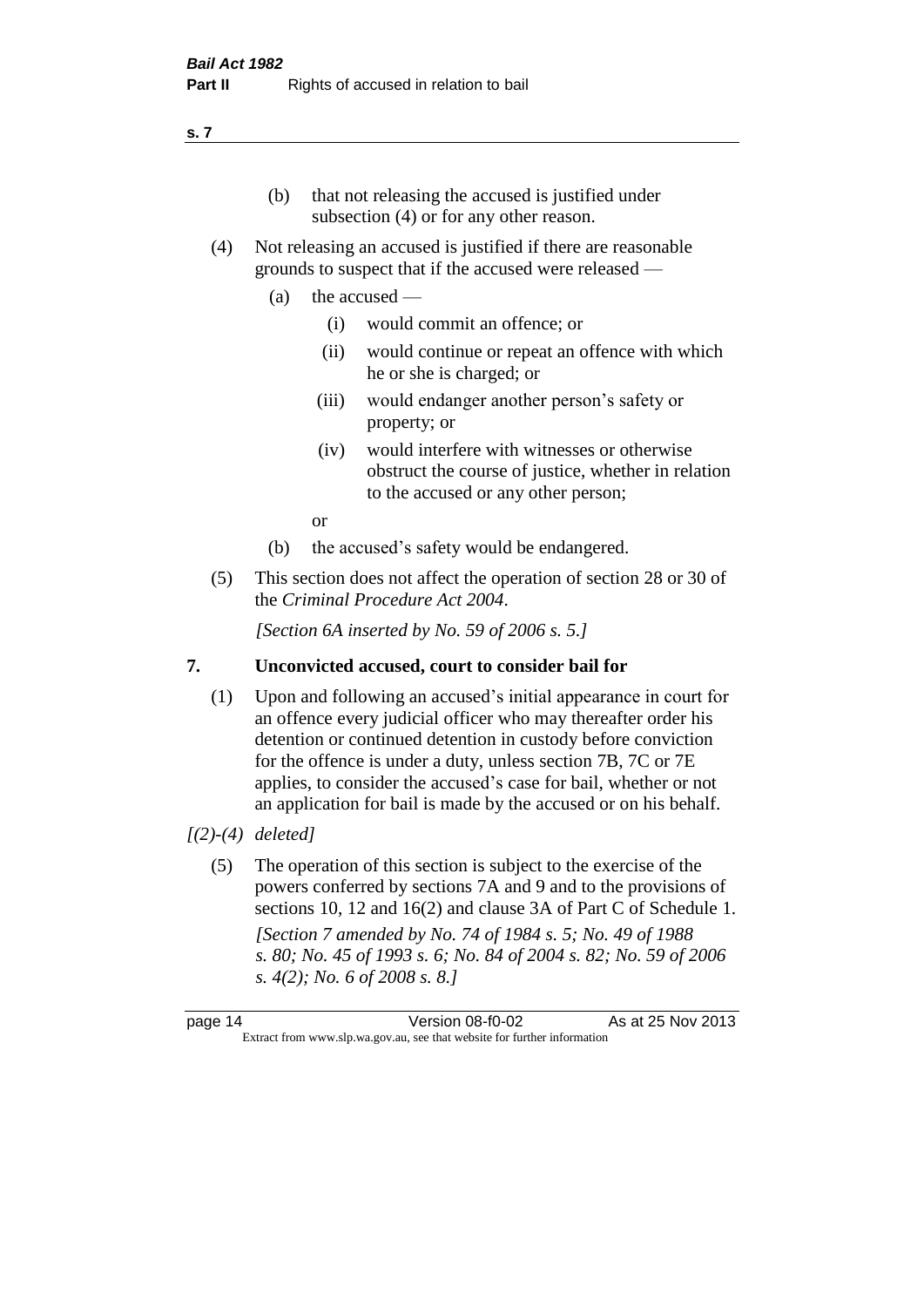(b) that not releasing the accused is justified under subsection (4) or for any other reason.

(4) Not releasing an accused is justified if there are reasonable grounds to suspect that if the accused were released —

  (a) the accused —

    (i) would commit an offence; or

    (ii) would continue or repeat an offence with which he or she is charged; or

    (iii) would endanger another person's safety or property; or

    (iv) would interfere with witnesses or otherwise obstruct the course of justice, whether in relation to the accused or any other person;

  or

  (b) the accused's safety would be endangered.

(5) This section does not affect the operation of section 28 or 30 of the *Criminal Procedure Act 2004*.

*[Section 6A inserted by No. 59 of 2006 s. 5.]*

## 7. Unconvicted accused, court to consider bail for

(1) Upon and following an accused's initial appearance in court for an offence every judicial officer who may thereafter order his detention or continued detention in custody before conviction for the offence is under a duty, unless section 7B, 7C or 7E applies, to consider the accused's case for bail, whether or not an application for bail is made by the accused or on his behalf.

*[(2)-(4) deleted]*

(5) The operation of this section is subject to the exercise of the powers conferred by sections 7A and 9 and to the provisions of sections 10, 12 and 16(2) and clause 3A of Part C of Schedule 1.

*[Section 7 amended by No. 74 of 1984 s. 5; No. 49 of 1988 s. 80; No. 45 of 1993 s. 6; No. 84 of 2004 s. 82; No. 59 of 2006 s. 4(2); No. 6 of 2008 s. 8.]*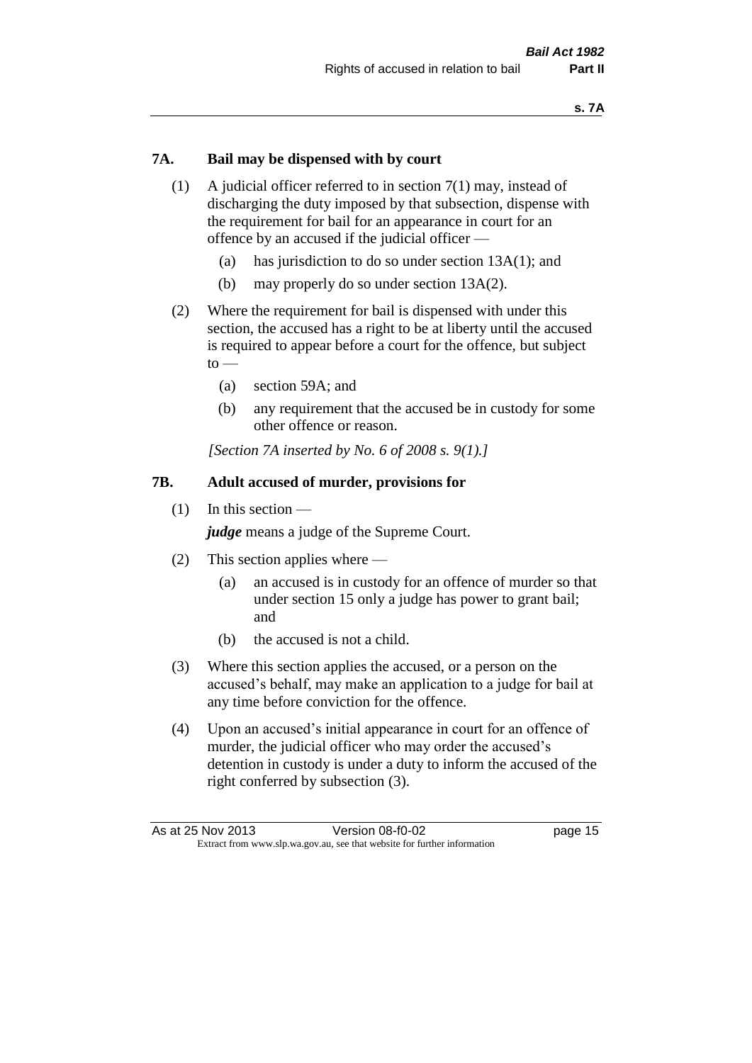## 7A. Bail may be dispensed with by court

(1) A judicial officer referred to in section 7(1) may, instead of discharging the duty imposed by that subsection, dispense with the requirement for bail for an appearance in court for an offence by an accused if the judicial officer —

(a) has jurisdiction to do so under section 13A(1); and

(b) may properly do so under section 13A(2).

(2) Where the requirement for bail is dispensed with under this section, the accused has a right to be at liberty until the accused is required to appear before a court for the offence, but subject to —

(a) section 59A; and

(b) any requirement that the accused be in custody for some other offence or reason.

*[Section 7A inserted by No. 6 of 2008 s. 9(1).]*

## 7B. Adult accused of murder, provisions for

(1) In this section —

***judge*** means a judge of the Supreme Court.

(2) This section applies where —

(a) an accused is in custody for an offence of murder so that under section 15 only a judge has power to grant bail; and

(b) the accused is not a child.

(3) Where this section applies the accused, or a person on the accused's behalf, may make an application to a judge for bail at any time before conviction for the offence.

(4) Upon an accused's initial appearance in court for an offence of murder, the judicial officer who may order the accused's detention in custody is under a duty to inform the accused of the right conferred by subsection (3).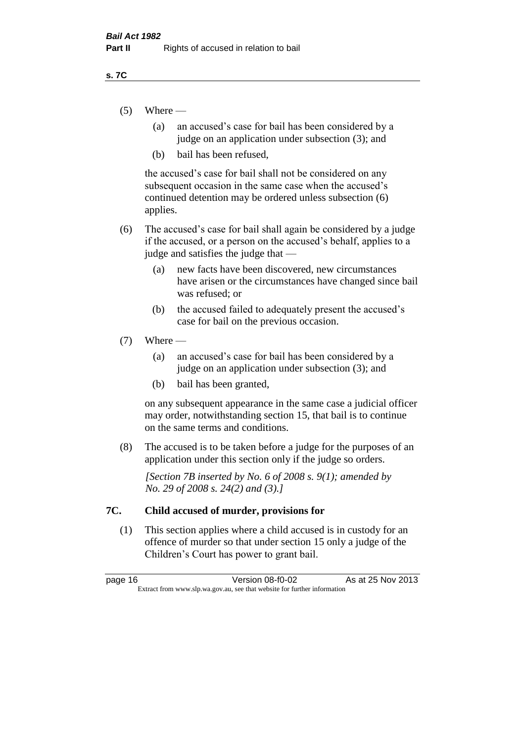(5) Where —

(a) an accused's case for bail has been considered by a judge on an application under subsection (3); and

(b) bail has been refused,

the accused's case for bail shall not be considered on any subsequent occasion in the same case when the accused's continued detention may be ordered unless subsection (6) applies.

(6) The accused's case for bail shall again be considered by a judge if the accused, or a person on the accused's behalf, applies to a judge and satisfies the judge that —

(a) new facts have been discovered, new circumstances have arisen or the circumstances have changed since bail was refused; or

(b) the accused failed to adequately present the accused's case for bail on the previous occasion.

(7) Where —

(a) an accused's case for bail has been considered by a judge on an application under subsection (3); and

(b) bail has been granted,

on any subsequent appearance in the same case a judicial officer may order, notwithstanding section 15, that bail is to continue on the same terms and conditions.

(8) The accused is to be taken before a judge for the purposes of an application under this section only if the judge so orders.

*[Section 7B inserted by No. 6 of 2008 s. 9(1); amended by No. 29 of 2008 s. 24(2) and (3).]*

## 7C. Child accused of murder, provisions for

(1) This section applies where a child accused is in custody for an offence of murder so that under section 15 only a judge of the Children's Court has power to grant bail.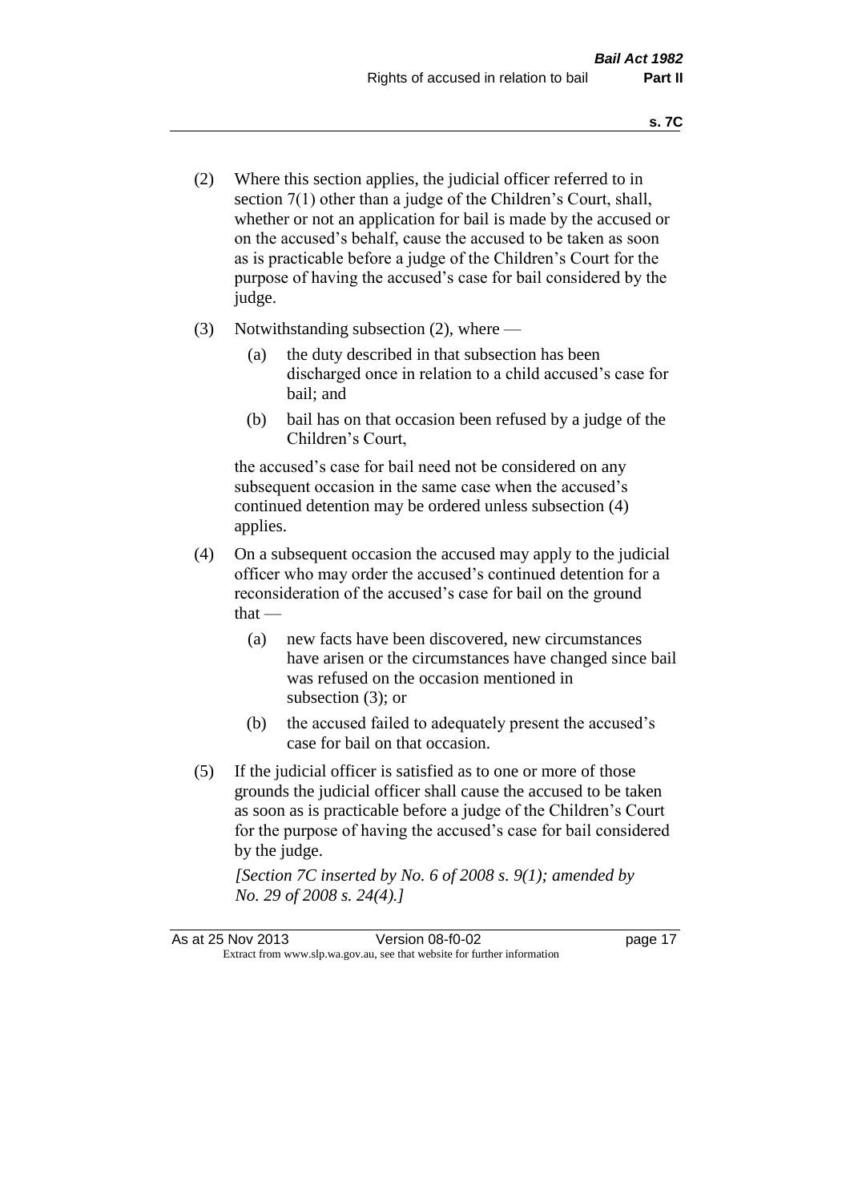(2) Where this section applies, the judicial officer referred to in section 7(1) other than a judge of the Children's Court, shall, whether or not an application for bail is made by the accused or on the accused's behalf, cause the accused to be taken as soon as is practicable before a judge of the Children's Court for the purpose of having the accused's case for bail considered by the judge.

(3) Notwithstanding subsection (2), where —

   (a) the duty described in that subsection has been discharged once in relation to a child accused's case for bail; and

   (b) bail has on that occasion been refused by a judge of the Children's Court,

   the accused's case for bail need not be considered on any subsequent occasion in the same case when the accused's continued detention may be ordered unless subsection (4) applies.

(4) On a subsequent occasion the accused may apply to the judicial officer who may order the accused's continued detention for a reconsideration of the accused's case for bail on the ground that —

   (a) new facts have been discovered, new circumstances have arisen or the circumstances have changed since bail was refused on the occasion mentioned in subsection (3); or

   (b) the accused failed to adequately present the accused's case for bail on that occasion.

(5) If the judicial officer is satisfied as to one or more of those grounds the judicial officer shall cause the accused to be taken as soon as is practicable before a judge of the Children's Court for the purpose of having the accused's case for bail considered by the judge.

   *[Section 7C inserted by No. 6 of 2008 s. 9(1); amended by No. 29 of 2008 s. 24(4).]*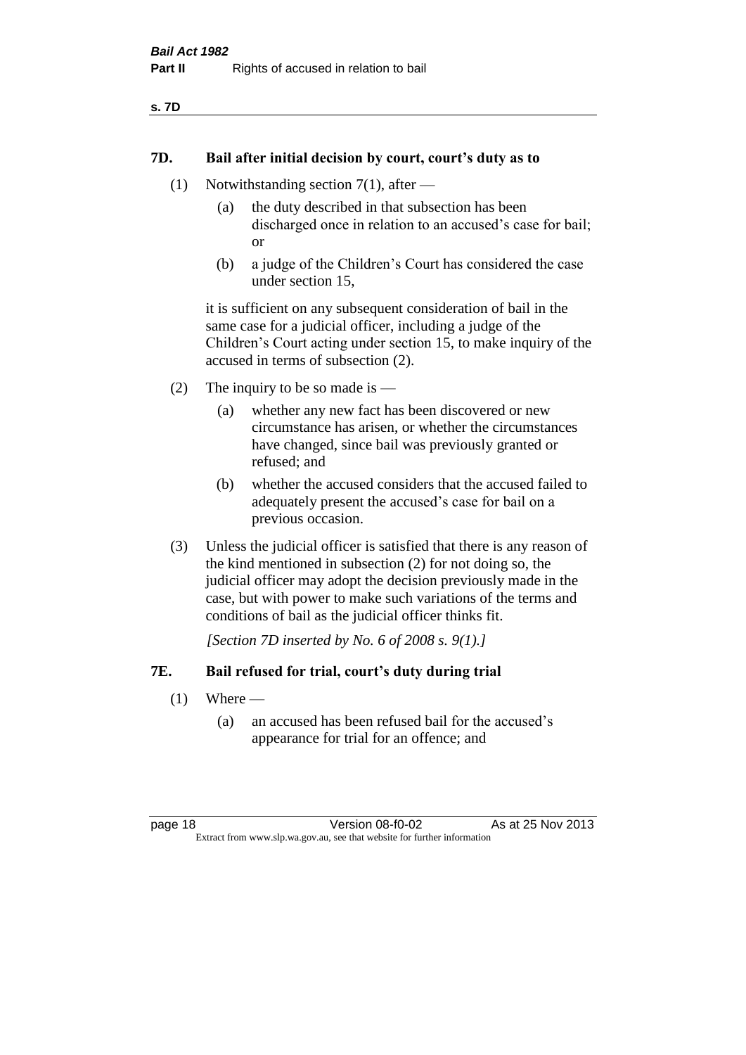## 7D. Bail after initial decision by court, court's duty as to

(1) Notwithstanding section 7(1), after —

(a) the duty described in that subsection has been discharged once in relation to an accused's case for bail; or

(b) a judge of the Children's Court has considered the case under section 15,

it is sufficient on any subsequent consideration of bail in the same case for a judicial officer, including a judge of the Children's Court acting under section 15, to make inquiry of the accused in terms of subsection (2).

(2) The inquiry to be so made is —

(a) whether any new fact has been discovered or new circumstance has arisen, or whether the circumstances have changed, since bail was previously granted or refused; and

(b) whether the accused considers that the accused failed to adequately present the accused's case for bail on a previous occasion.

(3) Unless the judicial officer is satisfied that there is any reason of the kind mentioned in subsection (2) for not doing so, the judicial officer may adopt the decision previously made in the case, but with power to make such variations of the terms and conditions of bail as the judicial officer thinks fit.

*[Section 7D inserted by No. 6 of 2008 s. 9(1).]*

## 7E. Bail refused for trial, court's duty during trial

(1) Where —

(a) an accused has been refused bail for the accused's appearance for trial for an offence; and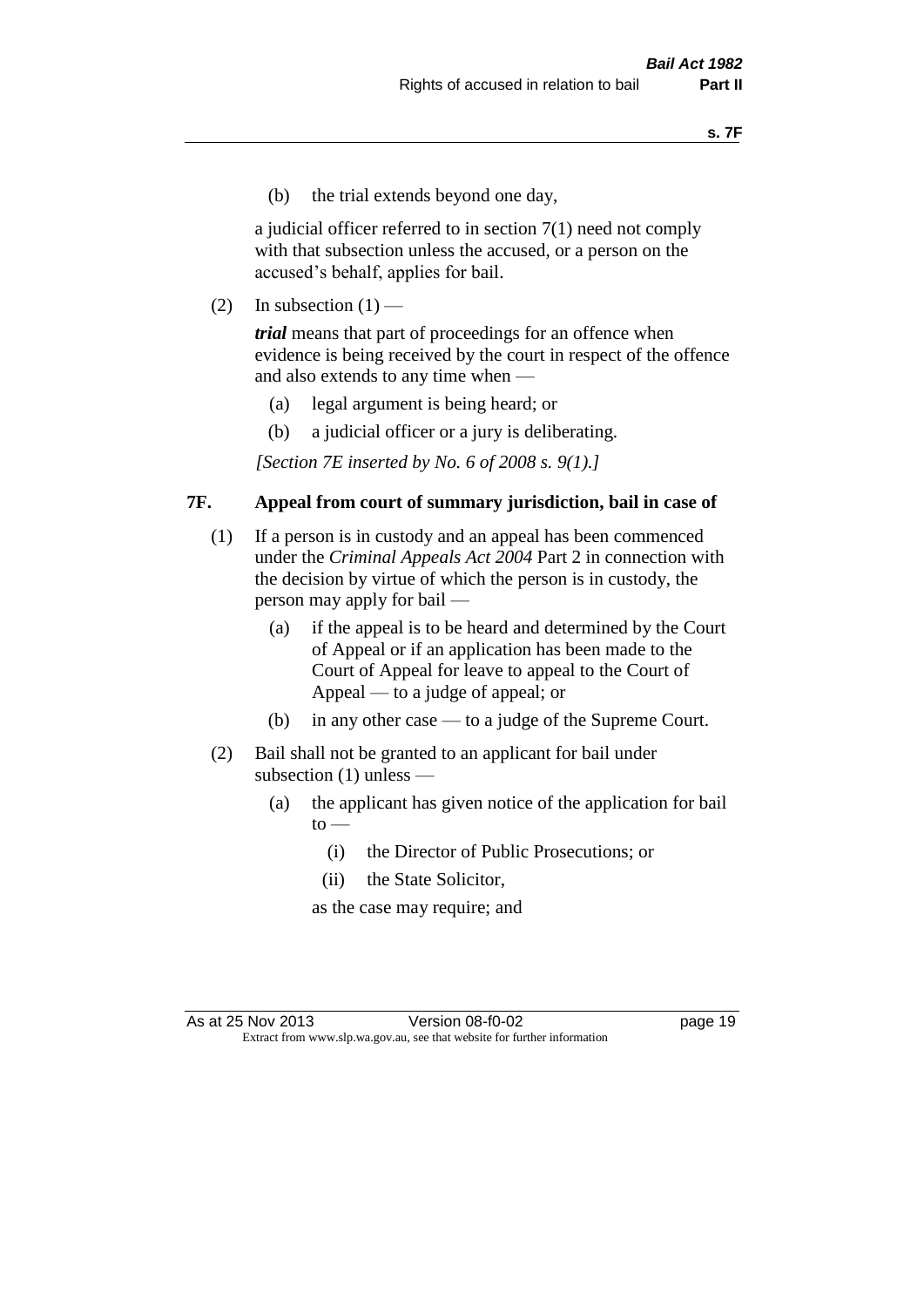(b) the trial extends beyond one day,

a judicial officer referred to in section 7(1) need not comply with that subsection unless the accused, or a person on the accused's behalf, applies for bail.

(2) In subsection (1) —

***trial*** means that part of proceedings for an offence when evidence is being received by the court in respect of the offence and also extends to any time when —

(a) legal argument is being heard; or

(b) a judicial officer or a jury is deliberating.

*[Section 7E inserted by No. 6 of 2008 s. 9(1).]*

### 7F. Appeal from court of summary jurisdiction, bail in case of

(1) If a person is in custody and an appeal has been commenced under the *Criminal Appeals Act 2004* Part 2 in connection with the decision by virtue of which the person is in custody, the person may apply for bail —

(a) if the appeal is to be heard and determined by the Court of Appeal or if an application has been made to the Court of Appeal for leave to appeal to the Court of Appeal — to a judge of appeal; or

(b) in any other case — to a judge of the Supreme Court.

(2) Bail shall not be granted to an applicant for bail under subsection (1) unless —

(a) the applicant has given notice of the application for bail to —

(i) the Director of Public Prosecutions; or

(ii) the State Solicitor,

as the case may require; and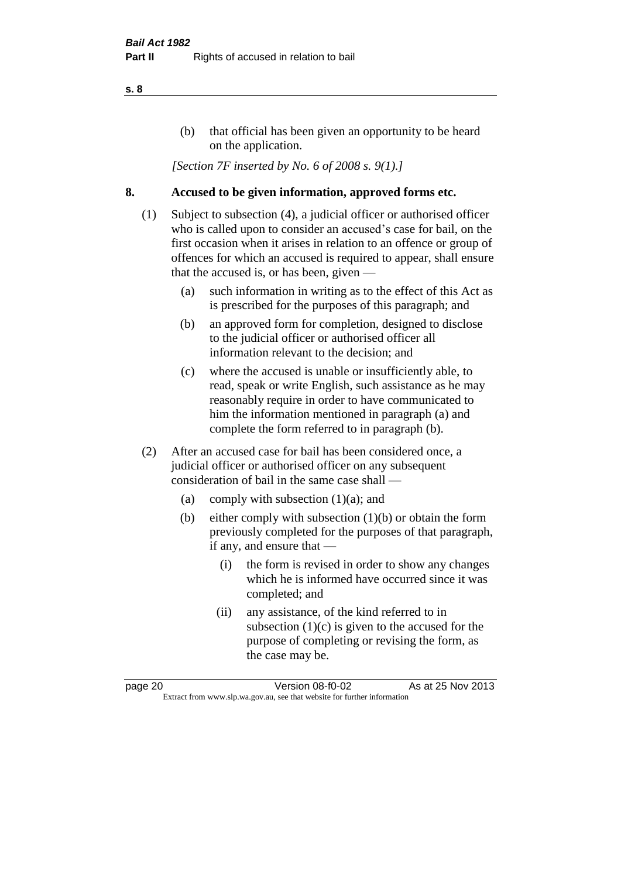(b) that official has been given an opportunity to be heard on the application.

*[Section 7F inserted by No. 6 of 2008 s. 9(1).]*

## 8. Accused to be given information, approved forms etc.

(1) Subject to subsection (4), a judicial officer or authorised officer who is called upon to consider an accused's case for bail, on the first occasion when it arises in relation to an offence or group of offences for which an accused is required to appear, shall ensure that the accused is, or has been, given —

- (a) such information in writing as to the effect of this Act as is prescribed for the purposes of this paragraph; and
- (b) an approved form for completion, designed to disclose to the judicial officer or authorised officer all information relevant to the decision; and
- (c) where the accused is unable or insufficiently able, to read, speak or write English, such assistance as he may reasonably require in order to have communicated to him the information mentioned in paragraph (a) and complete the form referred to in paragraph (b).

(2) After an accused case for bail has been considered once, a judicial officer or authorised officer on any subsequent consideration of bail in the same case shall —

- (a) comply with subsection (1)(a); and
- (b) either comply with subsection (1)(b) or obtain the form previously completed for the purposes of that paragraph, if any, and ensure that —
  - (i) the form is revised in order to show any changes which he is informed have occurred since it was completed; and
  - (ii) any assistance, of the kind referred to in subsection (1)(c) is given to the accused for the purpose of completing or revising the form, as the case may be.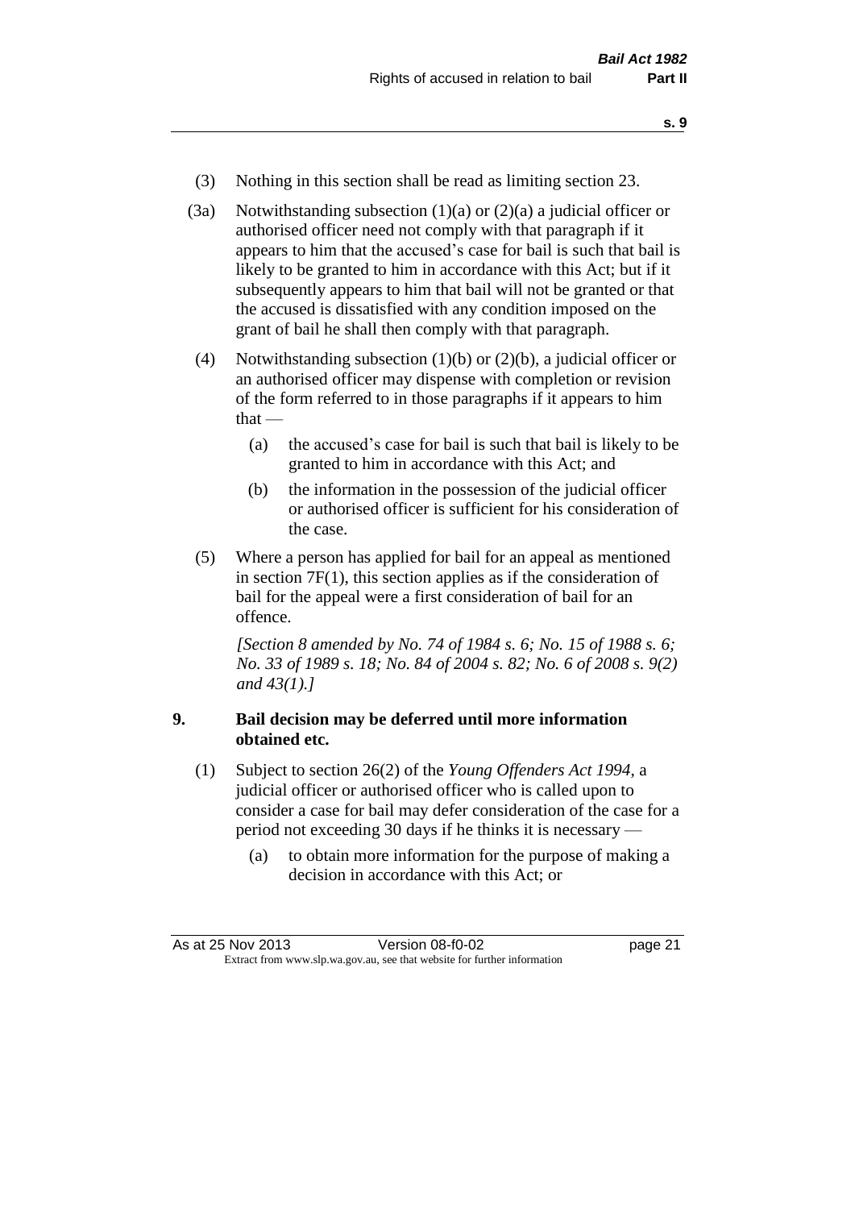(3) Nothing in this section shall be read as limiting section 23.

(3a) Notwithstanding subsection (1)(a) or (2)(a) a judicial officer or authorised officer need not comply with that paragraph if it appears to him that the accused's case for bail is such that bail is likely to be granted to him in accordance with this Act; but if it subsequently appears to him that bail will not be granted or that the accused is dissatisfied with any condition imposed on the grant of bail he shall then comply with that paragraph.

(4) Notwithstanding subsection (1)(b) or (2)(b), a judicial officer or an authorised officer may dispense with completion or revision of the form referred to in those paragraphs if it appears to him that —

- (a) the accused's case for bail is such that bail is likely to be granted to him in accordance with this Act; and
- (b) the information in the possession of the judicial officer or authorised officer is sufficient for his consideration of the case.

(5) Where a person has applied for bail for an appeal as mentioned in section 7F(1), this section applies as if the consideration of bail for the appeal were a first consideration of bail for an offence.

*[Section 8 amended by No. 74 of 1984 s. 6; No. 15 of 1988 s. 6; No. 33 of 1989 s. 18; No. 84 of 2004 s. 82; No. 6 of 2008 s. 9(2) and 43(1).]*

## 9. Bail decision may be deferred until more information obtained etc.

(1) Subject to section 26(2) of the *Young Offenders Act 1994*, a judicial officer or authorised officer who is called upon to consider a case for bail may defer consideration of the case for a period not exceeding 30 days if he thinks it is necessary —

- (a) to obtain more information for the purpose of making a decision in accordance with this Act; or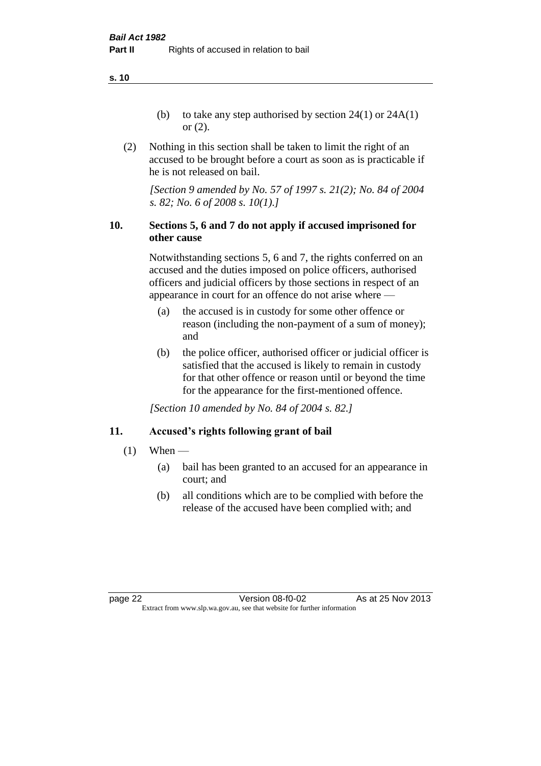(b) to take any step authorised by section 24(1) or 24A(1) or (2).

(2) Nothing in this section shall be taken to limit the right of an accused to be brought before a court as soon as is practicable if he is not released on bail.

*[Section 9 amended by No. 57 of 1997 s. 21(2); No. 84 of 2004 s. 82; No. 6 of 2008 s. 10(1).]*

### 10. Sections 5, 6 and 7 do not apply if accused imprisoned for other cause

Notwithstanding sections 5, 6 and 7, the rights conferred on an accused and the duties imposed on police officers, authorised officers and judicial officers by those sections in respect of an appearance in court for an offence do not arise where —

(a) the accused is in custody for some other offence or reason (including the non-payment of a sum of money); and

(b) the police officer, authorised officer or judicial officer is satisfied that the accused is likely to remain in custody for that other offence or reason until or beyond the time for the appearance for the first-mentioned offence.

*[Section 10 amended by No. 84 of 2004 s. 82.]*

### 11. Accused's rights following grant of bail

(1) When —

(a) bail has been granted to an accused for an appearance in court; and

(b) all conditions which are to be complied with before the release of the accused have been complied with; and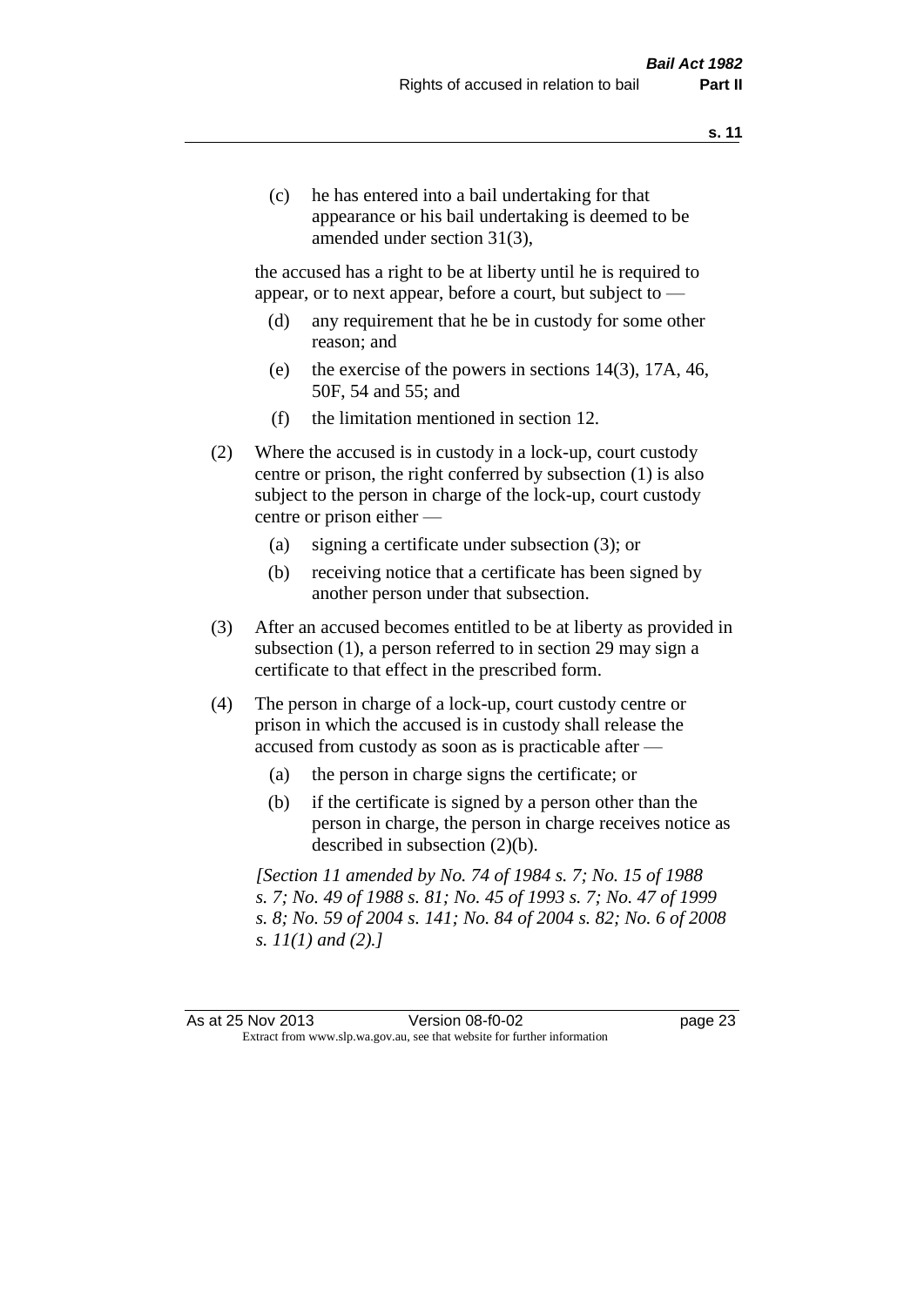(c) he has entered into a bail undertaking for that appearance or his bail undertaking is deemed to be amended under section 31(3),

the accused has a right to be at liberty until he is required to appear, or to next appear, before a court, but subject to —

(d) any requirement that he be in custody for some other reason; and

(e) the exercise of the powers in sections 14(3), 17A, 46, 50F, 54 and 55; and

(f) the limitation mentioned in section 12.

(2) Where the accused is in custody in a lock-up, court custody centre or prison, the right conferred by subsection (1) is also subject to the person in charge of the lock-up, court custody centre or prison either —

(a) signing a certificate under subsection (3); or

(b) receiving notice that a certificate has been signed by another person under that subsection.

(3) After an accused becomes entitled to be at liberty as provided in subsection (1), a person referred to in section 29 may sign a certificate to that effect in the prescribed form.

(4) The person in charge of a lock-up, court custody centre or prison in which the accused is in custody shall release the accused from custody as soon as is practicable after —

(a) the person in charge signs the certificate; or

(b) if the certificate is signed by a person other than the person in charge, the person in charge receives notice as described in subsection (2)(b).

*[Section 11 amended by No. 74 of 1984 s. 7; No. 15 of 1988 s. 7; No. 49 of 1988 s. 81; No. 45 of 1993 s. 7; No. 47 of 1999 s. 8; No. 59 of 2004 s. 141; No. 84 of 2004 s. 82; No. 6 of 2008 s. 11(1) and (2).]*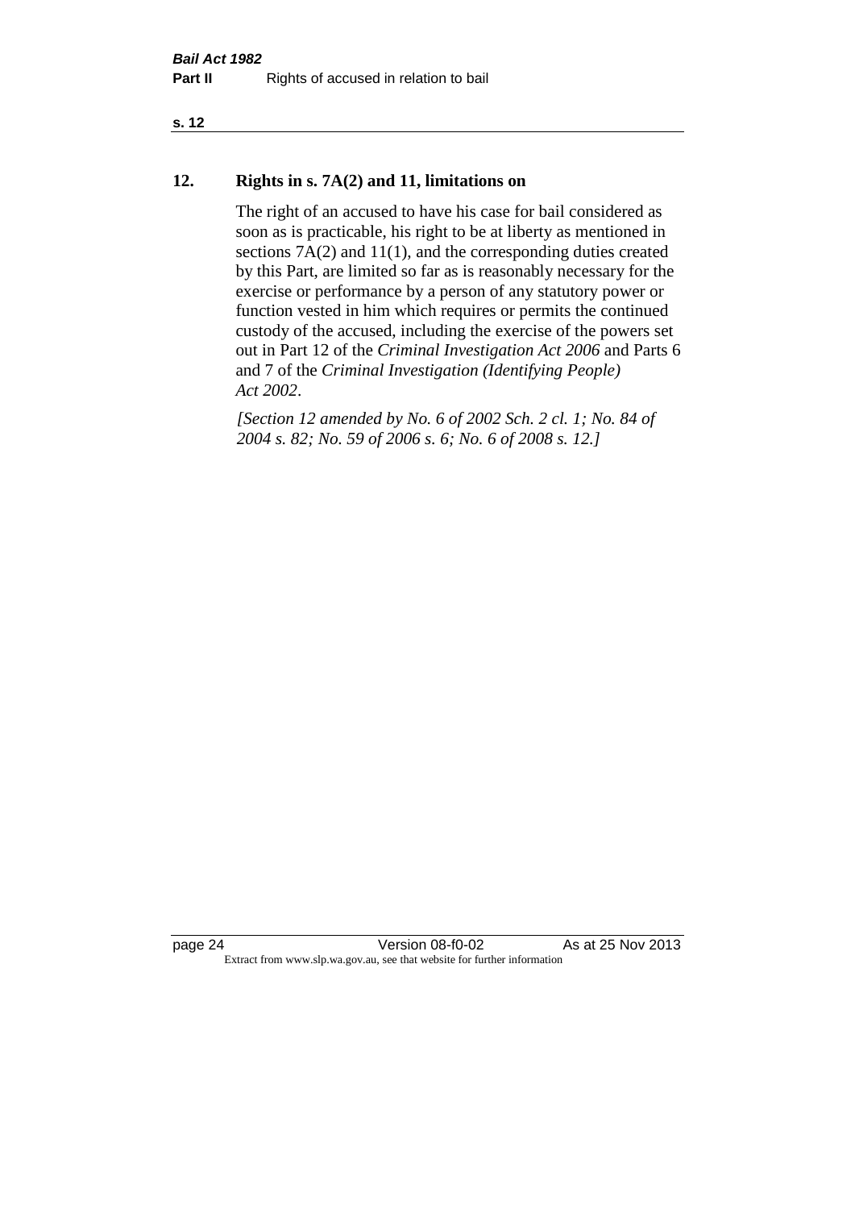## 12. Rights in s. 7A(2) and 11, limitations on

The right of an accused to have his case for bail considered as soon as is practicable, his right to be at liberty as mentioned in sections 7A(2) and 11(1), and the corresponding duties created by this Part, are limited so far as is reasonably necessary for the exercise or performance by a person of any statutory power or function vested in him which requires or permits the continued custody of the accused, including the exercise of the powers set out in Part 12 of the *Criminal Investigation Act 2006* and Parts 6 and 7 of the *Criminal Investigation (Identifying People) Act 2002*.

*[Section 12 amended by No. 6 of 2002 Sch. 2 cl. 1; No. 84 of 2004 s. 82; No. 59 of 2006 s. 6; No. 6 of 2008 s. 12.]*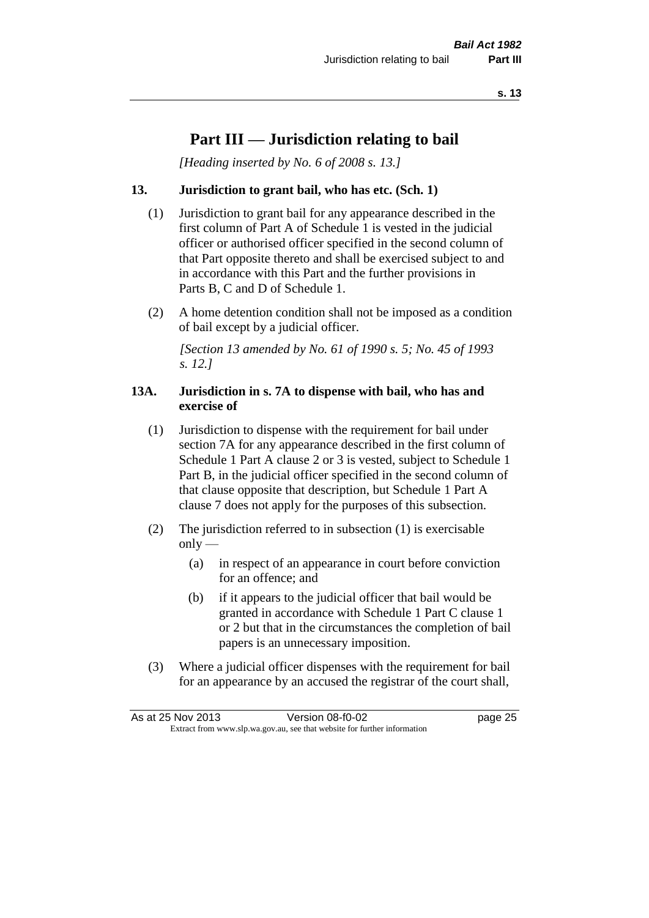# Part III — Jurisdiction relating to bail

*[Heading inserted by No. 6 of 2008 s. 13.]*

### 13. Jurisdiction to grant bail, who has etc. (Sch. 1)

(1) Jurisdiction to grant bail for any appearance described in the first column of Part A of Schedule 1 is vested in the judicial officer or authorised officer specified in the second column of that Part opposite thereto and shall be exercised subject to and in accordance with this Part and the further provisions in Parts B, C and D of Schedule 1.

(2) A home detention condition shall not be imposed as a condition of bail except by a judicial officer.

*[Section 13 amended by No. 61 of 1990 s. 5; No. 45 of 1993 s. 12.]*

### 13A. Jurisdiction in s. 7A to dispense with bail, who has and exercise of

(1) Jurisdiction to dispense with the requirement for bail under section 7A for any appearance described in the first column of Schedule 1 Part A clause 2 or 3 is vested, subject to Schedule 1 Part B, in the judicial officer specified in the second column of that clause opposite that description, but Schedule 1 Part A clause 7 does not apply for the purposes of this subsection.

(2) The jurisdiction referred to in subsection (1) is exercisable only —

- (a) in respect of an appearance in court before conviction for an offence; and
- (b) if it appears to the judicial officer that bail would be granted in accordance with Schedule 1 Part C clause 1 or 2 but that in the circumstances the completion of bail papers is an unnecessary imposition.

(3) Where a judicial officer dispenses with the requirement for bail for an appearance by an accused the registrar of the court shall,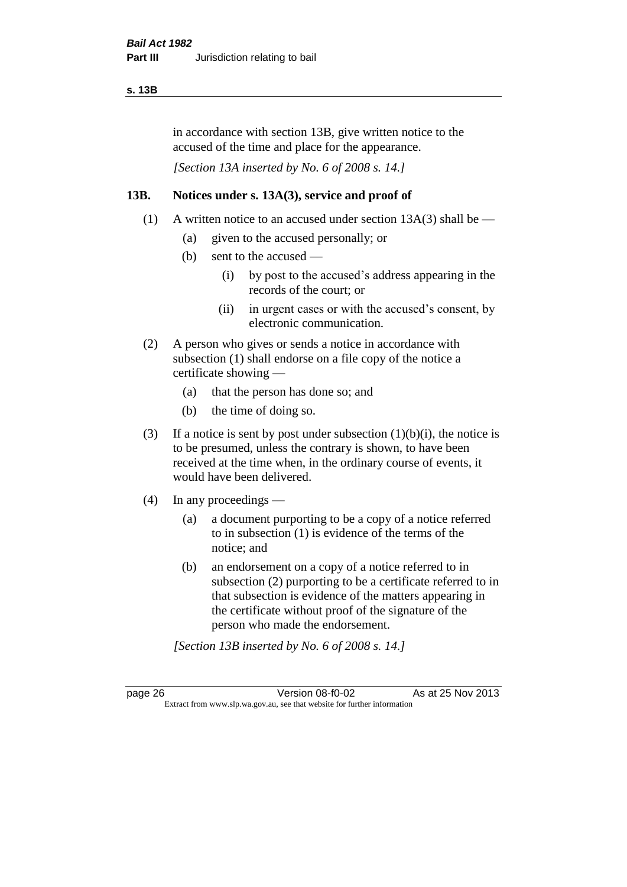in accordance with section 13B, give written notice to the accused of the time and place for the appearance.

*[Section 13A inserted by No. 6 of 2008 s. 14.]*

### 13B. Notices under s. 13A(3), service and proof of

(1) A written notice to an accused under section 13A(3) shall be —

 (a) given to the accused personally; or

 (b) sent to the accused —

  (i) by post to the accused's address appearing in the records of the court; or

  (ii) in urgent cases or with the accused's consent, by electronic communication.

(2) A person who gives or sends a notice in accordance with subsection (1) shall endorse on a file copy of the notice a certificate showing —

 (a) that the person has done so; and

 (b) the time of doing so.

(3) If a notice is sent by post under subsection (1)(b)(i), the notice is to be presumed, unless the contrary is shown, to have been received at the time when, in the ordinary course of events, it would have been delivered.

(4) In any proceedings —

 (a) a document purporting to be a copy of a notice referred to in subsection (1) is evidence of the terms of the notice; and

 (b) an endorsement on a copy of a notice referred to in subsection (2) purporting to be a certificate referred to in that subsection is evidence of the matters appearing in the certificate without proof of the signature of the person who made the endorsement.

*[Section 13B inserted by No. 6 of 2008 s. 14.]*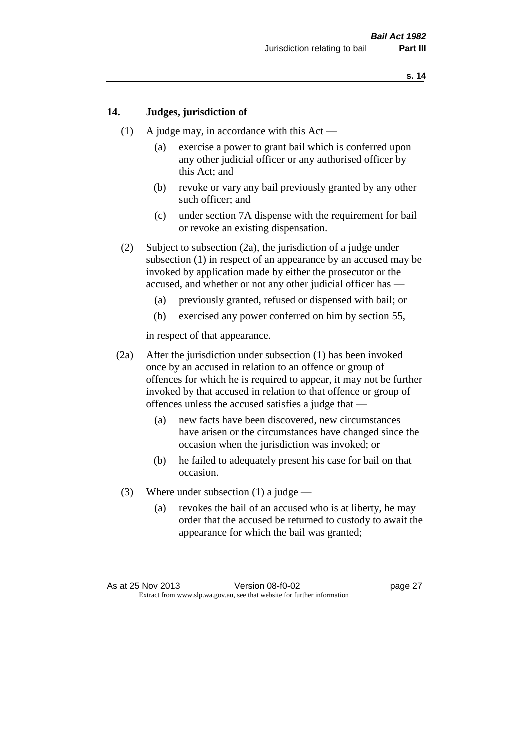## 14. Judges, jurisdiction of

(1) A judge may, in accordance with this Act —

  (a) exercise a power to grant bail which is conferred upon any other judicial officer or any authorised officer by this Act; and

  (b) revoke or vary any bail previously granted by any other such officer; and

  (c) under section 7A dispense with the requirement for bail or revoke an existing dispensation.

(2) Subject to subsection (2a), the jurisdiction of a judge under subsection (1) in respect of an appearance by an accused may be invoked by application made by either the prosecutor or the accused, and whether or not any other judicial officer has —

  (a) previously granted, refused or dispensed with bail; or

  (b) exercised any power conferred on him by section 55,

in respect of that appearance.

(2a) After the jurisdiction under subsection (1) has been invoked once by an accused in relation to an offence or group of offences for which he is required to appear, it may not be further invoked by that accused in relation to that offence or group of offences unless the accused satisfies a judge that —

  (a) new facts have been discovered, new circumstances have arisen or the circumstances have changed since the occasion when the jurisdiction was invoked; or

  (b) he failed to adequately present his case for bail on that occasion.

(3) Where under subsection (1) a judge —

  (a) revokes the bail of an accused who is at liberty, he may order that the accused be returned to custody to await the appearance for which the bail was granted;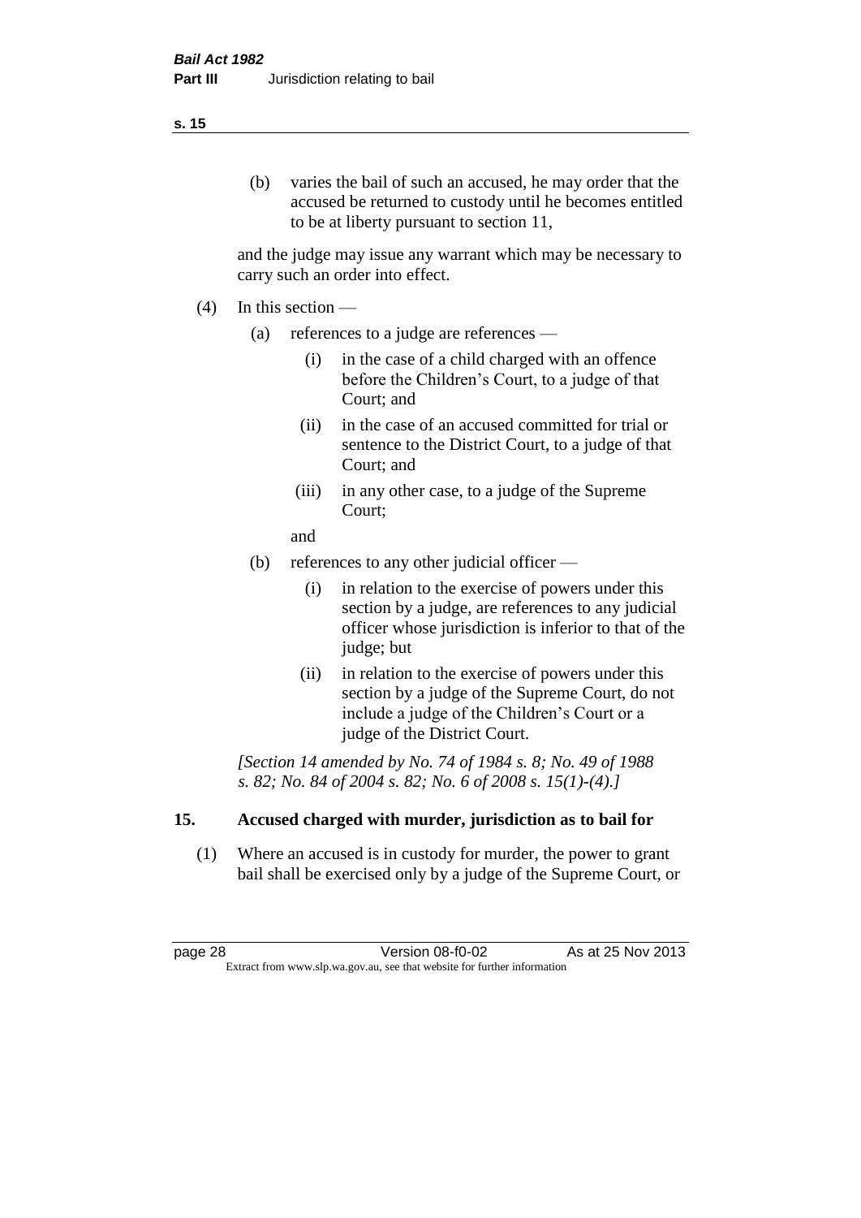(b) varies the bail of such an accused, he may order that the accused be returned to custody until he becomes entitled to be at liberty pursuant to section 11,

and the judge may issue any warrant which may be necessary to carry such an order into effect.

(4) In this section —

(a) references to a judge are references —

(i) in the case of a child charged with an offence before the Children's Court, to a judge of that Court; and

(ii) in the case of an accused committed for trial or sentence to the District Court, to a judge of that Court; and

(iii) in any other case, to a judge of the Supreme Court;

and

(b) references to any other judicial officer —

(i) in relation to the exercise of powers under this section by a judge, are references to any judicial officer whose jurisdiction is inferior to that of the judge; but

(ii) in relation to the exercise of powers under this section by a judge of the Supreme Court, do not include a judge of the Children's Court or a judge of the District Court.

*[Section 14 amended by No. 74 of 1984 s. 8; No. 49 of 1988 s. 82; No. 84 of 2004 s. 82; No. 6 of 2008 s. 15(1)-(4).]*

## 15. Accused charged with murder, jurisdiction as to bail for

(1) Where an accused is in custody for murder, the power to grant bail shall be exercised only by a judge of the Supreme Court, or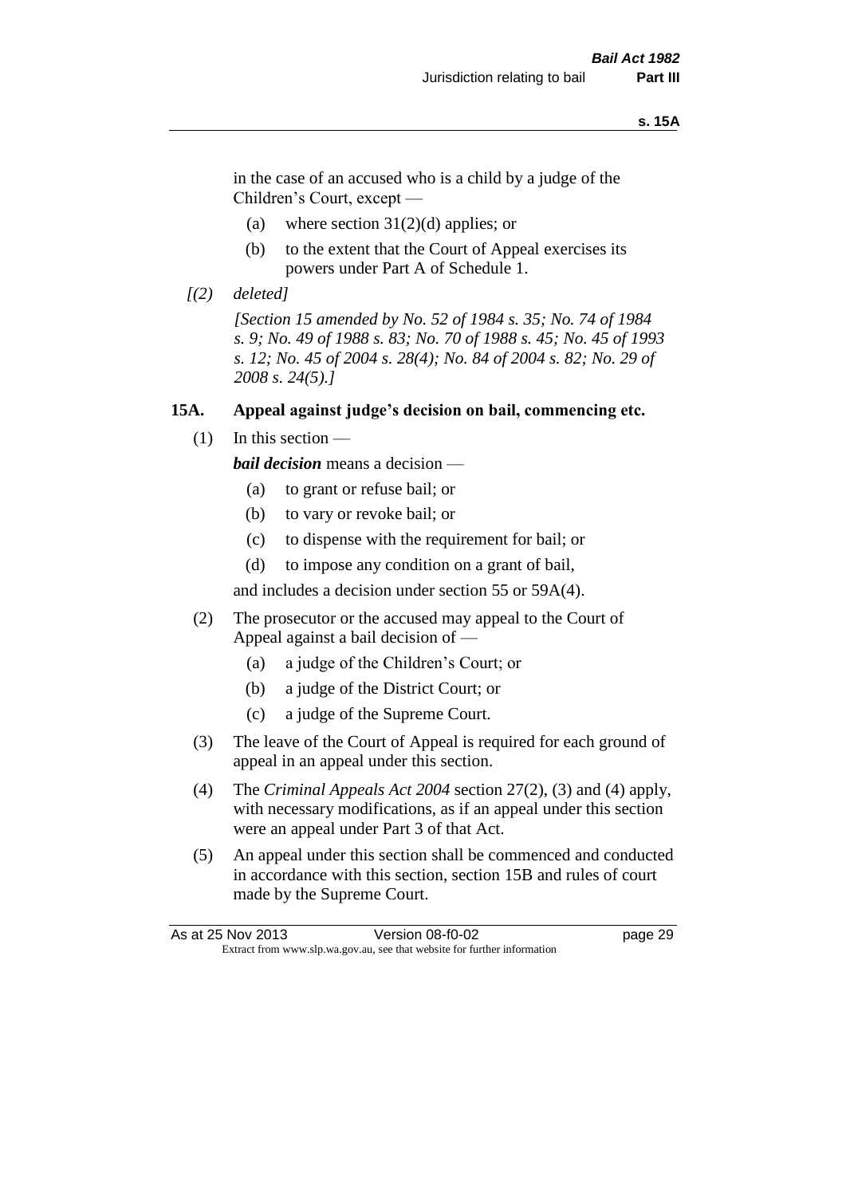in the case of an accused who is a child by a judge of the Children's Court, except —

(a) where section 31(2)(d) applies; or

(b) to the extent that the Court of Appeal exercises its powers under Part A of Schedule 1.

*[(2) deleted]*

*[Section 15 amended by No. 52 of 1984 s. 35; No. 74 of 1984 s. 9; No. 49 of 1988 s. 83; No. 70 of 1988 s. 45; No. 45 of 1993 s. 12; No. 45 of 2004 s. 28(4); No. 84 of 2004 s. 82; No. 29 of 2008 s. 24(5).]*

### 15A. Appeal against judge's decision on bail, commencing etc.

(1) In this section —

***bail decision*** means a decision —

(a) to grant or refuse bail; or

(b) to vary or revoke bail; or

(c) to dispense with the requirement for bail; or

(d) to impose any condition on a grant of bail,

and includes a decision under section 55 or 59A(4).

(2) The prosecutor or the accused may appeal to the Court of Appeal against a bail decision of —

(a) a judge of the Children's Court; or

(b) a judge of the District Court; or

(c) a judge of the Supreme Court.

(3) The leave of the Court of Appeal is required for each ground of appeal in an appeal under this section.

(4) The *Criminal Appeals Act 2004* section 27(2), (3) and (4) apply, with necessary modifications, as if an appeal under this section were an appeal under Part 3 of that Act.

(5) An appeal under this section shall be commenced and conducted in accordance with this section, section 15B and rules of court made by the Supreme Court.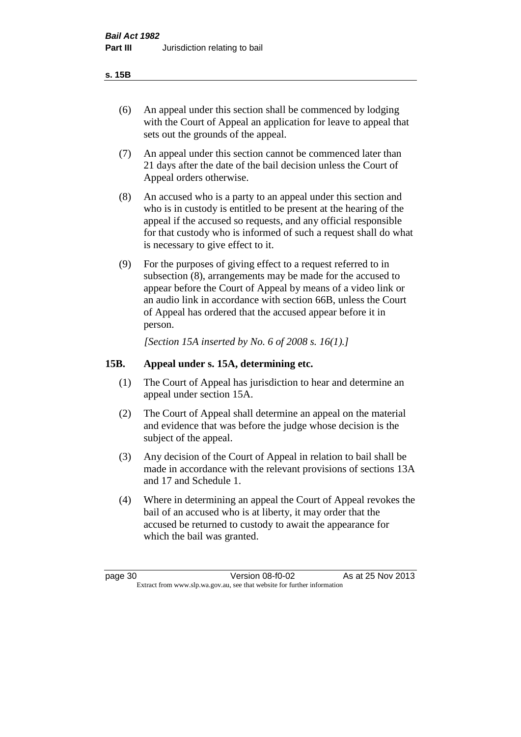(6) An appeal under this section shall be commenced by lodging with the Court of Appeal an application for leave to appeal that sets out the grounds of the appeal.

(7) An appeal under this section cannot be commenced later than 21 days after the date of the bail decision unless the Court of Appeal orders otherwise.

(8) An accused who is a party to an appeal under this section and who is in custody is entitled to be present at the hearing of the appeal if the accused so requests, and any official responsible for that custody who is informed of such a request shall do what is necessary to give effect to it.

(9) For the purposes of giving effect to a request referred to in subsection (8), arrangements may be made for the accused to appear before the Court of Appeal by means of a video link or an audio link in accordance with section 66B, unless the Court of Appeal has ordered that the accused appear before it in person.

*[Section 15A inserted by No. 6 of 2008 s. 16(1).]*

### 15B. Appeal under s. 15A, determining etc.

(1) The Court of Appeal has jurisdiction to hear and determine an appeal under section 15A.

(2) The Court of Appeal shall determine an appeal on the material and evidence that was before the judge whose decision is the subject of the appeal.

(3) Any decision of the Court of Appeal in relation to bail shall be made in accordance with the relevant provisions of sections 13A and 17 and Schedule 1.

(4) Where in determining an appeal the Court of Appeal revokes the bail of an accused who is at liberty, it may order that the accused be returned to custody to await the appearance for which the bail was granted.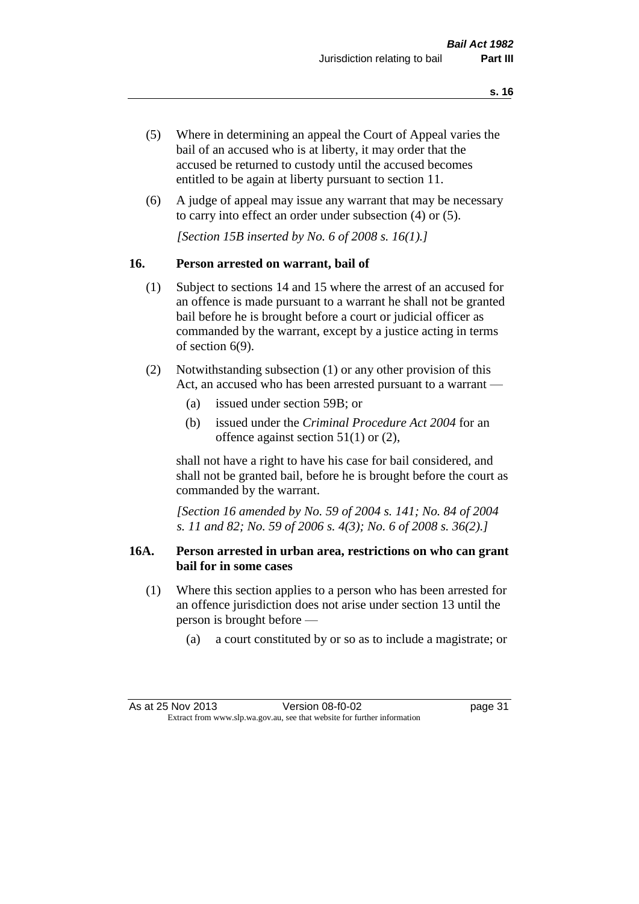(5) Where in determining an appeal the Court of Appeal varies the bail of an accused who is at liberty, it may order that the accused be returned to custody until the accused becomes entitled to be again at liberty pursuant to section 11.

(6) A judge of appeal may issue any warrant that may be necessary to carry into effect an order under subsection (4) or (5).

*[Section 15B inserted by No. 6 of 2008 s. 16(1).]*

### 16. Person arrested on warrant, bail of

(1) Subject to sections 14 and 15 where the arrest of an accused for an offence is made pursuant to a warrant he shall not be granted bail before he is brought before a court or judicial officer as commanded by the warrant, except by a justice acting in terms of section 6(9).

(2) Notwithstanding subsection (1) or any other provision of this Act, an accused who has been arrested pursuant to a warrant —

- (a) issued under section 59B; or
- (b) issued under the *Criminal Procedure Act 2004* for an offence against section 51(1) or (2),

shall not have a right to have his case for bail considered, and shall not be granted bail, before he is brought before the court as commanded by the warrant.

*[Section 16 amended by No. 59 of 2004 s. 141; No. 84 of 2004 s. 11 and 82; No. 59 of 2006 s. 4(3); No. 6 of 2008 s. 36(2).]*

### 16A. Person arrested in urban area, restrictions on who can grant bail for in some cases

(1) Where this section applies to a person who has been arrested for an offence jurisdiction does not arise under section 13 until the person is brought before —

- (a) a court constituted by or so as to include a magistrate; or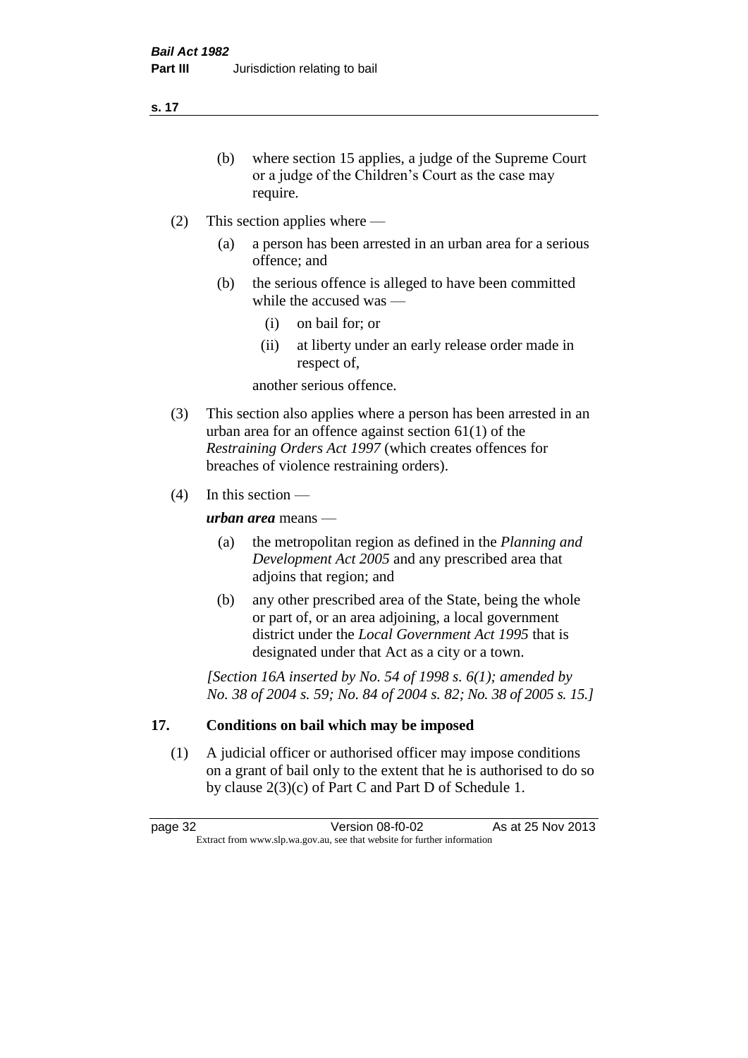(b) where section 15 applies, a judge of the Supreme Court or a judge of the Children's Court as the case may require.

(2) This section applies where —

(a) a person has been arrested in an urban area for a serious offence; and

(b) the serious offence is alleged to have been committed while the accused was —

(i) on bail for; or

(ii) at liberty under an early release order made in respect of,

another serious offence.

(3) This section also applies where a person has been arrested in an urban area for an offence against section 61(1) of the *Restraining Orders Act 1997* (which creates offences for breaches of violence restraining orders).

(4) In this section —

***urban area*** means —

(a) the metropolitan region as defined in the *Planning and Development Act 2005* and any prescribed area that adjoins that region; and

(b) any other prescribed area of the State, being the whole or part of, or an area adjoining, a local government district under the *Local Government Act 1995* that is designated under that Act as a city or a town.

*[Section 16A inserted by No. 54 of 1998 s. 6(1); amended by No. 38 of 2004 s. 59; No. 84 of 2004 s. 82; No. 38 of 2005 s. 15.]*

## 17. Conditions on bail which may be imposed

(1) A judicial officer or authorised officer may impose conditions on a grant of bail only to the extent that he is authorised to do so by clause 2(3)(c) of Part C and Part D of Schedule 1.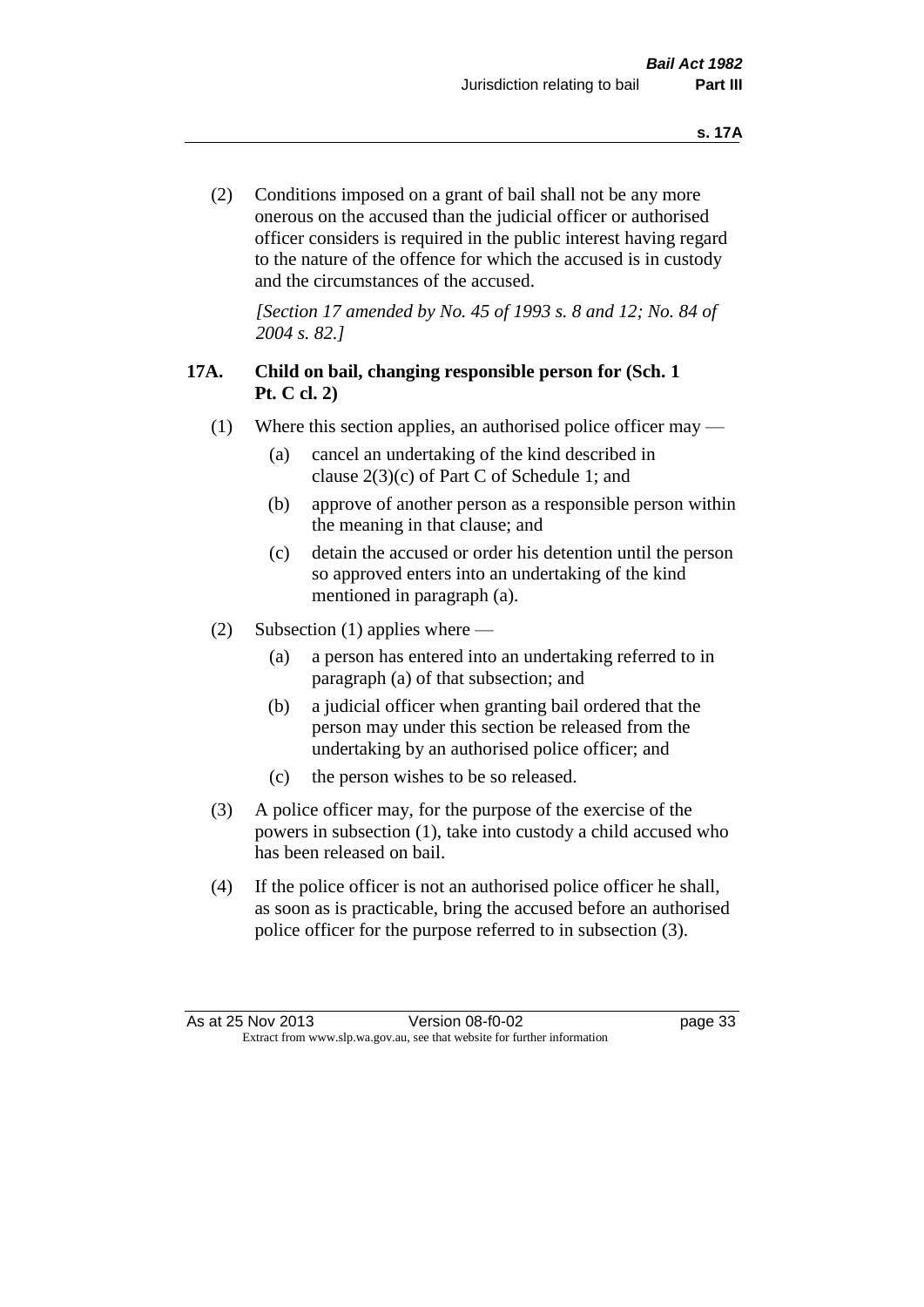(2) Conditions imposed on a grant of bail shall not be any more onerous on the accused than the judicial officer or authorised officer considers is required in the public interest having regard to the nature of the offence for which the accused is in custody and the circumstances of the accused.

*[Section 17 amended by No. 45 of 1993 s. 8 and 12; No. 84 of 2004 s. 82.]*

### 17A. Child on bail, changing responsible person for (Sch. 1 Pt. C cl. 2)

(1) Where this section applies, an authorised police officer may —

- (a) cancel an undertaking of the kind described in clause 2(3)(c) of Part C of Schedule 1; and
- (b) approve of another person as a responsible person within the meaning in that clause; and
- (c) detain the accused or order his detention until the person so approved enters into an undertaking of the kind mentioned in paragraph (a).

(2) Subsection (1) applies where —

- (a) a person has entered into an undertaking referred to in paragraph (a) of that subsection; and
- (b) a judicial officer when granting bail ordered that the person may under this section be released from the undertaking by an authorised police officer; and
- (c) the person wishes to be so released.

(3) A police officer may, for the purpose of the exercise of the powers in subsection (1), take into custody a child accused who has been released on bail.

(4) If the police officer is not an authorised police officer he shall, as soon as is practicable, bring the accused before an authorised police officer for the purpose referred to in subsection (3).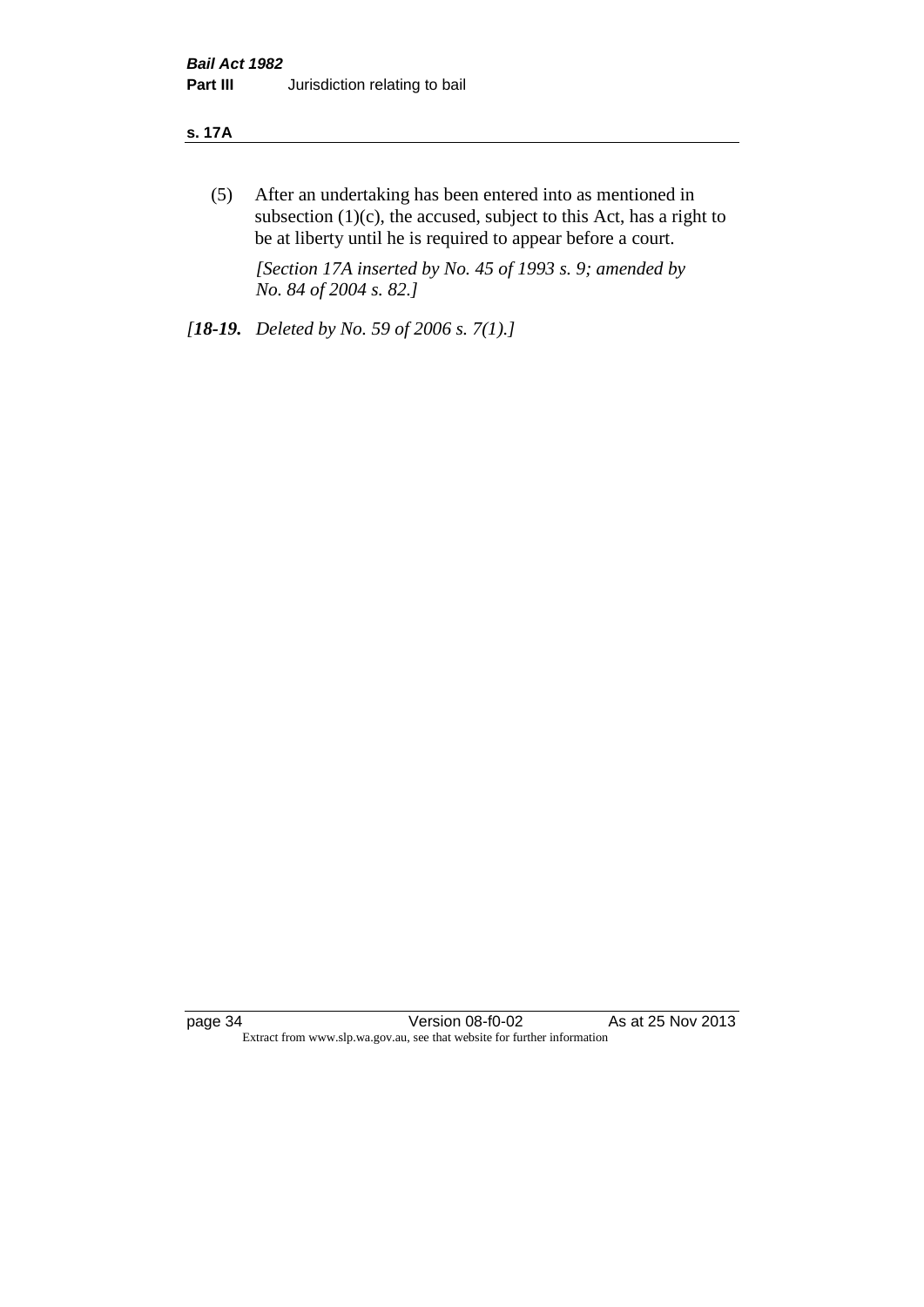(5) After an undertaking has been entered into as mentioned in subsection (1)(c), the accused, subject to this Act, has a right to be at liberty until he is required to appear before a court.

*[Section 17A inserted by No. 45 of 1993 s. 9; amended by No. 84 of 2004 s. 82.]*

*[**18-19.** Deleted by No. 59 of 2006 s. 7(1).]*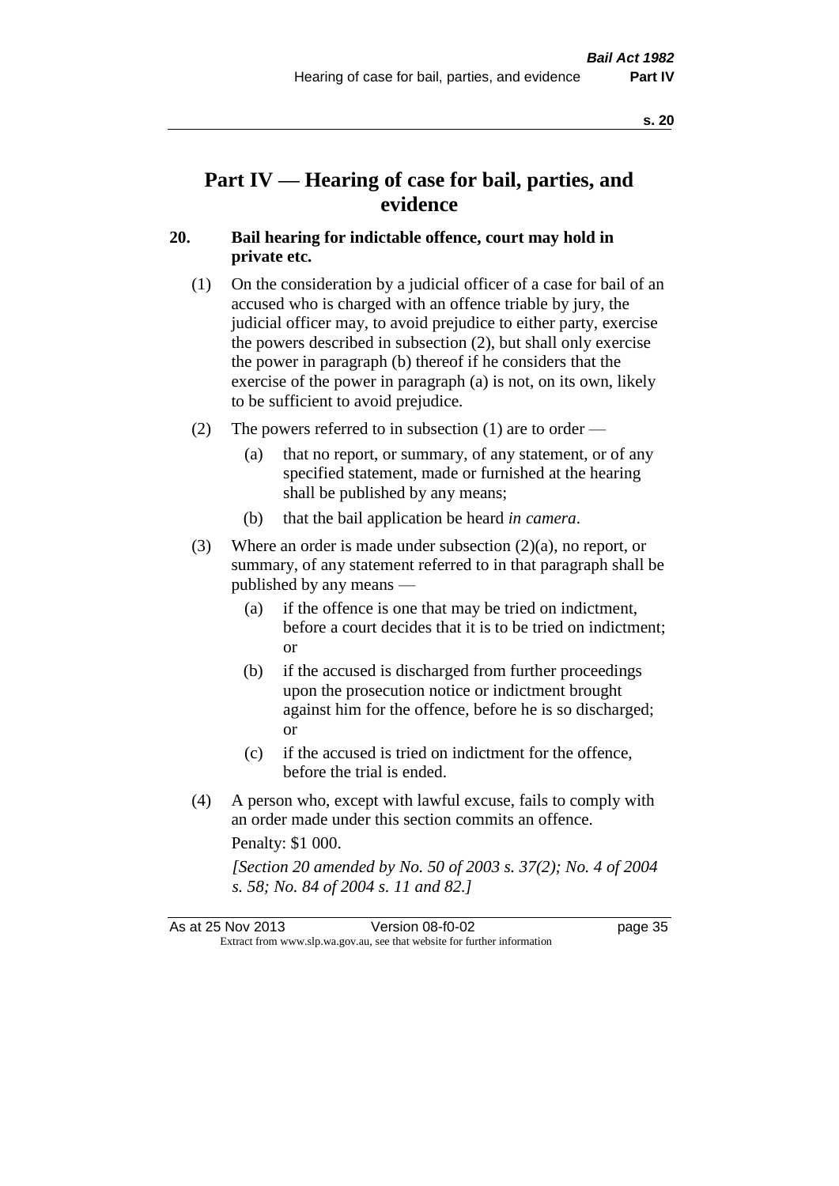# Part IV — Hearing of case for bail, parties, and evidence

## 20. Bail hearing for indictable offence, court may hold in private etc.

(1) On the consideration by a judicial officer of a case for bail of an accused who is charged with an offence triable by jury, the judicial officer may, to avoid prejudice to either party, exercise the powers described in subsection (2), but shall only exercise the power in paragraph (b) thereof if he considers that the exercise of the power in paragraph (a) is not, on its own, likely to be sufficient to avoid prejudice.

(2) The powers referred to in subsection (1) are to order —

(a) that no report, or summary, of any statement, or of any specified statement, made or furnished at the hearing shall be published by any means;

(b) that the bail application be heard *in camera*.

(3) Where an order is made under subsection (2)(a), no report, or summary, of any statement referred to in that paragraph shall be published by any means —

(a) if the offence is one that may be tried on indictment, before a court decides that it is to be tried on indictment; or

(b) if the accused is discharged from further proceedings upon the prosecution notice or indictment brought against him for the offence, before he is so discharged; or

(c) if the accused is tried on indictment for the offence, before the trial is ended.

(4) A person who, except with lawful excuse, fails to comply with an order made under this section commits an offence.

Penalty: $1 000.

*[Section 20 amended by No. 50 of 2003 s. 37(2); No. 4 of 2004 s. 58; No. 84 of 2004 s. 11 and 82.]*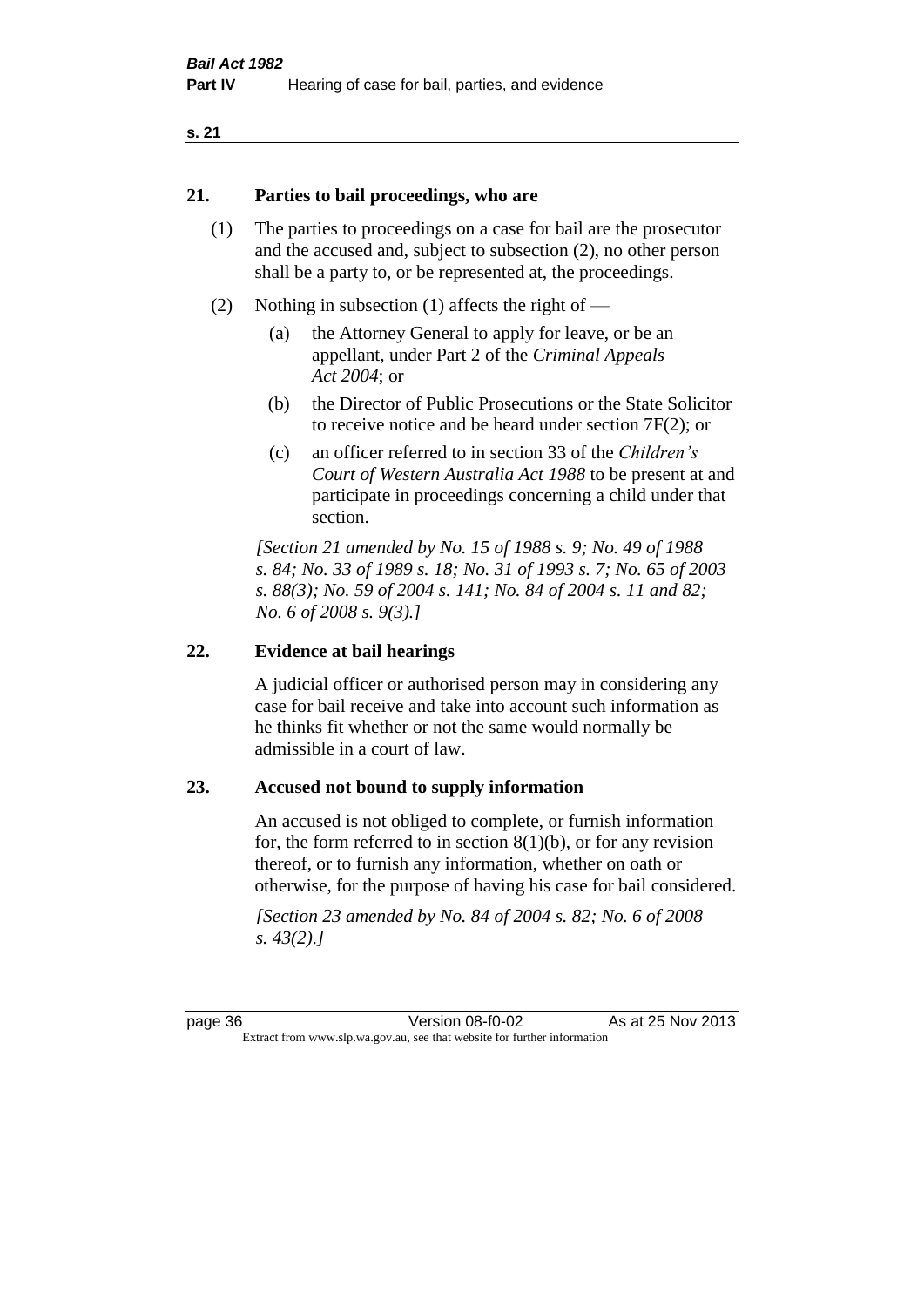## 21. Parties to bail proceedings, who are

(1) The parties to proceedings on a case for bail are the prosecutor and the accused and, subject to subsection (2), no other person shall be a party to, or be represented at, the proceedings.

(2) Nothing in subsection (1) affects the right of —

- (a) the Attorney General to apply for leave, or be an appellant, under Part 2 of the *Criminal Appeals Act 2004*; or
- (b) the Director of Public Prosecutions or the State Solicitor to receive notice and be heard under section 7F(2); or
- (c) an officer referred to in section 33 of the *Children's Court of Western Australia Act 1988* to be present at and participate in proceedings concerning a child under that section.

*[Section 21 amended by No. 15 of 1988 s. 9; No. 49 of 1988 s. 84; No. 33 of 1989 s. 18; No. 31 of 1993 s. 7; No. 65 of 2003 s. 88(3); No. 59 of 2004 s. 141; No. 84 of 2004 s. 11 and 82; No. 6 of 2008 s. 9(3).]*

## 22. Evidence at bail hearings

A judicial officer or authorised person may in considering any case for bail receive and take into account such information as he thinks fit whether or not the same would normally be admissible in a court of law.

## 23. Accused not bound to supply information

An accused is not obliged to complete, or furnish information for, the form referred to in section 8(1)(b), or for any revision thereof, or to furnish any information, whether on oath or otherwise, for the purpose of having his case for bail considered.

*[Section 23 amended by No. 84 of 2004 s. 82; No. 6 of 2008 s. 43(2).]*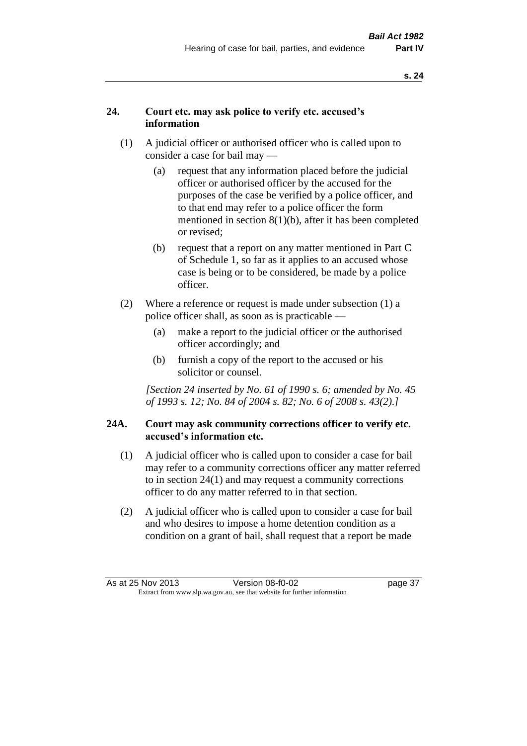## 24. Court etc. may ask police to verify etc. accused's information

(1) A judicial officer or authorised officer who is called upon to consider a case for bail may —

(a) request that any information placed before the judicial officer or authorised officer by the accused for the purposes of the case be verified by a police officer, and to that end may refer to a police officer the form mentioned in section 8(1)(b), after it has been completed or revised;

(b) request that a report on any matter mentioned in Part C of Schedule 1, so far as it applies to an accused whose case is being or to be considered, be made by a police officer.

(2) Where a reference or request is made under subsection (1) a police officer shall, as soon as is practicable —

(a) make a report to the judicial officer or the authorised officer accordingly; and

(b) furnish a copy of the report to the accused or his solicitor or counsel.

*[Section 24 inserted by No. 61 of 1990 s. 6; amended by No. 45 of 1993 s. 12; No. 84 of 2004 s. 82; No. 6 of 2008 s. 43(2).]*

## 24A. Court may ask community corrections officer to verify etc. accused's information etc.

(1) A judicial officer who is called upon to consider a case for bail may refer to a community corrections officer any matter referred to in section 24(1) and may request a community corrections officer to do any matter referred to in that section.

(2) A judicial officer who is called upon to consider a case for bail and who desires to impose a home detention condition as a condition on a grant of bail, shall request that a report be made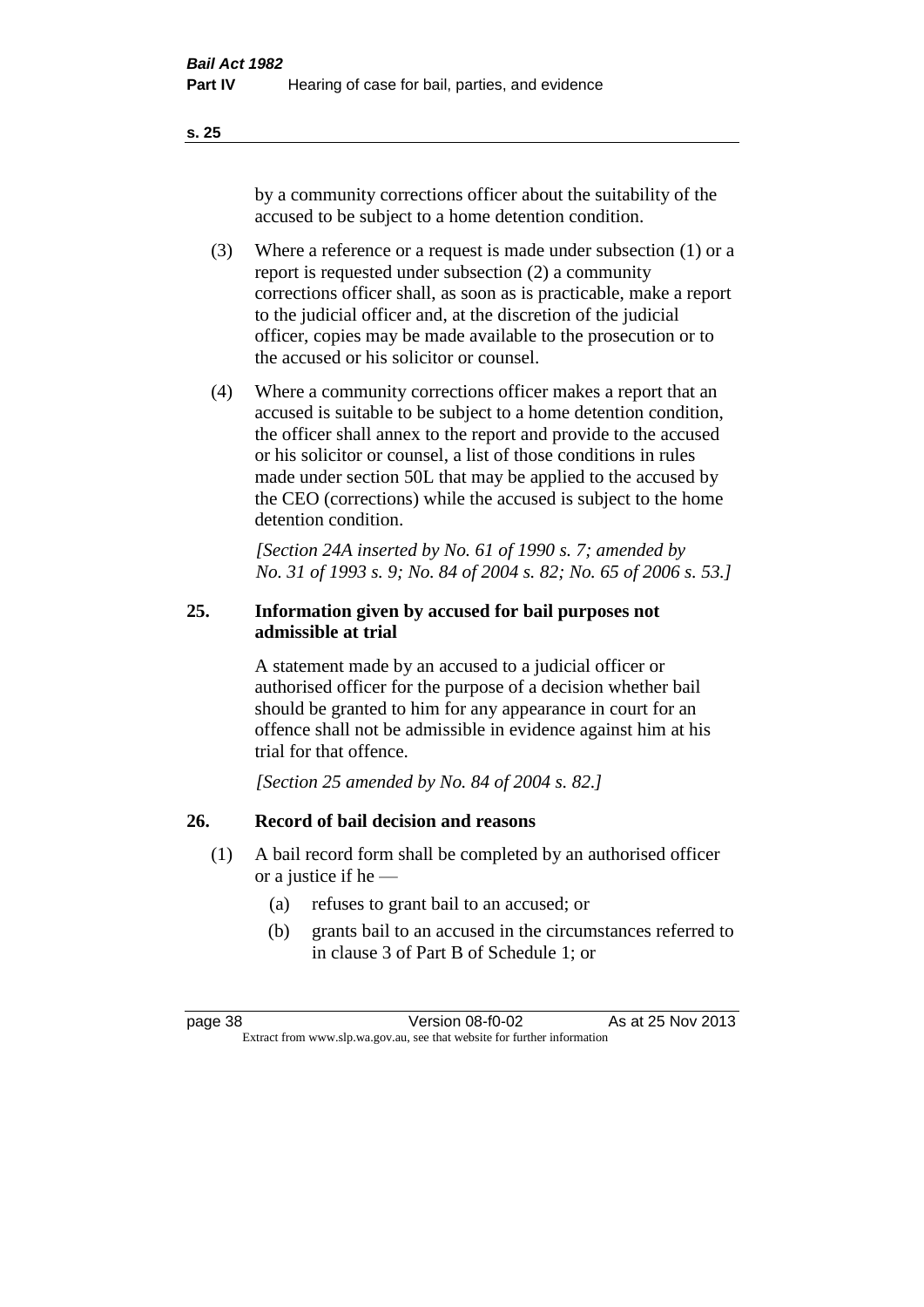by a community corrections officer about the suitability of the accused to be subject to a home detention condition.

(3) Where a reference or a request is made under subsection (1) or a report is requested under subsection (2) a community corrections officer shall, as soon as is practicable, make a report to the judicial officer and, at the discretion of the judicial officer, copies may be made available to the prosecution or to the accused or his solicitor or counsel.

(4) Where a community corrections officer makes a report that an accused is suitable to be subject to a home detention condition, the officer shall annex to the report and provide to the accused or his solicitor or counsel, a list of those conditions in rules made under section 50L that may be applied to the accused by the CEO (corrections) while the accused is subject to the home detention condition.

*[Section 24A inserted by No. 61 of 1990 s. 7; amended by No. 31 of 1993 s. 9; No. 84 of 2004 s. 82; No. 65 of 2006 s. 53.]*

## 25. Information given by accused for bail purposes not admissible at trial

A statement made by an accused to a judicial officer or authorised officer for the purpose of a decision whether bail should be granted to him for any appearance in court for an offence shall not be admissible in evidence against him at his trial for that offence.

*[Section 25 amended by No. 84 of 2004 s. 82.]*

## 26. Record of bail decision and reasons

(1) A bail record form shall be completed by an authorised officer or a justice if he —

(a) refuses to grant bail to an accused; or

(b) grants bail to an accused in the circumstances referred to in clause 3 of Part B of Schedule 1; or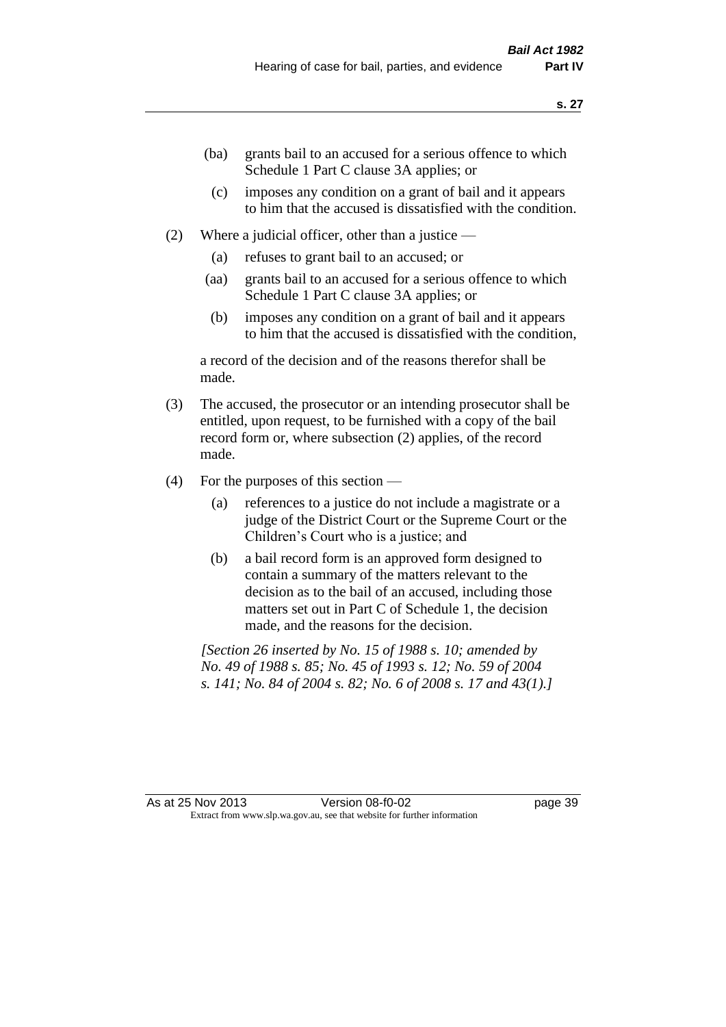- (ba) grants bail to an accused for a serious offence to which Schedule 1 Part C clause 3A applies; or
- (c) imposes any condition on a grant of bail and it appears to him that the accused is dissatisfied with the condition.

(2) Where a judicial officer, other than a justice —

- (a) refuses to grant bail to an accused; or
- (aa) grants bail to an accused for a serious offence to which Schedule 1 Part C clause 3A applies; or
- (b) imposes any condition on a grant of bail and it appears to him that the accused is dissatisfied with the condition,

a record of the decision and of the reasons therefor shall be made.

(3) The accused, the prosecutor or an intending prosecutor shall be entitled, upon request, to be furnished with a copy of the bail record form or, where subsection (2) applies, of the record made.

(4) For the purposes of this section —

- (a) references to a justice do not include a magistrate or a judge of the District Court or the Supreme Court or the Children's Court who is a justice; and
- (b) a bail record form is an approved form designed to contain a summary of the matters relevant to the decision as to the bail of an accused, including those matters set out in Part C of Schedule 1, the decision made, and the reasons for the decision.

*[Section 26 inserted by No. 15 of 1988 s. 10; amended by No. 49 of 1988 s. 85; No. 45 of 1993 s. 12; No. 59 of 2004 s. 141; No. 84 of 2004 s. 82; No. 6 of 2008 s. 17 and 43(1).]*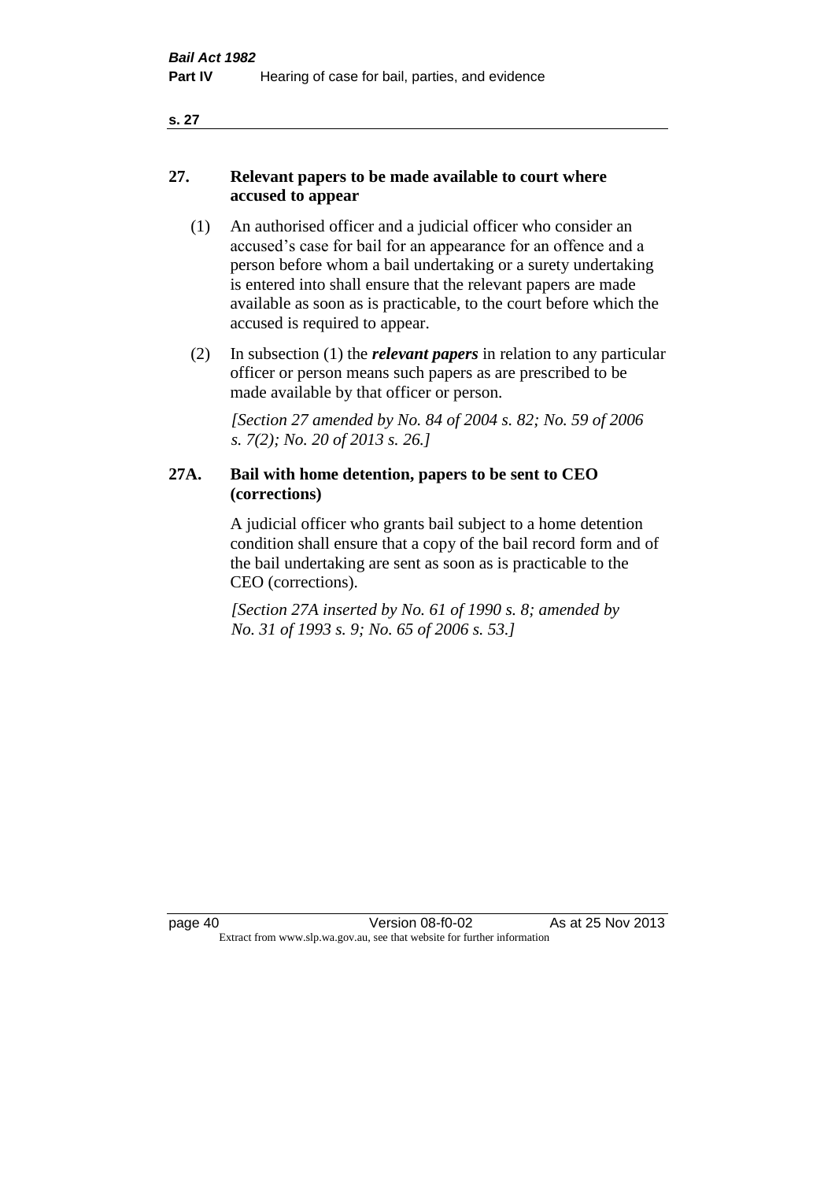## 27. Relevant papers to be made available to court where accused to appear

(1) An authorised officer and a judicial officer who consider an accused's case for bail for an appearance for an offence and a person before whom a bail undertaking or a surety undertaking is entered into shall ensure that the relevant papers are made available as soon as is practicable, to the court before which the accused is required to appear.

(2) In subsection (1) the ***relevant papers*** in relation to any particular officer or person means such papers as are prescribed to be made available by that officer or person.

*[Section 27 amended by No. 84 of 2004 s. 82; No. 59 of 2006 s. 7(2); No. 20 of 2013 s. 26.]*

## 27A. Bail with home detention, papers to be sent to CEO (corrections)

A judicial officer who grants bail subject to a home detention condition shall ensure that a copy of the bail record form and of the bail undertaking are sent as soon as is practicable to the CEO (corrections).

*[Section 27A inserted by No. 61 of 1990 s. 8; amended by No. 31 of 1993 s. 9; No. 65 of 2006 s. 53.]*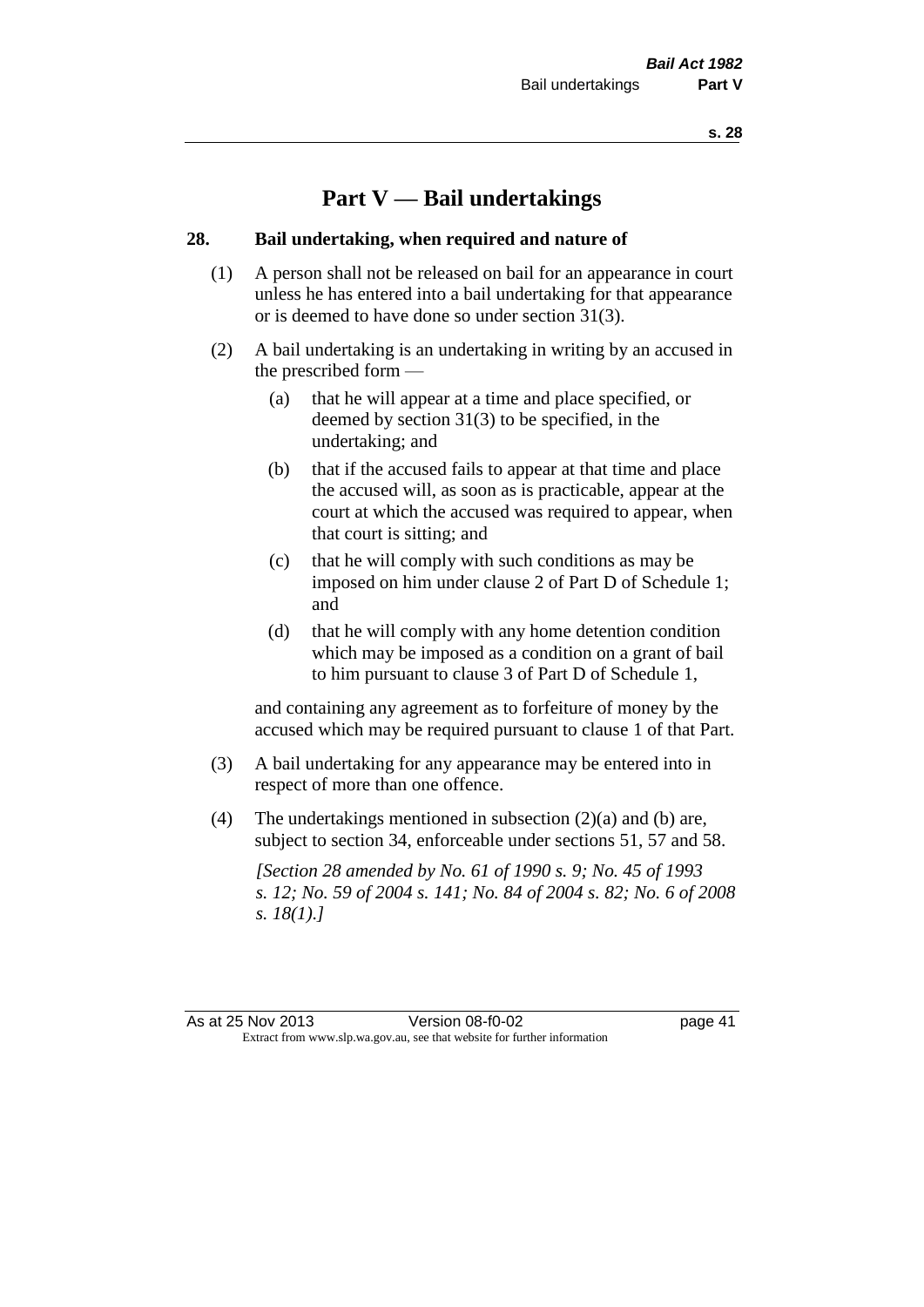# Part V — Bail undertakings

## 28. Bail undertaking, when required and nature of

(1) A person shall not be released on bail for an appearance in court unless he has entered into a bail undertaking for that appearance or is deemed to have done so under section 31(3).

(2) A bail undertaking is an undertaking in writing by an accused in the prescribed form —

- (a) that he will appear at a time and place specified, or deemed by section 31(3) to be specified, in the undertaking; and
- (b) that if the accused fails to appear at that time and place the accused will, as soon as is practicable, appear at the court at which the accused was required to appear, when that court is sitting; and
- (c) that he will comply with such conditions as may be imposed on him under clause 2 of Part D of Schedule 1; and
- (d) that he will comply with any home detention condition which may be imposed as a condition on a grant of bail to him pursuant to clause 3 of Part D of Schedule 1,

and containing any agreement as to forfeiture of money by the accused which may be required pursuant to clause 1 of that Part.

(3) A bail undertaking for any appearance may be entered into in respect of more than one offence.

(4) The undertakings mentioned in subsection (2)(a) and (b) are, subject to section 34, enforceable under sections 51, 57 and 58.

*[Section 28 amended by No. 61 of 1990 s. 9; No. 45 of 1993 s. 12; No. 59 of 2004 s. 141; No. 84 of 2004 s. 82; No. 6 of 2008 s. 18(1).]*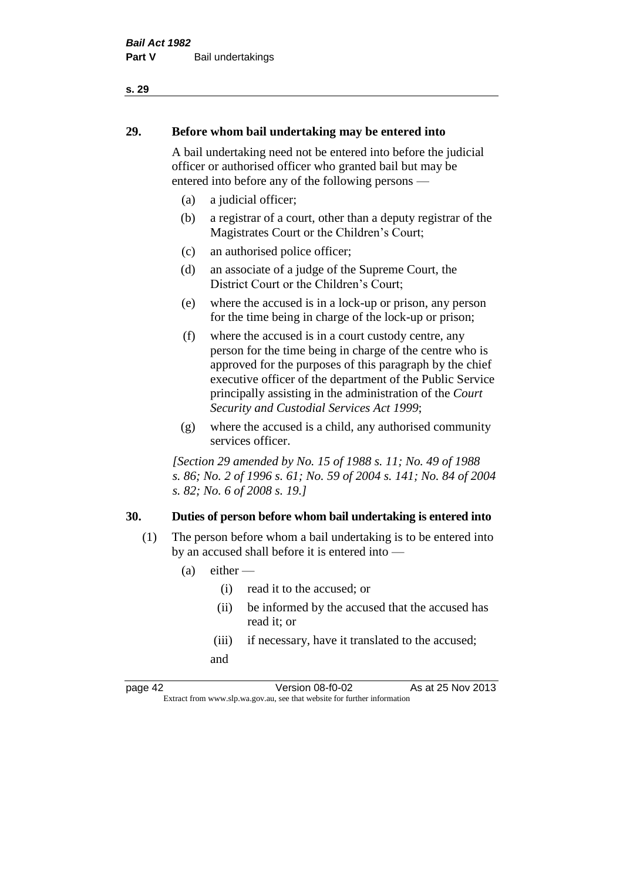## 29. Before whom bail undertaking may be entered into

A bail undertaking need not be entered into before the judicial officer or authorised officer who granted bail but may be entered into before any of the following persons —

(a) a judicial officer;

(b) a registrar of a court, other than a deputy registrar of the Magistrates Court or the Children's Court;

(c) an authorised police officer;

(d) an associate of a judge of the Supreme Court, the District Court or the Children's Court;

(e) where the accused is in a lock-up or prison, any person for the time being in charge of the lock-up or prison;

(f) where the accused is in a court custody centre, any person for the time being in charge of the centre who is approved for the purposes of this paragraph by the chief executive officer of the department of the Public Service principally assisting in the administration of the *Court Security and Custodial Services Act 1999*;

(g) where the accused is a child, any authorised community services officer.

*[Section 29 amended by No. 15 of 1988 s. 11; No. 49 of 1988 s. 86; No. 2 of 1996 s. 61; No. 59 of 2004 s. 141; No. 84 of 2004 s. 82; No. 6 of 2008 s. 19.]*

## 30. Duties of person before whom bail undertaking is entered into

(1) The person before whom a bail undertaking is to be entered into by an accused shall before it is entered into —

(a) either —

(i) read it to the accused; or

(ii) be informed by the accused that the accused has read it; or

(iii) if necessary, have it translated to the accused;

and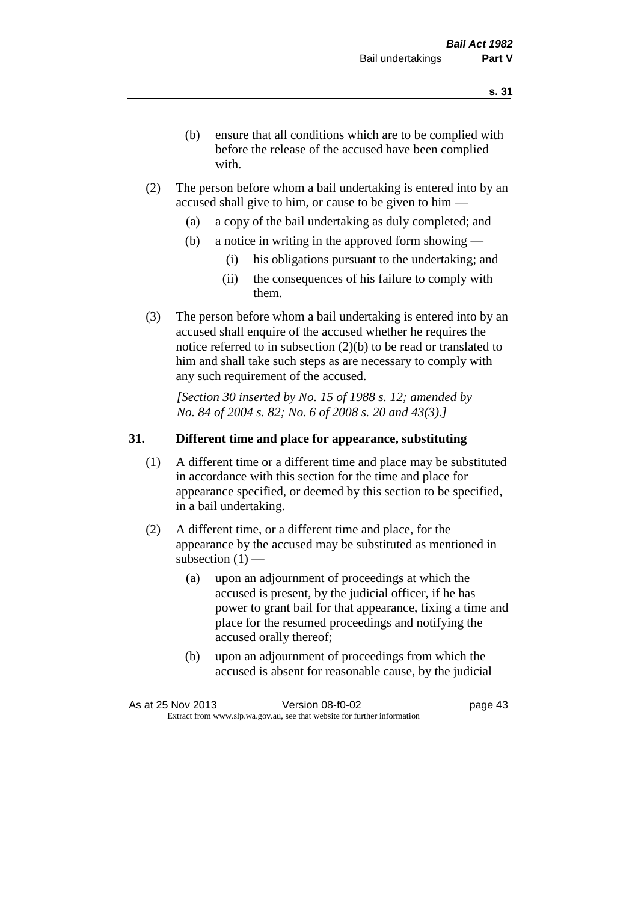(b) ensure that all conditions which are to be complied with before the release of the accused have been complied with.

(2) The person before whom a bail undertaking is entered into by an accused shall give to him, or cause to be given to him —

   (a) a copy of the bail undertaking as duly completed; and

   (b) a notice in writing in the approved form showing —

      (i) his obligations pursuant to the undertaking; and

      (ii) the consequences of his failure to comply with them.

(3) The person before whom a bail undertaking is entered into by an accused shall enquire of the accused whether he requires the notice referred to in subsection (2)(b) to be read or translated to him and shall take such steps as are necessary to comply with any such requirement of the accused.

*[Section 30 inserted by No. 15 of 1988 s. 12; amended by No. 84 of 2004 s. 82; No. 6 of 2008 s. 20 and 43(3).]*

### 31. Different time and place for appearance, substituting

(1) A different time or a different time and place may be substituted in accordance with this section for the time and place for appearance specified, or deemed by this section to be specified, in a bail undertaking.

(2) A different time, or a different time and place, for the appearance by the accused may be substituted as mentioned in subsection (1) —

   (a) upon an adjournment of proceedings at which the accused is present, by the judicial officer, if he has power to grant bail for that appearance, fixing a time and place for the resumed proceedings and notifying the accused orally thereof;

   (b) upon an adjournment of proceedings from which the accused is absent for reasonable cause, by the judicial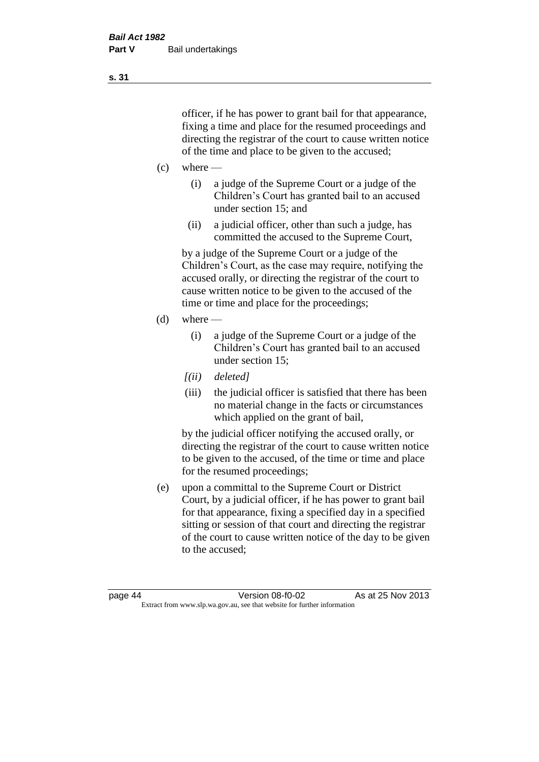officer, if he has power to grant bail for that appearance, fixing a time and place for the resumed proceedings and directing the registrar of the court to cause written notice of the time and place to be given to the accused;

(c) where —

  (i) a judge of the Supreme Court or a judge of the Children's Court has granted bail to an accused under section 15; and

  (ii) a judicial officer, other than such a judge, has committed the accused to the Supreme Court,

  by a judge of the Supreme Court or a judge of the Children's Court, as the case may require, notifying the accused orally, or directing the registrar of the court to cause written notice to be given to the accused of the time or time and place for the proceedings;

(d) where —

  (i) a judge of the Supreme Court or a judge of the Children's Court has granted bail to an accused under section 15;

  *[(ii) deleted]*

  (iii) the judicial officer is satisfied that there has been no material change in the facts or circumstances which applied on the grant of bail,

  by the judicial officer notifying the accused orally, or directing the registrar of the court to cause written notice to be given to the accused, of the time or time and place for the resumed proceedings;

(e) upon a committal to the Supreme Court or District Court, by a judicial officer, if he has power to grant bail for that appearance, fixing a specified day in a specified sitting or session of that court and directing the registrar of the court to cause written notice of the day to be given to the accused;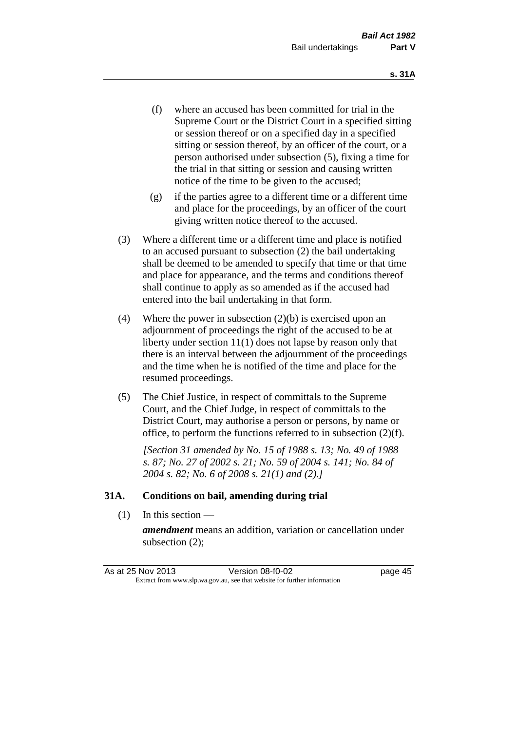(f) where an accused has been committed for trial in the Supreme Court or the District Court in a specified sitting or session thereof or on a specified day in a specified sitting or session thereof, by an officer of the court, or a person authorised under subsection (5), fixing a time for the trial in that sitting or session and causing written notice of the time to be given to the accused;

(g) if the parties agree to a different time or a different time and place for the proceedings, by an officer of the court giving written notice thereof to the accused.

(3) Where a different time or a different time and place is notified to an accused pursuant to subsection (2) the bail undertaking shall be deemed to be amended to specify that time or that time and place for appearance, and the terms and conditions thereof shall continue to apply as so amended as if the accused had entered into the bail undertaking in that form.

(4) Where the power in subsection (2)(b) is exercised upon an adjournment of proceedings the right of the accused to be at liberty under section 11(1) does not lapse by reason only that there is an interval between the adjournment of the proceedings and the time when he is notified of the time and place for the resumed proceedings.

(5) The Chief Justice, in respect of committals to the Supreme Court, and the Chief Judge, in respect of committals to the District Court, may authorise a person or persons, by name or office, to perform the functions referred to in subsection (2)(f).

*[Section 31 amended by No. 15 of 1988 s. 13; No. 49 of 1988 s. 87; No. 27 of 2002 s. 21; No. 59 of 2004 s. 141; No. 84 of 2004 s. 82; No. 6 of 2008 s. 21(1) and (2).]*

### 31A. Conditions on bail, amending during trial

(1) In this section —

***amendment*** means an addition, variation or cancellation under subsection (2);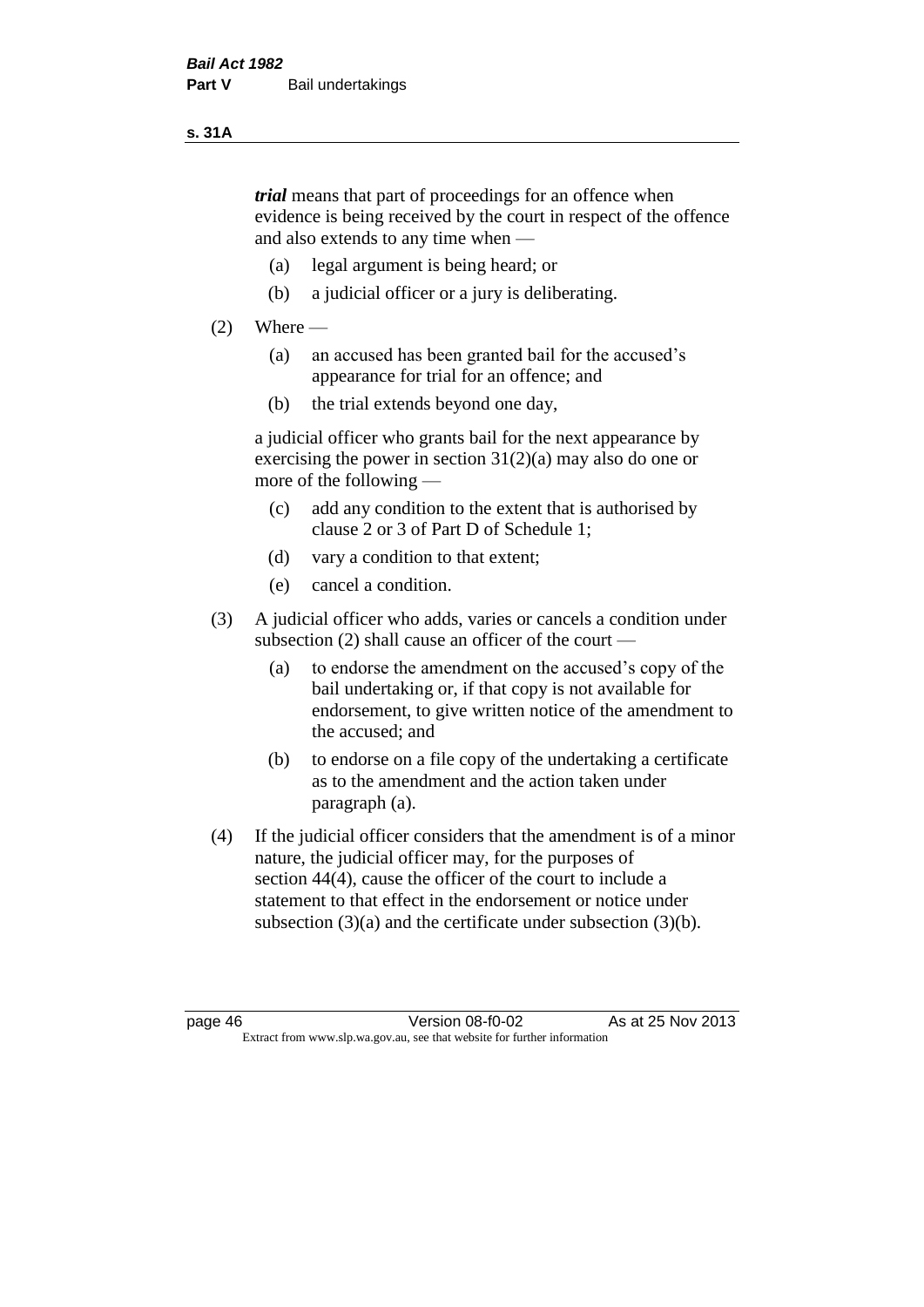***trial*** means that part of proceedings for an offence when evidence is being received by the court in respect of the offence and also extends to any time when —

(a) legal argument is being heard; or

(b) a judicial officer or a jury is deliberating.

(2) Where —

(a) an accused has been granted bail for the accused's appearance for trial for an offence; and

(b) the trial extends beyond one day,

a judicial officer who grants bail for the next appearance by exercising the power in section 31(2)(a) may also do one or more of the following —

(c) add any condition to the extent that is authorised by clause 2 or 3 of Part D of Schedule 1;

(d) vary a condition to that extent;

(e) cancel a condition.

(3) A judicial officer who adds, varies or cancels a condition under subsection (2) shall cause an officer of the court —

(a) to endorse the amendment on the accused's copy of the bail undertaking or, if that copy is not available for endorsement, to give written notice of the amendment to the accused; and

(b) to endorse on a file copy of the undertaking a certificate as to the amendment and the action taken under paragraph (a).

(4) If the judicial officer considers that the amendment is of a minor nature, the judicial officer may, for the purposes of section 44(4), cause the officer of the court to include a statement to that effect in the endorsement or notice under subsection (3)(a) and the certificate under subsection (3)(b).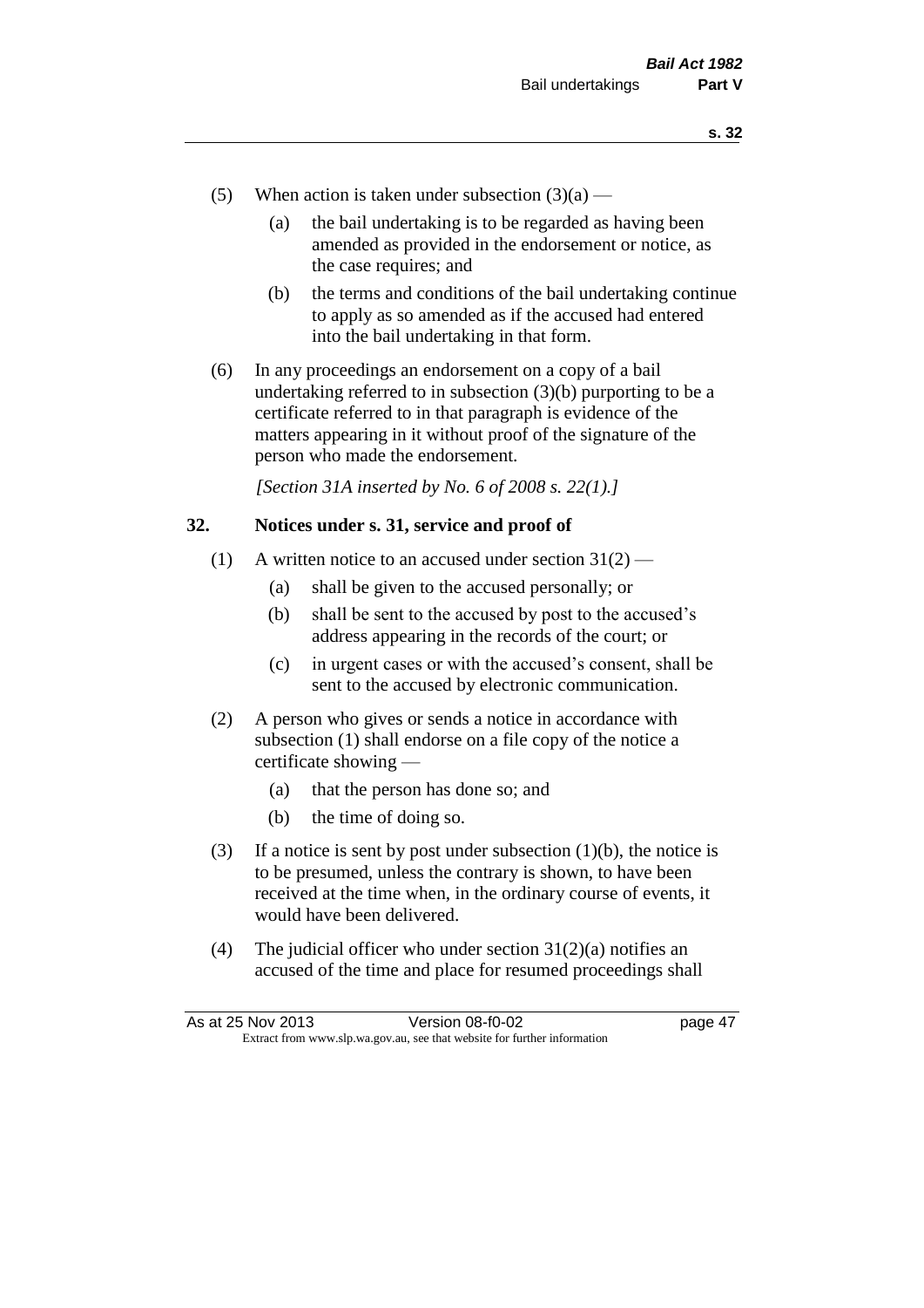(5) When action is taken under subsection (3)(a) —

  (a) the bail undertaking is to be regarded as having been amended as provided in the endorsement or notice, as the case requires; and

  (b) the terms and conditions of the bail undertaking continue to apply as so amended as if the accused had entered into the bail undertaking in that form.

(6) In any proceedings an endorsement on a copy of a bail undertaking referred to in subsection (3)(b) purporting to be a certificate referred to in that paragraph is evidence of the matters appearing in it without proof of the signature of the person who made the endorsement.

*[Section 31A inserted by No. 6 of 2008 s. 22(1).]*

## 32. Notices under s. 31, service and proof of

(1) A written notice to an accused under section 31(2) —

  (a) shall be given to the accused personally; or

  (b) shall be sent to the accused by post to the accused's address appearing in the records of the court; or

  (c) in urgent cases or with the accused's consent, shall be sent to the accused by electronic communication.

(2) A person who gives or sends a notice in accordance with subsection (1) shall endorse on a file copy of the notice a certificate showing —

  (a) that the person has done so; and

  (b) the time of doing so.

(3) If a notice is sent by post under subsection (1)(b), the notice is to be presumed, unless the contrary is shown, to have been received at the time when, in the ordinary course of events, it would have been delivered.

(4) The judicial officer who under section 31(2)(a) notifies an accused of the time and place for resumed proceedings shall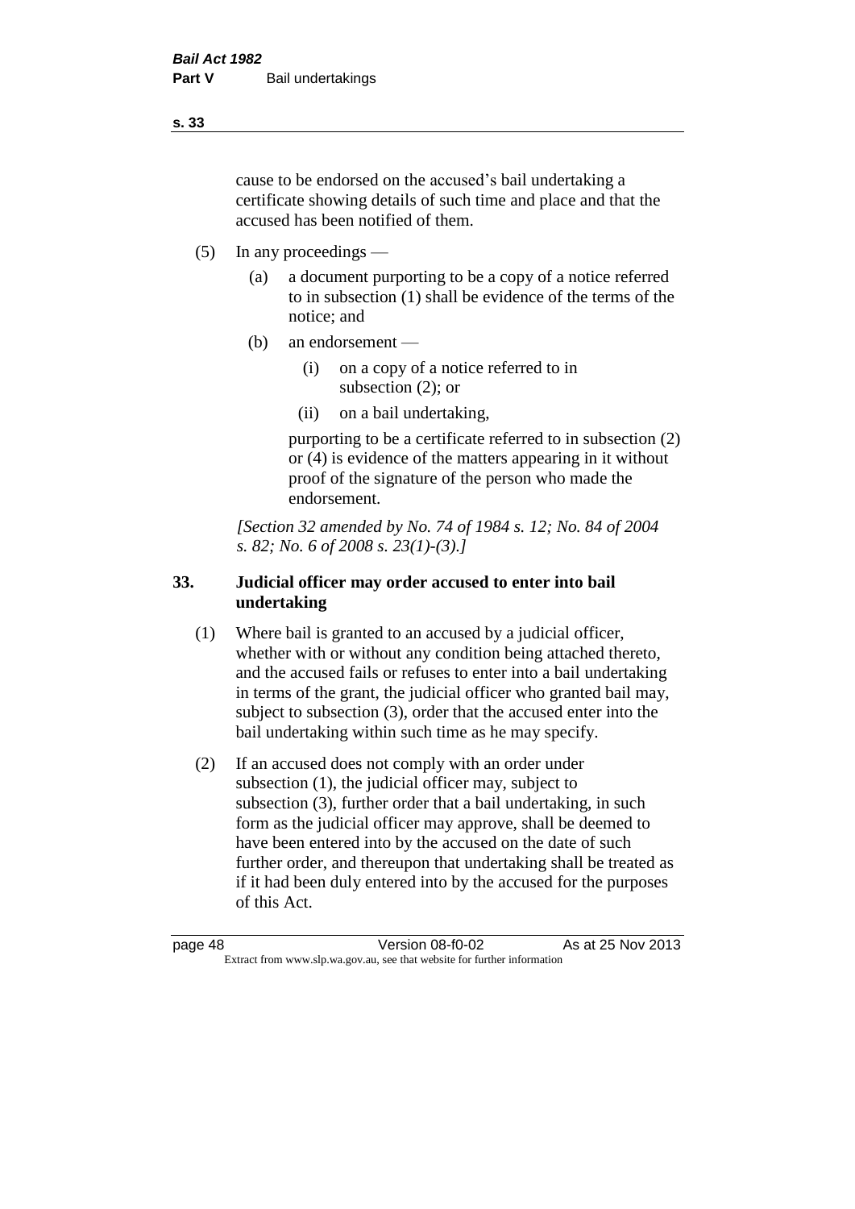cause to be endorsed on the accused's bail undertaking a certificate showing details of such time and place and that the accused has been notified of them.

(5) In any proceedings —

(a) a document purporting to be a copy of a notice referred to in subsection (1) shall be evidence of the terms of the notice; and

(b) an endorsement —

(i) on a copy of a notice referred to in subsection (2); or

(ii) on a bail undertaking,

purporting to be a certificate referred to in subsection (2) or (4) is evidence of the matters appearing in it without proof of the signature of the person who made the endorsement.

*[Section 32 amended by No. 74 of 1984 s. 12; No. 84 of 2004 s. 82; No. 6 of 2008 s. 23(1)-(3).]*

## 33. Judicial officer may order accused to enter into bail undertaking

(1) Where bail is granted to an accused by a judicial officer, whether with or without any condition being attached thereto, and the accused fails or refuses to enter into a bail undertaking in terms of the grant, the judicial officer who granted bail may, subject to subsection (3), order that the accused enter into the bail undertaking within such time as he may specify.

(2) If an accused does not comply with an order under subsection (1), the judicial officer may, subject to subsection (3), further order that a bail undertaking, in such form as the judicial officer may approve, shall be deemed to have been entered into by the accused on the date of such further order, and thereupon that undertaking shall be treated as if it had been duly entered into by the accused for the purposes of this Act.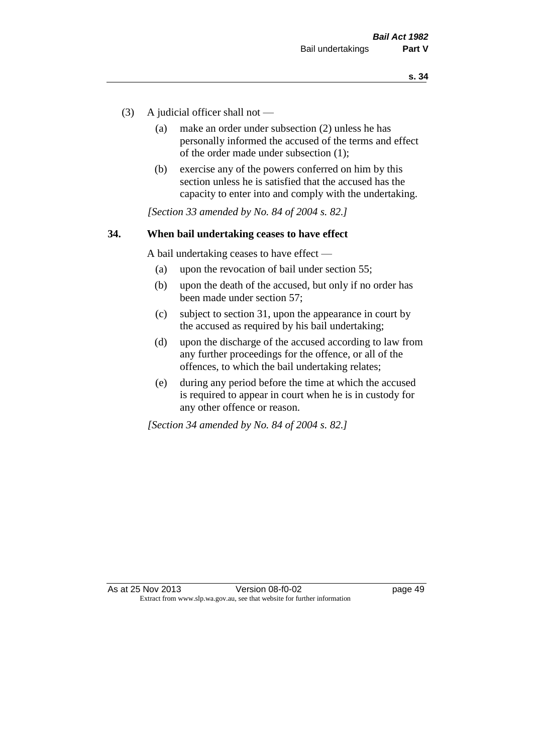(3) A judicial officer shall not —

  (a) make an order under subsection (2) unless he has personally informed the accused of the terms and effect of the order made under subsection (1);

  (b) exercise any of the powers conferred on him by this section unless he is satisfied that the accused has the capacity to enter into and comply with the undertaking.

*[Section 33 amended by No. 84 of 2004 s. 82.]*

## 34. When bail undertaking ceases to have effect

A bail undertaking ceases to have effect —

  (a) upon the revocation of bail under section 55;

  (b) upon the death of the accused, but only if no order has been made under section 57;

  (c) subject to section 31, upon the appearance in court by the accused as required by his bail undertaking;

  (d) upon the discharge of the accused according to law from any further proceedings for the offence, or all of the offences, to which the bail undertaking relates;

  (e) during any period before the time at which the accused is required to appear in court when he is in custody for any other offence or reason.

*[Section 34 amended by No. 84 of 2004 s. 82.]*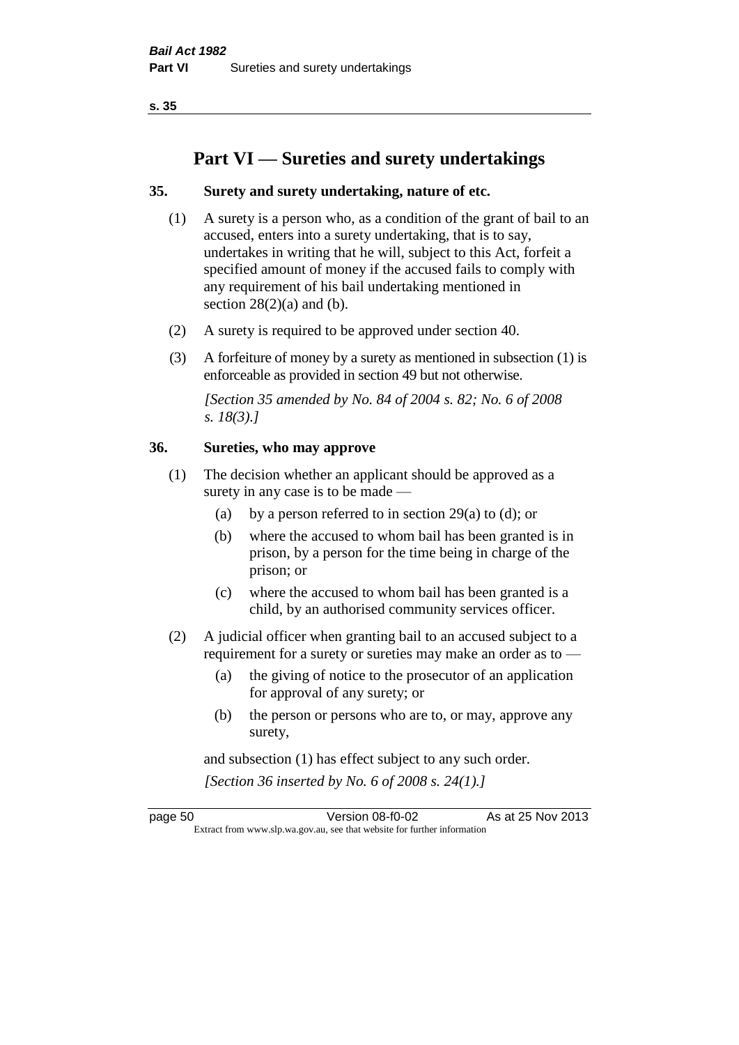# Part VI — Sureties and surety undertakings

## 35. Surety and surety undertaking, nature of etc.

(1) A surety is a person who, as a condition of the grant of bail to an accused, enters into a surety undertaking, that is to say, undertakes in writing that he will, subject to this Act, forfeit a specified amount of money if the accused fails to comply with any requirement of his bail undertaking mentioned in section 28(2)(a) and (b).

(2) A surety is required to be approved under section 40.

(3) A forfeiture of money by a surety as mentioned in subsection (1) is enforceable as provided in section 49 but not otherwise.

*[Section 35 amended by No. 84 of 2004 s. 82; No. 6 of 2008 s. 18(3).]*

## 36. Sureties, who may approve

(1) The decision whether an applicant should be approved as a surety in any case is to be made —

- (a) by a person referred to in section 29(a) to (d); or
- (b) where the accused to whom bail has been granted is in prison, by a person for the time being in charge of the prison; or
- (c) where the accused to whom bail has been granted is a child, by an authorised community services officer.

(2) A judicial officer when granting bail to an accused subject to a requirement for a surety or sureties may make an order as to —

- (a) the giving of notice to the prosecutor of an application for approval of any surety; or
- (b) the person or persons who are to, or may, approve any surety,

and subsection (1) has effect subject to any such order.

*[Section 36 inserted by No. 6 of 2008 s. 24(1).]*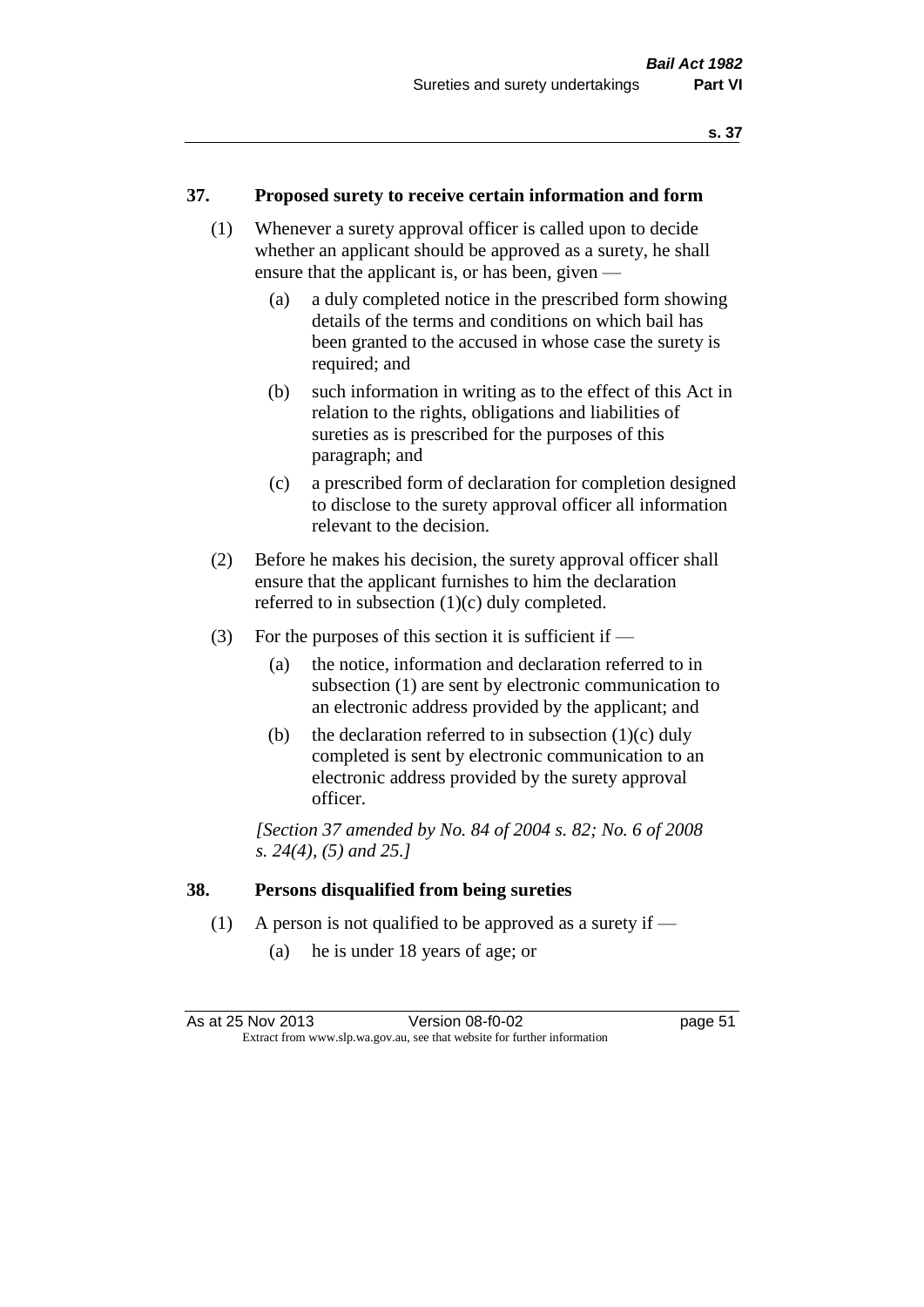## 37. Proposed surety to receive certain information and form

(1) Whenever a surety approval officer is called upon to decide whether an applicant should be approved as a surety, he shall ensure that the applicant is, or has been, given —

(a) a duly completed notice in the prescribed form showing details of the terms and conditions on which bail has been granted to the accused in whose case the surety is required; and

(b) such information in writing as to the effect of this Act in relation to the rights, obligations and liabilities of sureties as is prescribed for the purposes of this paragraph; and

(c) a prescribed form of declaration for completion designed to disclose to the surety approval officer all information relevant to the decision.

(2) Before he makes his decision, the surety approval officer shall ensure that the applicant furnishes to him the declaration referred to in subsection (1)(c) duly completed.

(3) For the purposes of this section it is sufficient if —

(a) the notice, information and declaration referred to in subsection (1) are sent by electronic communication to an electronic address provided by the applicant; and

(b) the declaration referred to in subsection (1)(c) duly completed is sent by electronic communication to an electronic address provided by the surety approval officer.

*[Section 37 amended by No. 84 of 2004 s. 82; No. 6 of 2008 s. 24(4), (5) and 25.]*

## 38. Persons disqualified from being sureties

(1) A person is not qualified to be approved as a surety if —

(a) he is under 18 years of age; or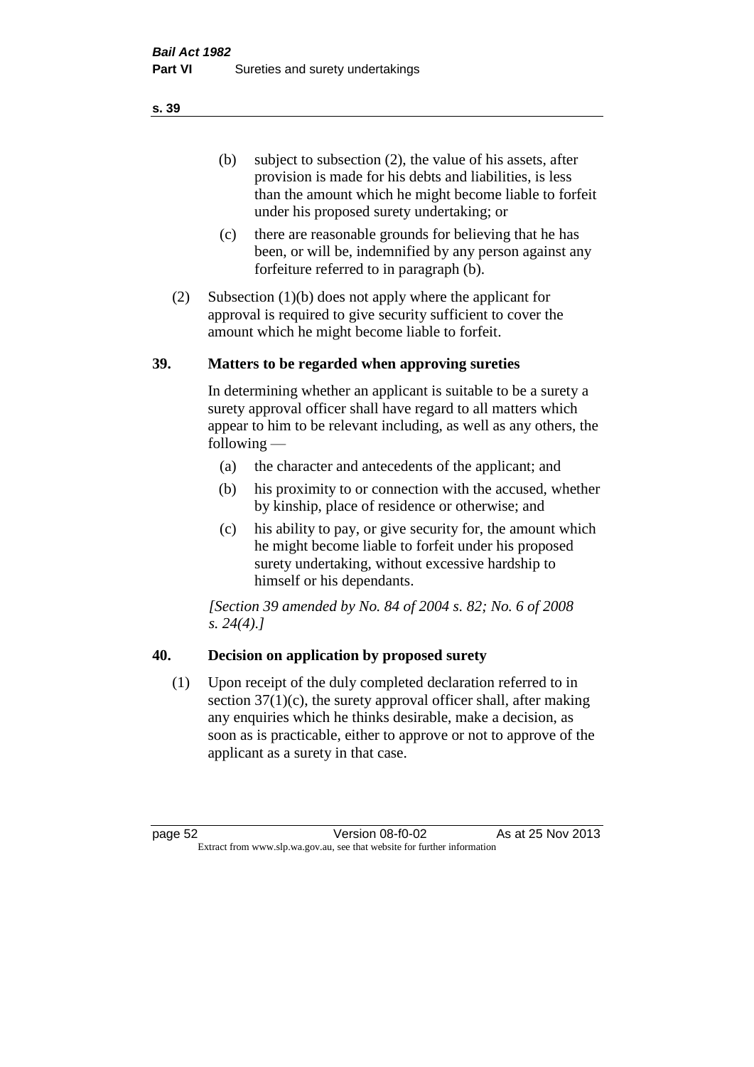(b) subject to subsection (2), the value of his assets, after provision is made for his debts and liabilities, is less than the amount which he might become liable to forfeit under his proposed surety undertaking; or

(c) there are reasonable grounds for believing that he has been, or will be, indemnified by any person against any forfeiture referred to in paragraph (b).

(2) Subsection (1)(b) does not apply where the applicant for approval is required to give security sufficient to cover the amount which he might become liable to forfeit.

### 39. Matters to be regarded when approving sureties

In determining whether an applicant is suitable to be a surety a surety approval officer shall have regard to all matters which appear to him to be relevant including, as well as any others, the following —

(a) the character and antecedents of the applicant; and

(b) his proximity to or connection with the accused, whether by kinship, place of residence or otherwise; and

(c) his ability to pay, or give security for, the amount which he might become liable to forfeit under his proposed surety undertaking, without excessive hardship to himself or his dependants.

*[Section 39 amended by No. 84 of 2004 s. 82; No. 6 of 2008 s. 24(4).]*

### 40. Decision on application by proposed surety

(1) Upon receipt of the duly completed declaration referred to in section 37(1)(c), the surety approval officer shall, after making any enquiries which he thinks desirable, make a decision, as soon as is practicable, either to approve or not to approve of the applicant as a surety in that case.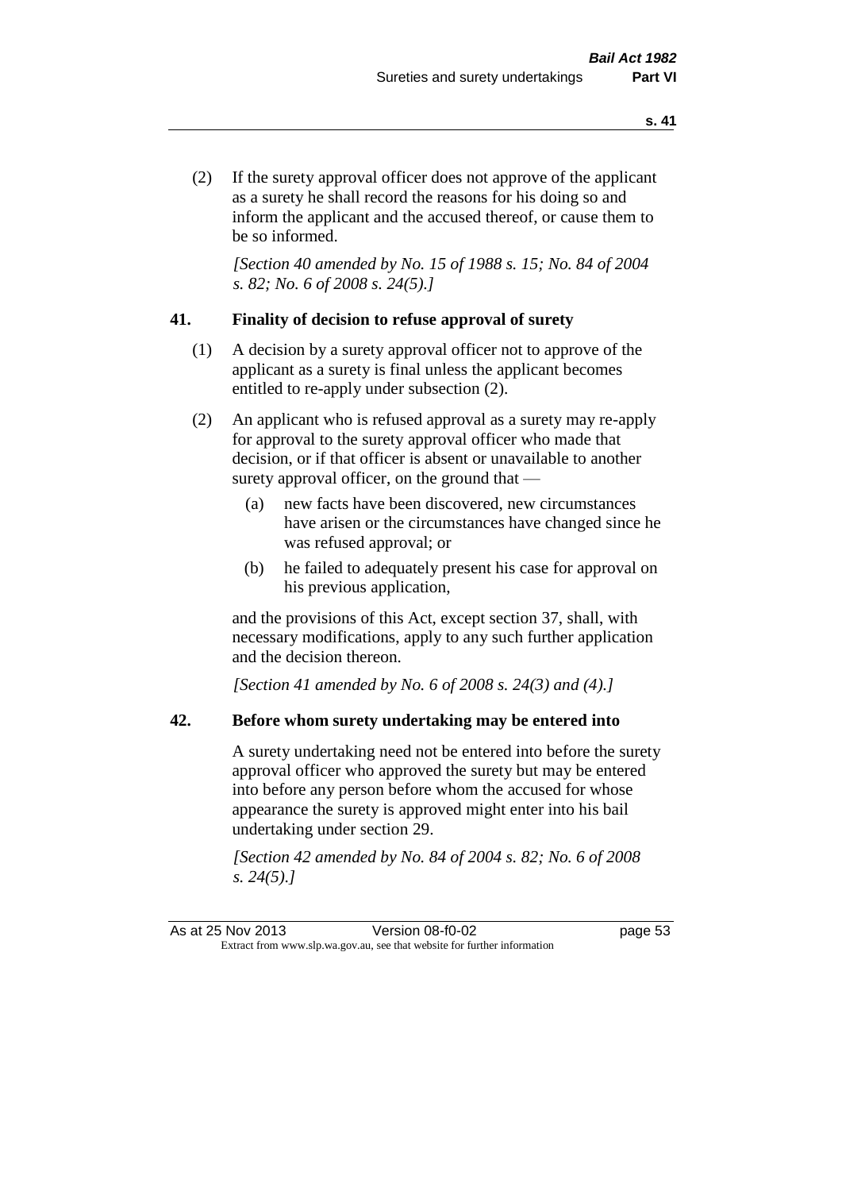(2) If the surety approval officer does not approve of the applicant as a surety he shall record the reasons for his doing so and inform the applicant and the accused thereof, or cause them to be so informed.

*[Section 40 amended by No. 15 of 1988 s. 15; No. 84 of 2004 s. 82; No. 6 of 2008 s. 24(5).]*

## 41. Finality of decision to refuse approval of surety

(1) A decision by a surety approval officer not to approve of the applicant as a surety is final unless the applicant becomes entitled to re-apply under subsection (2).

(2) An applicant who is refused approval as a surety may re-apply for approval to the surety approval officer who made that decision, or if that officer is absent or unavailable to another surety approval officer, on the ground that —

- (a) new facts have been discovered, new circumstances have arisen or the circumstances have changed since he was refused approval; or
- (b) he failed to adequately present his case for approval on his previous application,

and the provisions of this Act, except section 37, shall, with necessary modifications, apply to any such further application and the decision thereon.

*[Section 41 amended by No. 6 of 2008 s. 24(3) and (4).]*

## 42. Before whom surety undertaking may be entered into

A surety undertaking need not be entered into before the surety approval officer who approved the surety but may be entered into before any person before whom the accused for whose appearance the surety is approved might enter into his bail undertaking under section 29.

*[Section 42 amended by No. 84 of 2004 s. 82; No. 6 of 2008 s. 24(5).]*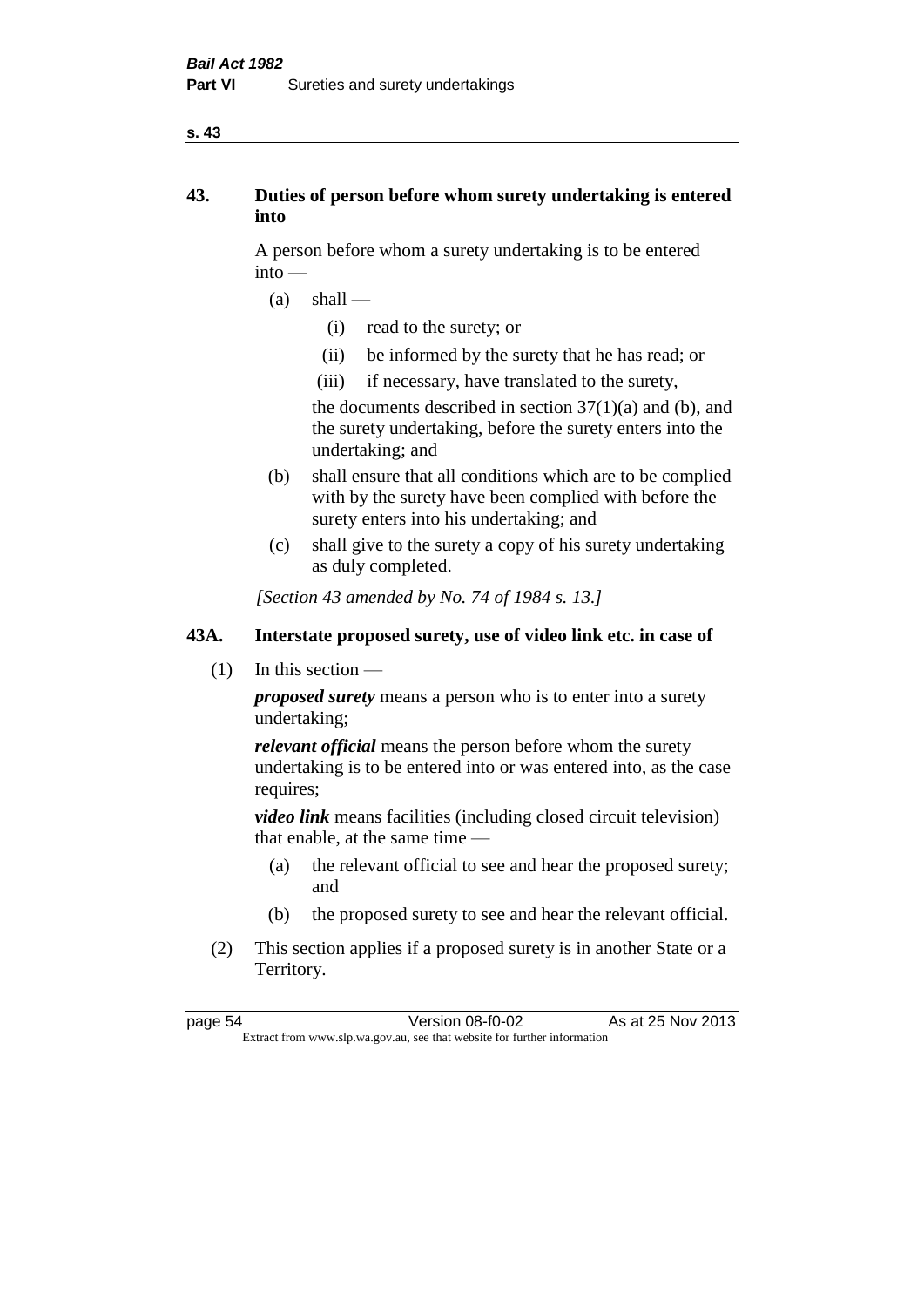## 43. Duties of person before whom surety undertaking is entered into

A person before whom a surety undertaking is to be entered into —

- (a) shall —
  - (i) read to the surety; or
  - (ii) be informed by the surety that he has read; or
  - (iii) if necessary, have translated to the surety,

  the documents described in section 37(1)(a) and (b), and the surety undertaking, before the surety enters into the undertaking; and
- (b) shall ensure that all conditions which are to be complied with by the surety have been complied with before the surety enters into his undertaking; and
- (c) shall give to the surety a copy of his surety undertaking as duly completed.

*[Section 43 amended by No. 74 of 1984 s. 13.]*

## 43A. Interstate proposed surety, use of video link etc. in case of

(1) In this section —

***proposed surety*** means a person who is to enter into a surety undertaking;

***relevant official*** means the person before whom the surety undertaking is to be entered into or was entered into, as the case requires;

***video link*** means facilities (including closed circuit television) that enable, at the same time —

- (a) the relevant official to see and hear the proposed surety; and
- (b) the proposed surety to see and hear the relevant official.

(2) This section applies if a proposed surety is in another State or a Territory.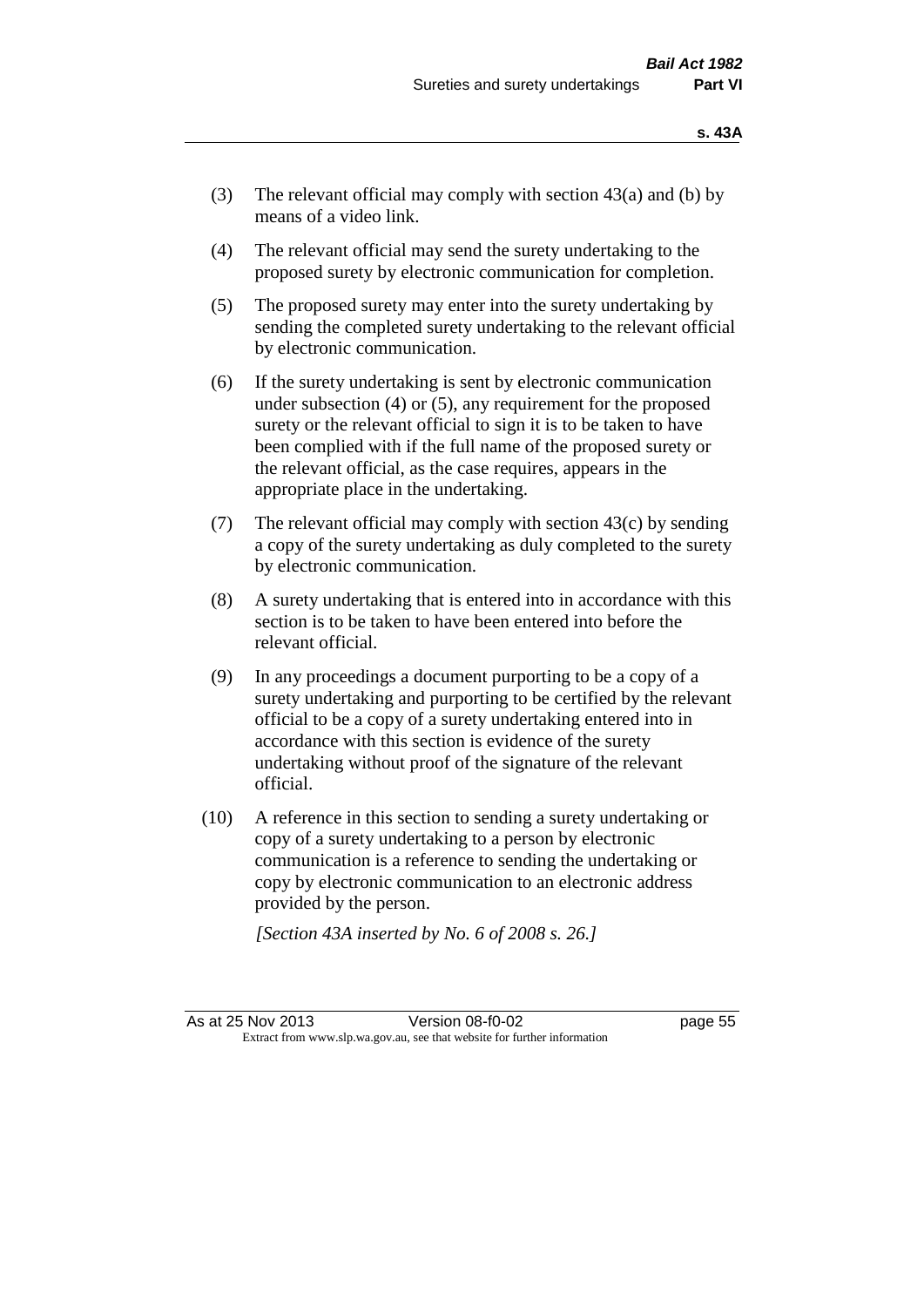(3) The relevant official may comply with section 43(a) and (b) by means of a video link.

(4) The relevant official may send the surety undertaking to the proposed surety by electronic communication for completion.

(5) The proposed surety may enter into the surety undertaking by sending the completed surety undertaking to the relevant official by electronic communication.

(6) If the surety undertaking is sent by electronic communication under subsection (4) or (5), any requirement for the proposed surety or the relevant official to sign it is to be taken to have been complied with if the full name of the proposed surety or the relevant official, as the case requires, appears in the appropriate place in the undertaking.

(7) The relevant official may comply with section 43(c) by sending a copy of the surety undertaking as duly completed to the surety by electronic communication.

(8) A surety undertaking that is entered into in accordance with this section is to be taken to have been entered into before the relevant official.

(9) In any proceedings a document purporting to be a copy of a surety undertaking and purporting to be certified by the relevant official to be a copy of a surety undertaking entered into in accordance with this section is evidence of the surety undertaking without proof of the signature of the relevant official.

(10) A reference in this section to sending a surety undertaking or copy of a surety undertaking to a person by electronic communication is a reference to sending the undertaking or copy by electronic communication to an electronic address provided by the person.

*[Section 43A inserted by No. 6 of 2008 s. 26.]*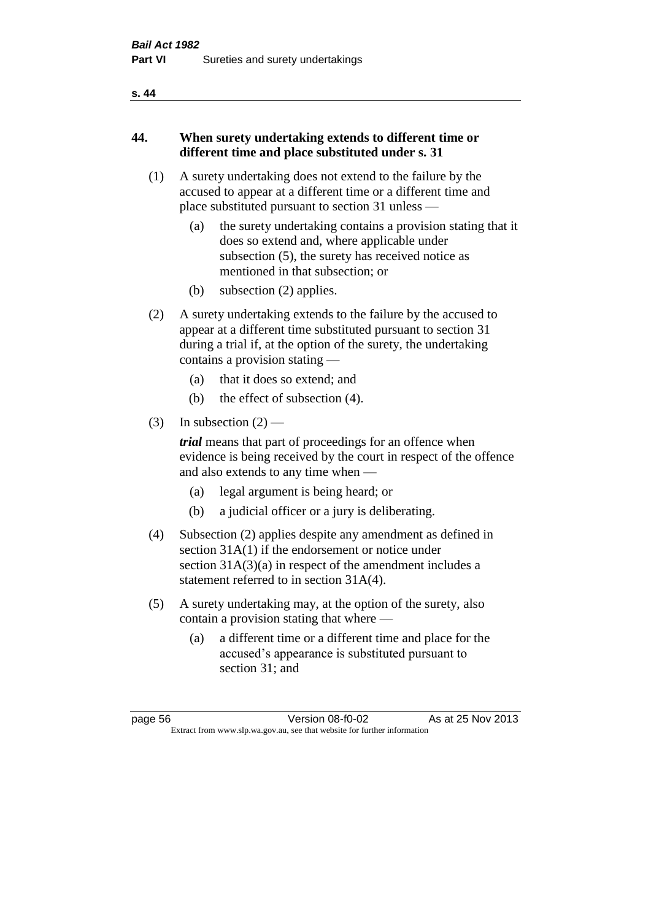## 44. When surety undertaking extends to different time or different time and place substituted under s. 31

(1) A surety undertaking does not extend to the failure by the accused to appear at a different time or a different time and place substituted pursuant to section 31 unless —

(a) the surety undertaking contains a provision stating that it does so extend and, where applicable under subsection (5), the surety has received notice as mentioned in that subsection; or

(b) subsection (2) applies.

(2) A surety undertaking extends to the failure by the accused to appear at a different time substituted pursuant to section 31 during a trial if, at the option of the surety, the undertaking contains a provision stating —

(a) that it does so extend; and

(b) the effect of subsection (4).

(3) In subsection (2) —

***trial*** means that part of proceedings for an offence when evidence is being received by the court in respect of the offence and also extends to any time when —

(a) legal argument is being heard; or

(b) a judicial officer or a jury is deliberating.

(4) Subsection (2) applies despite any amendment as defined in section 31A(1) if the endorsement or notice under section 31A(3)(a) in respect of the amendment includes a statement referred to in section 31A(4).

(5) A surety undertaking may, at the option of the surety, also contain a provision stating that where —

(a) a different time or a different time and place for the accused's appearance is substituted pursuant to section 31; and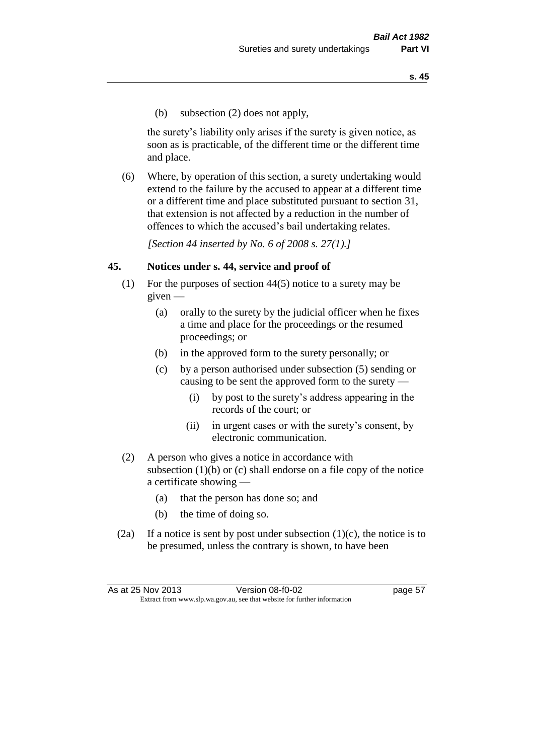(b) subsection (2) does not apply,

the surety's liability only arises if the surety is given notice, as soon as is practicable, of the different time or the different time and place.

(6) Where, by operation of this section, a surety undertaking would extend to the failure by the accused to appear at a different time or a different time and place substituted pursuant to section 31, that extension is not affected by a reduction in the number of offences to which the accused's bail undertaking relates.

*[Section 44 inserted by No. 6 of 2008 s. 27(1).]*

## 45. Notices under s. 44, service and proof of

(1) For the purposes of section 44(5) notice to a surety may be given —

(a) orally to the surety by the judicial officer when he fixes a time and place for the proceedings or the resumed proceedings; or

(b) in the approved form to the surety personally; or

(c) by a person authorised under subsection (5) sending or causing to be sent the approved form to the surety —

(i) by post to the surety's address appearing in the records of the court; or

(ii) in urgent cases or with the surety's consent, by electronic communication.

(2) A person who gives a notice in accordance with subsection (1)(b) or (c) shall endorse on a file copy of the notice a certificate showing —

(a) that the person has done so; and

(b) the time of doing so.

(2a) If a notice is sent by post under subsection (1)(c), the notice is to be presumed, unless the contrary is shown, to have been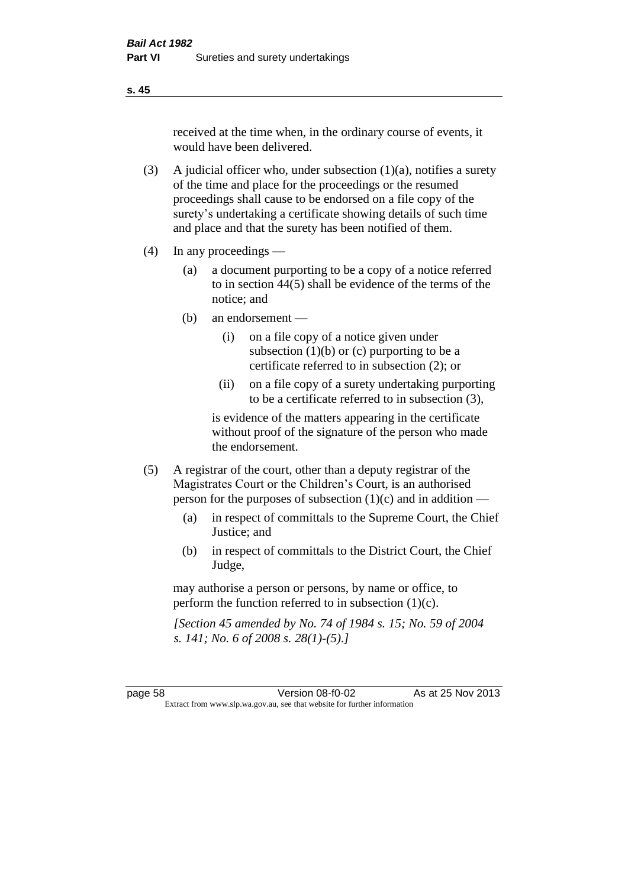received at the time when, in the ordinary course of events, it would have been delivered.

(3) A judicial officer who, under subsection (1)(a), notifies a surety of the time and place for the proceedings or the resumed proceedings shall cause to be endorsed on a file copy of the surety's undertaking a certificate showing details of such time and place and that the surety has been notified of them.

(4) In any proceedings —

   (a) a document purporting to be a copy of a notice referred to in section 44(5) shall be evidence of the terms of the notice; and

   (b) an endorsement —

      (i) on a file copy of a notice given under subsection (1)(b) or (c) purporting to be a certificate referred to in subsection (2); or

      (ii) on a file copy of a surety undertaking purporting to be a certificate referred to in subsection (3),

   is evidence of the matters appearing in the certificate without proof of the signature of the person who made the endorsement.

(5) A registrar of the court, other than a deputy registrar of the Magistrates Court or the Children's Court, is an authorised person for the purposes of subsection (1)(c) and in addition —

   (a) in respect of committals to the Supreme Court, the Chief Justice; and

   (b) in respect of committals to the District Court, the Chief Judge,

   may authorise a person or persons, by name or office, to perform the function referred to in subsection (1)(c).

*[Section 45 amended by No. 74 of 1984 s. 15; No. 59 of 2004 s. 141; No. 6 of 2008 s. 28(1)-(5).]*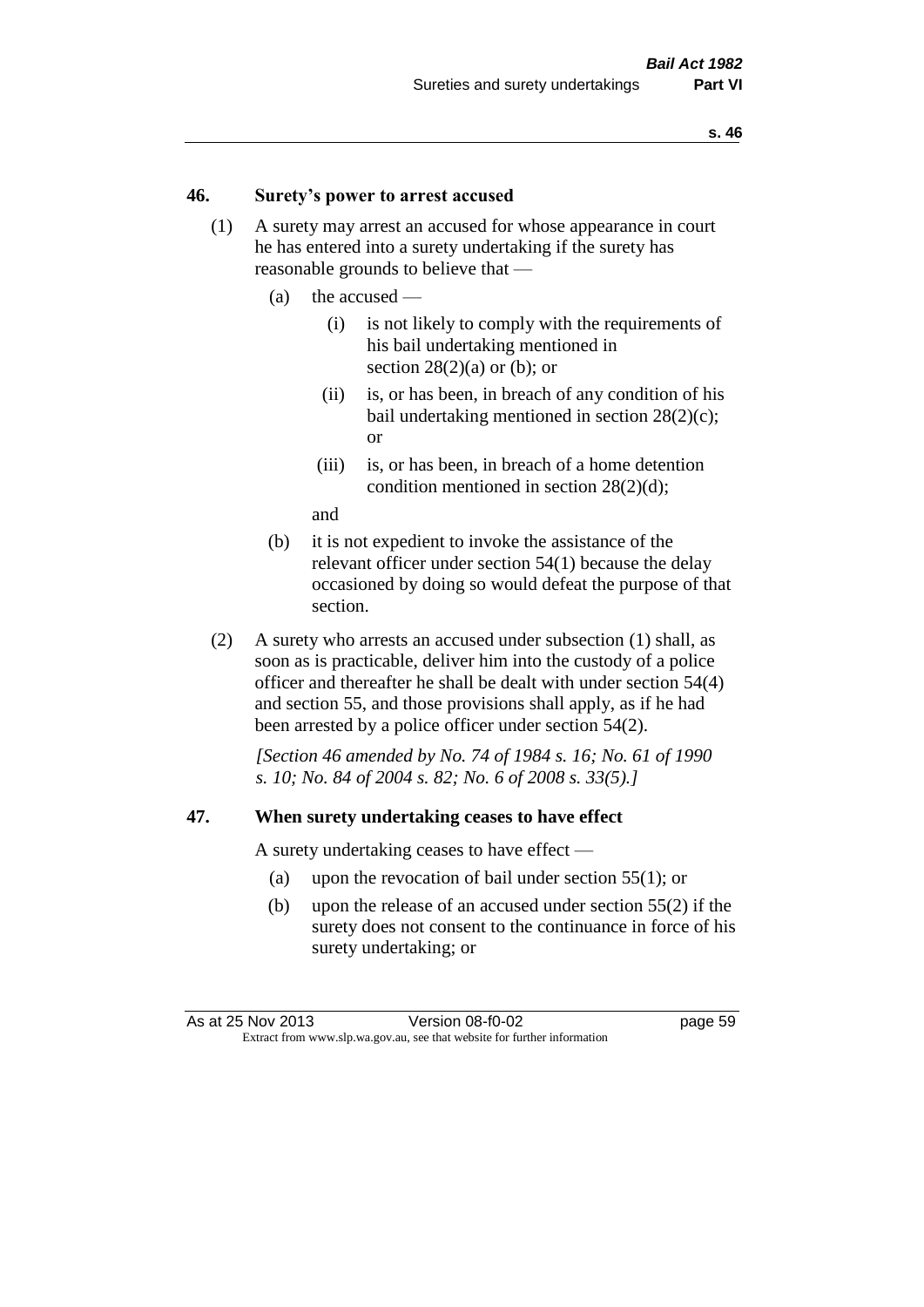## 46. Surety's power to arrest accused

(1) A surety may arrest an accused for whose appearance in court he has entered into a surety undertaking if the surety has reasonable grounds to believe that —

(a) the accused —

(i) is not likely to comply with the requirements of his bail undertaking mentioned in section 28(2)(a) or (b); or

(ii) is, or has been, in breach of any condition of his bail undertaking mentioned in section 28(2)(c); or

(iii) is, or has been, in breach of a home detention condition mentioned in section 28(2)(d);

and

(b) it is not expedient to invoke the assistance of the relevant officer under section 54(1) because the delay occasioned by doing so would defeat the purpose of that section.

(2) A surety who arrests an accused under subsection (1) shall, as soon as is practicable, deliver him into the custody of a police officer and thereafter he shall be dealt with under section 54(4) and section 55, and those provisions shall apply, as if he had been arrested by a police officer under section 54(2).

*[Section 46 amended by No. 74 of 1984 s. 16; No. 61 of 1990 s. 10; No. 84 of 2004 s. 82; No. 6 of 2008 s. 33(5).]*

## 47. When surety undertaking ceases to have effect

A surety undertaking ceases to have effect —

(a) upon the revocation of bail under section 55(1); or

(b) upon the release of an accused under section 55(2) if the surety does not consent to the continuance in force of his surety undertaking; or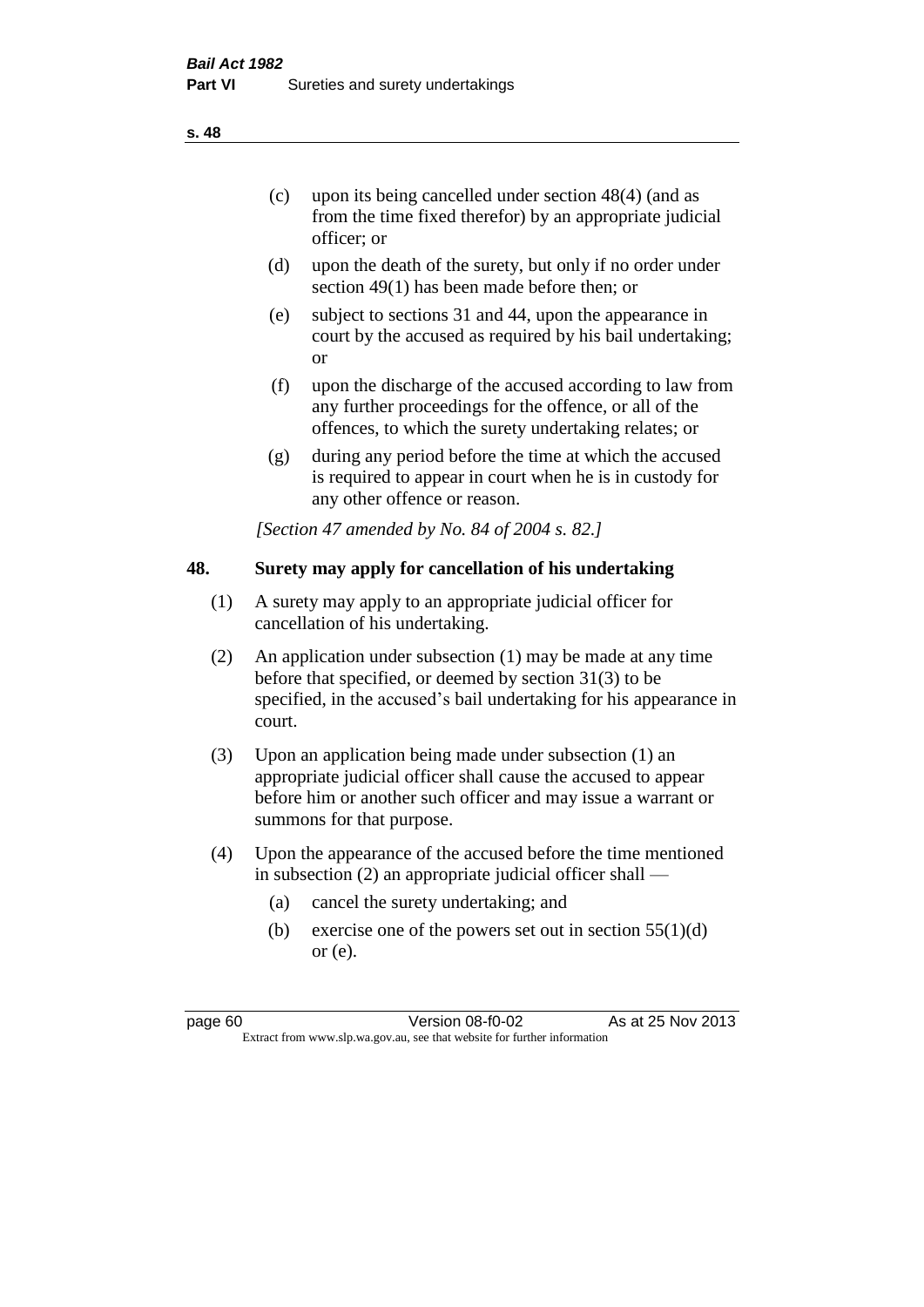(c) upon its being cancelled under section 48(4) (and as from the time fixed therefor) by an appropriate judicial officer; or

(d) upon the death of the surety, but only if no order under section 49(1) has been made before then; or

(e) subject to sections 31 and 44, upon the appearance in court by the accused as required by his bail undertaking; or

(f) upon the discharge of the accused according to law from any further proceedings for the offence, or all of the offences, to which the surety undertaking relates; or

(g) during any period before the time at which the accused is required to appear in court when he is in custody for any other offence or reason.

*[Section 47 amended by No. 84 of 2004 s. 82.]*

## 48. Surety may apply for cancellation of his undertaking

(1) A surety may apply to an appropriate judicial officer for cancellation of his undertaking.

(2) An application under subsection (1) may be made at any time before that specified, or deemed by section 31(3) to be specified, in the accused's bail undertaking for his appearance in court.

(3) Upon an application being made under subsection (1) an appropriate judicial officer shall cause the accused to appear before him or another such officer and may issue a warrant or summons for that purpose.

(4) Upon the appearance of the accused before the time mentioned in subsection (2) an appropriate judicial officer shall —

(a) cancel the surety undertaking; and

(b) exercise one of the powers set out in section 55(1)(d) or (e).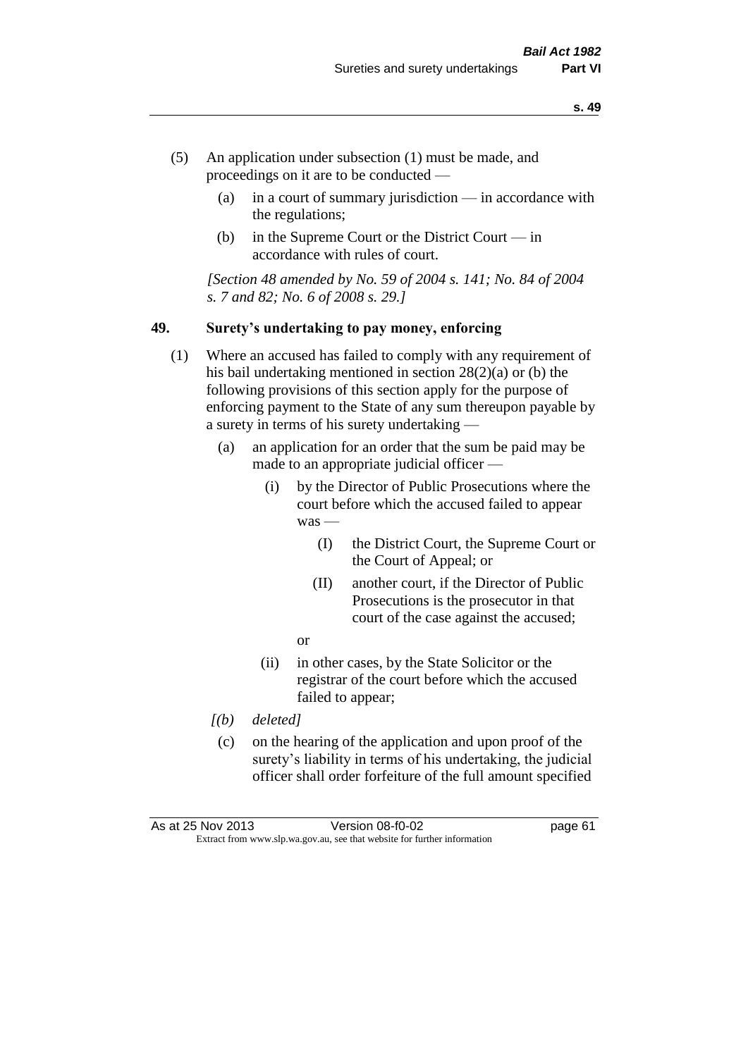(5) An application under subsection (1) must be made, and proceedings on it are to be conducted —

  (a) in a court of summary jurisdiction — in accordance with the regulations;

  (b) in the Supreme Court or the District Court — in accordance with rules of court.

*[Section 48 amended by No. 59 of 2004 s. 141; No. 84 of 2004 s. 7 and 82; No. 6 of 2008 s. 29.]*

## 49. Surety's undertaking to pay money, enforcing

(1) Where an accused has failed to comply with any requirement of his bail undertaking mentioned in section 28(2)(a) or (b) the following provisions of this section apply for the purpose of enforcing payment to the State of any sum thereupon payable by a surety in terms of his surety undertaking —

  (a) an application for an order that the sum be paid may be made to an appropriate judicial officer —

    (i) by the Director of Public Prosecutions where the court before which the accused failed to appear was —

      (I) the District Court, the Supreme Court or the Court of Appeal; or

      (II) another court, if the Director of Public Prosecutions is the prosecutor in that court of the case against the accused;

    or

    (ii) in other cases, by the State Solicitor or the registrar of the court before which the accused failed to appear;

  *[(b) deleted]*

  (c) on the hearing of the application and upon proof of the surety's liability in terms of his undertaking, the judicial officer shall order forfeiture of the full amount specified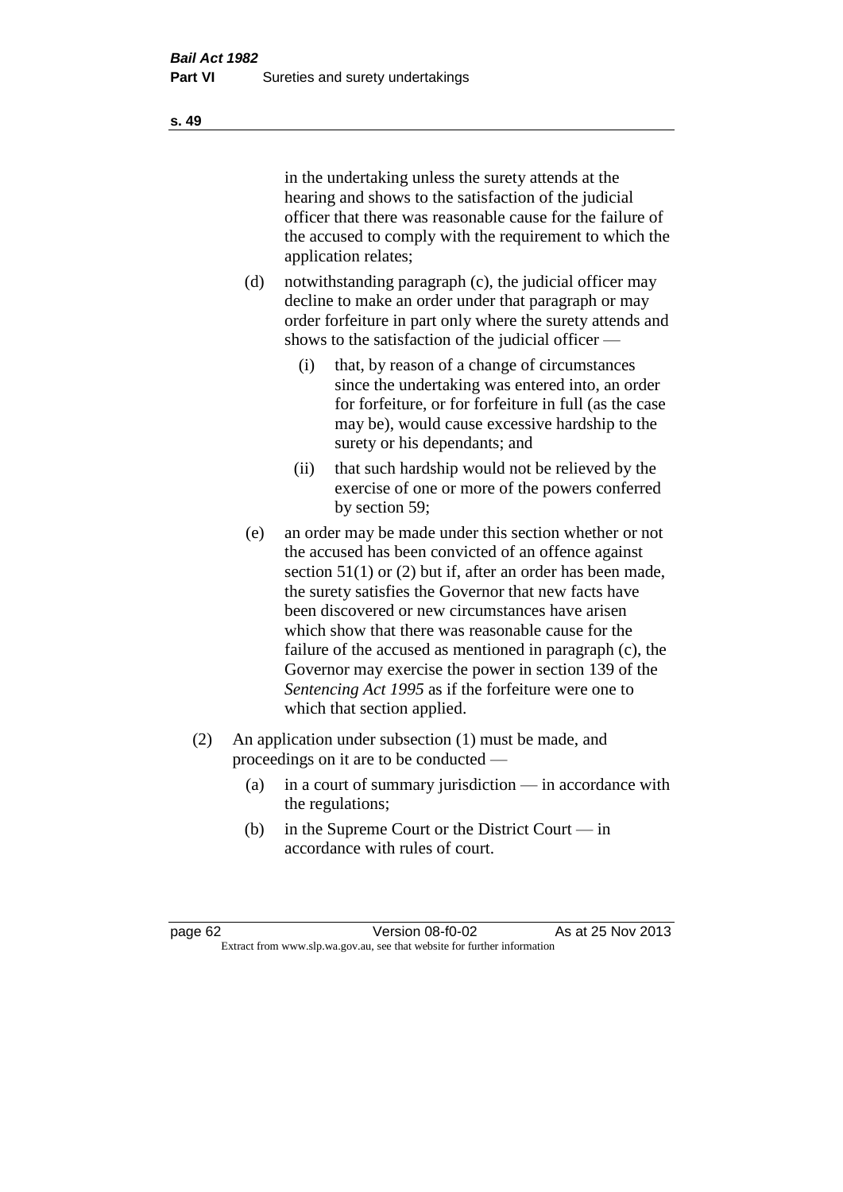in the undertaking unless the surety attends at the hearing and shows to the satisfaction of the judicial officer that there was reasonable cause for the failure of the accused to comply with the requirement to which the application relates;

(d) notwithstanding paragraph (c), the judicial officer may decline to make an order under that paragraph or may order forfeiture in part only where the surety attends and shows to the satisfaction of the judicial officer —

(i) that, by reason of a change of circumstances since the undertaking was entered into, an order for forfeiture, or for forfeiture in full (as the case may be), would cause excessive hardship to the surety or his dependants; and

(ii) that such hardship would not be relieved by the exercise of one or more of the powers conferred by section 59;

(e) an order may be made under this section whether or not the accused has been convicted of an offence against section 51(1) or (2) but if, after an order has been made, the surety satisfies the Governor that new facts have been discovered or new circumstances have arisen which show that there was reasonable cause for the failure of the accused as mentioned in paragraph (c), the Governor may exercise the power in section 139 of the *Sentencing Act 1995* as if the forfeiture were one to which that section applied.

(2) An application under subsection (1) must be made, and proceedings on it are to be conducted —

(a) in a court of summary jurisdiction — in accordance with the regulations;

(b) in the Supreme Court or the District Court — in accordance with rules of court.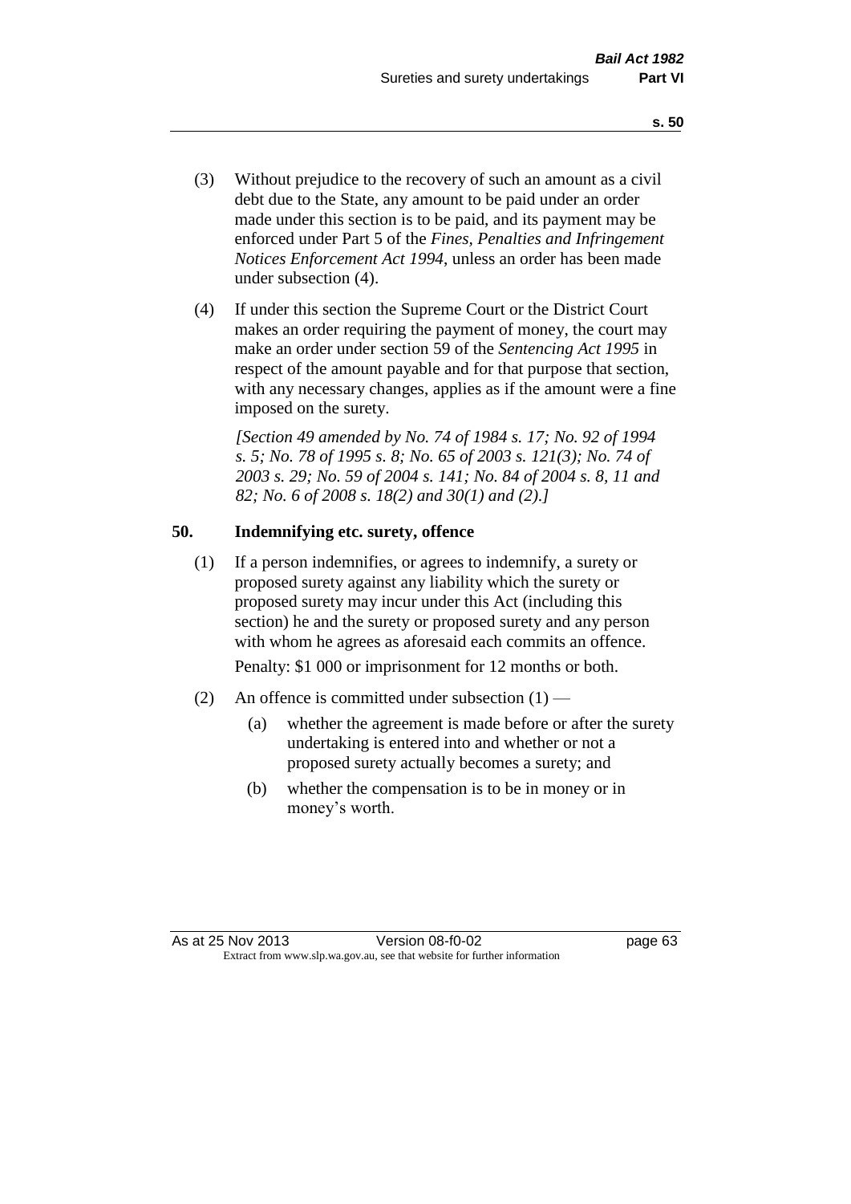(3) Without prejudice to the recovery of such an amount as a civil debt due to the State, any amount to be paid under an order made under this section is to be paid, and its payment may be enforced under Part 5 of the *Fines, Penalties and Infringement Notices Enforcement Act 1994*, unless an order has been made under subsection (4).

(4) If under this section the Supreme Court or the District Court makes an order requiring the payment of money, the court may make an order under section 59 of the *Sentencing Act 1995* in respect of the amount payable and for that purpose that section, with any necessary changes, applies as if the amount were a fine imposed on the surety.

*[Section 49 amended by No. 74 of 1984 s. 17; No. 92 of 1994 s. 5; No. 78 of 1995 s. 8; No. 65 of 2003 s. 121(3); No. 74 of 2003 s. 29; No. 59 of 2004 s. 141; No. 84 of 2004 s. 8, 11 and 82; No. 6 of 2008 s. 18(2) and 30(1) and (2).]*

### 50. Indemnifying etc. surety, offence

(1) If a person indemnifies, or agrees to indemnify, a surety or proposed surety against any liability which the surety or proposed surety may incur under this Act (including this section) he and the surety or proposed surety and any person with whom he agrees as aforesaid each commits an offence.

Penalty: $1 000 or imprisonment for 12 months or both.

(2) An offence is committed under subsection (1) —

- (a) whether the agreement is made before or after the surety undertaking is entered into and whether or not a proposed surety actually becomes a surety; and
- (b) whether the compensation is to be in money or in money's worth.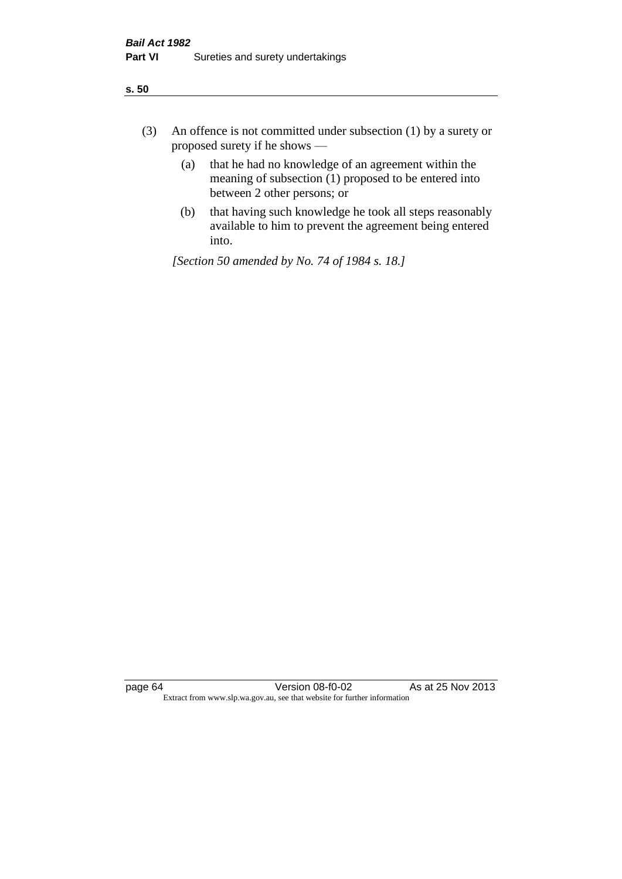(3) An offence is not committed under subsection (1) by a surety or proposed surety if he shows —

  (a) that he had no knowledge of an agreement within the meaning of subsection (1) proposed to be entered into between 2 other persons; or

  (b) that having such knowledge he took all steps reasonably available to him to prevent the agreement being entered into.

*[Section 50 amended by No. 74 of 1984 s. 18.]*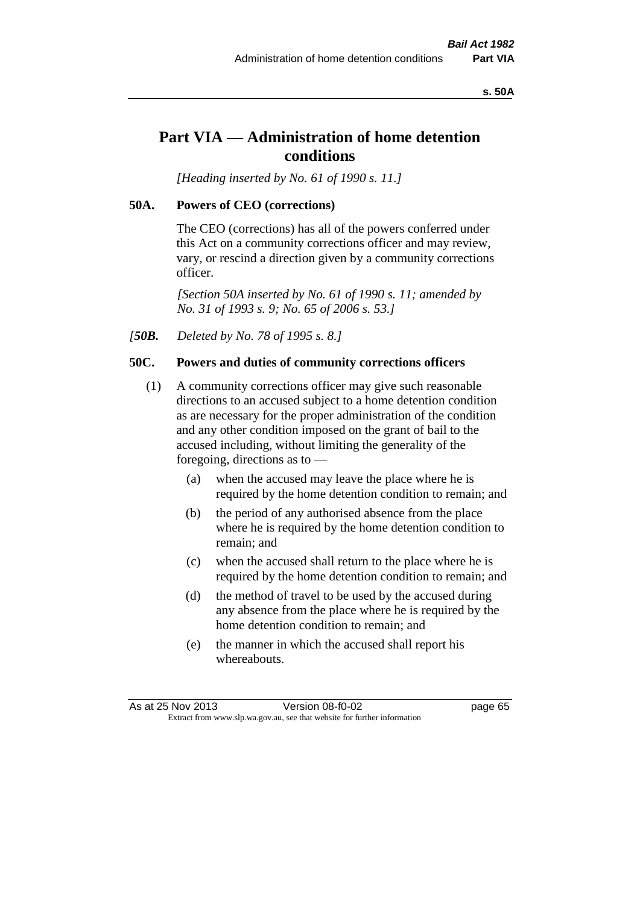# Part VIA — Administration of home detention conditions

*[Heading inserted by No. 61 of 1990 s. 11.]*

### 50A. Powers of CEO (corrections)

The CEO (corrections) has all of the powers conferred under this Act on a community corrections officer and may review, vary, or rescind a direction given by a community corrections officer.

*[Section 50A inserted by No. 61 of 1990 s. 11; amended by No. 31 of 1993 s. 9; No. 65 of 2006 s. 53.]*

*[**50B.** Deleted by No. 78 of 1995 s. 8.]*

### 50C. Powers and duties of community corrections officers

(1) A community corrections officer may give such reasonable directions to an accused subject to a home detention condition as are necessary for the proper administration of the condition and any other condition imposed on the grant of bail to the accused including, without limiting the generality of the foregoing, directions as to —

- (a) when the accused may leave the place where he is required by the home detention condition to remain; and
- (b) the period of any authorised absence from the place where he is required by the home detention condition to remain; and
- (c) when the accused shall return to the place where he is required by the home detention condition to remain; and
- (d) the method of travel to be used by the accused during any absence from the place where he is required by the home detention condition to remain; and
- (e) the manner in which the accused shall report his whereabouts.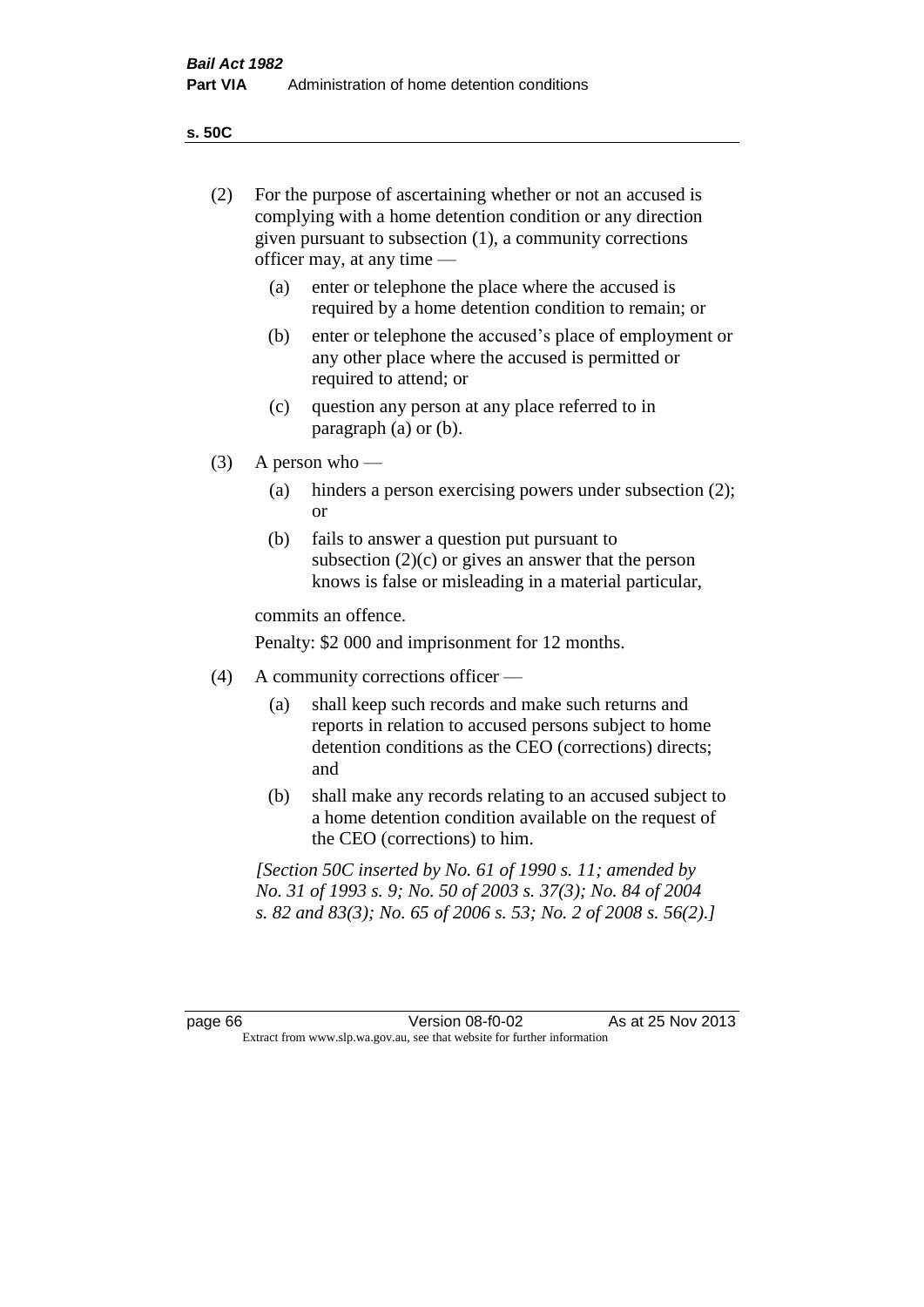(2) For the purpose of ascertaining whether or not an accused is complying with a home detention condition or any direction given pursuant to subsection (1), a community corrections officer may, at any time —

   (a) enter or telephone the place where the accused is required by a home detention condition to remain; or

   (b) enter or telephone the accused's place of employment or any other place where the accused is permitted or required to attend; or

   (c) question any person at any place referred to in paragraph (a) or (b).

(3) A person who —

   (a) hinders a person exercising powers under subsection (2); or

   (b) fails to answer a question put pursuant to subsection (2)(c) or gives an answer that the person knows is false or misleading in a material particular,

   commits an offence.

   Penalty: $2 000 and imprisonment for 12 months.

(4) A community corrections officer —

   (a) shall keep such records and make such returns and reports in relation to accused persons subject to home detention conditions as the CEO (corrections) directs; and

   (b) shall make any records relating to an accused subject to a home detention condition available on the request of the CEO (corrections) to him.

*[Section 50C inserted by No. 61 of 1990 s. 11; amended by No. 31 of 1993 s. 9; No. 50 of 2003 s. 37(3); No. 84 of 2004 s. 82 and 83(3); No. 65 of 2006 s. 53; No. 2 of 2008 s. 56(2).]*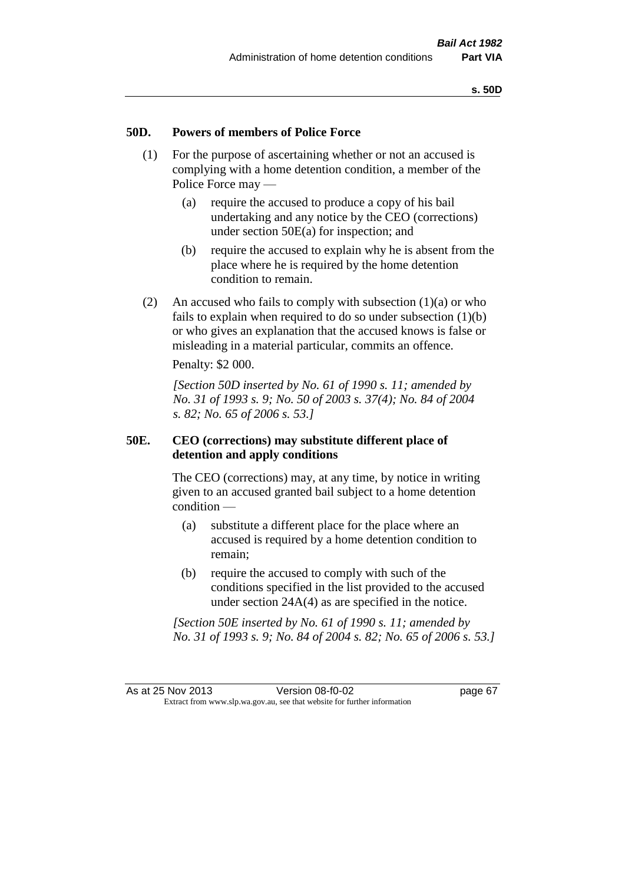## 50D. Powers of members of Police Force

(1) For the purpose of ascertaining whether or not an accused is complying with a home detention condition, a member of the Police Force may —

(a) require the accused to produce a copy of his bail undertaking and any notice by the CEO (corrections) under section 50E(a) for inspection; and

(b) require the accused to explain why he is absent from the place where he is required by the home detention condition to remain.

(2) An accused who fails to comply with subsection (1)(a) or who fails to explain when required to do so under subsection (1)(b) or who gives an explanation that the accused knows is false or misleading in a material particular, commits an offence.

Penalty: $2 000.

*[Section 50D inserted by No. 61 of 1990 s. 11; amended by No. 31 of 1993 s. 9; No. 50 of 2003 s. 37(4); No. 84 of 2004 s. 82; No. 65 of 2006 s. 53.]*

## 50E. CEO (corrections) may substitute different place of detention and apply conditions

The CEO (corrections) may, at any time, by notice in writing given to an accused granted bail subject to a home detention condition —

(a) substitute a different place for the place where an accused is required by a home detention condition to remain;

(b) require the accused to comply with such of the conditions specified in the list provided to the accused under section 24A(4) as are specified in the notice.

*[Section 50E inserted by No. 61 of 1990 s. 11; amended by No. 31 of 1993 s. 9; No. 84 of 2004 s. 82; No. 65 of 2006 s. 53.]*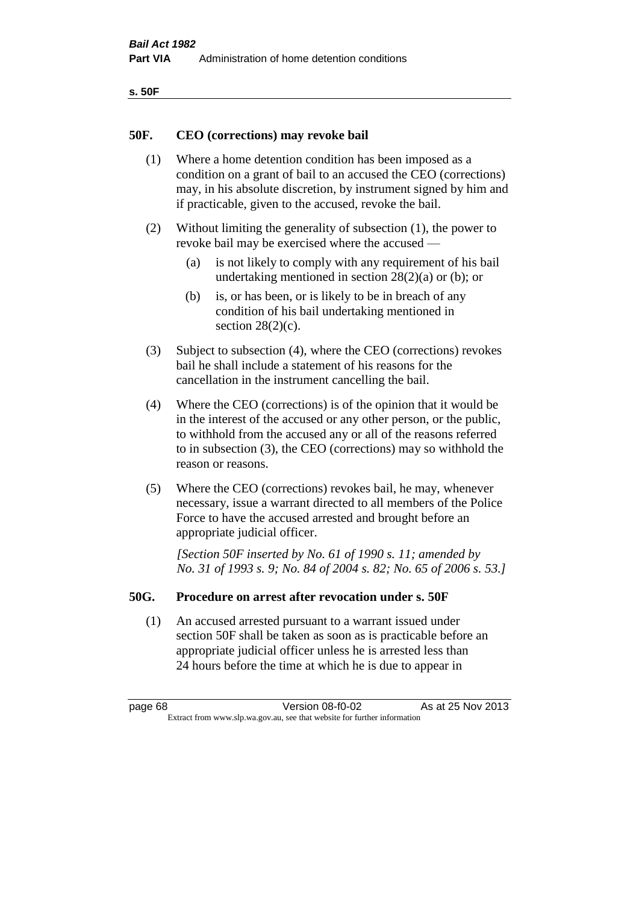## 50F. CEO (corrections) may revoke bail

(1) Where a home detention condition has been imposed as a condition on a grant of bail to an accused the CEO (corrections) may, in his absolute discretion, by instrument signed by him and if practicable, given to the accused, revoke the bail.

(2) Without limiting the generality of subsection (1), the power to revoke bail may be exercised where the accused —

- (a) is not likely to comply with any requirement of his bail undertaking mentioned in section 28(2)(a) or (b); or
- (b) is, or has been, or is likely to be in breach of any condition of his bail undertaking mentioned in section 28(2)(c).

(3) Subject to subsection (4), where the CEO (corrections) revokes bail he shall include a statement of his reasons for the cancellation in the instrument cancelling the bail.

(4) Where the CEO (corrections) is of the opinion that it would be in the interest of the accused or any other person, or the public, to withhold from the accused any or all of the reasons referred to in subsection (3), the CEO (corrections) may so withhold the reason or reasons.

(5) Where the CEO (corrections) revokes bail, he may, whenever necessary, issue a warrant directed to all members of the Police Force to have the accused arrested and brought before an appropriate judicial officer.

*[Section 50F inserted by No. 61 of 1990 s. 11; amended by No. 31 of 1993 s. 9; No. 84 of 2004 s. 82; No. 65 of 2006 s. 53.]*

## 50G. Procedure on arrest after revocation under s. 50F

(1) An accused arrested pursuant to a warrant issued under section 50F shall be taken as soon as is practicable before an appropriate judicial officer unless he is arrested less than 24 hours before the time at which he is due to appear in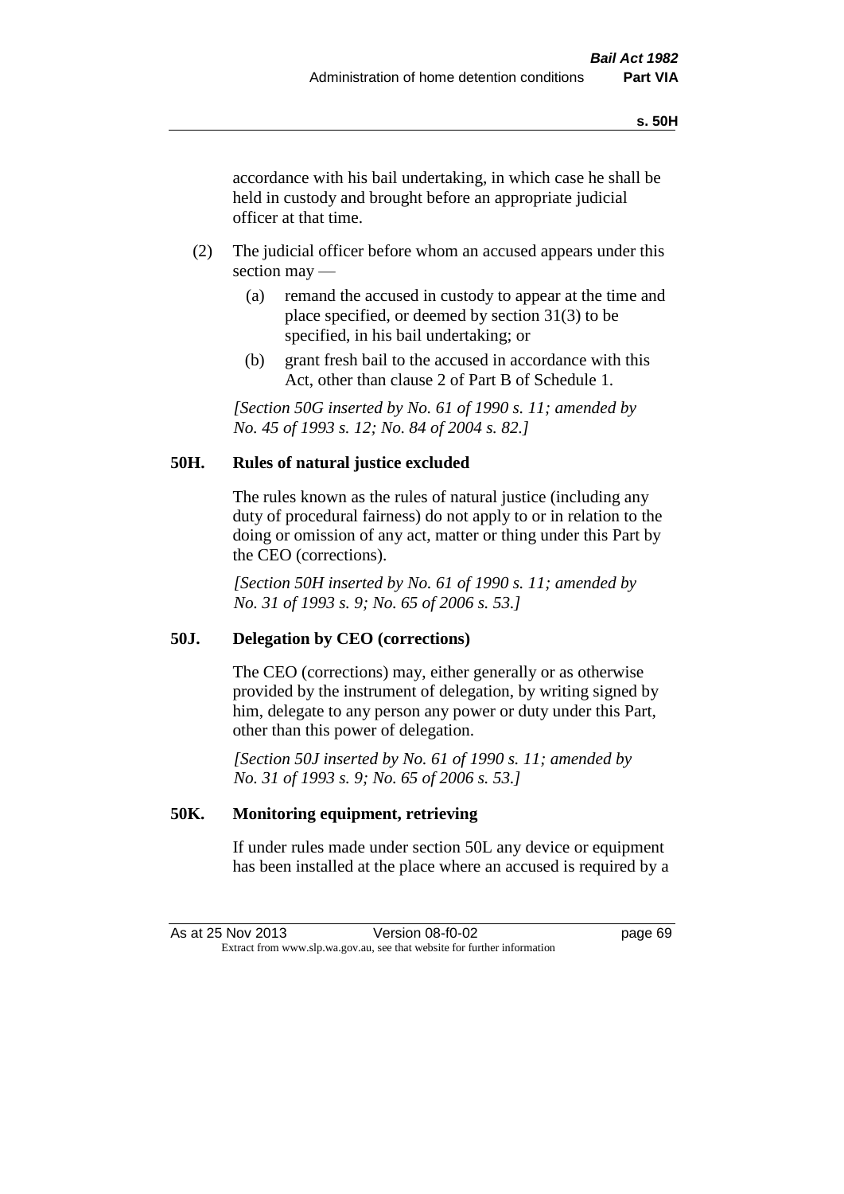accordance with his bail undertaking, in which case he shall be held in custody and brought before an appropriate judicial officer at that time.

(2) The judicial officer before whom an accused appears under this section may —

(a) remand the accused in custody to appear at the time and place specified, or deemed by section 31(3) to be specified, in his bail undertaking; or

(b) grant fresh bail to the accused in accordance with this Act, other than clause 2 of Part B of Schedule 1.

*[Section 50G inserted by No. 61 of 1990 s. 11; amended by No. 45 of 1993 s. 12; No. 84 of 2004 s. 82.]*

### 50H. Rules of natural justice excluded

The rules known as the rules of natural justice (including any duty of procedural fairness) do not apply to or in relation to the doing or omission of any act, matter or thing under this Part by the CEO (corrections).

*[Section 50H inserted by No. 61 of 1990 s. 11; amended by No. 31 of 1993 s. 9; No. 65 of 2006 s. 53.]*

### 50J. Delegation by CEO (corrections)

The CEO (corrections) may, either generally or as otherwise provided by the instrument of delegation, by writing signed by him, delegate to any person any power or duty under this Part, other than this power of delegation.

*[Section 50J inserted by No. 61 of 1990 s. 11; amended by No. 31 of 1993 s. 9; No. 65 of 2006 s. 53.]*

### 50K. Monitoring equipment, retrieving

If under rules made under section 50L any device or equipment has been installed at the place where an accused is required by a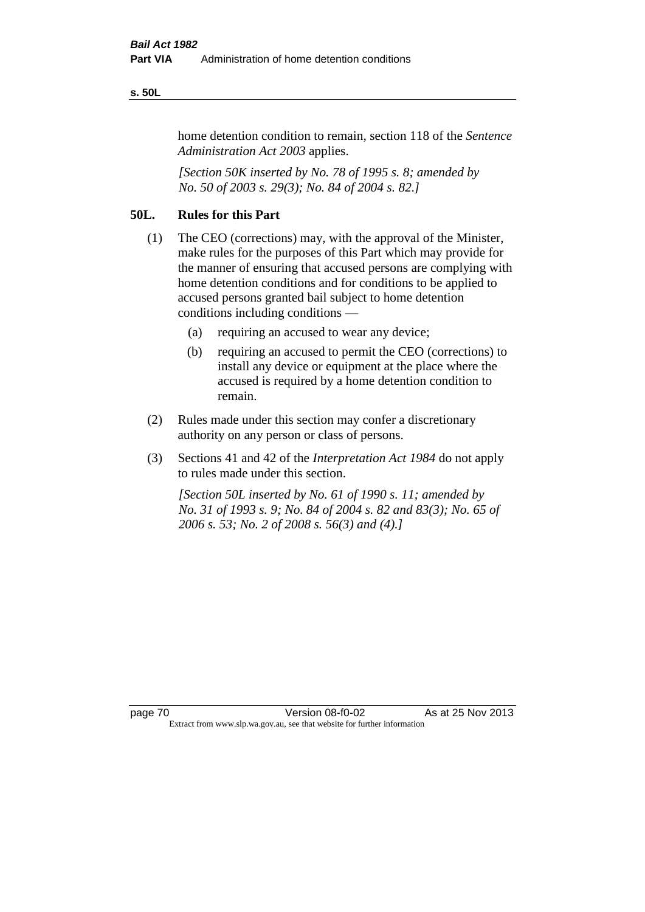home detention condition to remain, section 118 of the *Sentence Administration Act 2003* applies.

*[Section 50K inserted by No. 78 of 1995 s. 8; amended by No. 50 of 2003 s. 29(3); No. 84 of 2004 s. 82.]*

## 50L. Rules for this Part

(1) The CEO (corrections) may, with the approval of the Minister, make rules for the purposes of this Part which may provide for the manner of ensuring that accused persons are complying with home detention conditions and for conditions to be applied to accused persons granted bail subject to home detention conditions including conditions —

- (a) requiring an accused to wear any device;
- (b) requiring an accused to permit the CEO (corrections) to install any device or equipment at the place where the accused is required by a home detention condition to remain.

(2) Rules made under this section may confer a discretionary authority on any person or class of persons.

(3) Sections 41 and 42 of the *Interpretation Act 1984* do not apply to rules made under this section.

*[Section 50L inserted by No. 61 of 1990 s. 11; amended by No. 31 of 1993 s. 9; No. 84 of 2004 s. 82 and 83(3); No. 65 of 2006 s. 53; No. 2 of 2008 s. 56(3) and (4).]*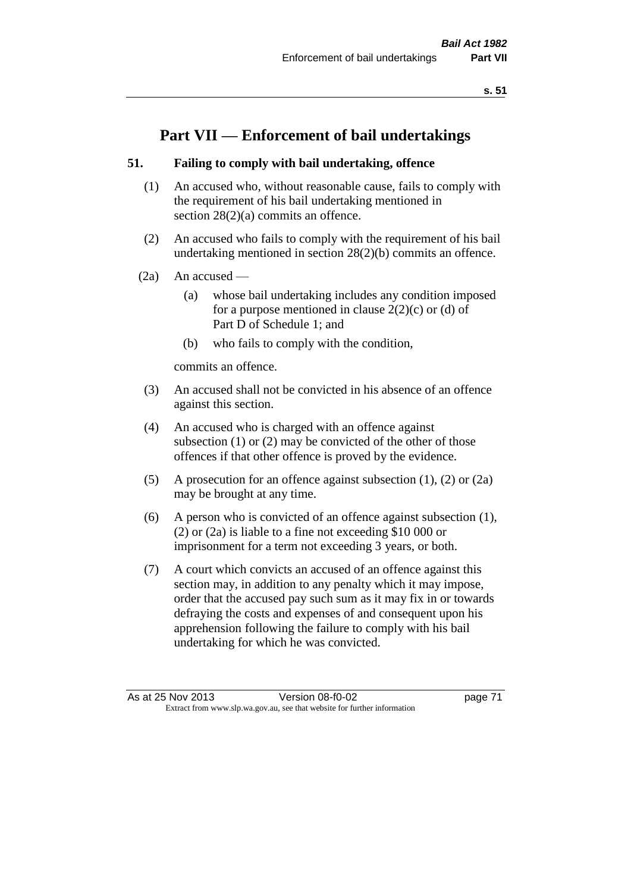# Part VII — Enforcement of bail undertakings

## 51. Failing to comply with bail undertaking, offence

(1) An accused who, without reasonable cause, fails to comply with the requirement of his bail undertaking mentioned in section 28(2)(a) commits an offence.

(2) An accused who fails to comply with the requirement of his bail undertaking mentioned in section 28(2)(b) commits an offence.

(2a) An accused —

- (a) whose bail undertaking includes any condition imposed for a purpose mentioned in clause 2(2)(c) or (d) of Part D of Schedule 1; and
- (b) who fails to comply with the condition,

commits an offence.

(3) An accused shall not be convicted in his absence of an offence against this section.

(4) An accused who is charged with an offence against subsection (1) or (2) may be convicted of the other of those offences if that other offence is proved by the evidence.

(5) A prosecution for an offence against subsection (1), (2) or (2a) may be brought at any time.

(6) A person who is convicted of an offence against subsection (1), (2) or (2a) is liable to a fine not exceeding $10 000 or imprisonment for a term not exceeding 3 years, or both.

(7) A court which convicts an accused of an offence against this section may, in addition to any penalty which it may impose, order that the accused pay such sum as it may fix in or towards defraying the costs and expenses of and consequent upon his apprehension following the failure to comply with his bail undertaking for which he was convicted.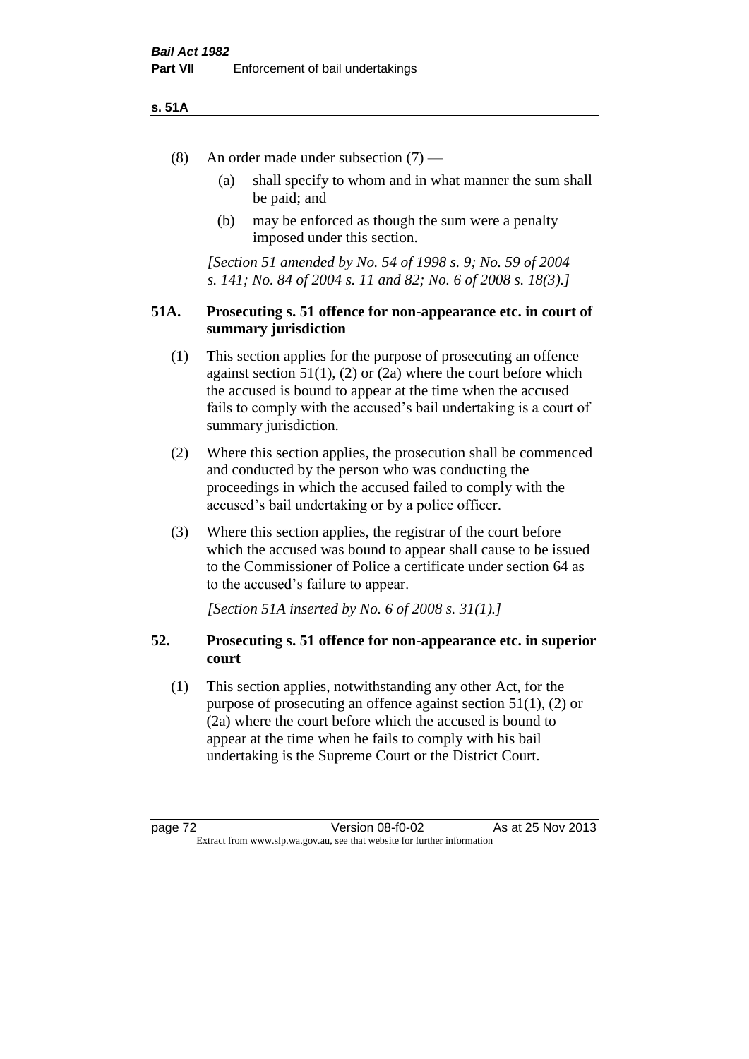(8) An order made under subsection (7) —

   (a) shall specify to whom and in what manner the sum shall be paid; and

   (b) may be enforced as though the sum were a penalty imposed under this section.

*[Section 51 amended by No. 54 of 1998 s. 9; No. 59 of 2004 s. 141; No. 84 of 2004 s. 11 and 82; No. 6 of 2008 s. 18(3).]*

### 51A. Prosecuting s. 51 offence for non-appearance etc. in court of summary jurisdiction

(1) This section applies for the purpose of prosecuting an offence against section 51(1), (2) or (2a) where the court before which the accused is bound to appear at the time when the accused fails to comply with the accused's bail undertaking is a court of summary jurisdiction.

(2) Where this section applies, the prosecution shall be commenced and conducted by the person who was conducting the proceedings in which the accused failed to comply with the accused's bail undertaking or by a police officer.

(3) Where this section applies, the registrar of the court before which the accused was bound to appear shall cause to be issued to the Commissioner of Police a certificate under section 64 as to the accused's failure to appear.

*[Section 51A inserted by No. 6 of 2008 s. 31(1).]*

### 52. Prosecuting s. 51 offence for non-appearance etc. in superior court

(1) This section applies, notwithstanding any other Act, for the purpose of prosecuting an offence against section 51(1), (2) or (2a) where the court before which the accused is bound to appear at the time when he fails to comply with his bail undertaking is the Supreme Court or the District Court.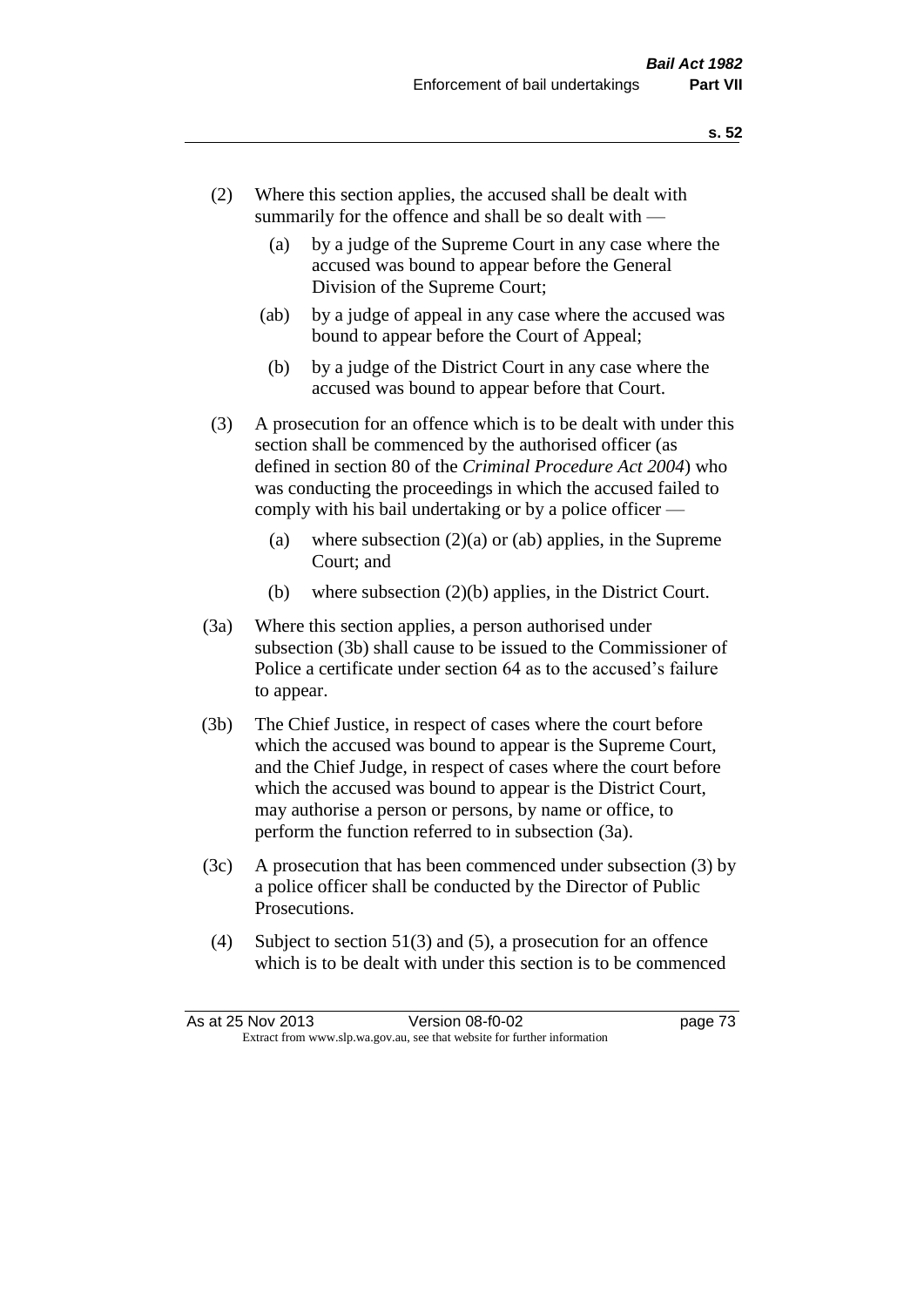(2) Where this section applies, the accused shall be dealt with summarily for the offence and shall be so dealt with —

(a) by a judge of the Supreme Court in any case where the accused was bound to appear before the General Division of the Supreme Court;

(ab) by a judge of appeal in any case where the accused was bound to appear before the Court of Appeal;

(b) by a judge of the District Court in any case where the accused was bound to appear before that Court.

(3) A prosecution for an offence which is to be dealt with under this section shall be commenced by the authorised officer (as defined in section 80 of the *Criminal Procedure Act 2004*) who was conducting the proceedings in which the accused failed to comply with his bail undertaking or by a police officer —

(a) where subsection (2)(a) or (ab) applies, in the Supreme Court; and

(b) where subsection (2)(b) applies, in the District Court.

(3a) Where this section applies, a person authorised under subsection (3b) shall cause to be issued to the Commissioner of Police a certificate under section 64 as to the accused's failure to appear.

(3b) The Chief Justice, in respect of cases where the court before which the accused was bound to appear is the Supreme Court, and the Chief Judge, in respect of cases where the court before which the accused was bound to appear is the District Court, may authorise a person or persons, by name or office, to perform the function referred to in subsection (3a).

(3c) A prosecution that has been commenced under subsection (3) by a police officer shall be conducted by the Director of Public Prosecutions.

(4) Subject to section 51(3) and (5), a prosecution for an offence which is to be dealt with under this section is to be commenced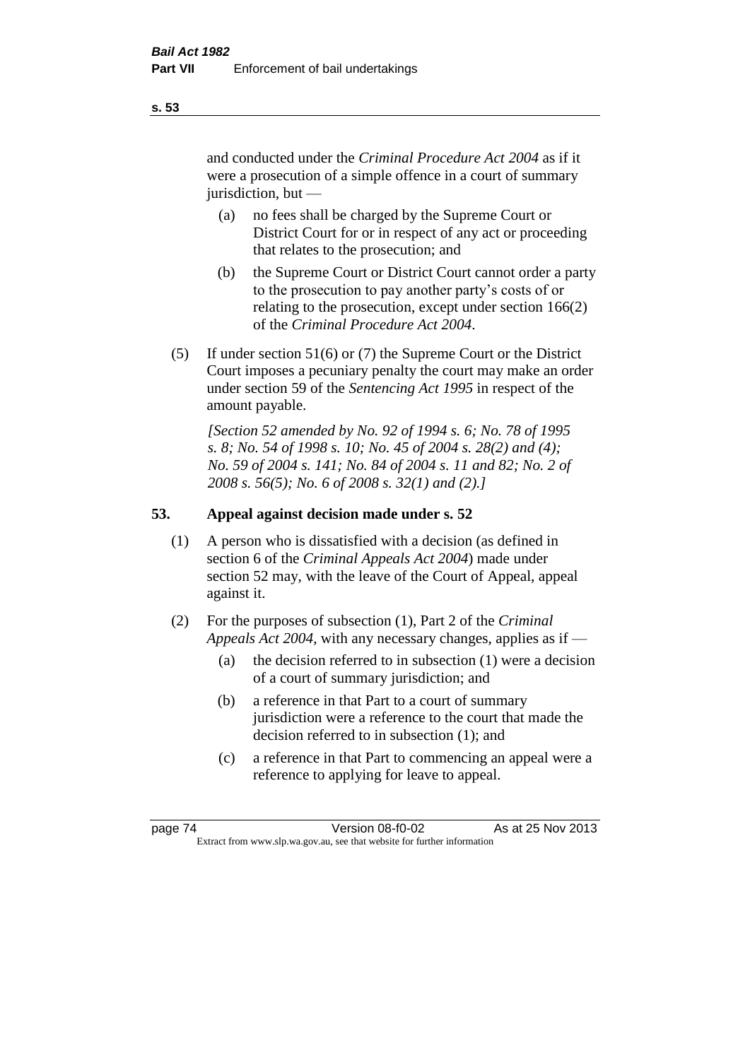and conducted under the *Criminal Procedure Act 2004* as if it were a prosecution of a simple offence in a court of summary jurisdiction, but —

(a) no fees shall be charged by the Supreme Court or District Court for or in respect of any act or proceeding that relates to the prosecution; and

(b) the Supreme Court or District Court cannot order a party to the prosecution to pay another party's costs of or relating to the prosecution, except under section 166(2) of the *Criminal Procedure Act 2004*.

(5) If under section 51(6) or (7) the Supreme Court or the District Court imposes a pecuniary penalty the court may make an order under section 59 of the *Sentencing Act 1995* in respect of the amount payable.

*[Section 52 amended by No. 92 of 1994 s. 6; No. 78 of 1995 s. 8; No. 54 of 1998 s. 10; No. 45 of 2004 s. 28(2) and (4); No. 59 of 2004 s. 141; No. 84 of 2004 s. 11 and 82; No. 2 of 2008 s. 56(5); No. 6 of 2008 s. 32(1) and (2).]*

## 53. Appeal against decision made under s. 52

(1) A person who is dissatisfied with a decision (as defined in section 6 of the *Criminal Appeals Act 2004*) made under section 52 may, with the leave of the Court of Appeal, appeal against it.

(2) For the purposes of subsection (1), Part 2 of the *Criminal Appeals Act 2004*, with any necessary changes, applies as if —

(a) the decision referred to in subsection (1) were a decision of a court of summary jurisdiction; and

(b) a reference in that Part to a court of summary jurisdiction were a reference to the court that made the decision referred to in subsection (1); and

(c) a reference in that Part to commencing an appeal were a reference to applying for leave to appeal.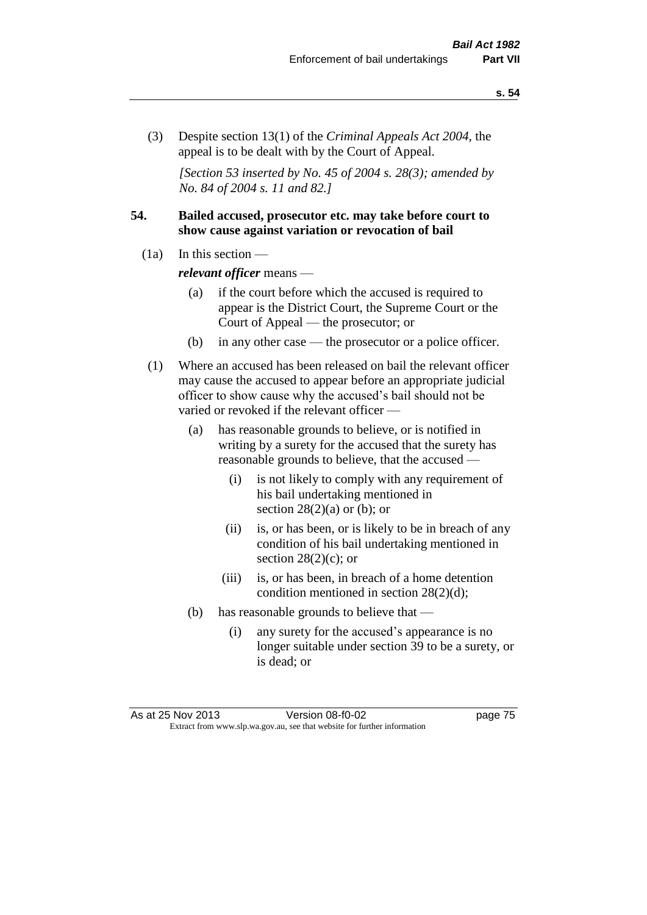(3) Despite section 13(1) of the *Criminal Appeals Act 2004*, the appeal is to be dealt with by the Court of Appeal.

*[Section 53 inserted by No. 45 of 2004 s. 28(3); amended by No. 84 of 2004 s. 11 and 82.]*

**54. Bailed accused, prosecutor etc. may take before court to show cause against variation or revocation of bail**

(1a) In this section —

***relevant officer*** means —

(a) if the court before which the accused is required to appear is the District Court, the Supreme Court or the Court of Appeal — the prosecutor; or

(b) in any other case — the prosecutor or a police officer.

(1) Where an accused has been released on bail the relevant officer may cause the accused to appear before an appropriate judicial officer to show cause why the accused's bail should not be varied or revoked if the relevant officer —

(a) has reasonable grounds to believe, or is notified in writing by a surety for the accused that the surety has reasonable grounds to believe, that the accused —

(i) is not likely to comply with any requirement of his bail undertaking mentioned in section 28(2)(a) or (b); or

(ii) is, or has been, or is likely to be in breach of any condition of his bail undertaking mentioned in section 28(2)(c); or

(iii) is, or has been, in breach of a home detention condition mentioned in section 28(2)(d);

(b) has reasonable grounds to believe that —

(i) any surety for the accused's appearance is no longer suitable under section 39 to be a surety, or is dead; or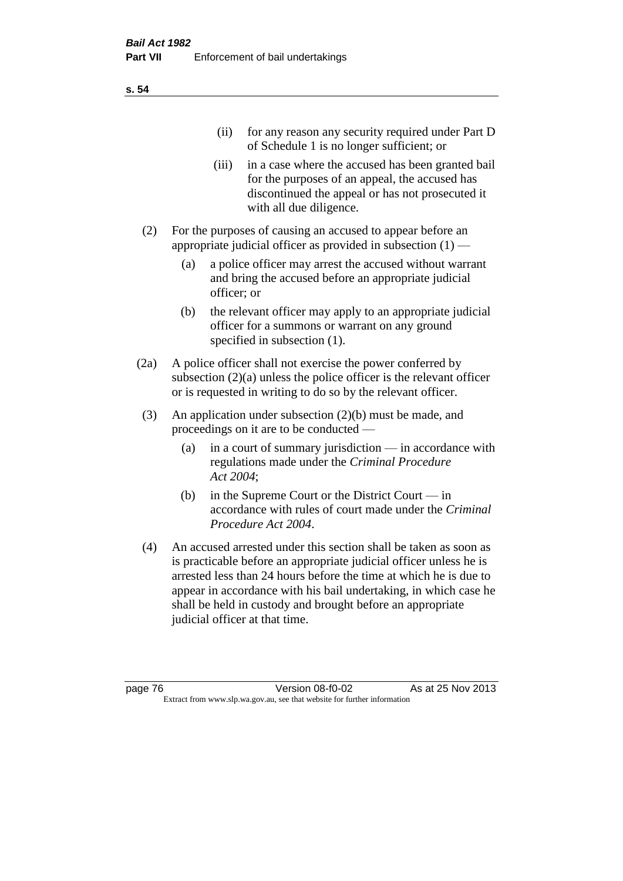(ii) for any reason any security required under Part D of Schedule 1 is no longer sufficient; or

(iii) in a case where the accused has been granted bail for the purposes of an appeal, the accused has discontinued the appeal or has not prosecuted it with all due diligence.

(2) For the purposes of causing an accused to appear before an appropriate judicial officer as provided in subsection (1) —

(a) a police officer may arrest the accused without warrant and bring the accused before an appropriate judicial officer; or

(b) the relevant officer may apply to an appropriate judicial officer for a summons or warrant on any ground specified in subsection (1).

(2a) A police officer shall not exercise the power conferred by subsection (2)(a) unless the police officer is the relevant officer or is requested in writing to do so by the relevant officer.

(3) An application under subsection (2)(b) must be made, and proceedings on it are to be conducted —

(a) in a court of summary jurisdiction — in accordance with regulations made under the *Criminal Procedure Act 2004*;

(b) in the Supreme Court or the District Court — in accordance with rules of court made under the *Criminal Procedure Act 2004*.

(4) An accused arrested under this section shall be taken as soon as is practicable before an appropriate judicial officer unless he is arrested less than 24 hours before the time at which he is due to appear in accordance with his bail undertaking, in which case he shall be held in custody and brought before an appropriate judicial officer at that time.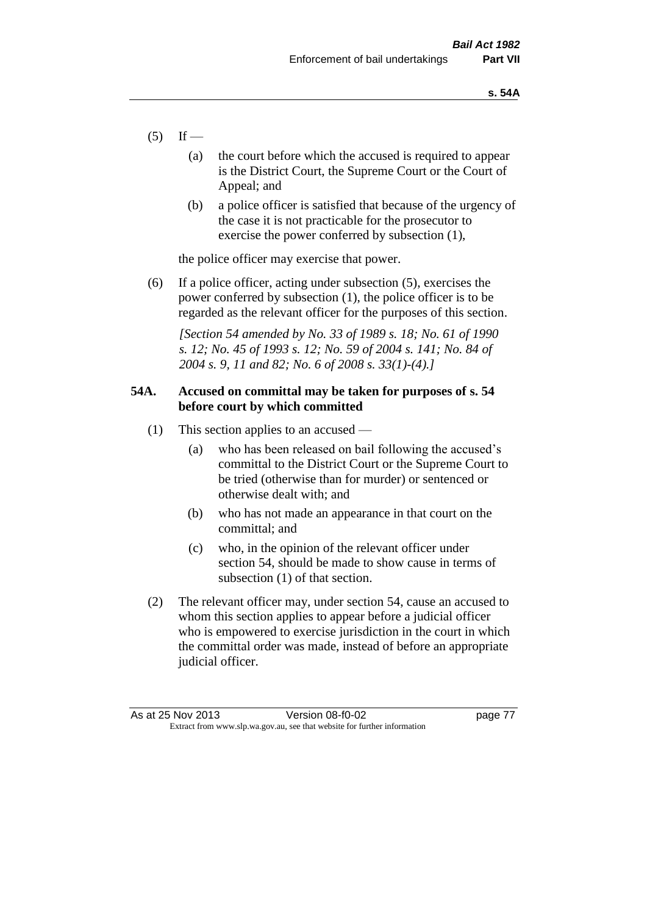(5) If —

  (a) the court before which the accused is required to appear is the District Court, the Supreme Court or the Court of Appeal; and

  (b) a police officer is satisfied that because of the urgency of the case it is not practicable for the prosecutor to exercise the power conferred by subsection (1),

the police officer may exercise that power.

(6) If a police officer, acting under subsection (5), exercises the power conferred by subsection (1), the police officer is to be regarded as the relevant officer for the purposes of this section.

*[Section 54 amended by No. 33 of 1989 s. 18; No. 61 of 1990 s. 12; No. 45 of 1993 s. 12; No. 59 of 2004 s. 141; No. 84 of 2004 s. 9, 11 and 82; No. 6 of 2008 s. 33(1)-(4).]*

### 54A. Accused on committal may be taken for purposes of s. 54 before court by which committed

(1) This section applies to an accused —

  (a) who has been released on bail following the accused's committal to the District Court or the Supreme Court to be tried (otherwise than for murder) or sentenced or otherwise dealt with; and

  (b) who has not made an appearance in that court on the committal; and

  (c) who, in the opinion of the relevant officer under section 54, should be made to show cause in terms of subsection (1) of that section.

(2) The relevant officer may, under section 54, cause an accused to whom this section applies to appear before a judicial officer who is empowered to exercise jurisdiction in the court in which the committal order was made, instead of before an appropriate judicial officer.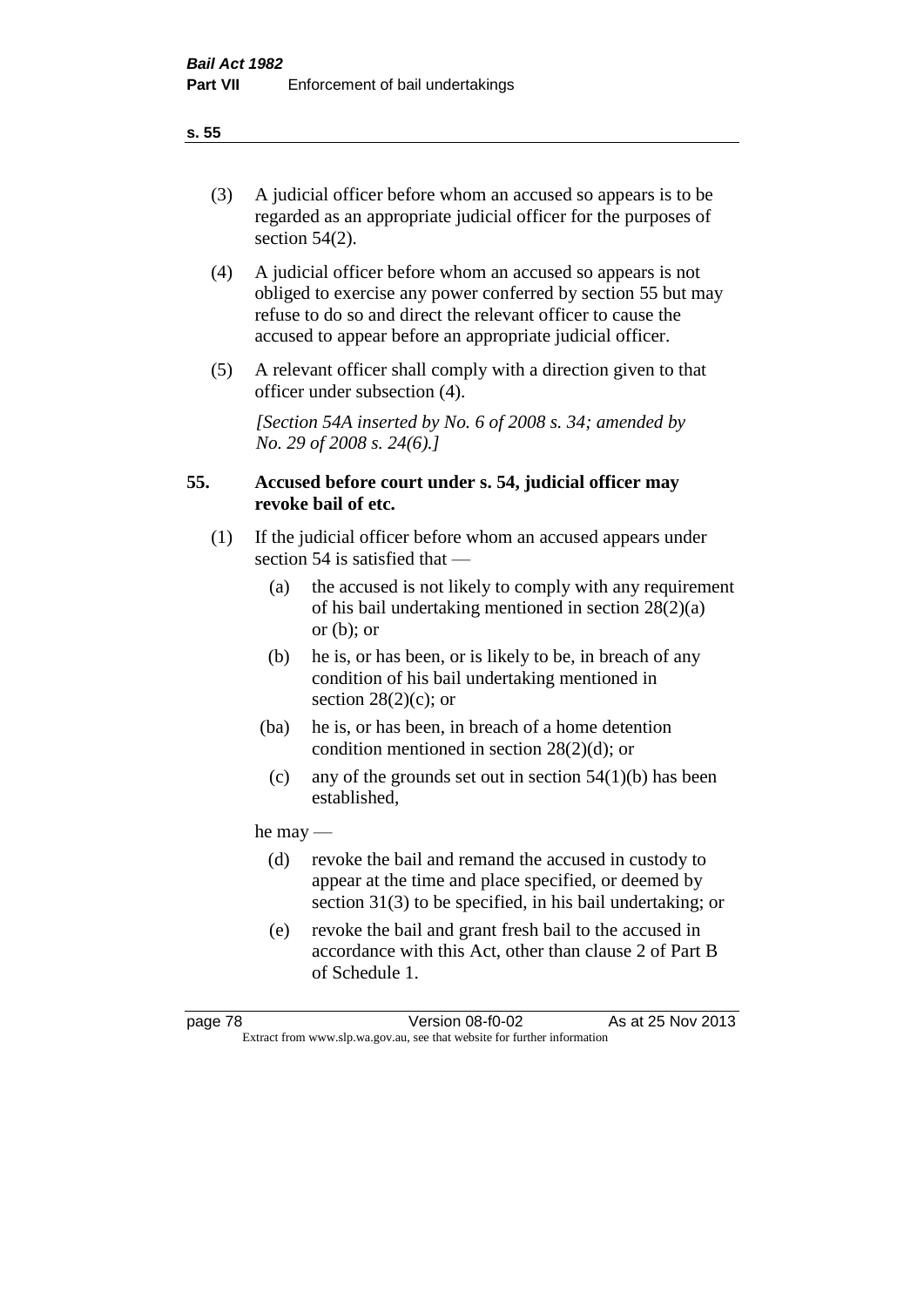(3) A judicial officer before whom an accused so appears is to be regarded as an appropriate judicial officer for the purposes of section 54(2).

(4) A judicial officer before whom an accused so appears is not obliged to exercise any power conferred by section 55 but may refuse to do so and direct the relevant officer to cause the accused to appear before an appropriate judicial officer.

(5) A relevant officer shall comply with a direction given to that officer under subsection (4).

*[Section 54A inserted by No. 6 of 2008 s. 34; amended by No. 29 of 2008 s. 24(6).]*

**55. Accused before court under s. 54, judicial officer may revoke bail of etc.**

(1) If the judicial officer before whom an accused appears under section 54 is satisfied that —

(a) the accused is not likely to comply with any requirement of his bail undertaking mentioned in section 28(2)(a) or (b); or

(b) he is, or has been, or is likely to be, in breach of any condition of his bail undertaking mentioned in section 28(2)(c); or

(ba) he is, or has been, in breach of a home detention condition mentioned in section 28(2)(d); or

(c) any of the grounds set out in section 54(1)(b) has been established,

he may —

(d) revoke the bail and remand the accused in custody to appear at the time and place specified, or deemed by section 31(3) to be specified, in his bail undertaking; or

(e) revoke the bail and grant fresh bail to the accused in accordance with this Act, other than clause 2 of Part B of Schedule 1.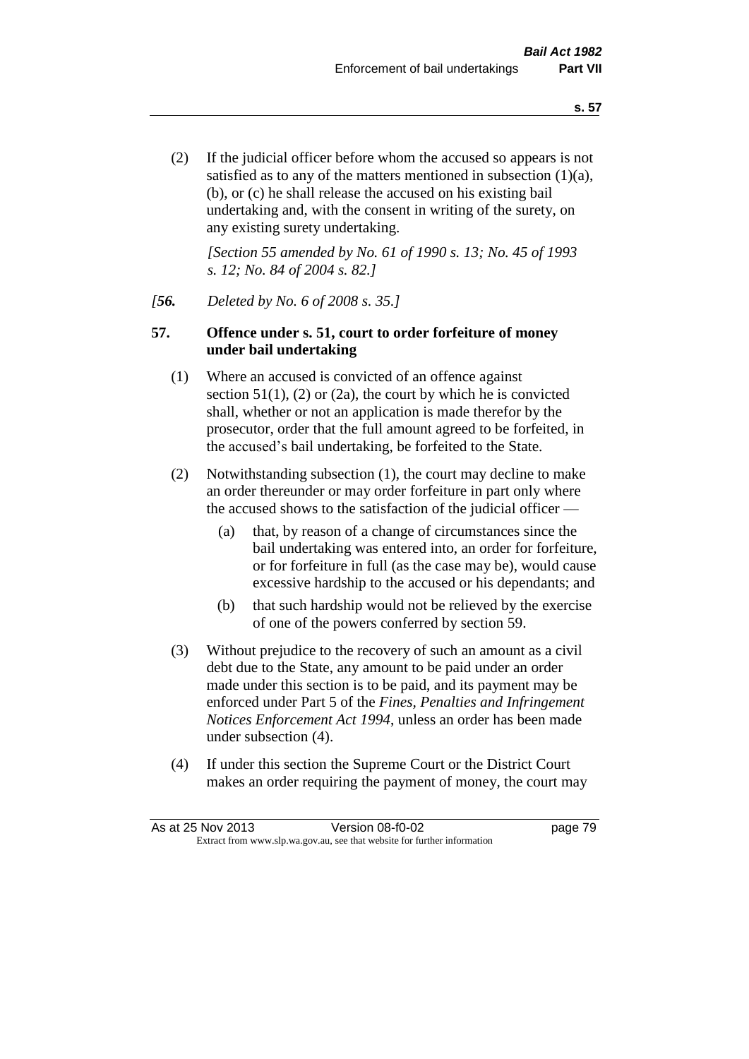(2) If the judicial officer before whom the accused so appears is not satisfied as to any of the matters mentioned in subsection (1)(a), (b), or (c) he shall release the accused on his existing bail undertaking and, with the consent in writing of the surety, on any existing surety undertaking.

*[Section 55 amended by No. 61 of 1990 s. 13; No. 45 of 1993 s. 12; No. 84 of 2004 s. 82.]*

*[**56.** Deleted by No. 6 of 2008 s. 35.]*

### 57. Offence under s. 51, court to order forfeiture of money under bail undertaking

(1) Where an accused is convicted of an offence against section 51(1), (2) or (2a), the court by which he is convicted shall, whether or not an application is made therefor by the prosecutor, order that the full amount agreed to be forfeited, in the accused's bail undertaking, be forfeited to the State.

(2) Notwithstanding subsection (1), the court may decline to make an order thereunder or may order forfeiture in part only where the accused shows to the satisfaction of the judicial officer —

- (a) that, by reason of a change of circumstances since the bail undertaking was entered into, an order for forfeiture, or for forfeiture in full (as the case may be), would cause excessive hardship to the accused or his dependants; and
- (b) that such hardship would not be relieved by the exercise of one of the powers conferred by section 59.

(3) Without prejudice to the recovery of such an amount as a civil debt due to the State, any amount to be paid under an order made under this section is to be paid, and its payment may be enforced under Part 5 of the *Fines, Penalties and Infringement Notices Enforcement Act 1994*, unless an order has been made under subsection (4).

(4) If under this section the Supreme Court or the District Court makes an order requiring the payment of money, the court may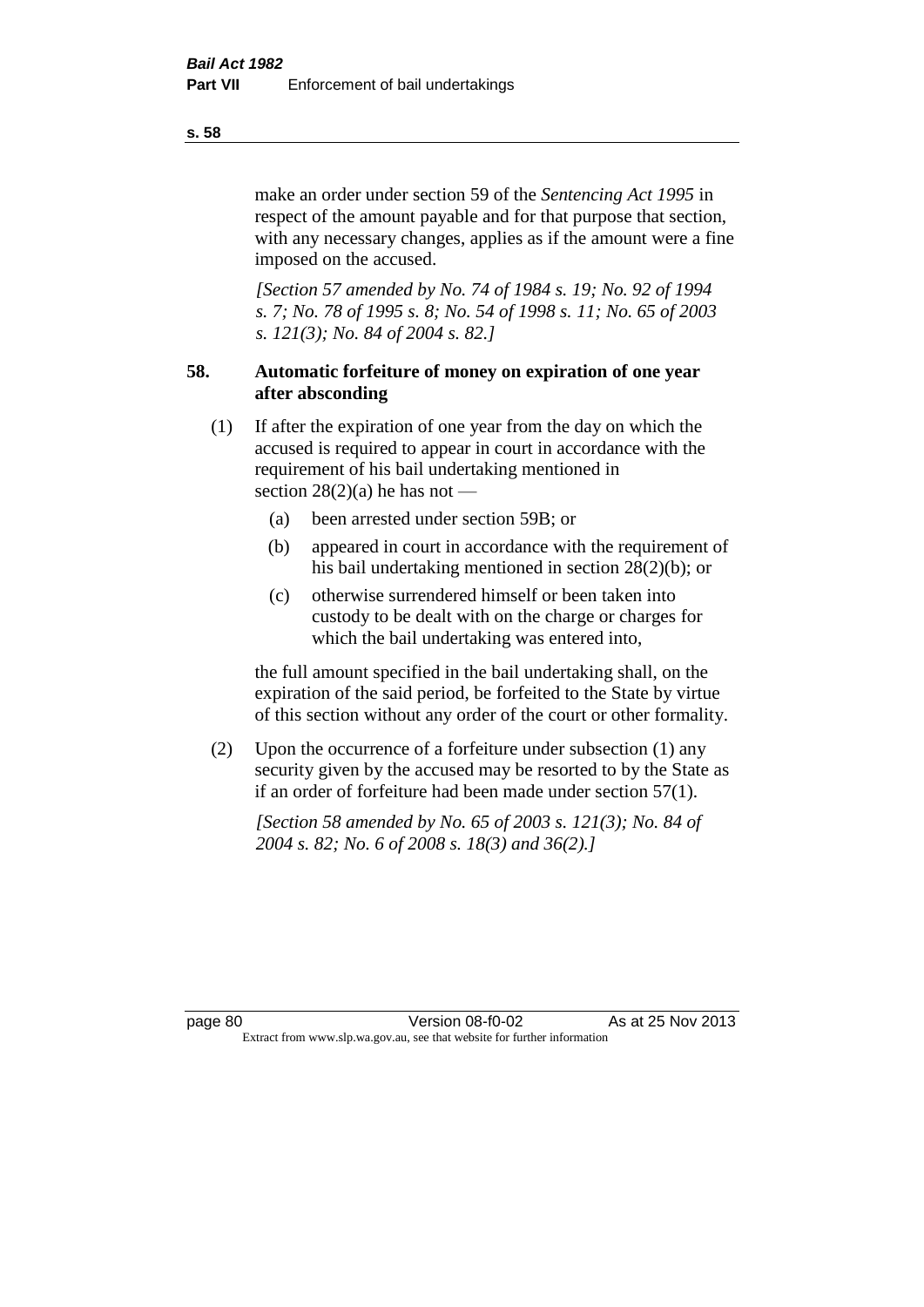make an order under section 59 of the *Sentencing Act 1995* in respect of the amount payable and for that purpose that section, with any necessary changes, applies as if the amount were a fine imposed on the accused.

*[Section 57 amended by No. 74 of 1984 s. 19; No. 92 of 1994 s. 7; No. 78 of 1995 s. 8; No. 54 of 1998 s. 11; No. 65 of 2003 s. 121(3); No. 84 of 2004 s. 82.]*

### 58. Automatic forfeiture of money on expiration of one year after absconding

(1) If after the expiration of one year from the day on which the accused is required to appear in court in accordance with the requirement of his bail undertaking mentioned in section 28(2)(a) he has not —

  (a) been arrested under section 59B; or

  (b) appeared in court in accordance with the requirement of his bail undertaking mentioned in section 28(2)(b); or

  (c) otherwise surrendered himself or been taken into custody to be dealt with on the charge or charges for which the bail undertaking was entered into,

the full amount specified in the bail undertaking shall, on the expiration of the said period, be forfeited to the State by virtue of this section without any order of the court or other formality.

(2) Upon the occurrence of a forfeiture under subsection (1) any security given by the accused may be resorted to by the State as if an order of forfeiture had been made under section 57(1).

*[Section 58 amended by No. 65 of 2003 s. 121(3); No. 84 of 2004 s. 82; No. 6 of 2008 s. 18(3) and 36(2).]*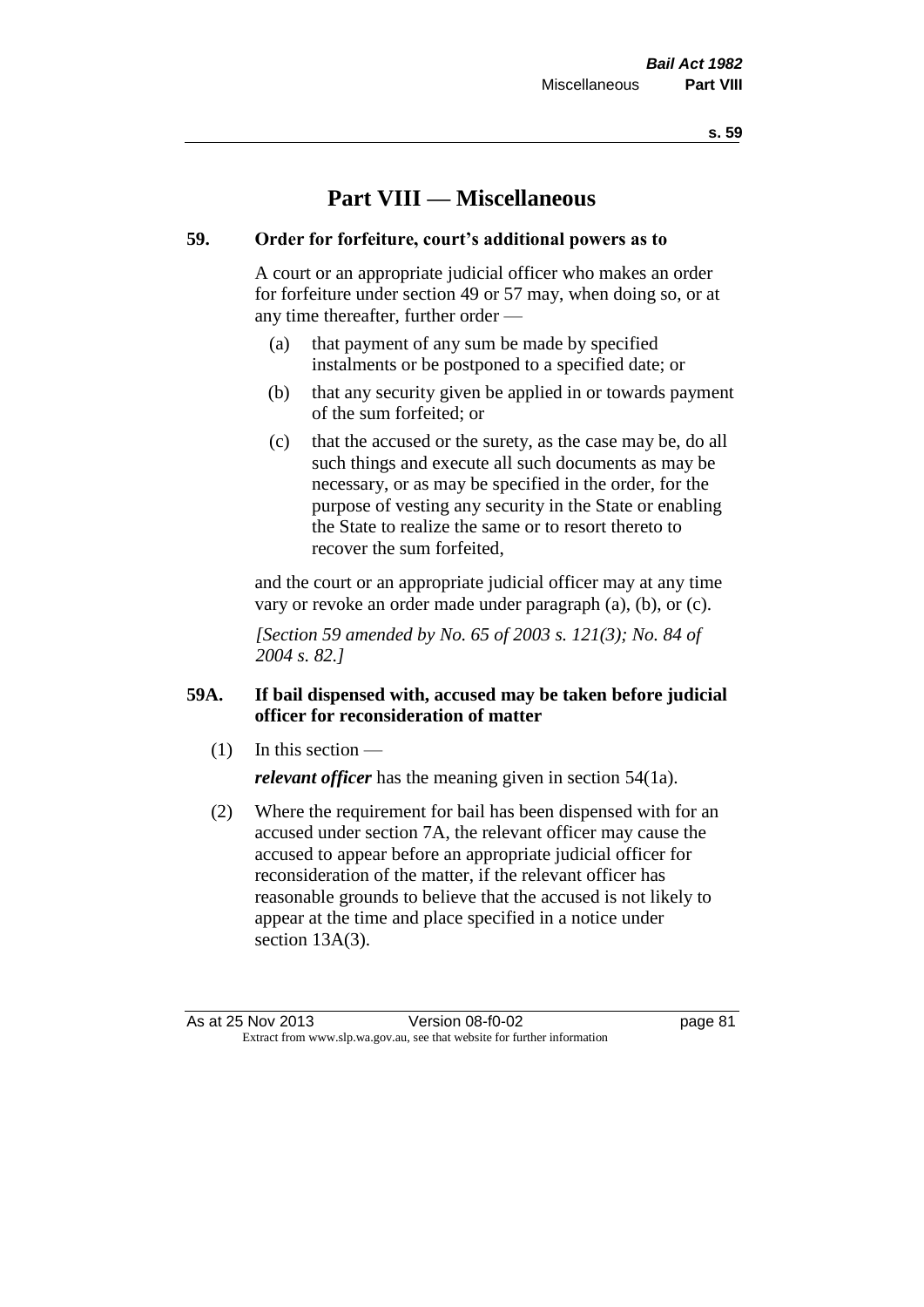# Part VIII — Miscellaneous

## 59. Order for forfeiture, court's additional powers as to

A court or an appropriate judicial officer who makes an order for forfeiture under section 49 or 57 may, when doing so, or at any time thereafter, further order —

(a) that payment of any sum be made by specified instalments or be postponed to a specified date; or

(b) that any security given be applied in or towards payment of the sum forfeited; or

(c) that the accused or the surety, as the case may be, do all such things and execute all such documents as may be necessary, or as may be specified in the order, for the purpose of vesting any security in the State or enabling the State to realize the same or to resort thereto to recover the sum forfeited,

and the court or an appropriate judicial officer may at any time vary or revoke an order made under paragraph (a), (b), or (c).

*[Section 59 amended by No. 65 of 2003 s. 121(3); No. 84 of 2004 s. 82.]*

## 59A. If bail dispensed with, accused may be taken before judicial officer for reconsideration of matter

(1) In this section —

***relevant officer*** has the meaning given in section 54(1a).

(2) Where the requirement for bail has been dispensed with for an accused under section 7A, the relevant officer may cause the accused to appear before an appropriate judicial officer for reconsideration of the matter, if the relevant officer has reasonable grounds to believe that the accused is not likely to appear at the time and place specified in a notice under section 13A(3).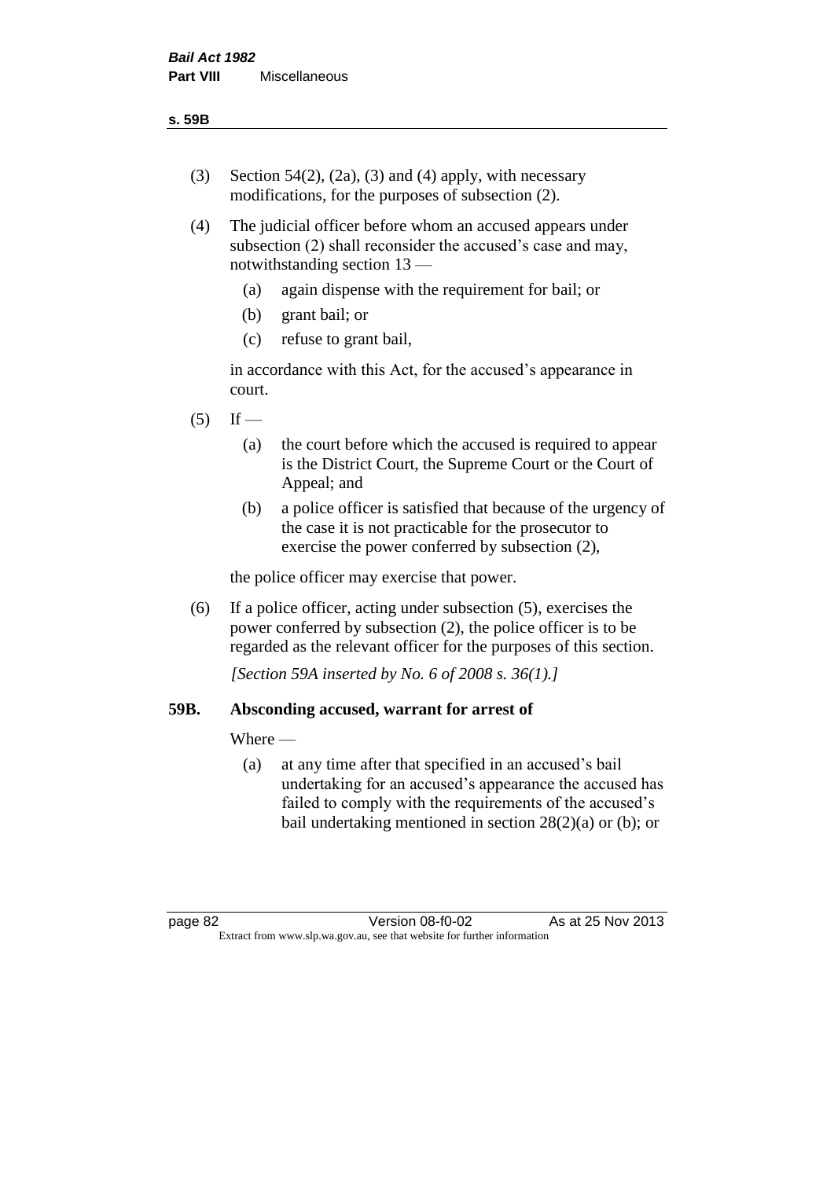(3) Section 54(2), (2a), (3) and (4) apply, with necessary modifications, for the purposes of subsection (2).

(4) The judicial officer before whom an accused appears under subsection (2) shall reconsider the accused's case and may, notwithstanding section 13 —

  (a) again dispense with the requirement for bail; or

  (b) grant bail; or

  (c) refuse to grant bail,

in accordance with this Act, for the accused's appearance in court.

(5) If —

  (a) the court before which the accused is required to appear is the District Court, the Supreme Court or the Court of Appeal; and

  (b) a police officer is satisfied that because of the urgency of the case it is not practicable for the prosecutor to exercise the power conferred by subsection (2),

the police officer may exercise that power.

(6) If a police officer, acting under subsection (5), exercises the power conferred by subsection (2), the police officer is to be regarded as the relevant officer for the purposes of this section.

*[Section 59A inserted by No. 6 of 2008 s. 36(1).]*

### 59B. Absconding accused, warrant for arrest of

Where —

  (a) at any time after that specified in an accused's bail undertaking for an accused's appearance the accused has failed to comply with the requirements of the accused's bail undertaking mentioned in section 28(2)(a) or (b); or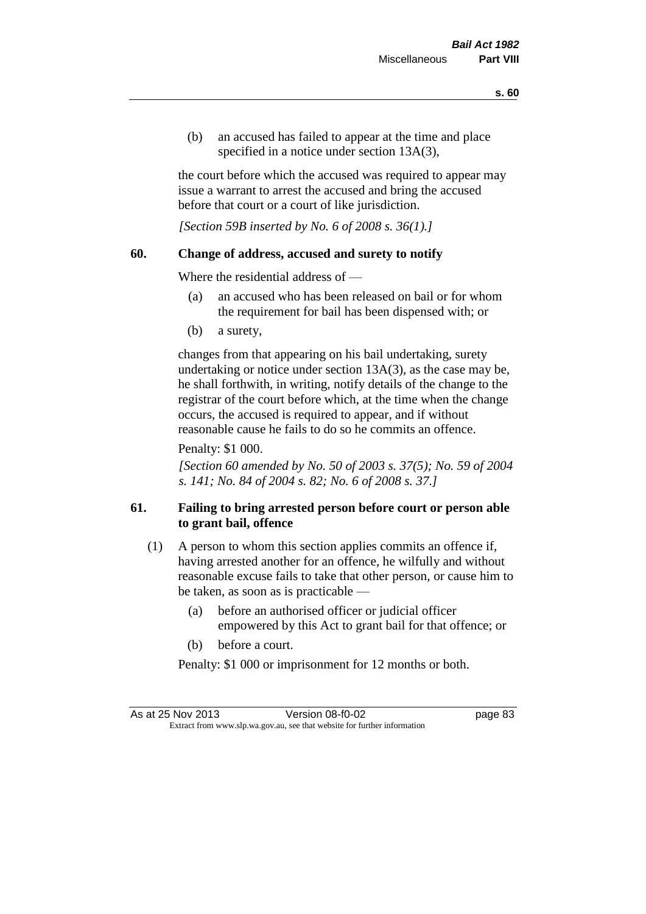(b) an accused has failed to appear at the time and place specified in a notice under section 13A(3),

the court before which the accused was required to appear may issue a warrant to arrest the accused and bring the accused before that court or a court of like jurisdiction.

*[Section 59B inserted by No. 6 of 2008 s. 36(1).]*

## 60. Change of address, accused and surety to notify

Where the residential address of —

(a) an accused who has been released on bail or for whom the requirement for bail has been dispensed with; or

(b) a surety,

changes from that appearing on his bail undertaking, surety undertaking or notice under section 13A(3), as the case may be, he shall forthwith, in writing, notify details of the change to the registrar of the court before which, at the time when the change occurs, the accused is required to appear, and if without reasonable cause he fails to do so he commits an offence.

Penalty: $1 000.

*[Section 60 amended by No. 50 of 2003 s. 37(5); No. 59 of 2004 s. 141; No. 84 of 2004 s. 82; No. 6 of 2008 s. 37.]*

## 61. Failing to bring arrested person before court or person able to grant bail, offence

(1) A person to whom this section applies commits an offence if, having arrested another for an offence, he wilfully and without reasonable excuse fails to take that other person, or cause him to be taken, as soon as is practicable —

(a) before an authorised officer or judicial officer empowered by this Act to grant bail for that offence; or

(b) before a court.

Penalty: $1 000 or imprisonment for 12 months or both.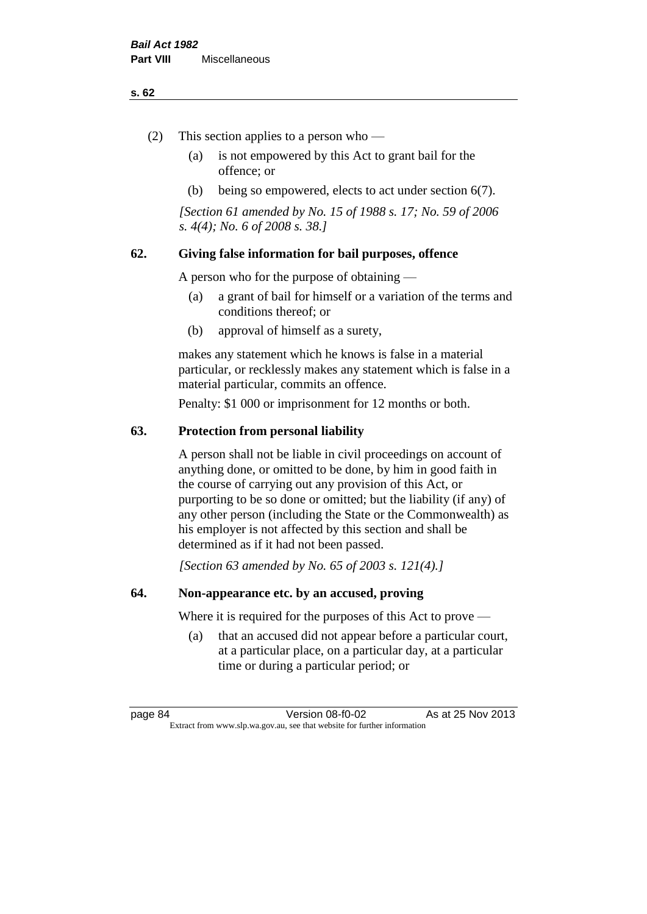(2) This section applies to a person who —

   (a) is not empowered by this Act to grant bail for the offence; or

   (b) being so empowered, elects to act under section 6(7).

*[Section 61 amended by No. 15 of 1988 s. 17; No. 59 of 2006 s. 4(4); No. 6 of 2008 s. 38.]*

### 62. Giving false information for bail purposes, offence

A person who for the purpose of obtaining —

   (a) a grant of bail for himself or a variation of the terms and conditions thereof; or

   (b) approval of himself as a surety,

makes any statement which he knows is false in a material particular, or recklessly makes any statement which is false in a material particular, commits an offence.

Penalty: $1 000 or imprisonment for 12 months or both.

### 63. Protection from personal liability

A person shall not be liable in civil proceedings on account of anything done, or omitted to be done, by him in good faith in the course of carrying out any provision of this Act, or purporting to be so done or omitted; but the liability (if any) of any other person (including the State or the Commonwealth) as his employer is not affected by this section and shall be determined as if it had not been passed.

*[Section 63 amended by No. 65 of 2003 s. 121(4).]*

### 64. Non-appearance etc. by an accused, proving

Where it is required for the purposes of this Act to prove —

   (a) that an accused did not appear before a particular court, at a particular place, on a particular day, at a particular time or during a particular period; or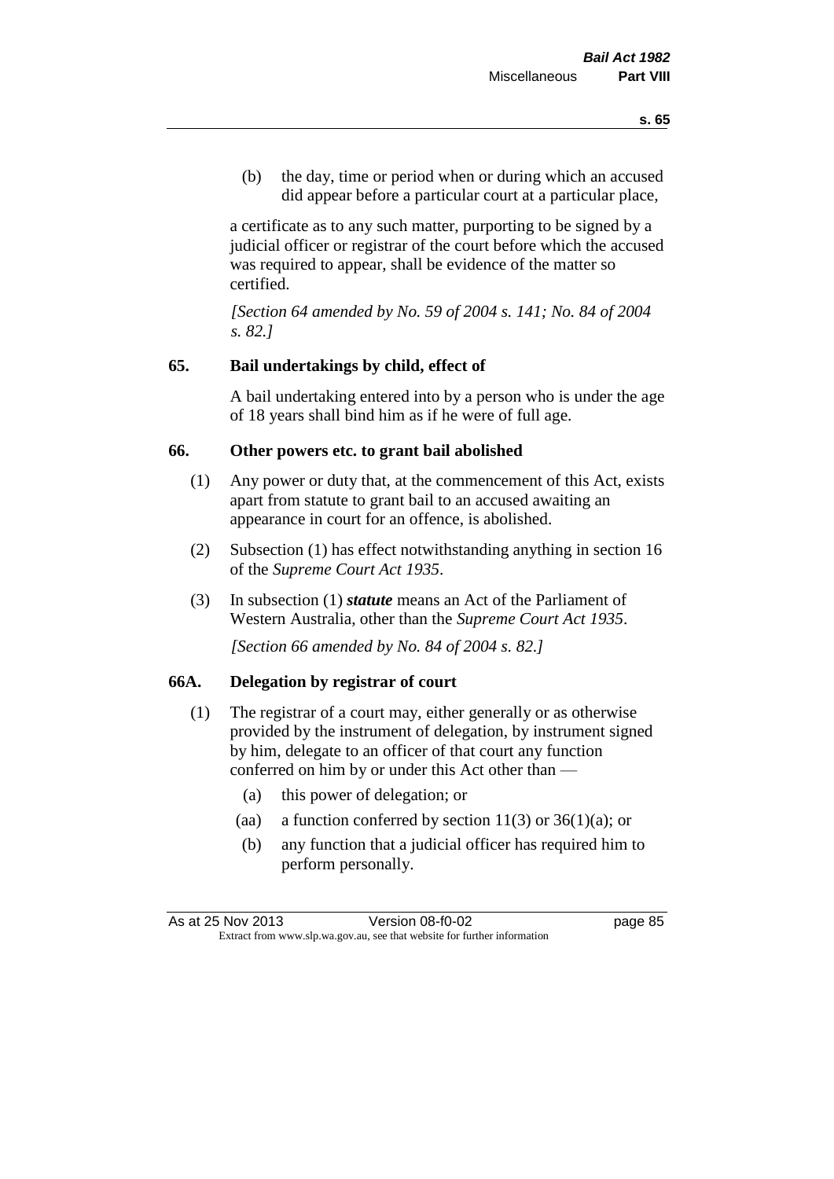(b) the day, time or period when or during which an accused did appear before a particular court at a particular place,

a certificate as to any such matter, purporting to be signed by a judicial officer or registrar of the court before which the accused was required to appear, shall be evidence of the matter so certified.

*[Section 64 amended by No. 59 of 2004 s. 141; No. 84 of 2004 s. 82.]*

### 65. Bail undertakings by child, effect of

A bail undertaking entered into by a person who is under the age of 18 years shall bind him as if he were of full age.

### 66. Other powers etc. to grant bail abolished

(1) Any power or duty that, at the commencement of this Act, exists apart from statute to grant bail to an accused awaiting an appearance in court for an offence, is abolished.

(2) Subsection (1) has effect notwithstanding anything in section 16 of the *Supreme Court Act 1935*.

(3) In subsection (1) ***statute*** means an Act of the Parliament of Western Australia, other than the *Supreme Court Act 1935*.

*[Section 66 amended by No. 84 of 2004 s. 82.]*

### 66A. Delegation by registrar of court

(1) The registrar of a court may, either generally or as otherwise provided by the instrument of delegation, by instrument signed by him, delegate to an officer of that court any function conferred on him by or under this Act other than —

(a) this power of delegation; or

(aa) a function conferred by section 11(3) or 36(1)(a); or

(b) any function that a judicial officer has required him to perform personally.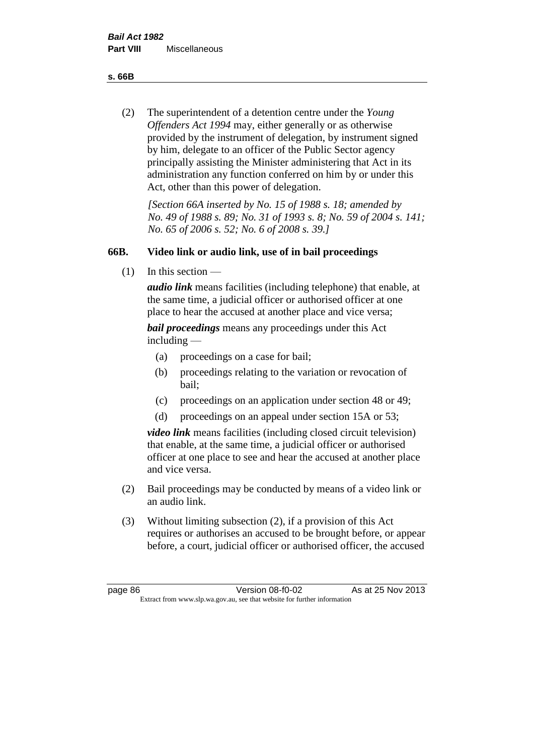(2) The superintendent of a detention centre under the *Young Offenders Act 1994* may, either generally or as otherwise provided by the instrument of delegation, by instrument signed by him, delegate to an officer of the Public Sector agency principally assisting the Minister administering that Act in its administration any function conferred on him by or under this Act, other than this power of delegation.

*[Section 66A inserted by No. 15 of 1988 s. 18; amended by No. 49 of 1988 s. 89; No. 31 of 1993 s. 8; No. 59 of 2004 s. 141; No. 65 of 2006 s. 52; No. 6 of 2008 s. 39.]*

### 66B. Video link or audio link, use of in bail proceedings

(1) In this section —

***audio link*** means facilities (including telephone) that enable, at the same time, a judicial officer or authorised officer at one place to hear the accused at another place and vice versa;

***bail proceedings*** means any proceedings under this Act including —

(a) proceedings on a case for bail;

(b) proceedings relating to the variation or revocation of bail;

(c) proceedings on an application under section 48 or 49;

(d) proceedings on an appeal under section 15A or 53;

***video link*** means facilities (including closed circuit television) that enable, at the same time, a judicial officer or authorised officer at one place to see and hear the accused at another place and vice versa.

(2) Bail proceedings may be conducted by means of a video link or an audio link.

(3) Without limiting subsection (2), if a provision of this Act requires or authorises an accused to be brought before, or appear before, a court, judicial officer or authorised officer, the accused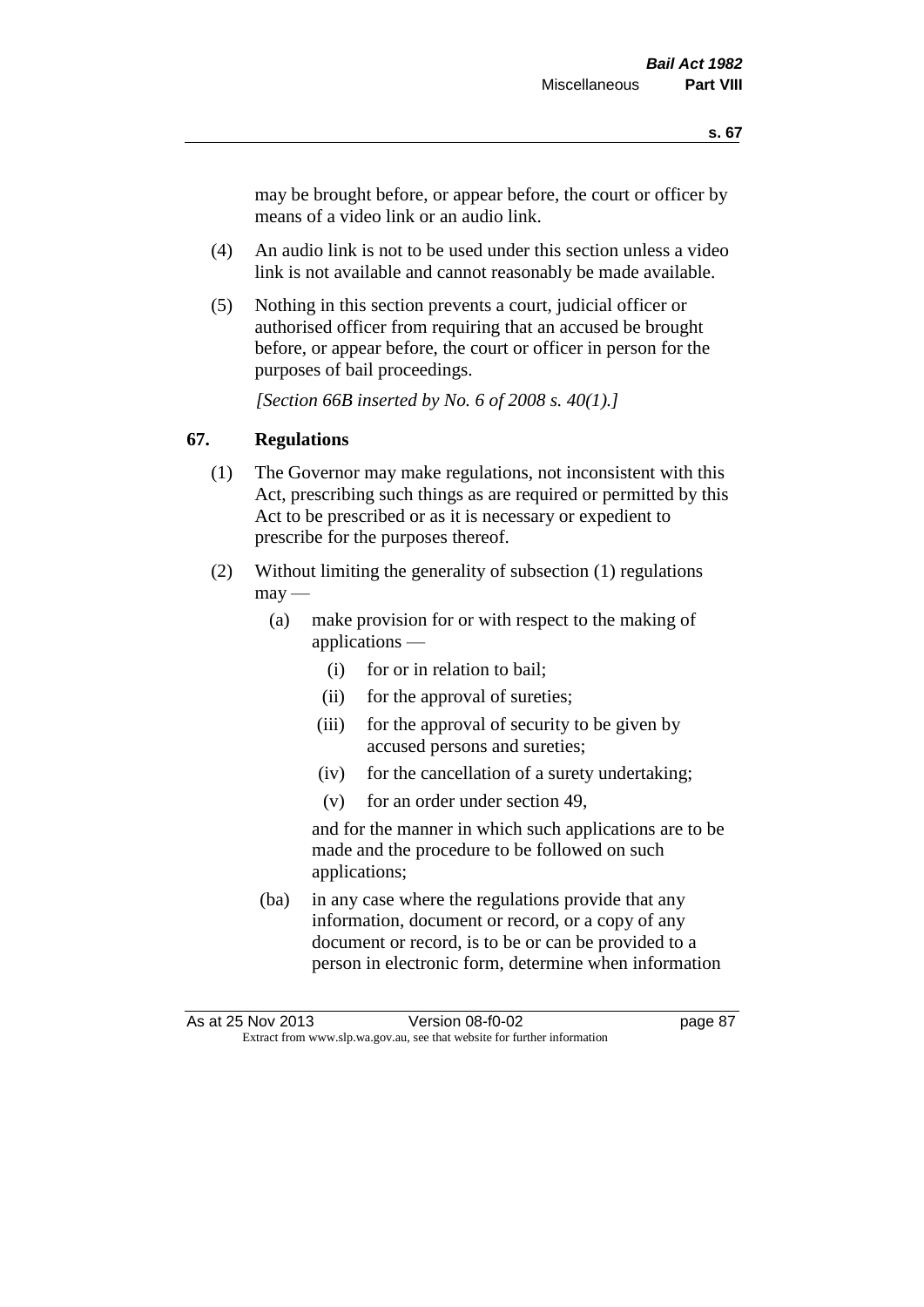may be brought before, or appear before, the court or officer by means of a video link or an audio link.

(4) An audio link is not to be used under this section unless a video link is not available and cannot reasonably be made available.

(5) Nothing in this section prevents a court, judicial officer or authorised officer from requiring that an accused be brought before, or appear before, the court or officer in person for the purposes of bail proceedings.

*[Section 66B inserted by No. 6 of 2008 s. 40(1).]*

## 67. Regulations

(1) The Governor may make regulations, not inconsistent with this Act, prescribing such things as are required or permitted by this Act to be prescribed or as it is necessary or expedient to prescribe for the purposes thereof.

(2) Without limiting the generality of subsection (1) regulations may —

(a) make provision for or with respect to the making of applications —

(i) for or in relation to bail;

(ii) for the approval of sureties;

(iii) for the approval of security to be given by accused persons and sureties;

(iv) for the cancellation of a surety undertaking;

(v) for an order under section 49,

and for the manner in which such applications are to be made and the procedure to be followed on such applications;

(ba) in any case where the regulations provide that any information, document or record, or a copy of any document or record, is to be or can be provided to a person in electronic form, determine when information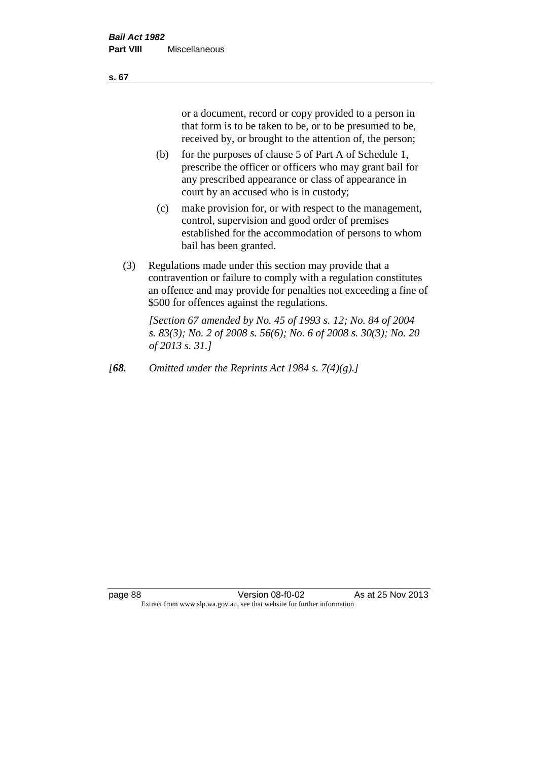or a document, record or copy provided to a person in that form is to be taken to be, or to be presumed to be, received by, or brought to the attention of, the person;

(b) for the purposes of clause 5 of Part A of Schedule 1, prescribe the officer or officers who may grant bail for any prescribed appearance or class of appearance in court by an accused who is in custody;

(c) make provision for, or with respect to the management, control, supervision and good order of premises established for the accommodation of persons to whom bail has been granted.

(3) Regulations made under this section may provide that a contravention or failure to comply with a regulation constitutes an offence and may provide for penalties not exceeding a fine of $500 for offences against the regulations.

*[Section 67 amended by No. 45 of 1993 s. 12; No. 84 of 2004 s. 83(3); No. 2 of 2008 s. 56(6); No. 6 of 2008 s. 30(3); No. 20 of 2013 s. 31.]*

*[**68.** Omitted under the Reprints Act 1984 s. 7(4)(g).]*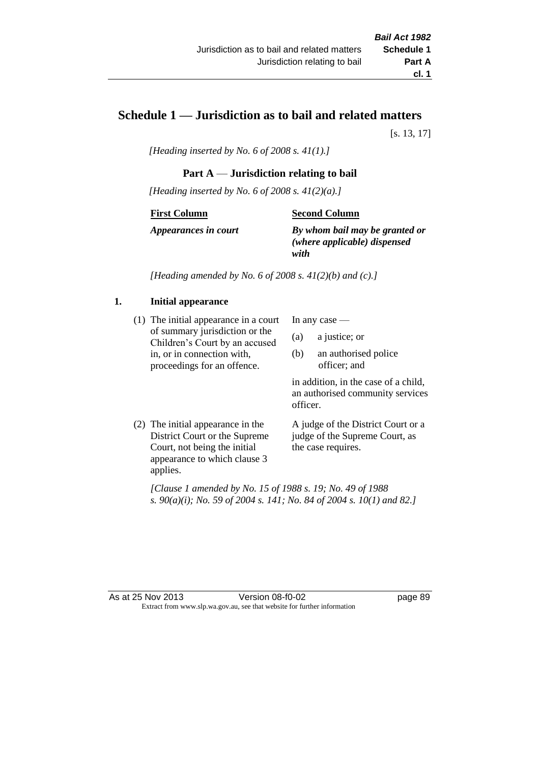# Schedule 1 — Jurisdiction as to bail and related matters

[s. 13, 17]

*[Heading inserted by No. 6 of 2008 s. 41(1).]*

## Part A — Jurisdiction relating to bail

*[Heading inserted by No. 6 of 2008 s. 41(2)(a).]*

| First Column | Second Column |
|---|---|
| ***Appearances in court*** | ***By whom bail may be granted or (where applicable) dispensed with*** |

*[Heading amended by No. 6 of 2008 s. 41(2)(b) and (c).]*

### 1. Initial appearance

| | |
|---|---|
| (1) The initial appearance in a court of summary jurisdiction or the Children's Court by an accused in, or in connection with, proceedings for an offence. | In any case — (a) a justice; or (b) an authorised police officer; and in addition, in the case of a child, an authorised community services officer. |
| (2) The initial appearance in the District Court or the Supreme Court, not being the initial appearance to which clause 3 applies. | A judge of the District Court or a judge of the Supreme Court, as the case requires. |

*[Clause 1 amended by No. 15 of 1988 s. 19; No. 49 of 1988 s. 90(a)(i); No. 59 of 2004 s. 141; No. 84 of 2004 s. 10(1) and 82.]*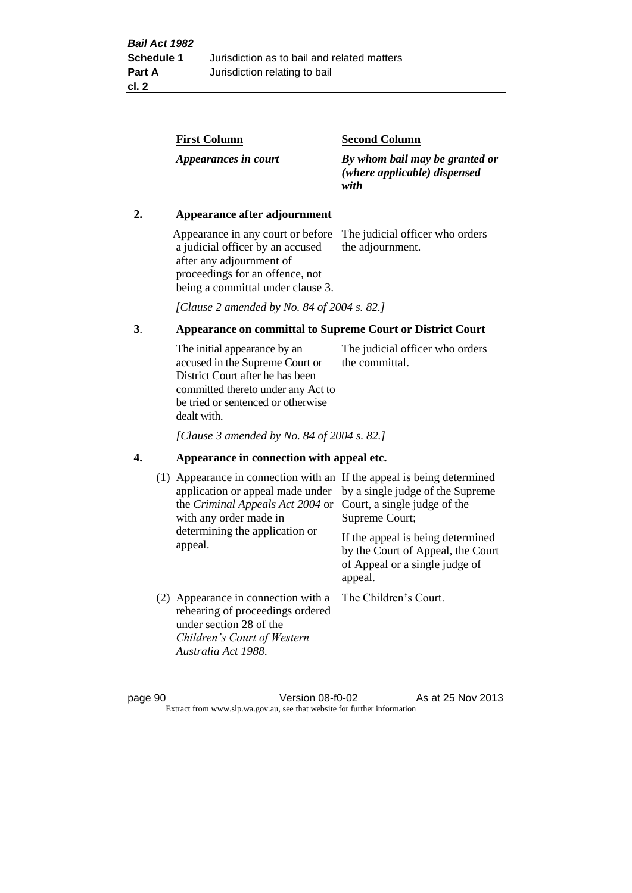| First Column | Second Column |
|---|---|
| *Appearances in court* | *By whom bail may be granted or (where applicable) dispensed with* |

**2. Appearance after adjournment**

| | |
|---|---|
| Appearance in any court or before a judicial officer by an accused after any adjournment of proceedings for an offence, not being a committal under clause 3. | The judicial officer who orders the adjournment. |

*[Clause 2 amended by No. 84 of 2004 s. 82.]*

**3. Appearance on committal to Supreme Court or District Court**

| | |
|---|---|
| The initial appearance by an accused in the Supreme Court or District Court after he has been committed thereto under any Act to be tried or sentenced or otherwise dealt with. | The judicial officer who orders the committal. |

*[Clause 3 amended by No. 84 of 2004 s. 82.]*

**4. Appearance in connection with appeal etc.**

| | |
|---|---|
| (1) Appearance in connection with an application or appeal made under the *Criminal Appeals Act 2004* or with any order made in determining the application or appeal. | If the appeal is being determined by a single judge of the Supreme Court, a single judge of the Supreme Court; If the appeal is being determined by the Court of Appeal, the Court of Appeal or a single judge of appeal. |
| (2) Appearance in connection with a rehearing of proceedings ordered under section 28 of the *Children's Court of Western Australia Act 1988*. | The Children's Court. |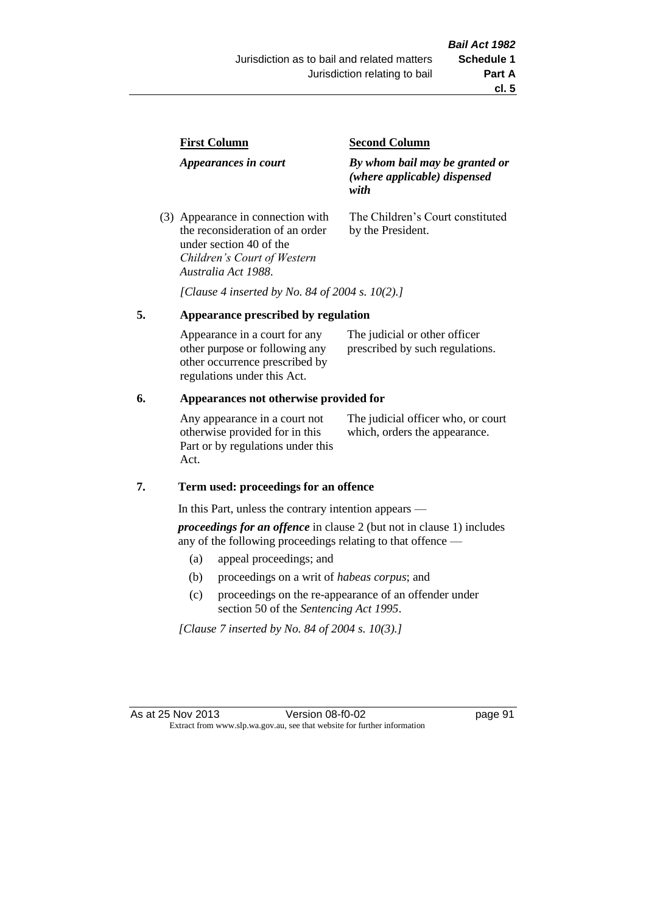| First Column | Second Column |
| --- | --- |
| *Appearances in court* | *By whom bail may be granted or (where applicable) dispensed with* |
| (3) Appearance in connection with the reconsideration of an order under section 40 of the *Children's Court of Western Australia Act 1988*. | The Children's Court constituted by the President. |

*[Clause 4 inserted by No. 84 of 2004 s. 10(2).]*

## 5. Appearance prescribed by regulation

| | |
| --- | --- |
| Appearance in a court for any other purpose or following any other occurrence prescribed by regulations under this Act. | The judicial or other officer prescribed by such regulations. |

## 6. Appearances not otherwise provided for

| | |
| --- | --- |
| Any appearance in a court not otherwise provided for in this Part or by regulations under this Act. | The judicial officer who, or court which, orders the appearance. |

## 7. Term used: proceedings for an offence

In this Part, unless the contrary intention appears —

***proceedings for an offence*** in clause 2 (but not in clause 1) includes any of the following proceedings relating to that offence —

(a) appeal proceedings; and

(b) proceedings on a writ of *habeas corpus*; and

(c) proceedings on the re-appearance of an offender under section 50 of the *Sentencing Act 1995*.

*[Clause 7 inserted by No. 84 of 2004 s. 10(3).]*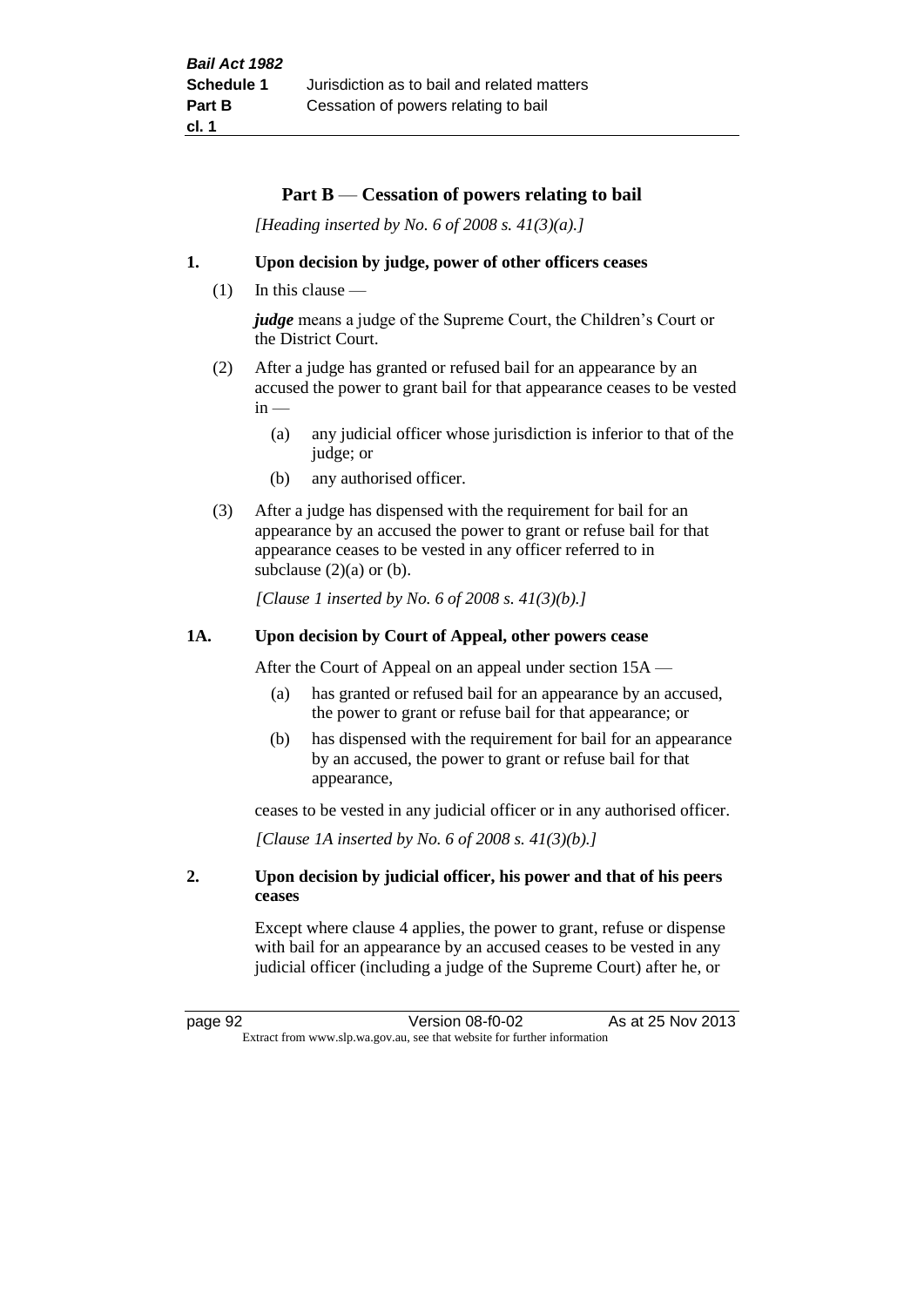## Part B — Cessation of powers relating to bail

*[Heading inserted by No. 6 of 2008 s. 41(3)(a).]*

**1. Upon decision by judge, power of other officers ceases**

(1) In this clause —

***judge*** means a judge of the Supreme Court, the Children's Court or the District Court.

(2) After a judge has granted or refused bail for an appearance by an accused the power to grant bail for that appearance ceases to be vested in —

(a) any judicial officer whose jurisdiction is inferior to that of the judge; or

(b) any authorised officer.

(3) After a judge has dispensed with the requirement for bail for an appearance by an accused the power to grant or refuse bail for that appearance ceases to be vested in any officer referred to in subclause (2)(a) or (b).

*[Clause 1 inserted by No. 6 of 2008 s. 41(3)(b).]*

**1A. Upon decision by Court of Appeal, other powers cease**

After the Court of Appeal on an appeal under section 15A —

(a) has granted or refused bail for an appearance by an accused, the power to grant or refuse bail for that appearance; or

(b) has dispensed with the requirement for bail for an appearance by an accused, the power to grant or refuse bail for that appearance,

ceases to be vested in any judicial officer or in any authorised officer.

*[Clause 1A inserted by No. 6 of 2008 s. 41(3)(b).]*

**2. Upon decision by judicial officer, his power and that of his peers ceases**

Except where clause 4 applies, the power to grant, refuse or dispense with bail for an appearance by an accused ceases to be vested in any judicial officer (including a judge of the Supreme Court) after he, or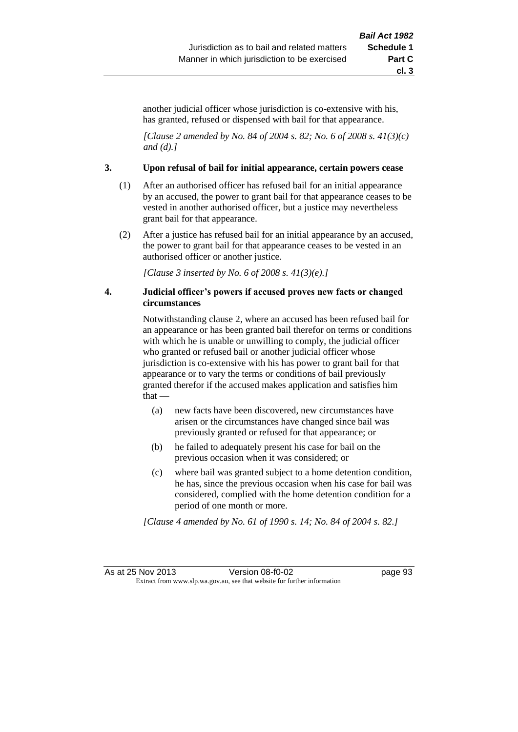another judicial officer whose jurisdiction is co-extensive with his, has granted, refused or dispensed with bail for that appearance.

*[Clause 2 amended by No. 84 of 2004 s. 82; No. 6 of 2008 s. 41(3)(c) and (d).]*

### 3. Upon refusal of bail for initial appearance, certain powers cease

(1) After an authorised officer has refused bail for an initial appearance by an accused, the power to grant bail for that appearance ceases to be vested in another authorised officer, but a justice may nevertheless grant bail for that appearance.

(2) After a justice has refused bail for an initial appearance by an accused, the power to grant bail for that appearance ceases to be vested in an authorised officer or another justice.

*[Clause 3 inserted by No. 6 of 2008 s. 41(3)(e).]*

### 4. Judicial officer's powers if accused proves new facts or changed circumstances

Notwithstanding clause 2, where an accused has been refused bail for an appearance or has been granted bail therefor on terms or conditions with which he is unable or unwilling to comply, the judicial officer who granted or refused bail or another judicial officer whose jurisdiction is co-extensive with his has power to grant bail for that appearance or to vary the terms or conditions of bail previously granted therefor if the accused makes application and satisfies him that —

(a) new facts have been discovered, new circumstances have arisen or the circumstances have changed since bail was previously granted or refused for that appearance; or

(b) he failed to adequately present his case for bail on the previous occasion when it was considered; or

(c) where bail was granted subject to a home detention condition, he has, since the previous occasion when his case for bail was considered, complied with the home detention condition for a period of one month or more.

*[Clause 4 amended by No. 61 of 1990 s. 14; No. 84 of 2004 s. 82.]*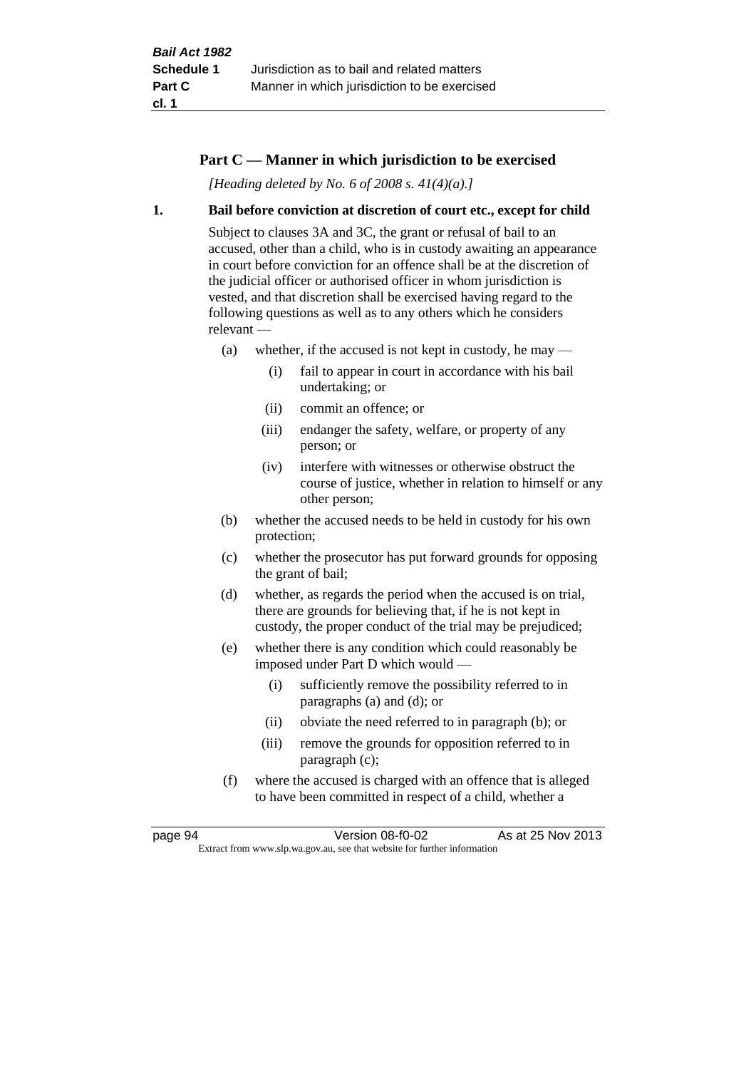## Part C — Manner in which jurisdiction to be exercised

*[Heading deleted by No. 6 of 2008 s. 41(4)(a).]*

### 1. Bail before conviction at discretion of court etc., except for child

Subject to clauses 3A and 3C, the grant or refusal of bail to an accused, other than a child, who is in custody awaiting an appearance in court before conviction for an offence shall be at the discretion of the judicial officer or authorised officer in whom jurisdiction is vested, and that discretion shall be exercised having regard to the following questions as well as to any others which he considers relevant —

- (a) whether, if the accused is not kept in custody, he may —
  - (i) fail to appear in court in accordance with his bail undertaking; or
  - (ii) commit an offence; or
  - (iii) endanger the safety, welfare, or property of any person; or
  - (iv) interfere with witnesses or otherwise obstruct the course of justice, whether in relation to himself or any other person;
- (b) whether the accused needs to be held in custody for his own protection;
- (c) whether the prosecutor has put forward grounds for opposing the grant of bail;
- (d) whether, as regards the period when the accused is on trial, there are grounds for believing that, if he is not kept in custody, the proper conduct of the trial may be prejudiced;
- (e) whether there is any condition which could reasonably be imposed under Part D which would —
  - (i) sufficiently remove the possibility referred to in paragraphs (a) and (d); or
  - (ii) obviate the need referred to in paragraph (b); or
  - (iii) remove the grounds for opposition referred to in paragraph (c);
- (f) where the accused is charged with an offence that is alleged to have been committed in respect of a child, whether a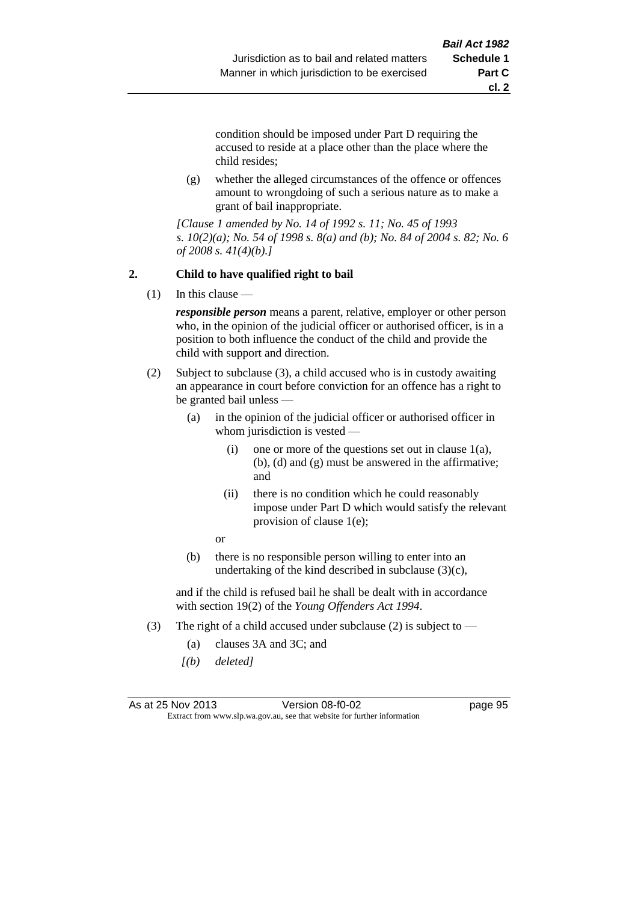condition should be imposed under Part D requiring the accused to reside at a place other than the place where the child resides;

(g) whether the alleged circumstances of the offence or offences amount to wrongdoing of such a serious nature as to make a grant of bail inappropriate.

*[Clause 1 amended by No. 14 of 1992 s. 11; No. 45 of 1993 s. 10(2)(a); No. 54 of 1998 s. 8(a) and (b); No. 84 of 2004 s. 82; No. 6 of 2008 s. 41(4)(b).]*

## 2. Child to have qualified right to bail

(1) In this clause —

***responsible person*** means a parent, relative, employer or other person who, in the opinion of the judicial officer or authorised officer, is in a position to both influence the conduct of the child and provide the child with support and direction.

(2) Subject to subclause (3), a child accused who is in custody awaiting an appearance in court before conviction for an offence has a right to be granted bail unless —

(a) in the opinion of the judicial officer or authorised officer in whom jurisdiction is vested —

(i) one or more of the questions set out in clause 1(a), (b), (d) and (g) must be answered in the affirmative; and

(ii) there is no condition which he could reasonably impose under Part D which would satisfy the relevant provision of clause 1(e);

or

(b) there is no responsible person willing to enter into an undertaking of the kind described in subclause (3)(c),

and if the child is refused bail he shall be dealt with in accordance with section 19(2) of the *Young Offenders Act 1994*.

(3) The right of a child accused under subclause (2) is subject to —

(a) clauses 3A and 3C; and

*[(b) deleted]*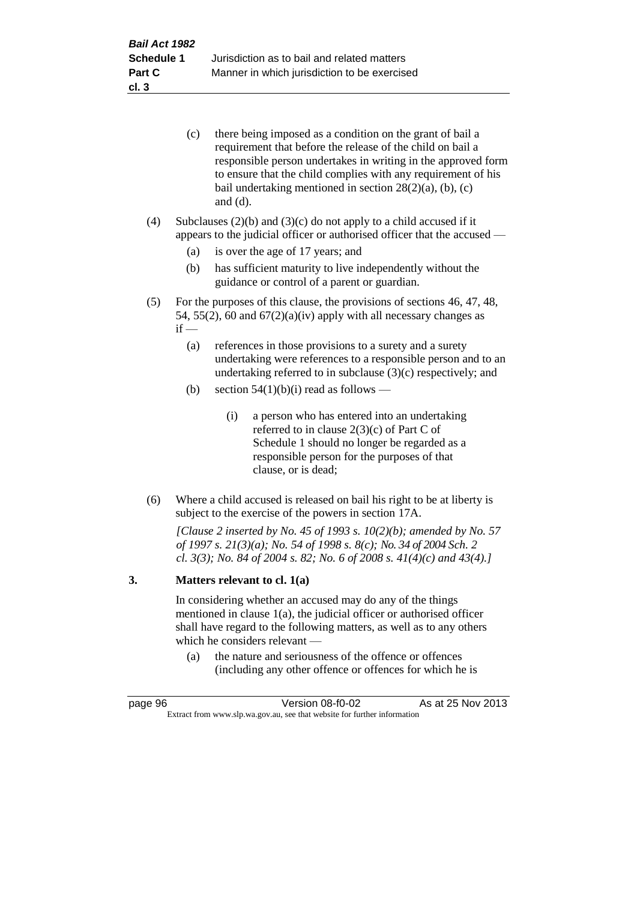(c) there being imposed as a condition on the grant of bail a requirement that before the release of the child on bail a responsible person undertakes in writing in the approved form to ensure that the child complies with any requirement of his bail undertaking mentioned in section 28(2)(a), (b), (c) and (d).

(4) Subclauses (2)(b) and (3)(c) do not apply to a child accused if it appears to the judicial officer or authorised officer that the accused —

(a) is over the age of 17 years; and

(b) has sufficient maturity to live independently without the guidance or control of a parent or guardian.

(5) For the purposes of this clause, the provisions of sections 46, 47, 48, 54, 55(2), 60 and 67(2)(a)(iv) apply with all necessary changes as if —

(a) references in those provisions to a surety and a surety undertaking were references to a responsible person and to an undertaking referred to in subclause (3)(c) respectively; and

(b) section 54(1)(b)(i) read as follows —

(i) a person who has entered into an undertaking referred to in clause 2(3)(c) of Part C of Schedule 1 should no longer be regarded as a responsible person for the purposes of that clause, or is dead;

(6) Where a child accused is released on bail his right to be at liberty is subject to the exercise of the powers in section 17A.

*[Clause 2 inserted by No. 45 of 1993 s. 10(2)(b); amended by No. 57 of 1997 s. 21(3)(a); No. 54 of 1998 s. 8(c); No. 34 of 2004 Sch. 2 cl. 3(3); No. 84 of 2004 s. 82; No. 6 of 2008 s. 41(4)(c) and 43(4).]*

## 3. Matters relevant to cl. 1(a)

In considering whether an accused may do any of the things mentioned in clause 1(a), the judicial officer or authorised officer shall have regard to the following matters, as well as to any others which he considers relevant —

(a) the nature and seriousness of the offence or offences (including any other offence or offences for which he is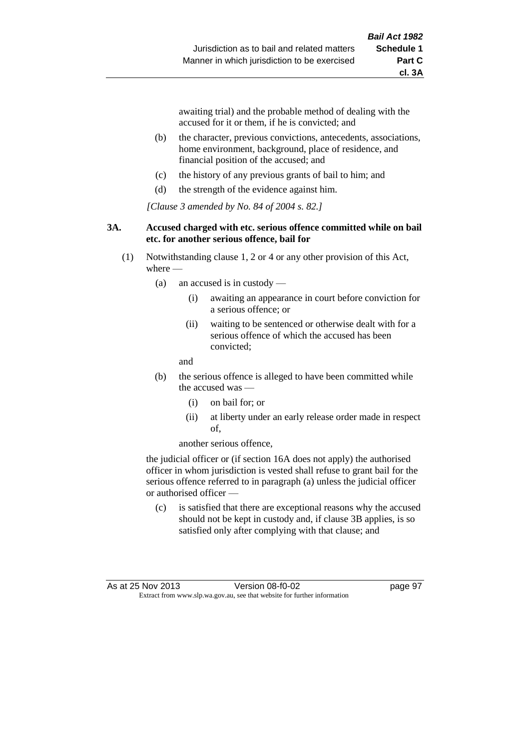awaiting trial) and the probable method of dealing with the accused for it or them, if he is convicted; and

(b) the character, previous convictions, antecedents, associations, home environment, background, place of residence, and financial position of the accused; and

(c) the history of any previous grants of bail to him; and

(d) the strength of the evidence against him.

*[Clause 3 amended by No. 84 of 2004 s. 82.]*

### 3A. Accused charged with etc. serious offence committed while on bail etc. for another serious offence, bail for

(1) Notwithstanding clause 1, 2 or 4 or any other provision of this Act, where —

(a) an accused is in custody —

(i) awaiting an appearance in court before conviction for a serious offence; or

(ii) waiting to be sentenced or otherwise dealt with for a serious offence of which the accused has been convicted;

and

(b) the serious offence is alleged to have been committed while the accused was —

(i) on bail for; or

(ii) at liberty under an early release order made in respect of,

another serious offence,

the judicial officer or (if section 16A does not apply) the authorised officer in whom jurisdiction is vested shall refuse to grant bail for the serious offence referred to in paragraph (a) unless the judicial officer or authorised officer —

(c) is satisfied that there are exceptional reasons why the accused should not be kept in custody and, if clause 3B applies, is so satisfied only after complying with that clause; and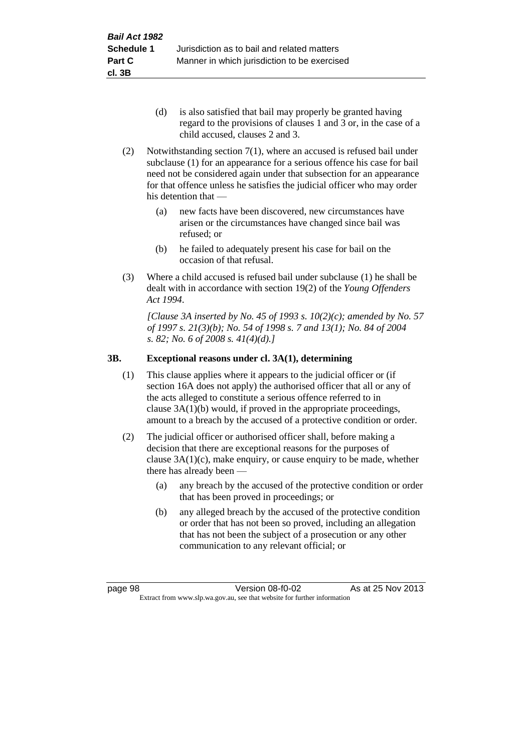(d) is also satisfied that bail may properly be granted having regard to the provisions of clauses 1 and 3 or, in the case of a child accused, clauses 2 and 3.

(2) Notwithstanding section 7(1), where an accused is refused bail under subclause (1) for an appearance for a serious offence his case for bail need not be considered again under that subsection for an appearance for that offence unless he satisfies the judicial officer who may order his detention that —

(a) new facts have been discovered, new circumstances have arisen or the circumstances have changed since bail was refused; or

(b) he failed to adequately present his case for bail on the occasion of that refusal.

(3) Where a child accused is refused bail under subclause (1) he shall be dealt with in accordance with section 19(2) of the *Young Offenders Act 1994*.

*[Clause 3A inserted by No. 45 of 1993 s. 10(2)(c); amended by No. 57 of 1997 s. 21(3)(b); No. 54 of 1998 s. 7 and 13(1); No. 84 of 2004 s. 82; No. 6 of 2008 s. 41(4)(d).]*

### 3B. Exceptional reasons under cl. 3A(1), determining

(1) This clause applies where it appears to the judicial officer or (if section 16A does not apply) the authorised officer that all or any of the acts alleged to constitute a serious offence referred to in clause 3A(1)(b) would, if proved in the appropriate proceedings, amount to a breach by the accused of a protective condition or order.

(2) The judicial officer or authorised officer shall, before making a decision that there are exceptional reasons for the purposes of clause 3A(1)(c), make enquiry, or cause enquiry to be made, whether there has already been —

(a) any breach by the accused of the protective condition or order that has been proved in proceedings; or

(b) any alleged breach by the accused of the protective condition or order that has not been so proved, including an allegation that has not been the subject of a prosecution or any other communication to any relevant official; or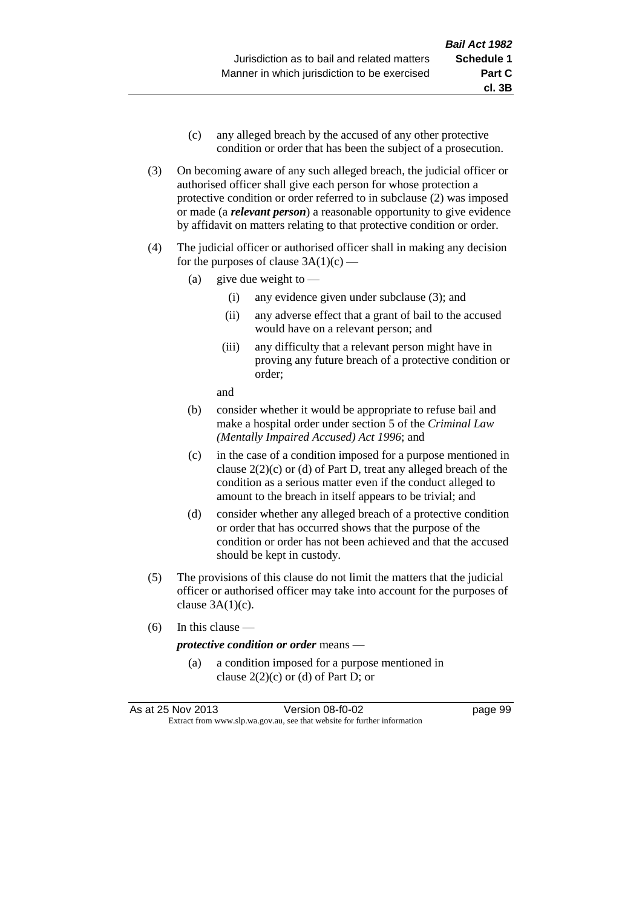(c) any alleged breach by the accused of any other protective condition or order that has been the subject of a prosecution.

(3) On becoming aware of any such alleged breach, the judicial officer or authorised officer shall give each person for whose protection a protective condition or order referred to in subclause (2) was imposed or made (a ***relevant person***) a reasonable opportunity to give evidence by affidavit on matters relating to that protective condition or order.

(4) The judicial officer or authorised officer shall in making any decision for the purposes of clause 3A(1)(c) —

(a) give due weight to —

(i) any evidence given under subclause (3); and

(ii) any adverse effect that a grant of bail to the accused would have on a relevant person; and

(iii) any difficulty that a relevant person might have in proving any future breach of a protective condition or order;

and

(b) consider whether it would be appropriate to refuse bail and make a hospital order under section 5 of the *Criminal Law (Mentally Impaired Accused) Act 1996*; and

(c) in the case of a condition imposed for a purpose mentioned in clause 2(2)(c) or (d) of Part D, treat any alleged breach of the condition as a serious matter even if the conduct alleged to amount to the breach in itself appears to be trivial; and

(d) consider whether any alleged breach of a protective condition or order that has occurred shows that the purpose of the condition or order has not been achieved and that the accused should be kept in custody.

(5) The provisions of this clause do not limit the matters that the judicial officer or authorised officer may take into account for the purposes of clause 3A(1)(c).

(6) In this clause —

***protective condition or order*** means —

(a) a condition imposed for a purpose mentioned in clause 2(2)(c) or (d) of Part D; or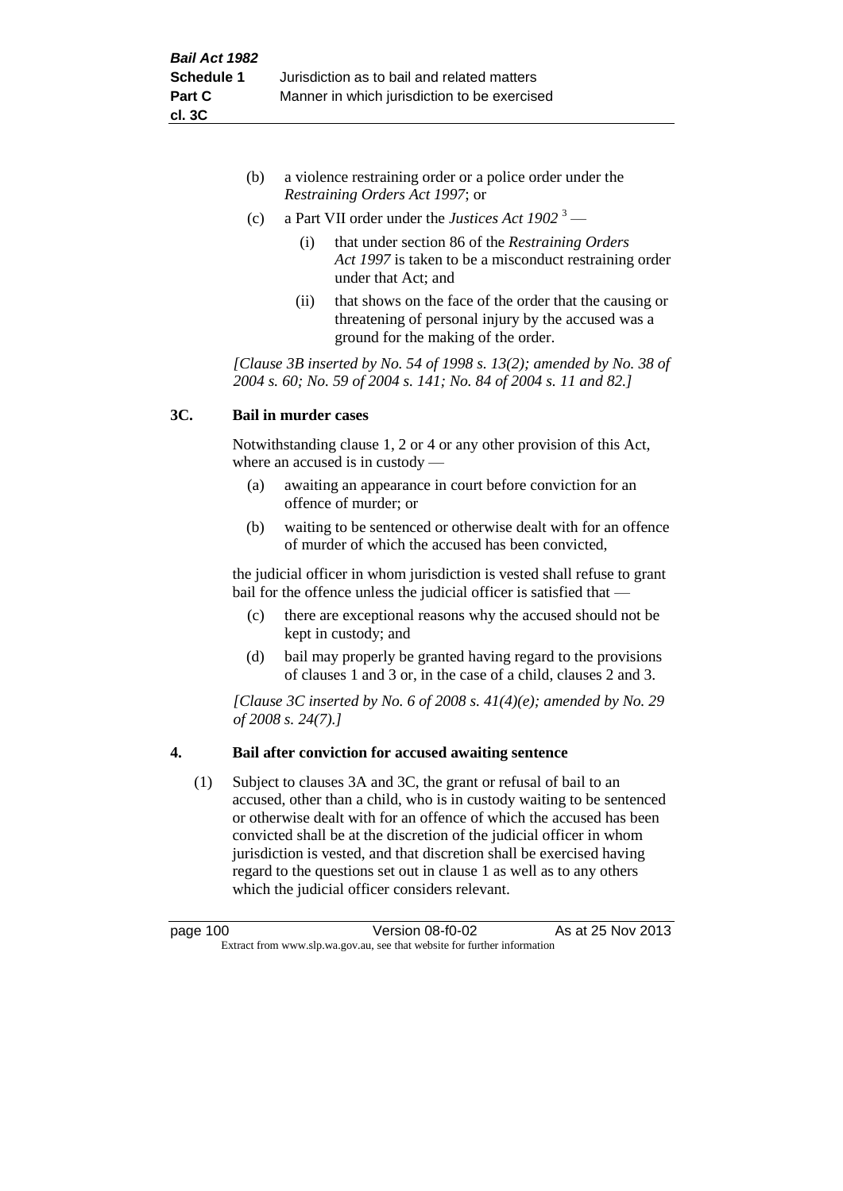(b) a violence restraining order or a police order under the *Restraining Orders Act 1997*; or

(c) a Part VII order under the *Justices Act 1902* [3] —

   (i) that under section 86 of the *Restraining Orders Act 1997* is taken to be a misconduct restraining order under that Act; and

   (ii) that shows on the face of the order that the causing or threatening of personal injury by the accused was a ground for the making of the order.

*[Clause 3B inserted by No. 54 of 1998 s. 13(2); amended by No. 38 of 2004 s. 60; No. 59 of 2004 s. 141; No. 84 of 2004 s. 11 and 82.]*

### 3C. Bail in murder cases

Notwithstanding clause 1, 2 or 4 or any other provision of this Act, where an accused is in custody —

(a) awaiting an appearance in court before conviction for an offence of murder; or

(b) waiting to be sentenced or otherwise dealt with for an offence of murder of which the accused has been convicted,

the judicial officer in whom jurisdiction is vested shall refuse to grant bail for the offence unless the judicial officer is satisfied that —

(c) there are exceptional reasons why the accused should not be kept in custody; and

(d) bail may properly be granted having regard to the provisions of clauses 1 and 3 or, in the case of a child, clauses 2 and 3.

*[Clause 3C inserted by No. 6 of 2008 s. 41(4)(e); amended by No. 29 of 2008 s. 24(7).]*

### 4. Bail after conviction for accused awaiting sentence

(1) Subject to clauses 3A and 3C, the grant or refusal of bail to an accused, other than a child, who is in custody waiting to be sentenced or otherwise dealt with for an offence of which the accused has been convicted shall be at the discretion of the judicial officer in whom jurisdiction is vested, and that discretion shall be exercised having regard to the questions set out in clause 1 as well as to any others which the judicial officer considers relevant.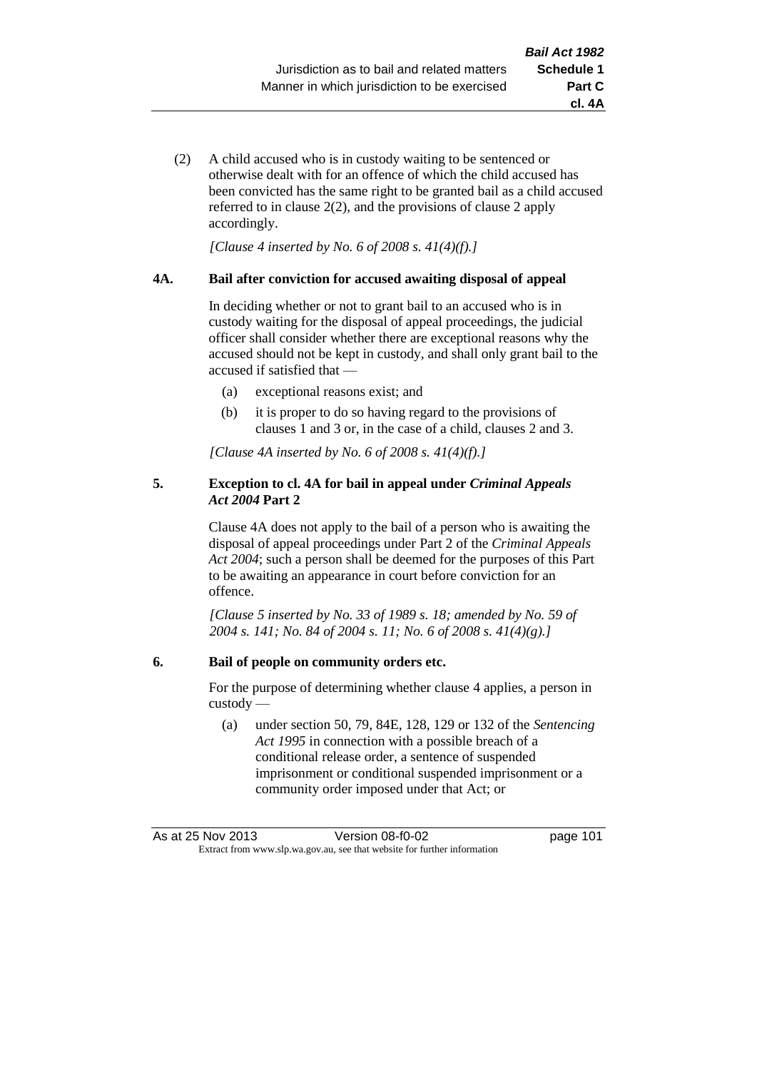(2) A child accused who is in custody waiting to be sentenced or otherwise dealt with for an offence of which the child accused has been convicted has the same right to be granted bail as a child accused referred to in clause 2(2), and the provisions of clause 2 apply accordingly.

*[Clause 4 inserted by No. 6 of 2008 s. 41(4)(f).]*

**4A. Bail after conviction for accused awaiting disposal of appeal**

In deciding whether or not to grant bail to an accused who is in custody waiting for the disposal of appeal proceedings, the judicial officer shall consider whether there are exceptional reasons why the accused should not be kept in custody, and shall only grant bail to the accused if satisfied that —

(a) exceptional reasons exist; and

(b) it is proper to do so having regard to the provisions of clauses 1 and 3 or, in the case of a child, clauses 2 and 3.

*[Clause 4A inserted by No. 6 of 2008 s. 41(4)(f).]*

**5. Exception to cl. 4A for bail in appeal under *Criminal Appeals Act 2004* Part 2**

Clause 4A does not apply to the bail of a person who is awaiting the disposal of appeal proceedings under Part 2 of the *Criminal Appeals Act 2004*; such a person shall be deemed for the purposes of this Part to be awaiting an appearance in court before conviction for an offence.

*[Clause 5 inserted by No. 33 of 1989 s. 18; amended by No. 59 of 2004 s. 141; No. 84 of 2004 s. 11; No. 6 of 2008 s. 41(4)(g).]*

**6. Bail of people on community orders etc.**

For the purpose of determining whether clause 4 applies, a person in custody —

(a) under section 50, 79, 84E, 128, 129 or 132 of the *Sentencing Act 1995* in connection with a possible breach of a conditional release order, a sentence of suspended imprisonment or conditional suspended imprisonment or a community order imposed under that Act; or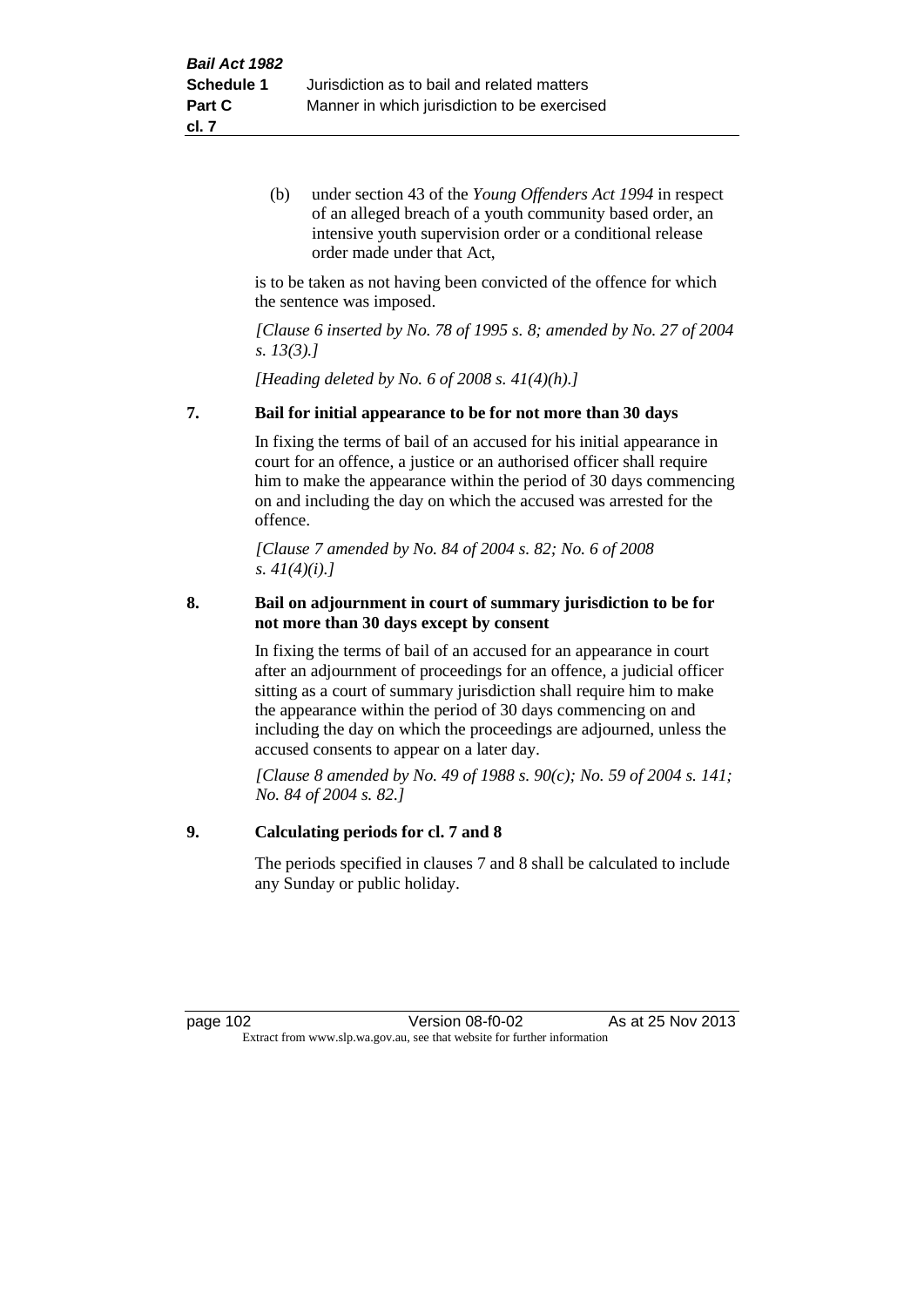(b) under section 43 of the *Young Offenders Act 1994* in respect of an alleged breach of a youth community based order, an intensive youth supervision order or a conditional release order made under that Act,

is to be taken as not having been convicted of the offence for which the sentence was imposed.

*[Clause 6 inserted by No. 78 of 1995 s. 8; amended by No. 27 of 2004 s. 13(3).]*

*[Heading deleted by No. 6 of 2008 s. 41(4)(h).]*

**7. Bail for initial appearance to be for not more than 30 days**

In fixing the terms of bail of an accused for his initial appearance in court for an offence, a justice or an authorised officer shall require him to make the appearance within the period of 30 days commencing on and including the day on which the accused was arrested for the offence.

*[Clause 7 amended by No. 84 of 2004 s. 82; No. 6 of 2008 s. 41(4)(i).]*

**8. Bail on adjournment in court of summary jurisdiction to be for not more than 30 days except by consent**

In fixing the terms of bail of an accused for an appearance in court after an adjournment of proceedings for an offence, a judicial officer sitting as a court of summary jurisdiction shall require him to make the appearance within the period of 30 days commencing on and including the day on which the proceedings are adjourned, unless the accused consents to appear on a later day.

*[Clause 8 amended by No. 49 of 1988 s. 90(c); No. 59 of 2004 s. 141; No. 84 of 2004 s. 82.]*

**9. Calculating periods for cl. 7 and 8**

The periods specified in clauses 7 and 8 shall be calculated to include any Sunday or public holiday.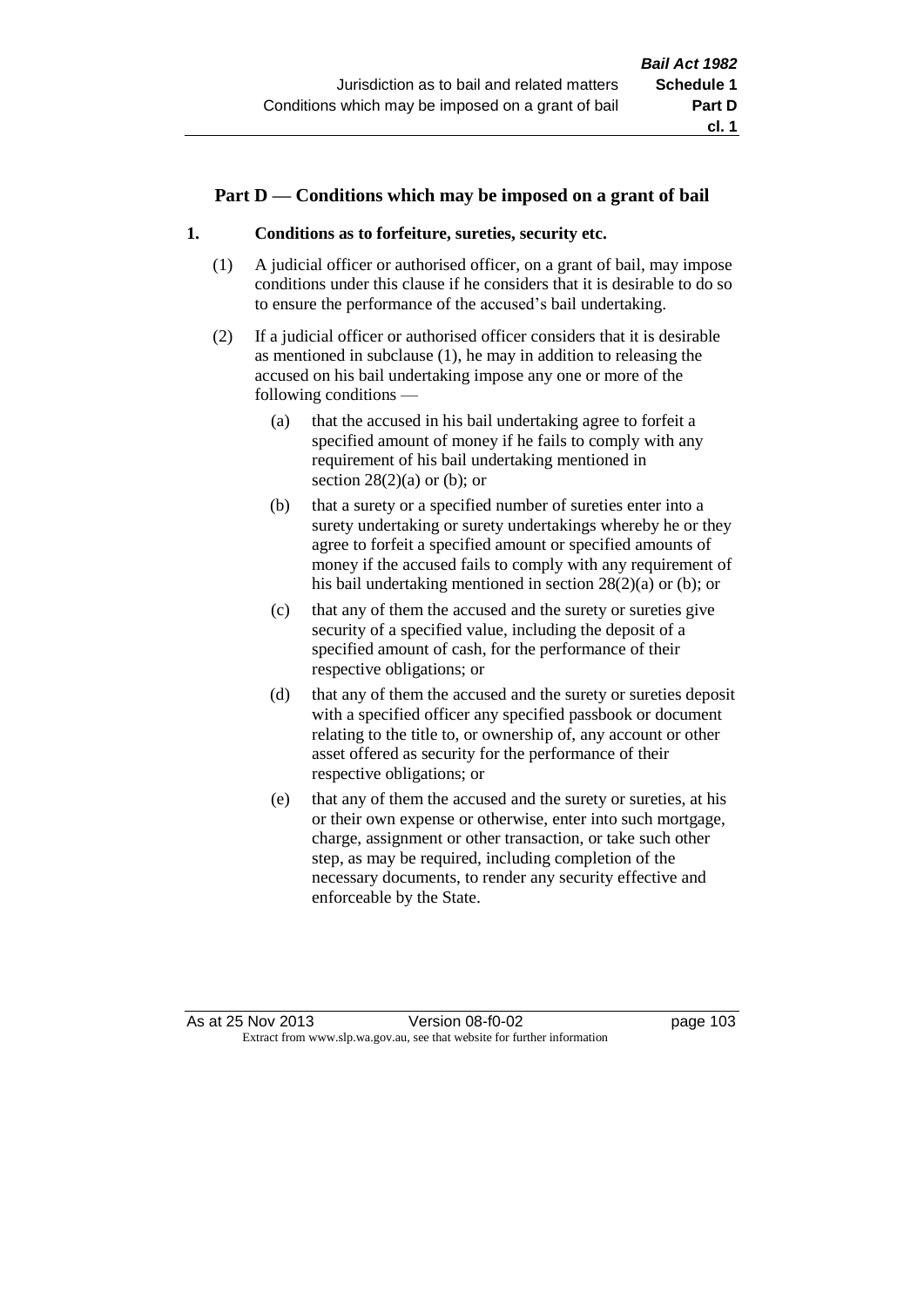## Part D — Conditions which may be imposed on a grant of bail

### 1. Conditions as to forfeiture, sureties, security etc.

(1) A judicial officer or authorised officer, on a grant of bail, may impose conditions under this clause if he considers that it is desirable to do so to ensure the performance of the accused's bail undertaking.

(2) If a judicial officer or authorised officer considers that it is desirable as mentioned in subclause (1), he may in addition to releasing the accused on his bail undertaking impose any one or more of the following conditions —

(a) that the accused in his bail undertaking agree to forfeit a specified amount of money if he fails to comply with any requirement of his bail undertaking mentioned in section 28(2)(a) or (b); or

(b) that a surety or a specified number of sureties enter into a surety undertaking or surety undertakings whereby he or they agree to forfeit a specified amount or specified amounts of money if the accused fails to comply with any requirement of his bail undertaking mentioned in section 28(2)(a) or (b); or

(c) that any of them the accused and the surety or sureties give security of a specified value, including the deposit of a specified amount of cash, for the performance of their respective obligations; or

(d) that any of them the accused and the surety or sureties deposit with a specified officer any specified passbook or document relating to the title to, or ownership of, any account or other asset offered as security for the performance of their respective obligations; or

(e) that any of them the accused and the surety or sureties, at his or their own expense or otherwise, enter into such mortgage, charge, assignment or other transaction, or take such other step, as may be required, including completion of the necessary documents, to render any security effective and enforceable by the State.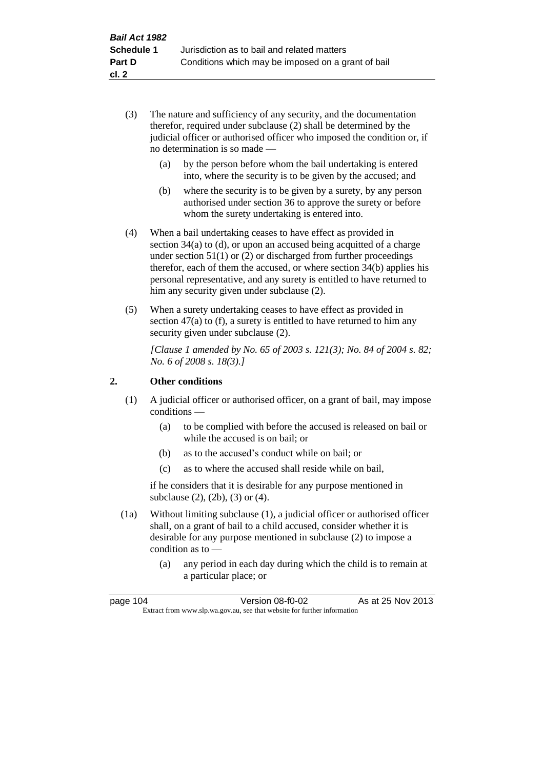(3) The nature and sufficiency of any security, and the documentation therefor, required under subclause (2) shall be determined by the judicial officer or authorised officer who imposed the condition or, if no determination is so made —

 (a) by the person before whom the bail undertaking is entered into, where the security is to be given by the accused; and

 (b) where the security is to be given by a surety, by any person authorised under section 36 to approve the surety or before whom the surety undertaking is entered into.

(4) When a bail undertaking ceases to have effect as provided in section 34(a) to (d), or upon an accused being acquitted of a charge under section 51(1) or (2) or discharged from further proceedings therefor, each of them the accused, or where section 34(b) applies his personal representative, and any surety is entitled to have returned to him any security given under subclause (2).

(5) When a surety undertaking ceases to have effect as provided in section 47(a) to (f), a surety is entitled to have returned to him any security given under subclause (2).

*[Clause 1 amended by No. 65 of 2003 s. 121(3); No. 84 of 2004 s. 82; No. 6 of 2008 s. 18(3).]*

## 2. Other conditions

(1) A judicial officer or authorised officer, on a grant of bail, may impose conditions —

 (a) to be complied with before the accused is released on bail or while the accused is on bail; or

 (b) as to the accused's conduct while on bail; or

 (c) as to where the accused shall reside while on bail,

if he considers that it is desirable for any purpose mentioned in subclause (2), (2b), (3) or (4).

(1a) Without limiting subclause (1), a judicial officer or authorised officer shall, on a grant of bail to a child accused, consider whether it is desirable for any purpose mentioned in subclause (2) to impose a condition as to —

 (a) any period in each day during which the child is to remain at a particular place; or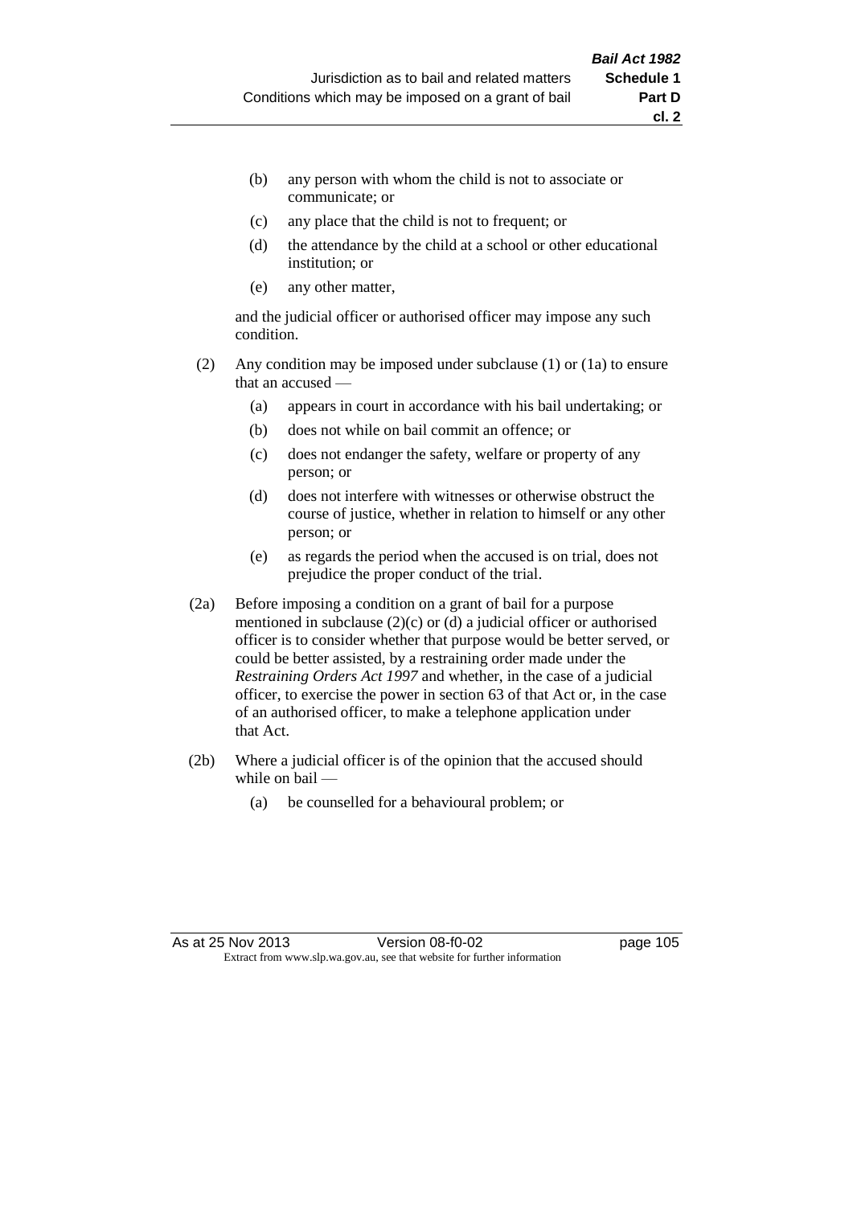(b) any person with whom the child is not to associate or communicate; or

(c) any place that the child is not to frequent; or

(d) the attendance by the child at a school or other educational institution; or

(e) any other matter,

and the judicial officer or authorised officer may impose any such condition.

(2) Any condition may be imposed under subclause (1) or (1a) to ensure that an accused —

(a) appears in court in accordance with his bail undertaking; or

(b) does not while on bail commit an offence; or

(c) does not endanger the safety, welfare or property of any person; or

(d) does not interfere with witnesses or otherwise obstruct the course of justice, whether in relation to himself or any other person; or

(e) as regards the period when the accused is on trial, does not prejudice the proper conduct of the trial.

(2a) Before imposing a condition on a grant of bail for a purpose mentioned in subclause (2)(c) or (d) a judicial officer or authorised officer is to consider whether that purpose would be better served, or could be better assisted, by a restraining order made under the *Restraining Orders Act 1997* and whether, in the case of a judicial officer, to exercise the power in section 63 of that Act or, in the case of an authorised officer, to make a telephone application under that Act.

(2b) Where a judicial officer is of the opinion that the accused should while on bail —

(a) be counselled for a behavioural problem; or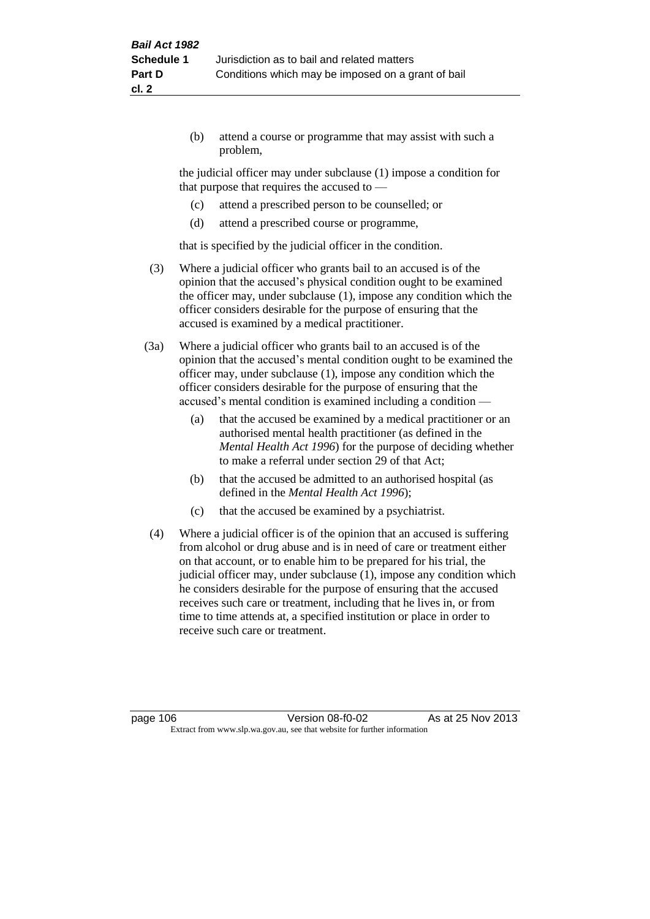(b) attend a course or programme that may assist with such a problem,

the judicial officer may under subclause (1) impose a condition for that purpose that requires the accused to —

(c) attend a prescribed person to be counselled; or

(d) attend a prescribed course or programme,

that is specified by the judicial officer in the condition.

(3) Where a judicial officer who grants bail to an accused is of the opinion that the accused's physical condition ought to be examined the officer may, under subclause (1), impose any condition which the officer considers desirable for the purpose of ensuring that the accused is examined by a medical practitioner.

(3a) Where a judicial officer who grants bail to an accused is of the opinion that the accused's mental condition ought to be examined the officer may, under subclause (1), impose any condition which the officer considers desirable for the purpose of ensuring that the accused's mental condition is examined including a condition —

(a) that the accused be examined by a medical practitioner or an authorised mental health practitioner (as defined in the *Mental Health Act 1996*) for the purpose of deciding whether to make a referral under section 29 of that Act;

(b) that the accused be admitted to an authorised hospital (as defined in the *Mental Health Act 1996*);

(c) that the accused be examined by a psychiatrist.

(4) Where a judicial officer is of the opinion that an accused is suffering from alcohol or drug abuse and is in need of care or treatment either on that account, or to enable him to be prepared for his trial, the judicial officer may, under subclause (1), impose any condition which he considers desirable for the purpose of ensuring that the accused receives such care or treatment, including that he lives in, or from time to time attends at, a specified institution or place in order to receive such care or treatment.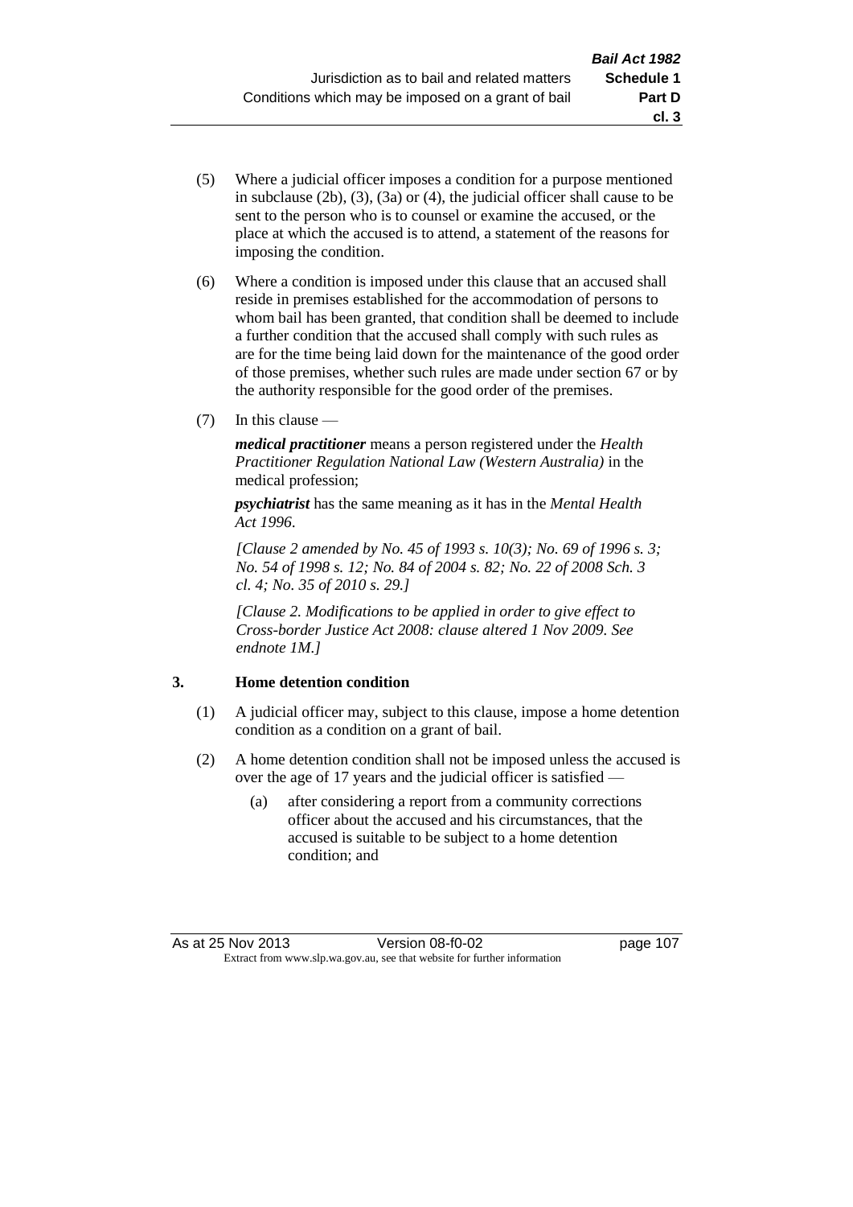(5) Where a judicial officer imposes a condition for a purpose mentioned in subclause (2b), (3), (3a) or (4), the judicial officer shall cause to be sent to the person who is to counsel or examine the accused, or the place at which the accused is to attend, a statement of the reasons for imposing the condition.

(6) Where a condition is imposed under this clause that an accused shall reside in premises established for the accommodation of persons to whom bail has been granted, that condition shall be deemed to include a further condition that the accused shall comply with such rules as are for the time being laid down for the maintenance of the good order of those premises, whether such rules are made under section 67 or by the authority responsible for the good order of the premises.

(7) In this clause —

***medical practitioner*** means a person registered under the *Health Practitioner Regulation National Law (Western Australia)* in the medical profession;

***psychiatrist*** has the same meaning as it has in the *Mental Health Act 1996*.

*[Clause 2 amended by No. 45 of 1993 s. 10(3); No. 69 of 1996 s. 3; No. 54 of 1998 s. 12; No. 84 of 2004 s. 82; No. 22 of 2008 Sch. 3 cl. 4; No. 35 of 2010 s. 29.]*

*[Clause 2. Modifications to be applied in order to give effect to Cross-border Justice Act 2008: clause altered 1 Nov 2009. See endnote 1M.]*

### 3. Home detention condition

(1) A judicial officer may, subject to this clause, impose a home detention condition as a condition on a grant of bail.

(2) A home detention condition shall not be imposed unless the accused is over the age of 17 years and the judicial officer is satisfied —

(a) after considering a report from a community corrections officer about the accused and his circumstances, that the accused is suitable to be subject to a home detention condition; and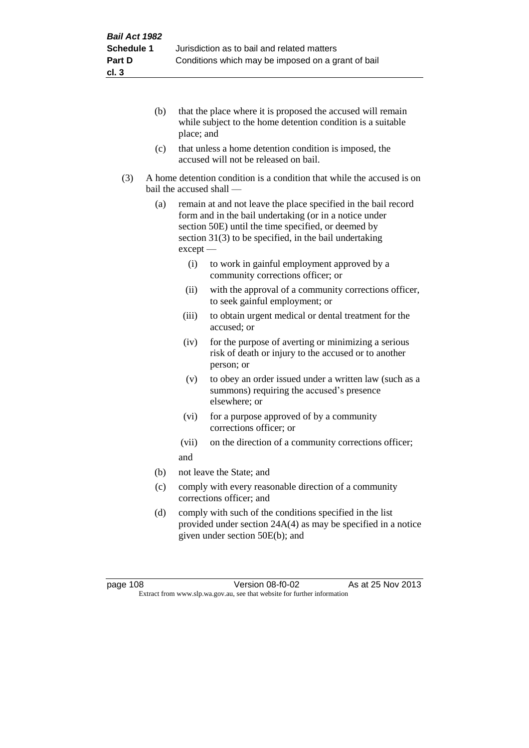(b) that the place where it is proposed the accused will remain while subject to the home detention condition is a suitable place; and

(c) that unless a home detention condition is imposed, the accused will not be released on bail.

(3) A home detention condition is a condition that while the accused is on bail the accused shall —

(a) remain at and not leave the place specified in the bail record form and in the bail undertaking (or in a notice under section 50E) until the time specified, or deemed by section 31(3) to be specified, in the bail undertaking except —

(i) to work in gainful employment approved by a community corrections officer; or

(ii) with the approval of a community corrections officer, to seek gainful employment; or

(iii) to obtain urgent medical or dental treatment for the accused; or

(iv) for the purpose of averting or minimizing a serious risk of death or injury to the accused or to another person; or

(v) to obey an order issued under a written law (such as a summons) requiring the accused's presence elsewhere; or

(vi) for a purpose approved of by a community corrections officer; or

(vii) on the direction of a community corrections officer;

and

(b) not leave the State; and

(c) comply with every reasonable direction of a community corrections officer; and

(d) comply with such of the conditions specified in the list provided under section 24A(4) as may be specified in a notice given under section 50E(b); and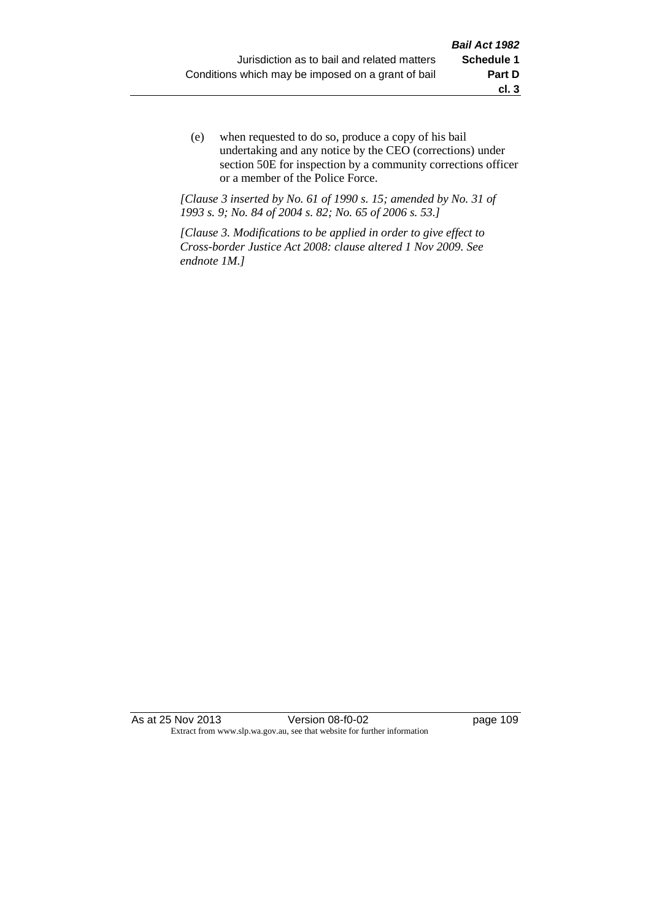(e) when requested to do so, produce a copy of his bail undertaking and any notice by the CEO (corrections) under section 50E for inspection by a community corrections officer or a member of the Police Force.

*[Clause 3 inserted by No. 61 of 1990 s. 15; amended by No. 31 of 1993 s. 9; No. 84 of 2004 s. 82; No. 65 of 2006 s. 53.]*

*[Clause 3. Modifications to be applied in order to give effect to Cross-border Justice Act 2008: clause altered 1 Nov 2009. See endnote 1M.]*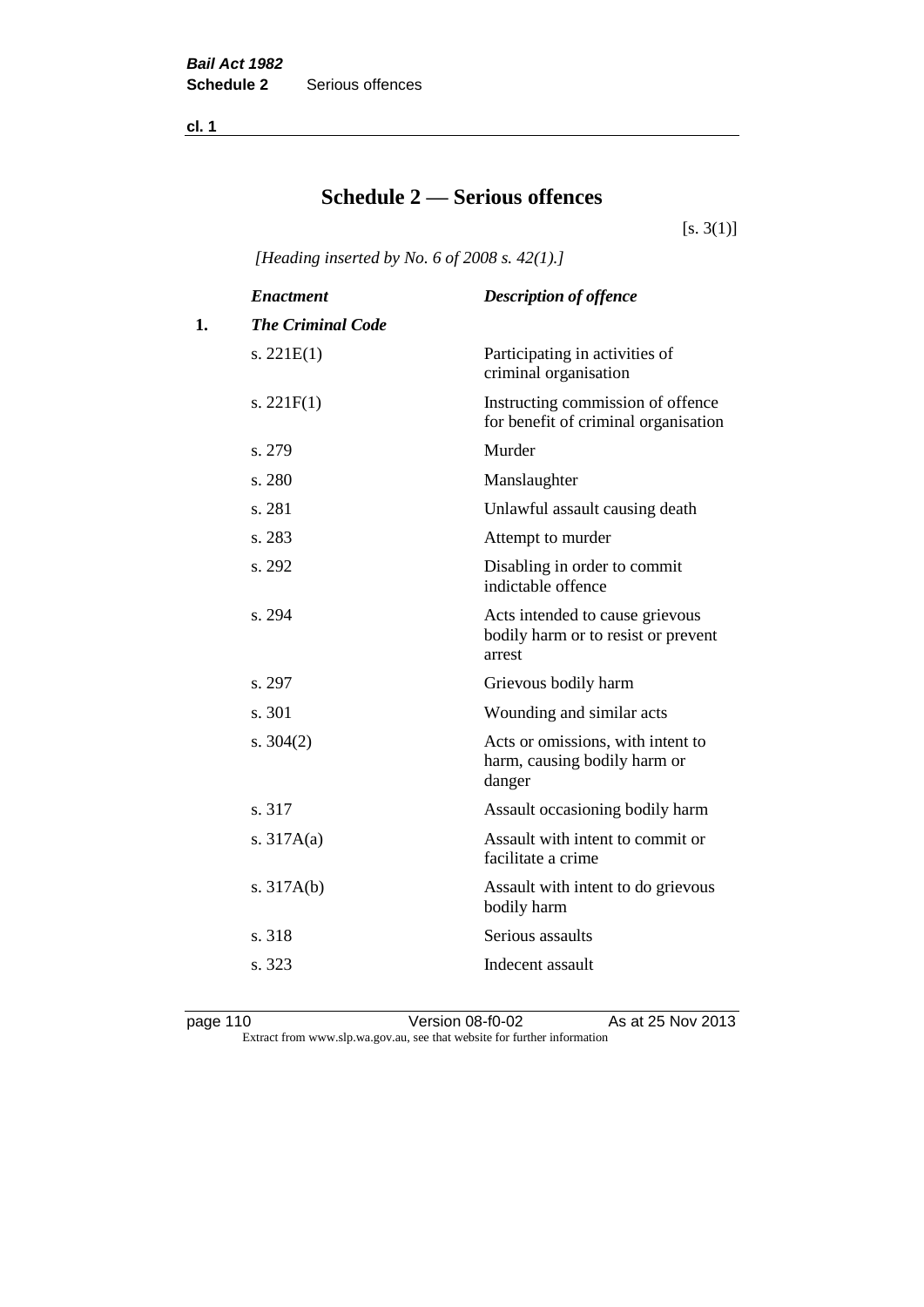# Schedule 2 — Serious offences

[s. 3(1)]

*[Heading inserted by No. 6 of 2008 s. 42(1).]*

| | *Enactment* | *Description of offence* |
|---|---|---|
| **1.** | ***The Criminal Code*** | |
| | s. 221E(1) | Participating in activities of criminal organisation |
| | s. 221F(1) | Instructing commission of offence for benefit of criminal organisation |
| | s. 279 | Murder |
| | s. 280 | Manslaughter |
| | s. 281 | Unlawful assault causing death |
| | s. 283 | Attempt to murder |
| | s. 292 | Disabling in order to commit indictable offence |
| | s. 294 | Acts intended to cause grievous bodily harm or to resist or prevent arrest |
| | s. 297 | Grievous bodily harm |
| | s. 301 | Wounding and similar acts |
| | s. 304(2) | Acts or omissions, with intent to harm, causing bodily harm or danger |
| | s. 317 | Assault occasioning bodily harm |
| | s. 317A(a) | Assault with intent to commit or facilitate a crime |
| | s. 317A(b) | Assault with intent to do grievous bodily harm |
| | s. 318 | Serious assaults |
| | s. 323 | Indecent assault |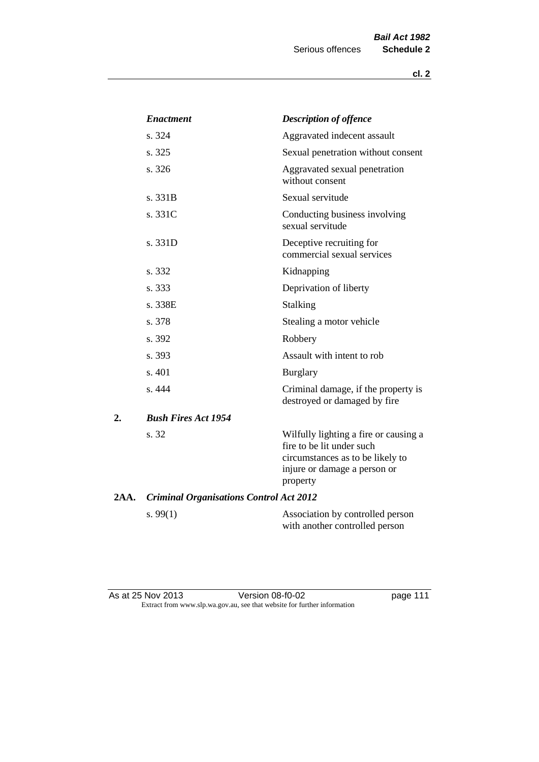| Enactment | Description of offence |
|---|---|
| s. 324 | Aggravated indecent assault |
| s. 325 | Sexual penetration without consent |
| s. 326 | Aggravated sexual penetration without consent |
| s. 331B | Sexual servitude |
| s. 331C | Conducting business involving sexual servitude |
| s. 331D | Deceptive recruiting for commercial sexual services |
| s. 332 | Kidnapping |
| s. 333 | Deprivation of liberty |
| s. 338E | Stalking |
| s. 378 | Stealing a motor vehicle |
| s. 392 | Robbery |
| s. 393 | Assault with intent to rob |
| s. 401 | Burglary |
| s. 444 | Criminal damage, if the property is destroyed or damaged by fire |

**2.** ***Bush Fires Act 1954***

| | |
|---|---|
| s. 32 | Wilfully lighting a fire or causing a fire to be lit under such circumstances as to be likely to injure or damage a person or property |

**2AA.** ***Criminal Organisations Control Act 2012***

| | |
|---|---|
| s. 99(1) | Association by controlled person with another controlled person |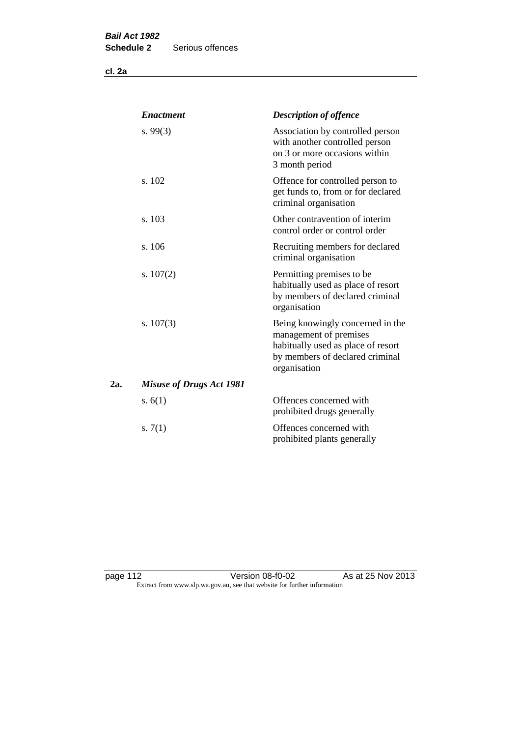| | Enactment | Description of offence |
|---|---|---|
| | s. 99(3) | Association by controlled person with another controlled person on 3 or more occasions within 3 month period |
| | s. 102 | Offence for controlled person to get funds to, from or for declared criminal organisation |
| | s. 103 | Other contravention of interim control order or control order |
| | s. 106 | Recruiting members for declared criminal organisation |
| | s. 107(2) | Permitting premises to be habitually used as place of resort by members of declared criminal organisation |
| | s. 107(3) | Being knowingly concerned in the management of premises habitually used as place of resort by members of declared criminal organisation |
| **2a.** | ***Misuse of Drugs Act 1981*** | |
| | s. 6(1) | Offences concerned with prohibited drugs generally |
| | s. 7(1) | Offences concerned with prohibited plants generally |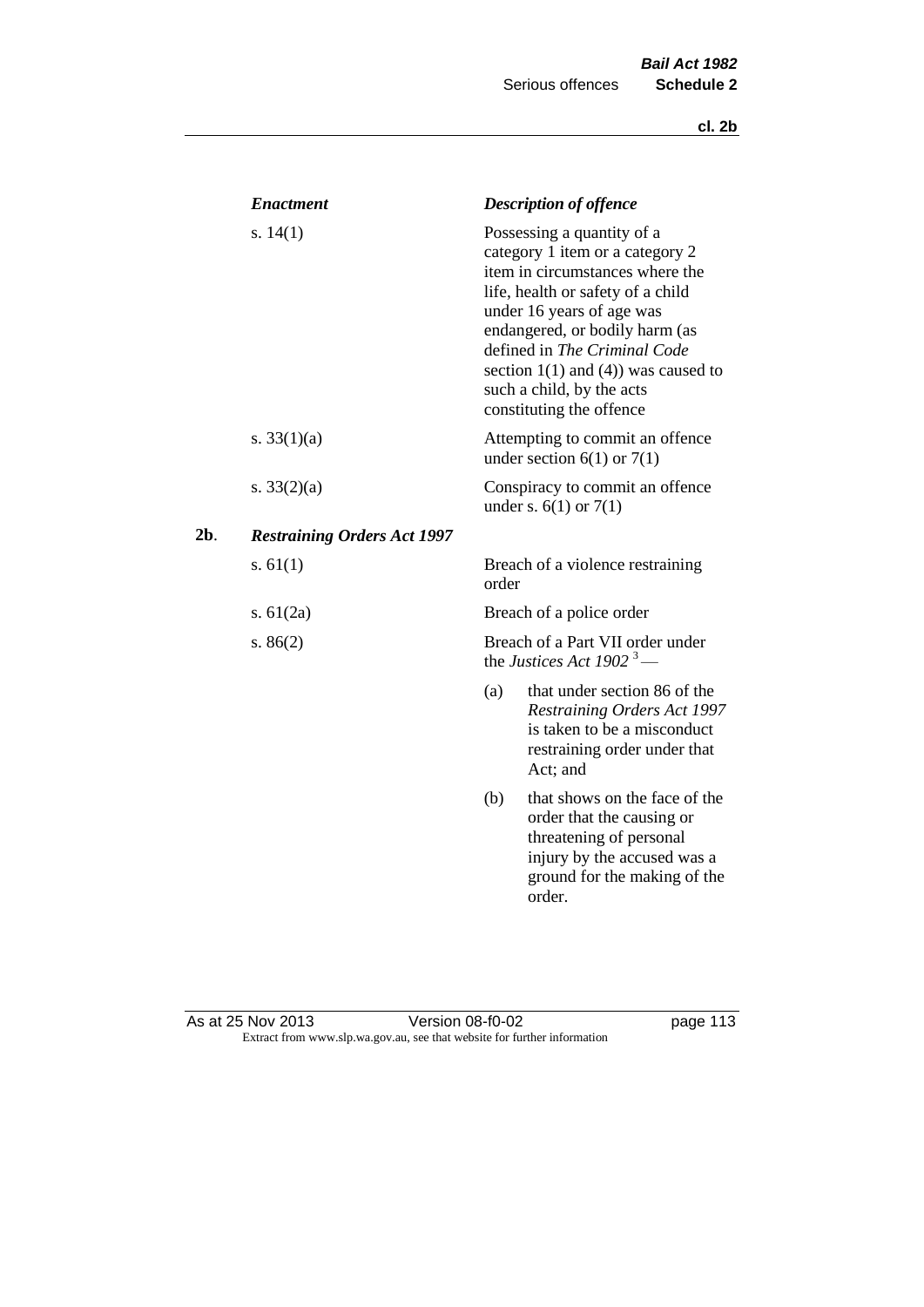| *Enactment* | *Description of offence* |
|---|---|
| s. 14(1) | Possessing a quantity of a category 1 item or a category 2 item in circumstances where the life, health or safety of a child under 16 years of age was endangered, or bodily harm (as defined in *The Criminal Code* section 1(1) and (4)) was caused to such a child, by the acts constituting the offence |
| s. 33(1)(a) | Attempting to commit an offence under section 6(1) or 7(1) |
| s. 33(2)(a) | Conspiracy to commit an offence under s. 6(1) or 7(1) |

**2b**. ***Restraining Orders Act 1997***

| | |
|---|---|
| s. 61(1) | Breach of a violence restraining order |
| s. 61(2a) | Breach of a police order |
| s. 86(2) | Breach of a Part VII order under the *Justices Act 1902* [3] — (a) that under section 86 of the *Restraining Orders Act 1997* is taken to be a misconduct restraining order under that Act; and (b) that shows on the face of the order that the causing or threatening of personal injury by the accused was a ground for the making of the order. |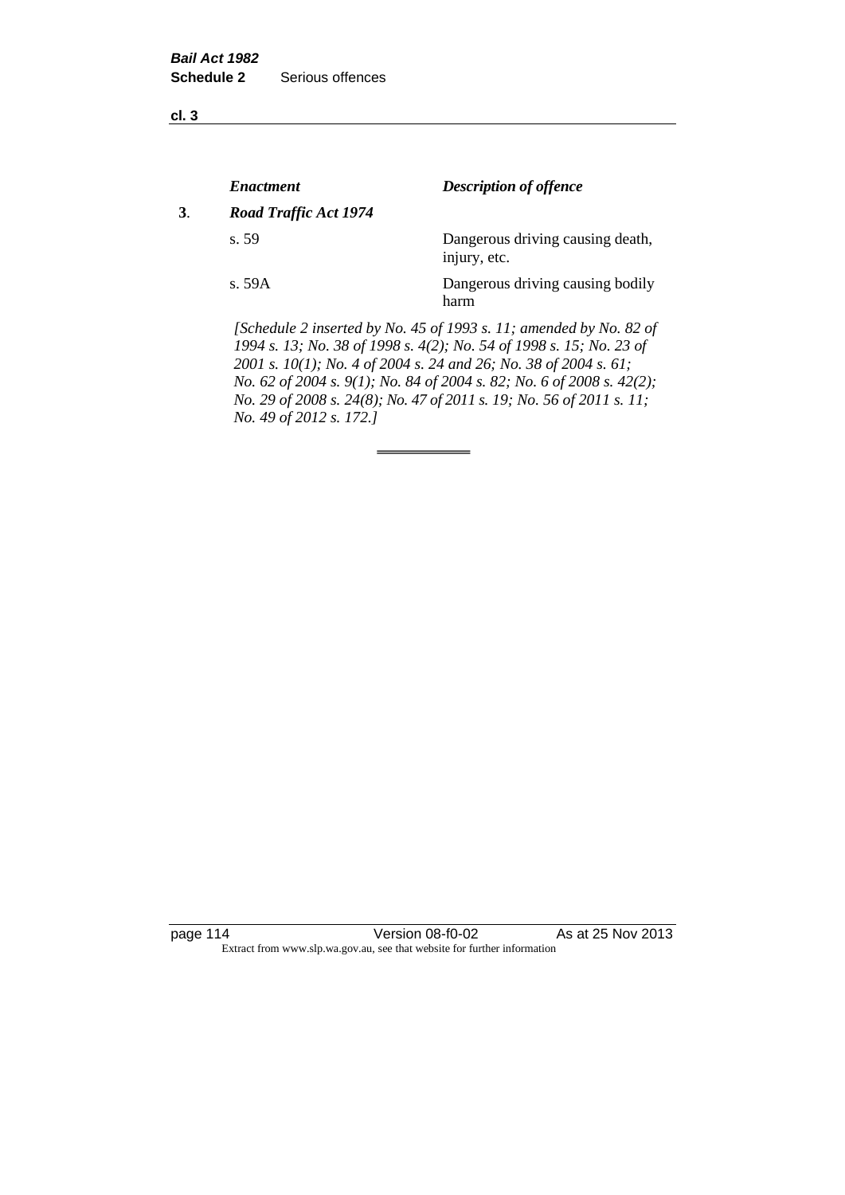| | *Enactment* | *Description of offence* |
|---|---|---|
| **3**. | ***Road Traffic Act 1974*** | |
| | s. 59 | Dangerous driving causing death, injury, etc. |
| | s. 59A | Dangerous driving causing bodily harm |

*[Schedule 2 inserted by No. 45 of 1993 s. 11; amended by No. 82 of 1994 s. 13; No. 38 of 1998 s. 4(2); No. 54 of 1998 s. 15; No. 23 of 2001 s. 10(1); No. 4 of 2004 s. 24 and 26; No. 38 of 2004 s. 61; No. 62 of 2004 s. 9(1); No. 84 of 2004 s. 82; No. 6 of 2008 s. 42(2); No. 29 of 2008 s. 24(8); No. 47 of 2011 s. 19; No. 56 of 2011 s. 11; No. 49 of 2012 s. 172.]*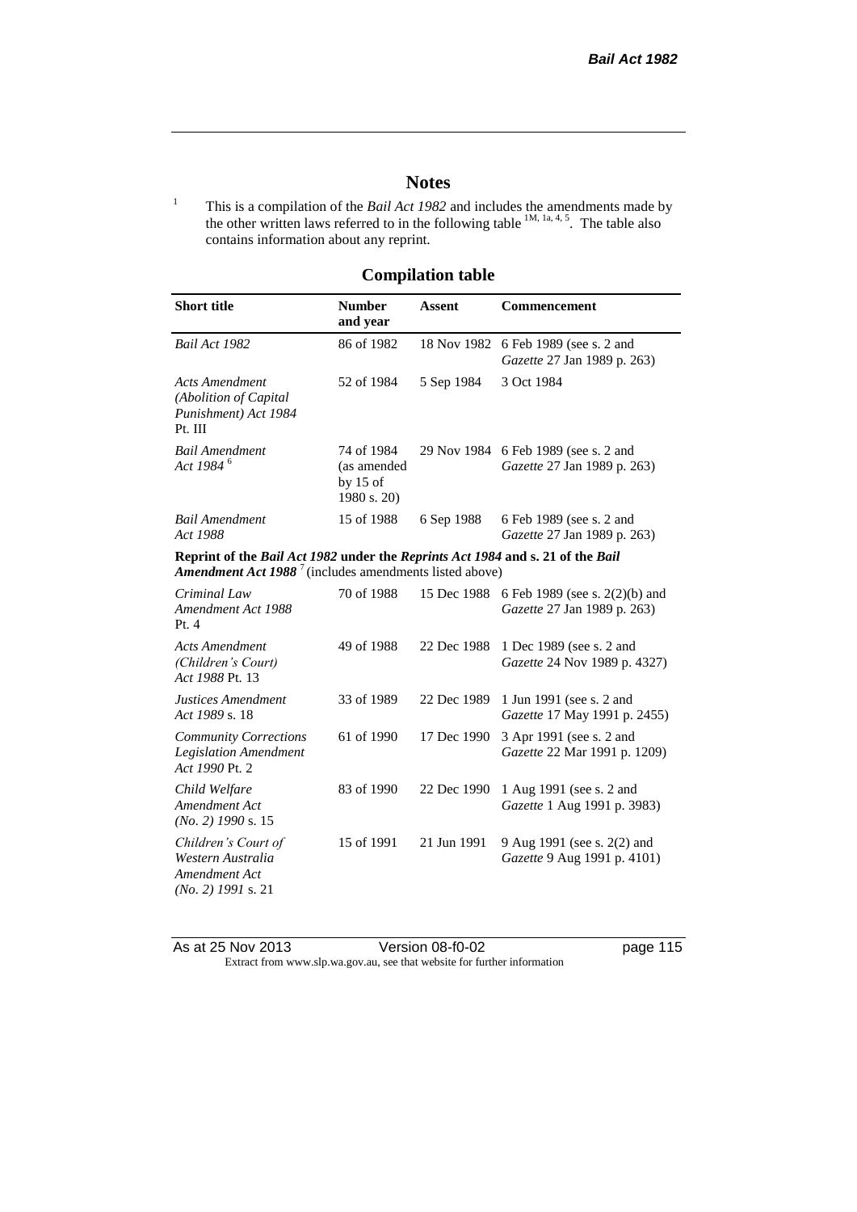## Notes

[1] This is a compilation of the *Bail Act 1982* and includes the amendments made by the other written laws referred to in the following table [1M, 1a, 4, 5]. The table also contains information about any reprint.

## Compilation table

| Short title | Number and year | Assent | Commencement |
|---|---|---|---|
| *Bail Act 1982* | 86 of 1982 | 18 Nov 1982 | 6 Feb 1989 (see s. 2 and *Gazette* 27 Jan 1989 p. 263) |
| *Acts Amendment (Abolition of Capital Punishment) Act 1984* Pt. III | 52 of 1984 | 5 Sep 1984 | 3 Oct 1984 |
| *Bail Amendment Act 1984* [6] | 74 of 1984 (as amended by 15 of 1980 s. 20) | 29 Nov 1984 | 6 Feb 1989 (see s. 2 and *Gazette* 27 Jan 1989 p. 263) |
| *Bail Amendment Act 1988* | 15 of 1988 | 6 Sep 1988 | 6 Feb 1989 (see s. 2 and *Gazette* 27 Jan 1989 p. 263) |
| **Reprint of the *Bail Act 1982* under the *Reprints Act 1984* and s. 21 of the *Bail Amendment Act 1988*** [7] (includes amendments listed above) | | | |
| *Criminal Law Amendment Act 1988* Pt. 4 | 70 of 1988 | 15 Dec 1988 | 6 Feb 1989 (see s. 2(2)(b) and *Gazette* 27 Jan 1989 p. 263) |
| *Acts Amendment (Children's Court) Act 1988* Pt. 13 | 49 of 1988 | 22 Dec 1988 | 1 Dec 1989 (see s. 2 and *Gazette* 24 Nov 1989 p. 4327) |
| *Justices Amendment Act 1989* s. 18 | 33 of 1989 | 22 Dec 1989 | 1 Jun 1991 (see s. 2 and *Gazette* 17 May 1991 p. 2455) |
| *Community Corrections Legislation Amendment Act 1990* Pt. 2 | 61 of 1990 | 17 Dec 1990 | 3 Apr 1991 (see s. 2 and *Gazette* 22 Mar 1991 p. 1209) |
| *Child Welfare Amendment Act (No. 2) 1990* s. 15 | 83 of 1990 | 22 Dec 1990 | 1 Aug 1991 (see s. 2 and *Gazette* 1 Aug 1991 p. 3983) |
| *Children's Court of Western Australia Amendment Act (No. 2) 1991* s. 21 | 15 of 1991 | 21 Jun 1991 | 9 Aug 1991 (see s. 2(2) and *Gazette* 9 Aug 1991 p. 4101) |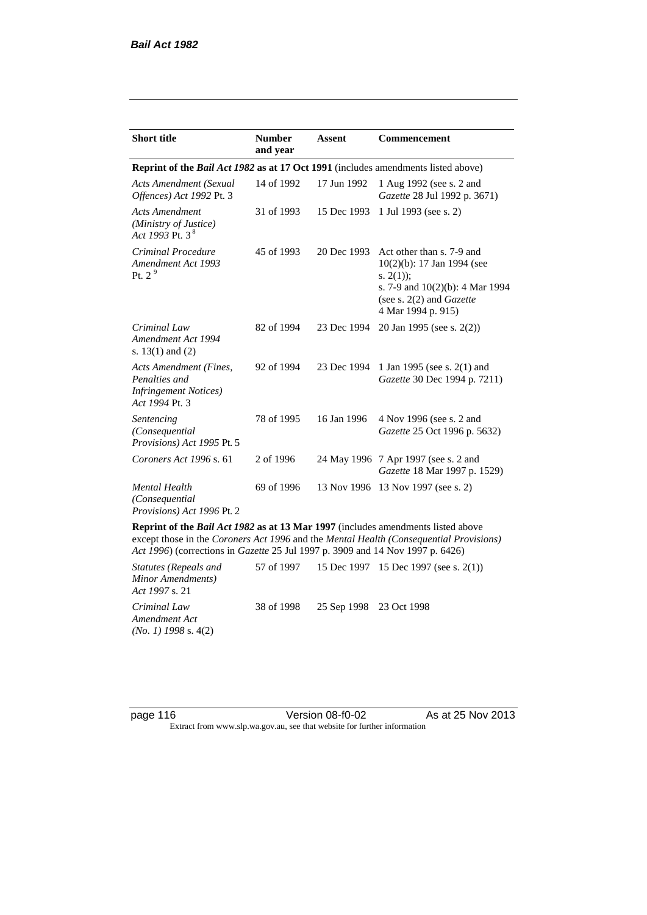| Short title | Number and year | Assent | Commencement |
|---|---|---|---|
| **Reprint of the *Bail Act 1982* as at 17 Oct 1991** (includes amendments listed above) | | | |
| *Acts Amendment (Sexual Offences) Act 1992* Pt. 3 | 14 of 1992 | 17 Jun 1992 | 1 Aug 1992 (see s. 2 and *Gazette* 28 Jul 1992 p. 3671) |
| *Acts Amendment (Ministry of Justice) Act 1993* Pt. 3 [8] | 31 of 1993 | 15 Dec 1993 | 1 Jul 1993 (see s. 2) |
| *Criminal Procedure Amendment Act 1993* Pt. 2 [9] | 45 of 1993 | 20 Dec 1993 | Act other than s. 7-9 and 10(2)(b): 17 Jan 1994 (see s. 2(1)); s. 7-9 and 10(2)(b): 4 Mar 1994 (see s. 2(2) and *Gazette* 4 Mar 1994 p. 915) |
| *Criminal Law Amendment Act 1994* s. 13(1) and (2) | 82 of 1994 | 23 Dec 1994 | 20 Jan 1995 (see s. 2(2)) |
| *Acts Amendment (Fines, Penalties and Infringement Notices) Act 1994* Pt. 3 | 92 of 1994 | 23 Dec 1994 | 1 Jan 1995 (see s. 2(1) and *Gazette* 30 Dec 1994 p. 7211) |
| *Sentencing (Consequential Provisions) Act 1995* Pt. 5 | 78 of 1995 | 16 Jan 1996 | 4 Nov 1996 (see s. 2 and *Gazette* 25 Oct 1996 p. 5632) |
| *Coroners Act 1996* s. 61 | 2 of 1996 | 24 May 1996 | 7 Apr 1997 (see s. 2 and *Gazette* 18 Mar 1997 p. 1529) |
| *Mental Health (Consequential Provisions) Act 1996* Pt. 2 | 69 of 1996 | 13 Nov 1996 | 13 Nov 1997 (see s. 2) |
| **Reprint of the *Bail Act 1982* as at 13 Mar 1997** (includes amendments listed above except those in the *Coroners Act 1996* and the *Mental Health (Consequential Provisions) Act 1996*) (corrections in *Gazette* 25 Jul 1997 p. 3909 and 14 Nov 1997 p. 6426) | | | |
| *Statutes (Repeals and Minor Amendments) Act 1997* s. 21 | 57 of 1997 | 15 Dec 1997 | 15 Dec 1997 (see s. 2(1)) |
| *Criminal Law Amendment Act (No. 1) 1998* s. 4(2) | 38 of 1998 | 25 Sep 1998 | 23 Oct 1998 |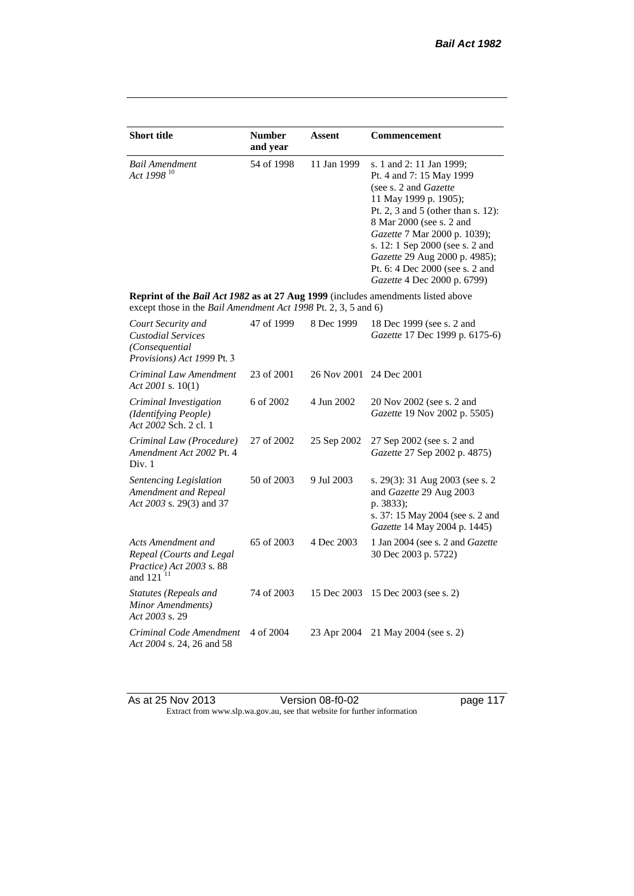| Short title | Number and year | Assent | Commencement |
|---|---|---|---|
| *Bail Amendment Act 1998* [10] | 54 of 1998 | 11 Jan 1999 | s. 1 and 2: 11 Jan 1999; Pt. 4 and 7: 15 May 1999 (see s. 2 and *Gazette* 11 May 1999 p. 1905); Pt. 2, 3 and 5 (other than s. 12): 8 Mar 2000 (see s. 2 and *Gazette* 7 Mar 2000 p. 1039); s. 12: 1 Sep 2000 (see s. 2 and *Gazette* 29 Aug 2000 p. 4985); Pt. 6: 4 Dec 2000 (see s. 2 and *Gazette* 4 Dec 2000 p. 6799) |
| **Reprint of the *Bail Act 1982* as at 27 Aug 1999** (includes amendments listed above except those in the *Bail Amendment Act 1998* Pt. 2, 3, 5 and 6) | | | |
| *Court Security and Custodial Services (Consequential Provisions) Act 1999* Pt. 3 | 47 of 1999 | 8 Dec 1999 | 18 Dec 1999 (see s. 2 and *Gazette* 17 Dec 1999 p. 6175-6) |
| *Criminal Law Amendment Act 2001* s. 10(1) | 23 of 2001 | 26 Nov 2001 | 24 Dec 2001 |
| *Criminal Investigation (Identifying People) Act 2002* Sch. 2 cl. 1 | 6 of 2002 | 4 Jun 2002 | 20 Nov 2002 (see s. 2 and *Gazette* 19 Nov 2002 p. 5505) |
| *Criminal Law (Procedure) Amendment Act 2002* Pt. 4 Div. 1 | 27 of 2002 | 25 Sep 2002 | 27 Sep 2002 (see s. 2 and *Gazette* 27 Sep 2002 p. 4875) |
| *Sentencing Legislation Amendment and Repeal Act 2003* s. 29(3) and 37 | 50 of 2003 | 9 Jul 2003 | s. 29(3): 31 Aug 2003 (see s. 2 and *Gazette* 29 Aug 2003 p. 3833); s. 37: 15 May 2004 (see s. 2 and *Gazette* 14 May 2004 p. 1445) |
| *Acts Amendment and Repeal (Courts and Legal Practice) Act 2003* s. 88 and 121 [11] | 65 of 2003 | 4 Dec 2003 | 1 Jan 2004 (see s. 2 and *Gazette* 30 Dec 2003 p. 5722) |
| *Statutes (Repeals and Minor Amendments) Act 2003* s. 29 | 74 of 2003 | 15 Dec 2003 | 15 Dec 2003 (see s. 2) |
| *Criminal Code Amendment Act 2004* s. 24, 26 and 58 | 4 of 2004 | 23 Apr 2004 | 21 May 2004 (see s. 2) |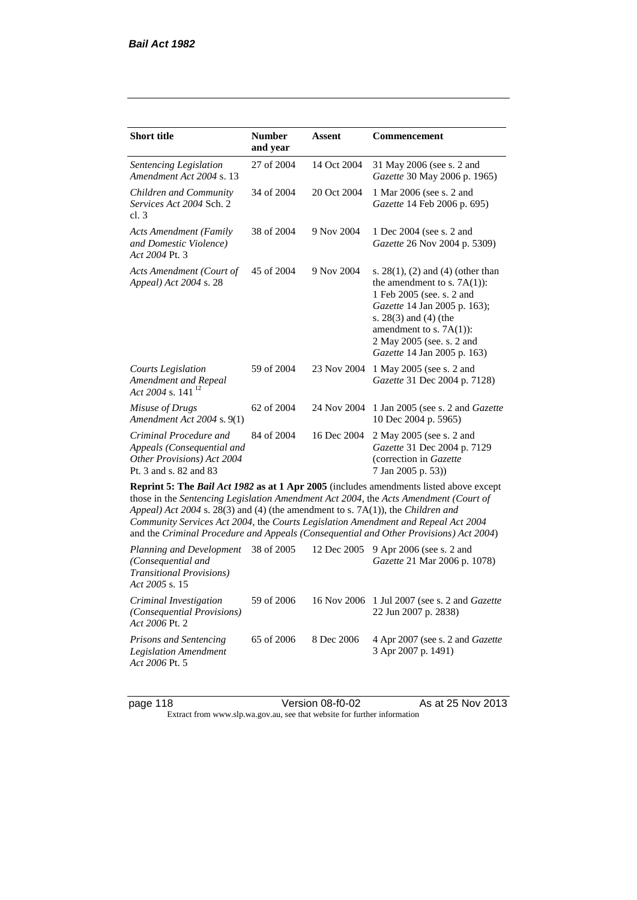| Short title | Number and year | Assent | Commencement |
|---|---|---|---|
| *Sentencing Legislation Amendment Act 2004* s. 13 | 27 of 2004 | 14 Oct 2004 | 31 May 2006 (see s. 2 and *Gazette* 30 May 2006 p. 1965) |
| *Children and Community Services Act 2004* Sch. 2 cl. 3 | 34 of 2004 | 20 Oct 2004 | 1 Mar 2006 (see s. 2 and *Gazette* 14 Feb 2006 p. 695) |
| *Acts Amendment (Family and Domestic Violence) Act 2004* Pt. 3 | 38 of 2004 | 9 Nov 2004 | 1 Dec 2004 (see s. 2 and *Gazette* 26 Nov 2004 p. 5309) |
| *Acts Amendment (Court of Appeal) Act 2004* s. 28 | 45 of 2004 | 9 Nov 2004 | s. 28(1), (2) and (4) (other than the amendment to s. 7A(1)): 1 Feb 2005 (see. s. 2 and *Gazette* 14 Jan 2005 p. 163); s. 28(3) and (4) (the amendment to s. 7A(1)): 2 May 2005 (see. s. 2 and *Gazette* 14 Jan 2005 p. 163) |
| *Courts Legislation Amendment and Repeal Act 2004* s. 141 [12] | 59 of 2004 | 23 Nov 2004 | 1 May 2005 (see s. 2 and *Gazette* 31 Dec 2004 p. 7128) |
| *Misuse of Drugs Amendment Act 2004* s. 9(1) | 62 of 2004 | 24 Nov 2004 | 1 Jan 2005 (see s. 2 and *Gazette* 10 Dec 2004 p. 5965) |
| *Criminal Procedure and Appeals (Consequential and Other Provisions) Act 2004* Pt. 3 and s. 82 and 83 | 84 of 2004 | 16 Dec 2004 | 2 May 2005 (see s. 2 and *Gazette* 31 Dec 2004 p. 7129 (correction in *Gazette* 7 Jan 2005 p. 53)) |
| **Reprint 5: The *Bail Act 1982* as at 1 Apr 2005** (includes amendments listed above except those in the *Sentencing Legislation Amendment Act 2004*, the *Acts Amendment (Court of Appeal) Act 2004* s. 28(3) and (4) (the amendment to s. 7A(1)), the *Children and Community Services Act 2004*, the *Courts Legislation Amendment and Repeal Act 2004* and the *Criminal Procedure and Appeals (Consequential and Other Provisions) Act 2004*) | | | |
| *Planning and Development (Consequential and Transitional Provisions) Act 2005* s. 15 | 38 of 2005 | 12 Dec 2005 | 9 Apr 2006 (see s. 2 and *Gazette* 21 Mar 2006 p. 1078) |
| *Criminal Investigation (Consequential Provisions) Act 2006* Pt. 2 | 59 of 2006 | 16 Nov 2006 | 1 Jul 2007 (see s. 2 and *Gazette* 22 Jun 2007 p. 2838) |
| *Prisons and Sentencing Legislation Amendment Act 2006* Pt. 5 | 65 of 2006 | 8 Dec 2006 | 4 Apr 2007 (see s. 2 and *Gazette* 3 Apr 2007 p. 1491) |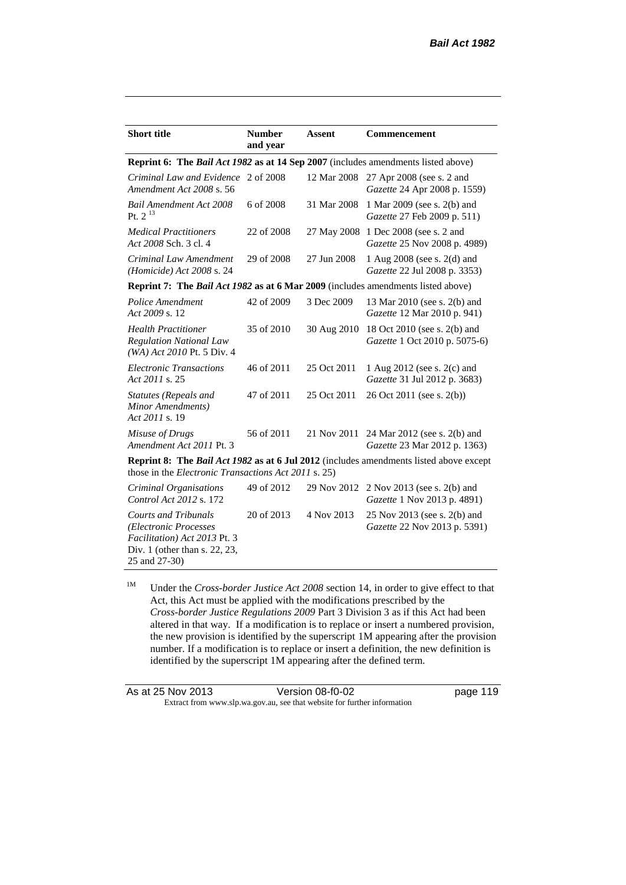| Short title | Number and year | Assent | Commencement |
|---|---|---|---|
| **Reprint 6: The *Bail Act 1982* as at 14 Sep 2007** (includes amendments listed above) | | | |
| *Criminal Law and Evidence Amendment Act 2008* s. 56 | 2 of 2008 | 12 Mar 2008 | 27 Apr 2008 (see s. 2 and *Gazette* 24 Apr 2008 p. 1559) |
| *Bail Amendment Act 2008* Pt. 2 [13] | 6 of 2008 | 31 Mar 2008 | 1 Mar 2009 (see s. 2(b) and *Gazette* 27 Feb 2009 p. 511) |
| *Medical Practitioners Act 2008* Sch. 3 cl. 4 | 22 of 2008 | 27 May 2008 | 1 Dec 2008 (see s. 2 and *Gazette* 25 Nov 2008 p. 4989) |
| *Criminal Law Amendment (Homicide) Act 2008* s. 24 | 29 of 2008 | 27 Jun 2008 | 1 Aug 2008 (see s. 2(d) and *Gazette* 22 Jul 2008 p. 3353) |
| **Reprint 7: The *Bail Act 1982* as at 6 Mar 2009** (includes amendments listed above) | | | |
| *Police Amendment Act 2009* s. 12 | 42 of 2009 | 3 Dec 2009 | 13 Mar 2010 (see s. 2(b) and *Gazette* 12 Mar 2010 p. 941) |
| *Health Practitioner Regulation National Law (WA) Act 2010* Pt. 5 Div. 4 | 35 of 2010 | 30 Aug 2010 | 18 Oct 2010 (see s. 2(b) and *Gazette* 1 Oct 2010 p. 5075-6) |
| *Electronic Transactions Act 2011* s. 25 | 46 of 2011 | 25 Oct 2011 | 1 Aug 2012 (see s. 2(c) and *Gazette* 31 Jul 2012 p. 3683) |
| *Statutes (Repeals and Minor Amendments) Act 2011* s. 19 | 47 of 2011 | 25 Oct 2011 | 26 Oct 2011 (see s. 2(b)) |
| *Misuse of Drugs Amendment Act 2011* Pt. 3 | 56 of 2011 | 21 Nov 2011 | 24 Mar 2012 (see s. 2(b) and *Gazette* 23 Mar 2012 p. 1363) |
| **Reprint 8: The *Bail Act 1982* as at 6 Jul 2012** (includes amendments listed above except those in the *Electronic Transactions Act 2011* s. 25) | | | |
| *Criminal Organisations Control Act 2012* s. 172 | 49 of 2012 | 29 Nov 2012 | 2 Nov 2013 (see s. 2(b) and *Gazette* 1 Nov 2013 p. 4891) |
| *Courts and Tribunals (Electronic Processes Facilitation) Act 2013* Pt. 3 Div. 1 (other than s. 22, 23, 25 and 27-30) | 20 of 2013 | 4 Nov 2013 | 25 Nov 2013 (see s. 2(b) and *Gazette* 22 Nov 2013 p. 5391) |

[1M] Under the *Cross-border Justice Act 2008* section 14, in order to give effect to that Act, this Act must be applied with the modifications prescribed by the *Cross-border Justice Regulations 2009* Part 3 Division 3 as if this Act had been altered in that way. If a modification is to replace or insert a numbered provision, the new provision is identified by the superscript 1M appearing after the provision number. If a modification is to replace or insert a definition, the new definition is identified by the superscript 1M appearing after the defined term.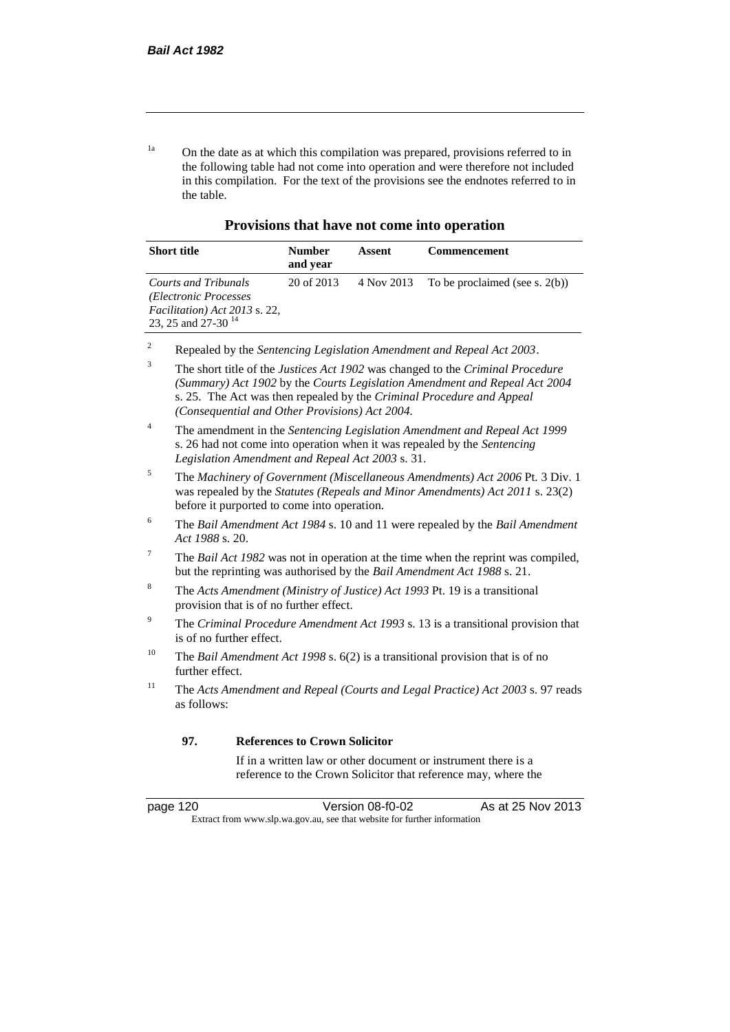[1a] On the date as at which this compilation was prepared, provisions referred to in the following table had not come into operation and were therefore not included in this compilation. For the text of the provisions see the endnotes referred to in the table.

**Provisions that have not come into operation**

| Short title | Number and year | Assent | Commencement |
|---|---|---|---|
| *Courts and Tribunals (Electronic Processes Facilitation) Act 2013* s. 22, 23, 25 and 27-30 [14] | 20 of 2013 | 4 Nov 2013 | To be proclaimed (see s. 2(b)) |

[2] Repealed by the *Sentencing Legislation Amendment and Repeal Act 2003*.

[3] The short title of the *Justices Act 1902* was changed to the *Criminal Procedure (Summary) Act 1902* by the *Courts Legislation Amendment and Repeal Act 2004* s. 25. The Act was then repealed by the *Criminal Procedure and Appeal (Consequential and Other Provisions) Act 2004.*

[4] The amendment in the *Sentencing Legislation Amendment and Repeal Act 1999* s. 26 had not come into operation when it was repealed by the *Sentencing Legislation Amendment and Repeal Act 2003* s. 31.

[5] The *Machinery of Government (Miscellaneous Amendments) Act 2006* Pt. 3 Div. 1 was repealed by the *Statutes (Repeals and Minor Amendments) Act 2011* s. 23(2) before it purported to come into operation.

[6] The *Bail Amendment Act 1984* s. 10 and 11 were repealed by the *Bail Amendment Act 1988* s. 20.

[7] The *Bail Act 1982* was not in operation at the time when the reprint was compiled, but the reprinting was authorised by the *Bail Amendment Act 1988* s. 21.

[8] The *Acts Amendment (Ministry of Justice) Act 1993* Pt. 19 is a transitional provision that is of no further effect.

[9] The *Criminal Procedure Amendment Act 1993* s. 13 is a transitional provision that is of no further effect.

[10] The *Bail Amendment Act 1998* s. 6(2) is a transitional provision that is of no further effect.

[11] The *Acts Amendment and Repeal (Courts and Legal Practice) Act 2003* s. 97 reads as follows:

**97. References to Crown Solicitor**

If in a written law or other document or instrument there is a reference to the Crown Solicitor that reference may, where the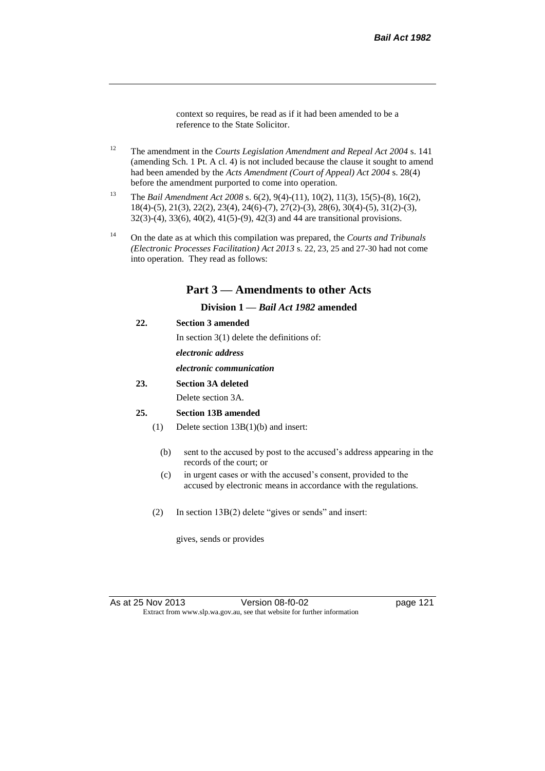context so requires, be read as if it had been amended to be a reference to the State Solicitor.

[12] The amendment in the *Courts Legislation Amendment and Repeal Act 2004* s. 141 (amending Sch. 1 Pt. A cl. 4) is not included because the clause it sought to amend had been amended by the *Acts Amendment (Court of Appeal) Act 2004* s. 28(4) before the amendment purported to come into operation.

[13] The *Bail Amendment Act 2008* s. 6(2), 9(4)-(11), 10(2), 11(3), 15(5)-(8), 16(2), 18(4)-(5), 21(3), 22(2), 23(4), 24(6)-(7), 27(2)-(3), 28(6), 30(4)-(5), 31(2)-(3), 32(3)-(4), 33(6), 40(2), 41(5)-(9), 42(3) and 44 are transitional provisions.

[14] On the date as at which this compilation was prepared, the *Courts and Tribunals (Electronic Processes Facilitation) Act 2013* s. 22, 23, 25 and 27-30 had not come into operation. They read as follows:

## Part 3 — Amendments to other Acts

### Division 1 — *Bail Act 1982* amended

**22. Section 3 amended**

In section 3(1) delete the definitions of:

***electronic address***

***electronic communication***

**23. Section 3A deleted**

Delete section 3A.

**25. Section 13B amended**

(1) Delete section 13B(1)(b) and insert:

(b) sent to the accused by post to the accused's address appearing in the records of the court; or

(c) in urgent cases or with the accused's consent, provided to the accused by electronic means in accordance with the regulations.

(2) In section 13B(2) delete "gives or sends" and insert:

gives, sends or provides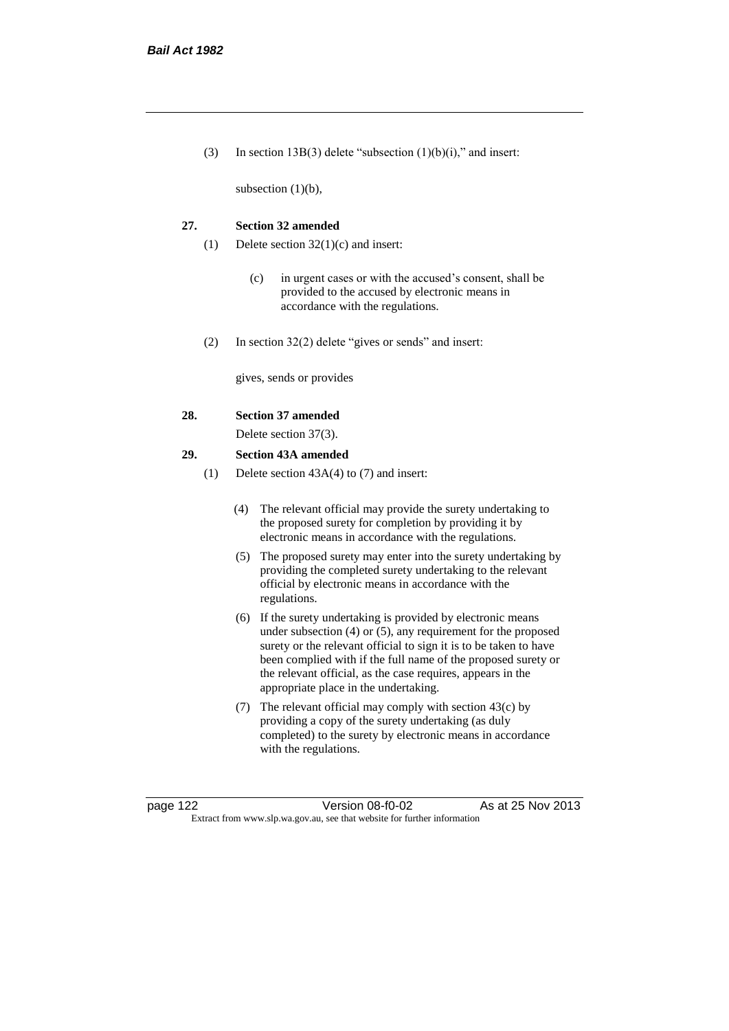(3) In section 13B(3) delete "subsection (1)(b)(i)," and insert:

subsection (1)(b),

**27. Section 32 amended**

(1) Delete section 32(1)(c) and insert:

(c) in urgent cases or with the accused's consent, shall be provided to the accused by electronic means in accordance with the regulations.

(2) In section 32(2) delete "gives or sends" and insert:

gives, sends or provides

**28. Section 37 amended**

Delete section 37(3).

**29. Section 43A amended**

(1) Delete section 43A(4) to (7) and insert:

(4) The relevant official may provide the surety undertaking to the proposed surety for completion by providing it by electronic means in accordance with the regulations.

(5) The proposed surety may enter into the surety undertaking by providing the completed surety undertaking to the relevant official by electronic means in accordance with the regulations.

(6) If the surety undertaking is provided by electronic means under subsection (4) or (5), any requirement for the proposed surety or the relevant official to sign it is to be taken to have been complied with if the full name of the proposed surety or the relevant official, as the case requires, appears in the appropriate place in the undertaking.

(7) The relevant official may comply with section 43(c) by providing a copy of the surety undertaking (as duly completed) to the surety by electronic means in accordance with the regulations.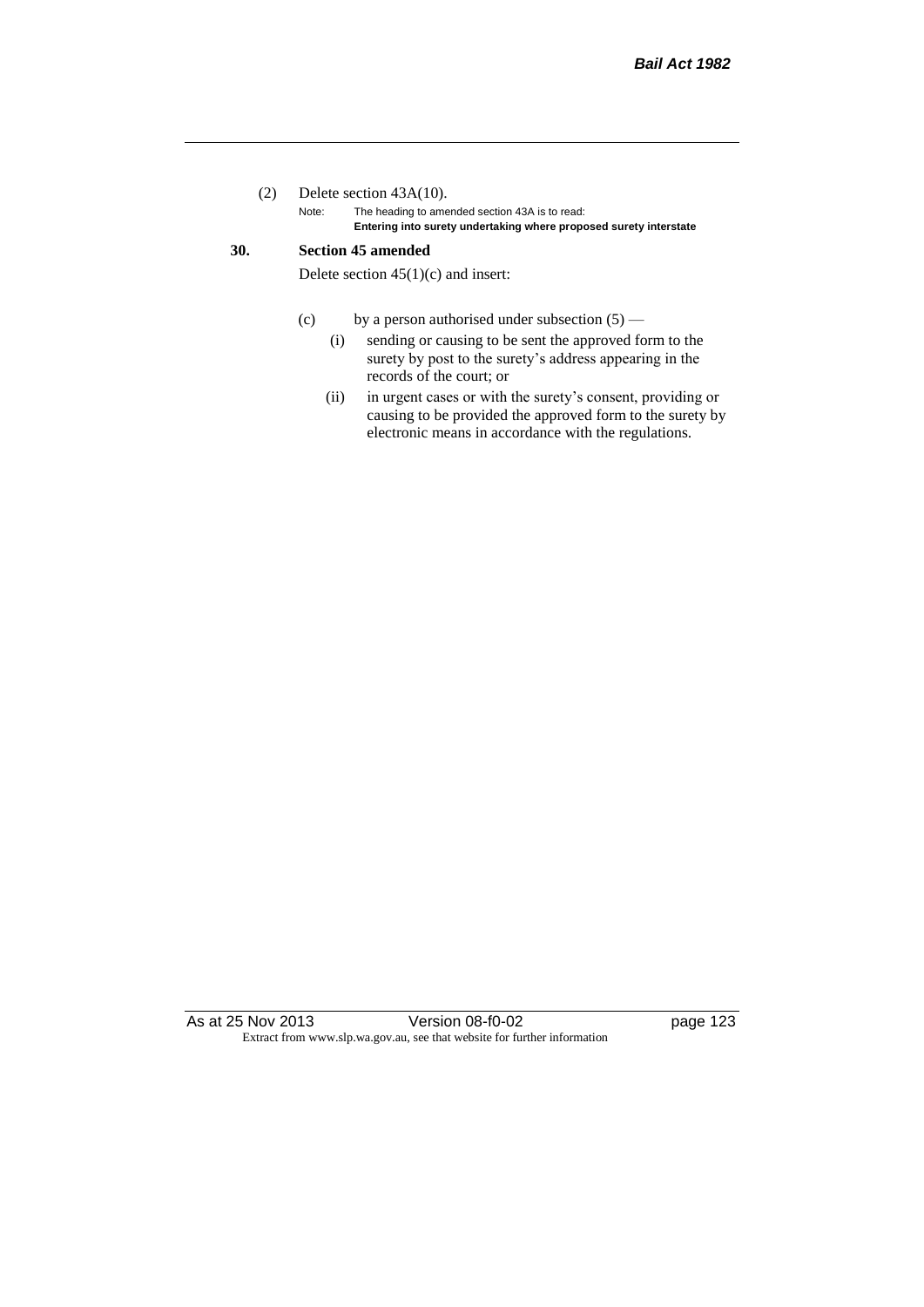(2) Delete section 43A(10).

Note: The heading to amended section 43A is to read:
**Entering into surety undertaking where proposed surety interstate**

**30. Section 45 amended**

Delete section 45(1)(c) and insert:

(c) by a person authorised under subsection (5) —

(i) sending or causing to be sent the approved form to the surety by post to the surety's address appearing in the records of the court; or

(ii) in urgent cases or with the surety's consent, providing or causing to be provided the approved form to the surety by electronic means in accordance with the regulations.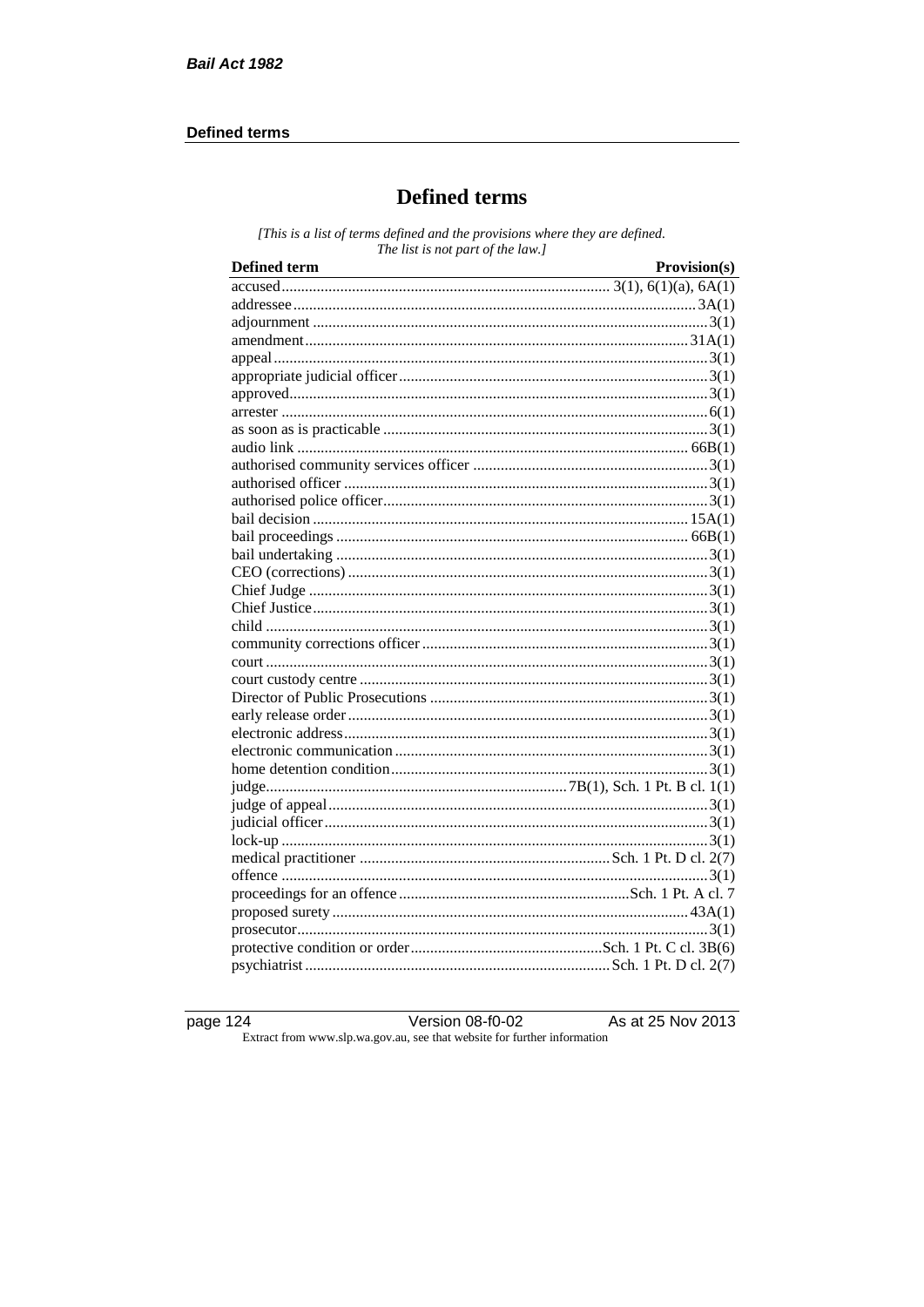# Defined terms

*[This is a list of terms defined and the provisions where they are defined. The list is not part of the law.]*

| Defined term | Provision(s) |
|---|---|
| accused | 3(1), 6(1)(a), 6A(1) |
| addressee | 3A(1) |
| adjournment | 3(1) |
| amendment | 31A(1) |
| appeal | 3(1) |
| appropriate judicial officer | 3(1) |
| approved | 3(1) |
| arrester | 6(1) |
| as soon as is practicable | 3(1) |
| audio link | 66B(1) |
| authorised community services officer | 3(1) |
| authorised officer | 3(1) |
| authorised police officer | 3(1) |
| bail decision | 15A(1) |
| bail proceedings | 66B(1) |
| bail undertaking | 3(1) |
| CEO (corrections) | 3(1) |
| Chief Judge | 3(1) |
| Chief Justice | 3(1) |
| child | 3(1) |
| community corrections officer | 3(1) |
| court | 3(1) |
| court custody centre | 3(1) |
| Director of Public Prosecutions | 3(1) |
| early release order | 3(1) |
| electronic address | 3(1) |
| electronic communication | 3(1) |
| home detention condition | 3(1) |
| judge | 7B(1), Sch. 1 Pt. B cl. 1(1) |
| judge of appeal | 3(1) |
| judicial officer | 3(1) |
| lock-up | 3(1) |
| medical practitioner | Sch. 1 Pt. D cl. 2(7) |
| offence | 3(1) |
| proceedings for an offence | Sch. 1 Pt. A cl. 7 |
| proposed surety | 43A(1) |
| prosecutor | 3(1) |
| protective condition or order | Sch. 1 Pt. C cl. 3B(6) |
| psychiatrist | Sch. 1 Pt. D cl. 2(7) |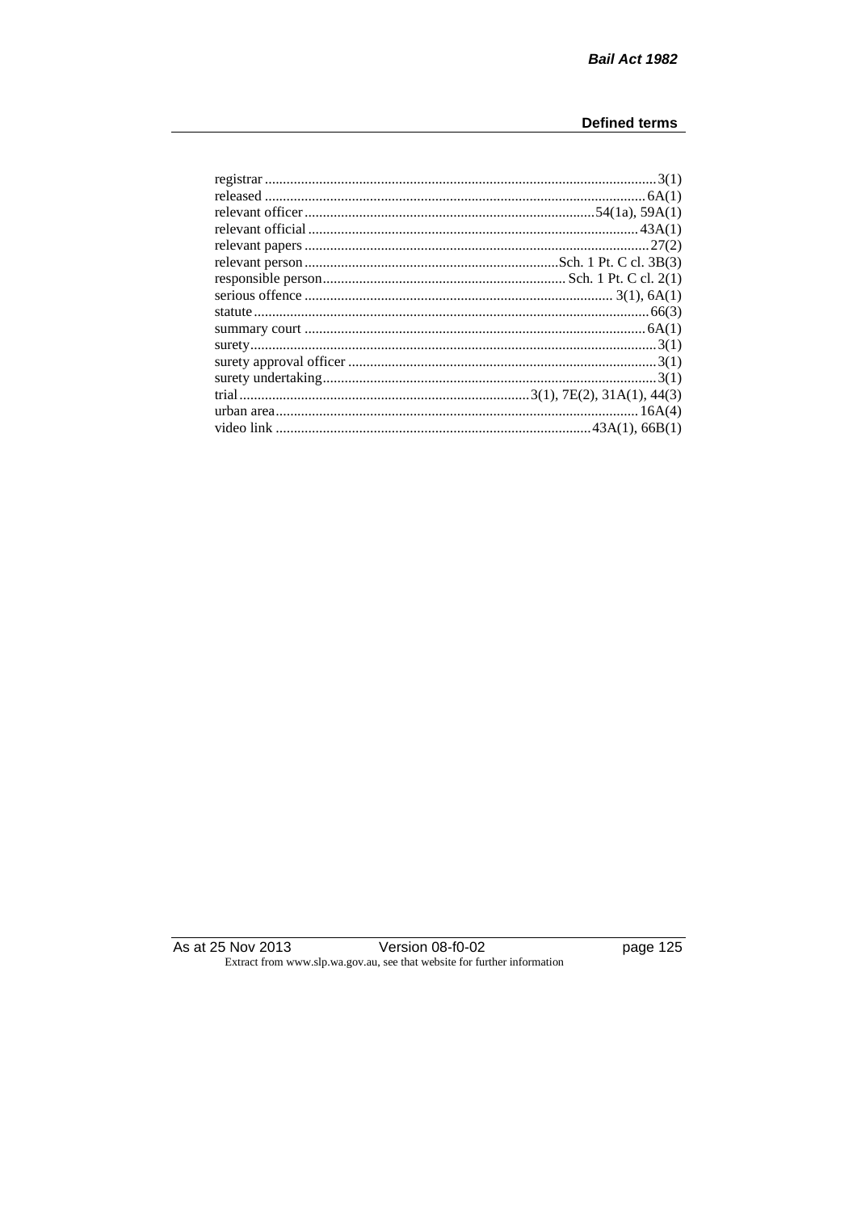| | |
|---|---|
| registrar | 3(1) |
| released | 6A(1) |
| relevant officer | 54(1a), 59A(1) |
| relevant official | 43A(1) |
| relevant papers | 27(2) |
| relevant person | Sch. 1 Pt. C cl. 3B(3) |
| responsible person | Sch. 1 Pt. C cl. 2(1) |
| serious offence | 3(1), 6A(1) |
| statute | 66(3) |
| summary court | 6A(1) |
| surety | 3(1) |
| surety approval officer | 3(1) |
| surety undertaking | 3(1) |
| trial | 3(1), 7E(2), 31A(1), 44(3) |
| urban area | 16A(4) |
| video link | 43A(1), 66B(1) |